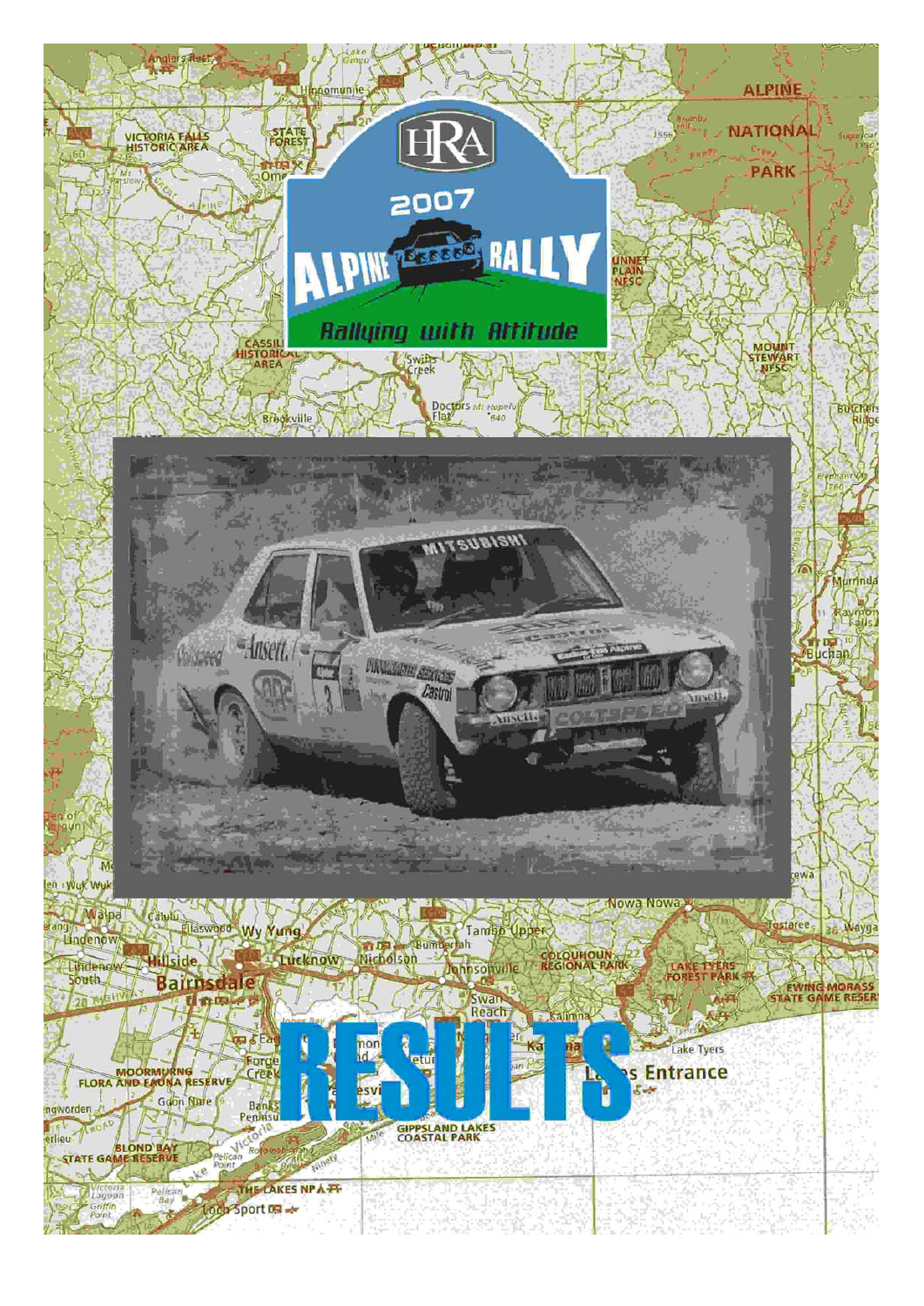# HRA 2007 ALPINE RALLY

*Rallying with Attitude*

# RESULTS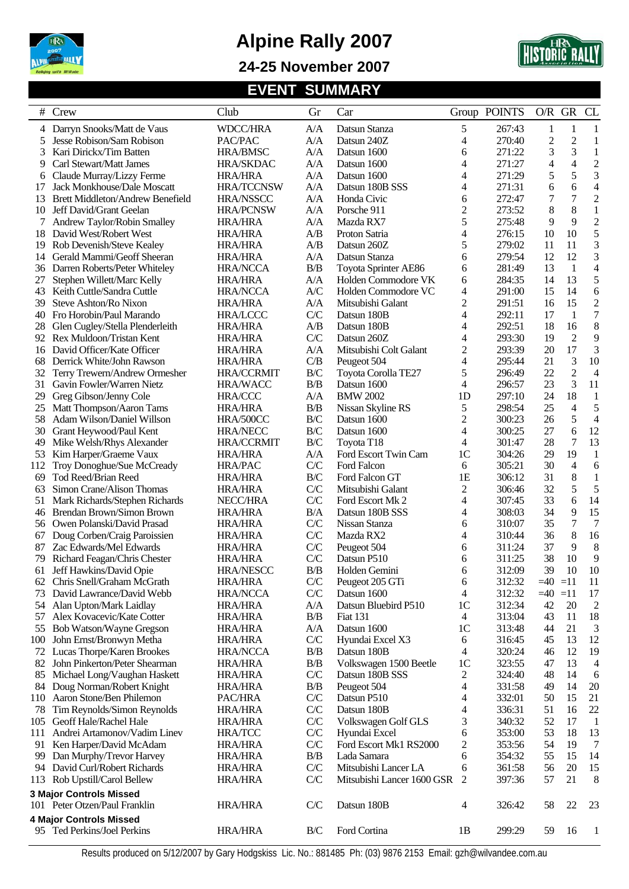# Alpine Rally 2007

## 24-25 November 2007

## EVENT SUMMARY

| # | Crew | Club | Gr | Car | Group | POINTS | O/R | GR | CL |
|---|---|---|---|---|---|---|---|---|---|
| 4 | Darryn Snooks/Matt de Vaus | WDCC/HRA | A/A | Datsun Stanza | 5 | 267:43 | 1 | 1 | 1 |
| 5 | Jesse Robison/Sam Robison | PAC/PAC | A/A | Datsun 240Z | 4 | 270:40 | 2 | 2 | 1 |
| 3 | Kari Dirickx/Tim Batten | HRA/BMSC | A/A | Datsun 1600 | 6 | 271:22 | 3 | 3 | 1 |
| 9 | Carl Stewart/Matt James | HRA/SKDAC | A/A | Datsun 1600 | 4 | 271:27 | 4 | 4 | 2 |
| 6 | Claude Murray/Lizzy Ferme | HRA/HRA | A/A | Datsun 1600 | 4 | 271:29 | 5 | 5 | 3 |
| 17 | Jack Monkhouse/Dale Moscatt | HRA/TCCNSW | A/A | Datsun 180B SSS | 4 | 271:31 | 6 | 6 | 4 |
| 13 | Brett Middleton/Andrew Benefield | HRA/NSSCC | A/A | Honda Civic | 6 | 272:47 | 7 | 7 | 2 |
| 10 | Jeff David/Grant Geelan | HRA/PCNSW | A/A | Porsche 911 | 2 | 273:52 | 8 | 8 | 1 |
| 7 | Andrew Taylor/Robin Smalley | HRA/HRA | A/A | Mazda RX7 | 5 | 275:48 | 9 | 9 | 2 |
| 18 | David West/Robert West | HRA/HRA | A/B | Proton Satria | 4 | 276:15 | 10 | 10 | 5 |
| 19 | Rob Devenish/Steve Kealey | HRA/HRA | A/B | Datsun 260Z | 5 | 279:02 | 11 | 11 | 3 |
| 14 | Gerald Mammi/Geoff Sheeran | HRA/HRA | A/A | Datsun Stanza | 6 | 279:54 | 12 | 12 | 3 |
| 36 | Darren Roberts/Peter Whiteley | HRA/NCCA | B/B | Toyota Sprinter AE86 | 6 | 281:49 | 13 | 1 | 4 |
| 27 | Stephen Willett/Marc Kelly | HRA/HRA | A/A | Holden Commodore VK | 6 | 284:35 | 14 | 13 | 5 |
| 43 | Keith Cuttle/Sandra Cuttle | HRA/NCCA | A/C | Holden Commodore VC | 4 | 291:00 | 15 | 14 | 6 |
| 39 | Steve Ashton/Ro Nixon | HRA/HRA | A/A | Mitsubishi Galant | 2 | 291:51 | 16 | 15 | 2 |
| 40 | Fro Horobin/Paul Marando | HRA/LCCC | C/C | Datsun 180B | 4 | 292:11 | 17 | 1 | 7 |
| 28 | Glen Cugley/Stella Plenderleith | HRA/HRA | A/B | Datsun 180B | 4 | 292:51 | 18 | 16 | 8 |
| 92 | Rex Muldoon/Tristan Kent | HRA/HRA | C/C | Datsun 260Z | 4 | 293:30 | 19 | 2 | 9 |
| 16 | David Officer/Kate Officer | HRA/HRA | A/A | Mitsubishi Colt Galant | 2 | 293:39 | 20 | 17 | 3 |
| 68 | Derrick White/John Rawson | HRA/HRA | C/B | Peugeot 504 | 4 | 295:44 | 21 | 3 | 10 |
| 32 | Terry Trewern/Andrew Ormesher | HRA/CCRMIT | B/C | Toyota Corolla TE27 | 5 | 296:49 | 22 | 2 | 4 |
| 31 | Gavin Fowler/Warren Nietz | HRA/WACC | B/B | Datsun 1600 | 4 | 296:57 | 23 | 3 | 11 |
| 29 | Greg Gibson/Jenny Cole | HRA/CCC | A/A | BMW 2002 | 1D | 297:10 | 24 | 18 | 1 |
| 25 | Matt Thompson/Aaron Tams | HRA/HRA | B/B | Nissan Skyline RS | 5 | 298:54 | 25 | 4 | 5 |
| 58 | Adam Wilson/Daniel Willson | HRA/500CC | B/C | Datsun 1600 | 2 | 300:23 | 26 | 5 | 4 |
| 30 | Grant Heywood/Paul Kent | HRA/NECC | B/C | Datsun 1600 | 4 | 300:25 | 27 | 6 | 12 |
| 49 | Mike Welsh/Rhys Alexander | HRA/CCRMIT | B/C | Toyota T18 | 4 | 301:47 | 28 | 7 | 13 |
| 53 | Kim Harper/Graeme Vaux | HRA/HRA | A/A | Ford Escort Twin Cam | 1C | 304:26 | 29 | 19 | 1 |
| 112 | Troy Donoghue/Sue McCready | HRA/PAC | C/C | Ford Falcon | 6 | 305:21 | 30 | 4 | 6 |
| 69 | Tod Reed/Brian Reed | HRA/HRA | B/C | Ford Falcon GT | 1E | 306:12 | 31 | 8 | 1 |
| 63 | Simon Crane/Alison Thomas | HRA/HRA | C/C | Mitsubishi Galant | 2 | 306:46 | 32 | 5 | 5 |
| 51 | Mark Richards/Stephen Richards | NECC/HRA | C/C | Ford Escort Mk 2 | 4 | 307:45 | 33 | 6 | 14 |
| 46 | Brendan Brown/Simon Brown | HRA/HRA | B/A | Datsun 180B SSS | 4 | 308:03 | 34 | 9 | 15 |
| 56 | Owen Polanski/David Prasad | HRA/HRA | C/C | Nissan Stanza | 6 | 310:07 | 35 | 7 | 7 |
| 67 | Doug Corben/Craig Paroissien | HRA/HRA | C/C | Mazda RX2 | 4 | 310:44 | 36 | 8 | 16 |
| 87 | Zac Edwards/Mel Edwards | HRA/HRA | C/C | Peugeot 504 | 6 | 311:24 | 37 | 9 | 8 |
| 79 | Richard Feagan/Chris Chester | HRA/HRA | C/C | Datsun P510 | 6 | 311:25 | 38 | 10 | 9 |
| 61 | Jeff Hawkins/David Opie | HRA/NESCC | B/B | Holden Gemini | 6 | 312:09 | 39 | 10 | 10 |
| 62 | Chris Snell/Graham McGrath | HRA/HRA | C/C | Peugeot 205 GTi | 6 | 312:32 | =40 | =11 | 11 |
| 73 | David Lawrance/David Webb | HRA/NCCA | C/C | Datsun 1600 | 4 | 312:32 | =40 | =11 | 17 |
| 54 | Alan Upton/Mark Laidlay | HRA/HRA | A/A | Datsun Bluebird P510 | 1C | 312:34 | 42 | 20 | 2 |
| 57 | Alex Kovacevic/Kate Cotter | HRA/HRA | B/B | Fiat 131 | 4 | 313:04 | 43 | 11 | 18 |
| 55 | Bob Watson/Wayne Gregson | HRA/HRA | A/A | Datsun 1600 | 1C | 313:48 | 44 | 21 | 3 |
| 100 | John Ernst/Bronwyn Metha | HRA/HRA | C/C | Hyundai Excel X3 | 6 | 316:45 | 45 | 13 | 12 |
| 72 | Lucas Thorpe/Karen Brookes | HRA/NCCA | B/B | Datsun 180B | 4 | 320:24 | 46 | 12 | 19 |
| 82 | John Pinkerton/Peter Shearman | HRA/HRA | B/B | Volkswagen 1500 Beetle | 1C | 323:55 | 47 | 13 | 4 |
| 85 | Michael Long/Vaughan Haskett | HRA/HRA | C/C | Datsun 180B SSS | 2 | 324:40 | 48 | 14 | 6 |
| 84 | Doug Norman/Robert Knight | HRA/HRA | B/B | Peugeot 504 | 4 | 331:58 | 49 | 14 | 20 |
| 110 | Aaron Stone/Ben Philemon | PAC/HRA | C/C | Datsun P510 | 4 | 332:01 | 50 | 15 | 21 |
| 78 | Tim Reynolds/Simon Reynolds | HRA/HRA | C/C | Datsun 180B | 4 | 336:31 | 51 | 16 | 22 |
| 105 | Geoff Hale/Rachel Hale | HRA/HRA | C/C | Volkswagen Golf GLS | 3 | 340:32 | 52 | 17 | 1 |
| 111 | Andrei Artamonov/Vadim Linev | HRA/TCC | C/C | Hyundai Excel | 6 | 353:00 | 53 | 18 | 13 |
| 91 | Ken Harper/David McAdam | HRA/HRA | C/C | Ford Escort Mk1 RS2000 | 2 | 353:56 | 54 | 19 | 7 |
| 99 | Dan Murphy/Trevor Harvey | HRA/HRA | B/B | Lada Samara | 6 | 354:32 | 55 | 15 | 14 |
| 94 | David Curl/Robert Richards | HRA/HRA | C/C | Mitsubishi Lancer LA | 6 | 361:58 | 56 | 20 | 15 |
| 113 | Rob Upstill/Carol Bellew | HRA/HRA | C/C | Mitsubishi Lancer 1600 GSR | 2 | 397:36 | 57 | 21 | 8 |
| **3 Major Controls Missed** | | | | | | | | | |
| 101 | Peter Otzen/Paul Franklin | HRA/HRA | C/C | Datsun 180B | 4 | 326:42 | 58 | 22 | 23 |
| **4 Major Controls Missed** | | | | | | | | | |
| 95 | Ted Perkins/Joel Perkins | HRA/HRA | B/C | Ford Cortina | 1B | 299:29 | 59 | 16 | 1 |

Results produced on 5/12/2007 by Gary Hodgskiss Lic. No.: 881485 Ph: (03) 9876 2153 Email: gzh@wilvandee.com.au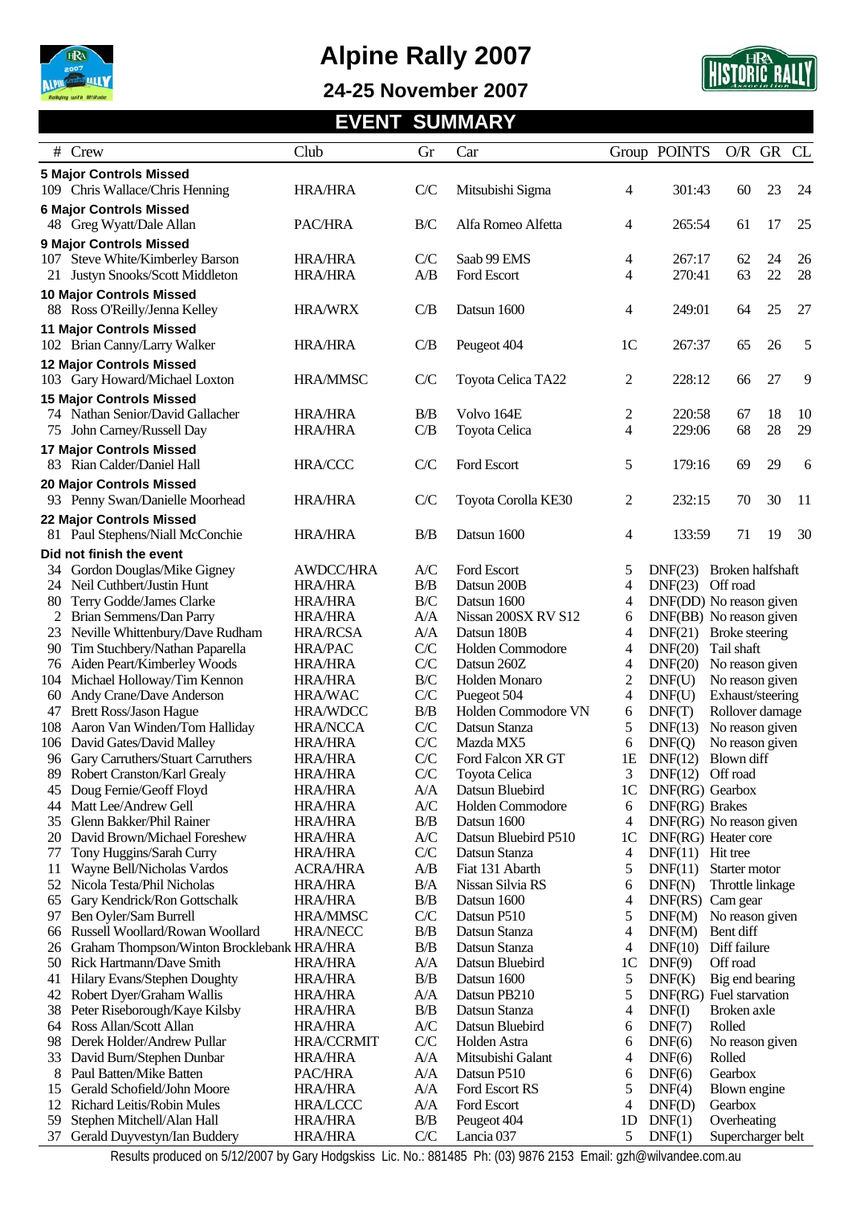# Alpine Rally 2007

## 24-25 November 2007

## EVENT SUMMARY

| # | Crew | Club | Gr | Car | Group | POINTS | O/R | GR | CL |
|---|---|---|---|---|---|---|---|---|---|
| **5 Major Controls Missed** | | | | | | | | | |
| 109 | Chris Wallace/Chris Henning | HRA/HRA | C/C | Mitsubishi Sigma | 4 | 301:43 | 60 | 23 | 24 |
| **6 Major Controls Missed** | | | | | | | | | |
| 48 | Greg Wyatt/Dale Allan | PAC/HRA | B/C | Alfa Romeo Alfetta | 4 | 265:54 | 61 | 17 | 25 |
| **9 Major Controls Missed** | | | | | | | | | |
| 107 | Steve White/Kimberley Barson | HRA/HRA | C/C | Saab 99 EMS | 4 | 267:17 | 62 | 24 | 26 |
| 21 | Justyn Snooks/Scott Middleton | HRA/HRA | A/B | Ford Escort | 4 | 270:41 | 63 | 22 | 28 |
| **10 Major Controls Missed** | | | | | | | | | |
| 88 | Ross O'Reilly/Jenna Kelley | HRA/WRX | C/B | Datsun 1600 | 4 | 249:01 | 64 | 25 | 27 |
| **11 Major Controls Missed** | | | | | | | | | |
| 102 | Brian Canny/Larry Walker | HRA/HRA | C/B | Peugeot 404 | 1C | 267:37 | 65 | 26 | 5 |
| **12 Major Controls Missed** | | | | | | | | | |
| 103 | Gary Howard/Michael Loxton | HRA/MMSC | C/C | Toyota Celica TA22 | 2 | 228:12 | 66 | 27 | 9 |
| **15 Major Controls Missed** | | | | | | | | | |
| 74 | Nathan Senior/David Gallacher | HRA/HRA | B/B | Volvo 164E | 2 | 220:58 | 67 | 18 | 10 |
| 75 | John Carney/Russell Day | HRA/HRA | C/B | Toyota Celica | 4 | 229:06 | 68 | 28 | 29 |
| **17 Major Controls Missed** | | | | | | | | | |
| 83 | Rian Calder/Daniel Hall | HRA/CCC | C/C | Ford Escort | 5 | 179:16 | 69 | 29 | 6 |
| **20 Major Controls Missed** | | | | | | | | | |
| 93 | Penny Swan/Danielle Moorhead | HRA/HRA | C/C | Toyota Corolla KE30 | 2 | 232:15 | 70 | 30 | 11 |
| **22 Major Controls Missed** | | | | | | | | | |
| 81 | Paul Stephens/Niall McConchie | HRA/HRA | B/B | Datsun 1600 | 4 | 133:59 | 71 | 19 | 30 |
| **Did not finish the event** | | | | | | | | | |
| 34 | Gordon Douglas/Mike Gigney | AWDCC/HRA | A/C | Ford Escort | 5 | DNF(23) | Broken halfshaft | | |
| 24 | Neil Cuthbert/Justin Hunt | HRA/HRA | B/B | Datsun 200B | 4 | DNF(23) | Off road | | |
| 80 | Terry Godde/James Clarke | HRA/HRA | B/C | Datsun 1600 | 4 | DNF(DD) | No reason given | | |
| 2 | Brian Semmens/Dan Parry | HRA/HRA | A/A | Nissan 200SX RV S12 | 6 | DNF(BB) | No reason given | | |
| 23 | Neville Whittenbury/Dave Rudham | HRA/RCSA | A/A | Datsun 180B | 4 | DNF(21) | Broke steering | | |
| 90 | Tim Stuchbery/Nathan Paparella | HRA/PAC | C/C | Holden Commodore | 4 | DNF(20) | Tail shaft | | |
| 76 | Aiden Peart/Kimberley Woods | HRA/HRA | C/C | Datsun 260Z | 4 | DNF(20) | No reason given | | |
| 104 | Michael Holloway/Tim Kennon | HRA/HRA | B/C | Holden Monaro | 2 | DNF(U) | No reason given | | |
| 60 | Andy Crane/Dave Anderson | HRA/WAC | C/C | Puegeot 504 | 4 | DNF(U) | Exhaust/steering | | |
| 47 | Brett Ross/Jason Hague | HRA/WDCC | B/B | Holden Commodore VN | 6 | DNF(T) | Rollover damage | | |
| 108 | Aaron Van Winden/Tom Halliday | HRA/NCCA | C/C | Datsun Stanza | 5 | DNF(13) | No reason given | | |
| 106 | David Gates/David Malley | HRA/HRA | C/C | Mazda MX5 | 6 | DNF(Q) | No reason given | | |
| 96 | Gary Carruthers/Stuart Carruthers | HRA/HRA | C/C | Ford Falcon XR GT | 1E | DNF(12) | Blown diff | | |
| 89 | Robert Cranston/Karl Grealy | HRA/HRA | C/C | Toyota Celica | 3 | DNF(12) | Off road | | |
| 45 | Doug Fernie/Geoff Floyd | HRA/HRA | A/A | Datsun Bluebird | 1C | DNF(RG) | Gearbox | | |
| 44 | Matt Lee/Andrew Gell | HRA/HRA | A/C | Holden Commodore | 6 | DNF(RG) | Brakes | | |
| 35 | Glenn Bakker/Phil Rainer | HRA/HRA | B/B | Datsun 1600 | 4 | DNF(RG) | No reason given | | |
| 20 | David Brown/Michael Foreshew | HRA/HRA | A/C | Datsun Bluebird P510 | 1C | DNF(RG) | Heater core | | |
| 77 | Tony Huggins/Sarah Curry | HRA/HRA | C/C | Datsun Stanza | 4 | DNF(11) | Hit tree | | |
| 11 | Wayne Bell/Nicholas Vardos | ACRA/HRA | A/B | Fiat 131 Abarth | 5 | DNF(11) | Starter motor | | |
| 52 | Nicola Testa/Phil Nicholas | HRA/HRA | B/A | Nissan Silvia RS | 6 | DNF(N) | Throttle linkage | | |
| 65 | Gary Kendrick/Ron Gottschalk | HRA/HRA | B/B | Datsun 1600 | 4 | DNF(RS) | Cam gear | | |
| 97 | Ben Oyler/Sam Burrell | HRA/MMSC | C/C | Datsun P510 | 5 | DNF(M) | No reason given | | |
| 66 | Russell Woollard/Rowan Woollard | HRA/NECC | B/B | Datsun Stanza | 4 | DNF(M) | Bent diff | | |
| 26 | Graham Thompson/Winton Brocklebank | HRA/HRA | B/B | Datsun Stanza | 4 | DNF(10) | Diff failure | | |
| 50 | Rick Hartmann/Dave Smith | HRA/HRA | A/A | Datsun Bluebird | 1C | DNF(9) | Off road | | |
| 41 | Hilary Evans/Stephen Doughty | HRA/HRA | B/B | Datsun 1600 | 5 | DNF(K) | Big end bearing | | |
| 42 | Robert Dyer/Graham Wallis | HRA/HRA | A/A | Datsun PB210 | 5 | DNF(RG) | Fuel starvation | | |
| 38 | Peter Riseborough/Kaye Kilsby | HRA/HRA | B/B | Datsun Stanza | 4 | DNF(I) | Broken axle | | |
| 64 | Ross Allan/Scott Allan | HRA/HRA | A/C | Datsun Bluebird | 6 | DNF(7) | Rolled | | |
| 98 | Derek Holder/Andrew Pullar | HRA/CCRMIT | C/C | Holden Astra | 6 | DNF(6) | No reason given | | |
| 33 | David Burn/Stephen Dunbar | HRA/HRA | A/A | Mitsubishi Galant | 4 | DNF(6) | Rolled | | |
| 8 | Paul Batten/Mike Batten | PAC/HRA | A/A | Datsun P510 | 6 | DNF(6) | Gearbox | | |
| 15 | Gerald Schofield/John Moore | HRA/HRA | A/A | Ford Escort RS | 5 | DNF(4) | Blown engine | | |
| 12 | Richard Leitis/Robin Mules | HRA/LCCC | A/A | Ford Escort | 4 | DNF(D) | Gearbox | | |
| 59 | Stephen Mitchell/Alan Hall | HRA/HRA | B/B | Peugeot 404 | 1D | DNF(1) | Overheating | | |
| 37 | Gerald Duyvestyn/Ian Buddery | HRA/HRA | C/C | Lancia 037 | 5 | DNF(1) | Supercharger belt | | |

Results produced on 5/12/2007 by Gary Hodgskiss Lic. No.: 881485 Ph: (03) 9876 2153 Email: gzh@wilvandee.com.au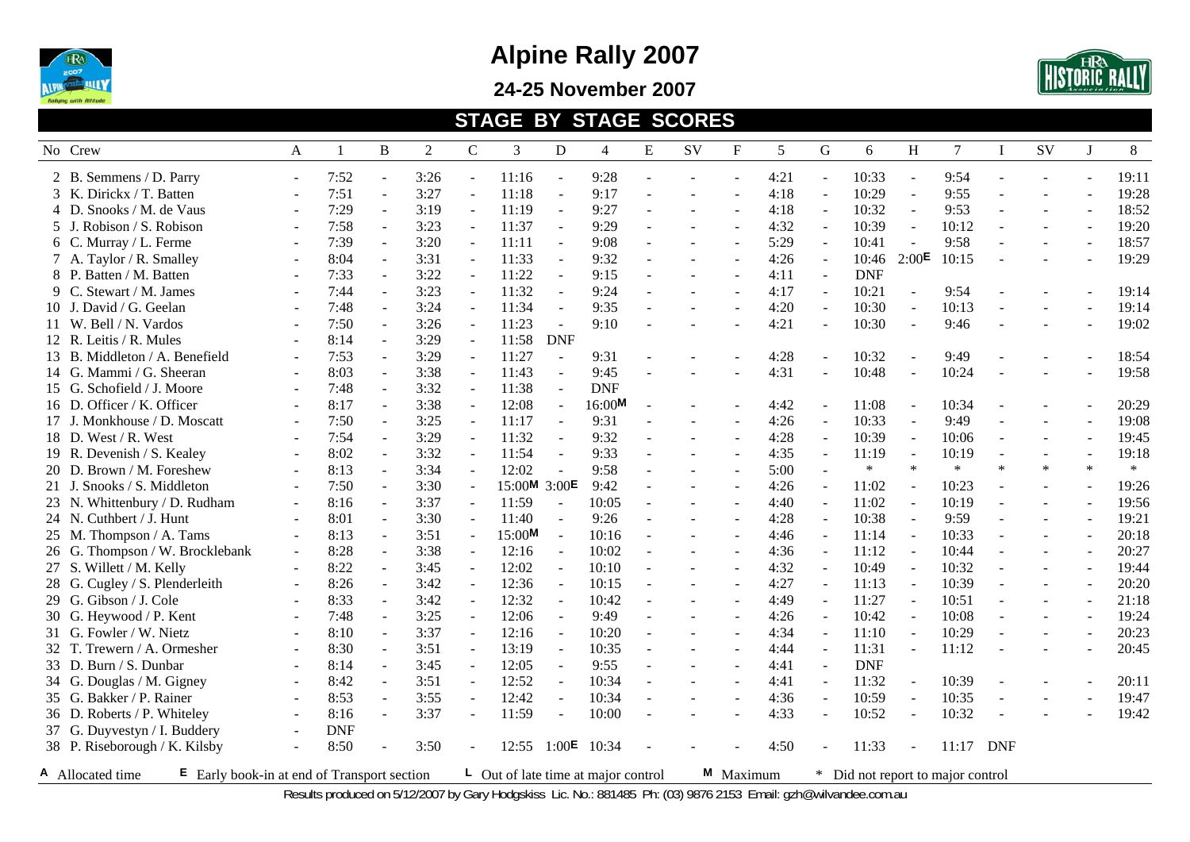# Alpine Rally 2007

**24-25 November 2007**

## STAGE BY STAGE SCORES

| No | Crew | A | 1 | B | 2 | C | 3 | D | 4 | E | SV | F | 5 | G | 6 | H | 7 | I | SV | J | 8 |
|---|---|---|---|---|---|---|---|---|---|---|---|---|---|---|---|---|---|---|---|---|---|
| 2 | B. Semmens / D. Parry | - | 7:52 | - | 3:26 | - | 11:16 | - | 9:28 | - | - | - | 4:21 | - | 10:33 | - | 9:54 | - | - | - | 19:11 |
| 3 | K. Dirickx / T. Batten | - | 7:51 | - | 3:27 | - | 11:18 | - | 9:17 | - | - | - | 4:18 | - | 10:29 | - | 9:55 | - | - | - | 19:28 |
| 4 | D. Snooks / M. de Vaus | - | 7:29 | - | 3:19 | - | 11:19 | - | 9:27 | - | - | - | 4:18 | - | 10:32 | - | 9:53 | - | - | - | 18:52 |
| 5 | J. Robison / S. Robison | - | 7:58 | - | 3:23 | - | 11:37 | - | 9:29 | - | - | - | 4:32 | - | 10:39 | - | 10:12 | - | - | - | 19:20 |
| 6 | C. Murray / L. Ferme | - | 7:39 | - | 3:20 | - | 11:11 | - | 9:08 | - | - | - | 5:29 | - | 10:41 | - | 9:58 | - | - | - | 18:57 |
| 7 | A. Taylor / R. Smalley | - | 8:04 | - | 3:31 | - | 11:33 | - | 9:32 | - | - | - | 4:26 | - | 10:46 | 2:00E | 10:15 | - | - | - | 19:29 |
| 8 | P. Batten / M. Batten | - | 7:33 | - | 3:22 | - | 11:22 | - | 9:15 | - | - | - | 4:11 | - | DNF | | | | | | |
| 9 | C. Stewart / M. James | - | 7:44 | - | 3:23 | - | 11:32 | - | 9:24 | - | - | - | 4:17 | - | 10:21 | - | 9:54 | - | - | - | 19:14 |
| 10 | J. David / G. Geelan | - | 7:48 | - | 3:24 | - | 11:34 | - | 9:35 | - | - | - | 4:20 | - | 10:30 | - | 10:13 | - | - | - | 19:14 |
| 11 | W. Bell / N. Vardos | - | 7:50 | - | 3:26 | - | 11:23 | - | 9:10 | - | - | - | 4:21 | - | 10:30 | - | 9:46 | - | - | - | 19:02 |
| 12 | R. Leitis / R. Mules | - | 8:14 | - | 3:29 | - | 11:58 | DNF | | | | | | | | | | | | | |
| 13 | B. Middleton / A. Benefield | - | 7:53 | - | 3:29 | - | 11:27 | - | 9:31 | - | - | - | 4:28 | - | 10:32 | - | 9:49 | - | - | - | 18:54 |
| 14 | G. Mammi / G. Sheeran | - | 8:03 | - | 3:38 | - | 11:43 | - | 9:45 | - | - | - | 4:31 | - | 10:48 | - | 10:24 | - | - | - | 19:58 |
| 15 | G. Schofield / J. Moore | - | 7:48 | - | 3:32 | - | 11:38 | - | DNF | | | | | | | | | | | | |
| 16 | D. Officer / K. Officer | - | 8:17 | - | 3:38 | - | 12:08 | - | 16:00M | - | - | - | 4:42 | - | 11:08 | - | 10:34 | - | - | - | 20:29 |
| 17 | J. Monkhouse / D. Moscatt | - | 7:50 | - | 3:25 | - | 11:17 | - | 9:31 | - | - | - | 4:26 | - | 10:33 | - | 9:49 | - | - | - | 19:08 |
| 18 | D. West / R. West | - | 7:54 | - | 3:29 | - | 11:32 | - | 9:32 | - | - | - | 4:28 | - | 10:39 | - | 10:06 | - | - | - | 19:45 |
| 19 | R. Devenish / S. Kealey | - | 8:02 | - | 3:32 | - | 11:54 | - | 9:33 | - | - | - | 4:35 | - | 11:19 | - | 10:19 | - | - | - | 19:18 |
| 20 | D. Brown / M. Foreshew | - | 8:13 | - | 3:34 | - | 12:02 | - | 9:58 | - | - | - | 5:00 | - | * | * | * | * | * | * | * |
| 21 | J. Snooks / S. Middleton | - | 7:50 | - | 3:30 | - | 15:00M | 3:00E | 9:42 | - | - | - | 4:26 | - | 11:02 | - | 10:23 | - | - | - | 19:26 |
| 23 | N. Whittenbury / D. Rudham | - | 8:16 | - | 3:37 | - | 11:59 | - | 10:05 | - | - | - | 4:40 | - | 11:02 | - | 10:19 | - | - | - | 19:56 |
| 24 | N. Cuthbert / J. Hunt | - | 8:01 | - | 3:30 | - | 11:40 | - | 9:26 | - | - | - | 4:28 | - | 10:38 | - | 9:59 | - | - | - | 19:21 |
| 25 | M. Thompson / A. Tams | - | 8:13 | - | 3:51 | - | 15:00M | - | 10:16 | - | - | - | 4:46 | - | 11:14 | - | 10:33 | - | - | - | 20:18 |
| 26 | G. Thompson / W. Brocklebank | - | 8:28 | - | 3:38 | - | 12:16 | - | 10:02 | - | - | - | 4:36 | - | 11:12 | - | 10:44 | - | - | - | 20:27 |
| 27 | S. Willett / M. Kelly | - | 8:22 | - | 3:45 | - | 12:02 | - | 10:10 | - | - | - | 4:32 | - | 10:49 | - | 10:32 | - | - | - | 19:44 |
| 28 | G. Cugley / S. Plenderleith | - | 8:26 | - | 3:42 | - | 12:36 | - | 10:15 | - | - | - | 4:27 | - | 11:13 | - | 10:39 | - | - | - | 20:20 |
| 29 | G. Gibson / J. Cole | - | 8:33 | - | 3:42 | - | 12:32 | - | 10:42 | - | - | - | 4:49 | - | 11:27 | - | 10:51 | - | - | - | 21:18 |
| 30 | G. Heywood / P. Kent | - | 7:48 | - | 3:25 | - | 12:06 | - | 9:49 | - | - | - | 4:26 | - | 10:42 | - | 10:08 | - | - | - | 19:24 |
| 31 | G. Fowler / W. Nietz | - | 8:10 | - | 3:37 | - | 12:16 | - | 10:20 | - | - | - | 4:34 | - | 11:10 | - | 10:29 | - | - | - | 20:23 |
| 32 | T. Trewern / A. Ormesher | - | 8:30 | - | 3:51 | - | 13:19 | - | 10:35 | - | - | - | 4:44 | - | 11:31 | - | 11:12 | - | - | - | 20:45 |
| 33 | D. Burn / S. Dunbar | - | 8:14 | - | 3:45 | - | 12:05 | - | 9:55 | - | - | - | 4:41 | - | DNF | | | | | | |
| 34 | G. Douglas / M. Gigney | - | 8:42 | - | 3:51 | - | 12:52 | - | 10:34 | - | - | - | 4:41 | - | 11:32 | - | 10:39 | - | - | - | 20:11 |
| 35 | G. Bakker / P. Rainer | - | 8:53 | - | 3:55 | - | 12:42 | - | 10:34 | - | - | - | 4:36 | - | 10:59 | - | 10:35 | - | - | - | 19:47 |
| 36 | D. Roberts / P. Whiteley | - | 8:16 | - | 3:37 | - | 11:59 | - | 10:00 | - | - | - | 4:33 | - | 10:52 | - | 10:32 | - | - | - | 19:42 |
| 37 | G. Duyvestyn / I. Buddery | - | DNF | | | | | | | | | | | | | | | | | | |
| 38 | P. Riseborough / K. Kilsby | - | 8:50 | - | 3:50 | - | 12:55 | 1:00E | 10:34 | - | - | - | 4:50 | - | 11:33 | - | 11:17 | DNF | | | |

A Allocated time  E Early book-in at end of Transport section  L Out of late time at major control  M Maximum  * Did not report to major control

Results produced on 5/12/2007 by Gary Hodgskiss Lic. No.: 881485 Ph: (03) 9876 2153 Email: gzh@wilvandee.com.au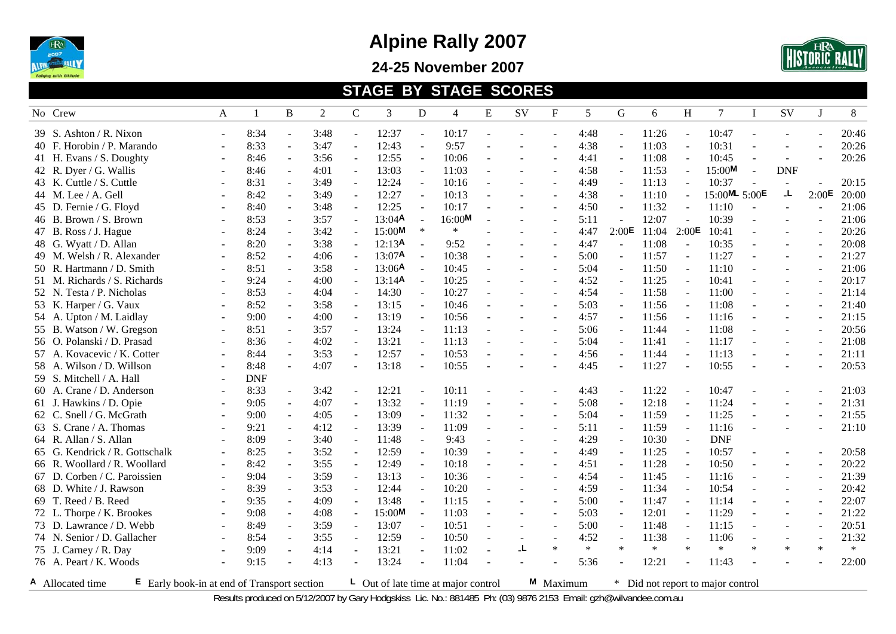# Alpine Rally 2007

## 24-25 November 2007

## STAGE BY STAGE SCORES

| No | Crew | A | 1 | B | 2 | C | 3 | D | 4 | E | SV | F | 5 | G | 6 | H | 7 | I | SV | J | 8 |
|---|---|---|---|---|---|---|---|---|---|---|---|---|---|---|---|---|---|---|---|---|---|
| 39 | S. Ashton / R. Nixon | - | 8:34 | - | 3:48 | - | 12:37 | - | 10:17 | - | - | - | 4:48 | - | 11:26 | - | 10:47 | - | - | - | 20:46 |
| 40 | F. Horobin / P. Marando | - | 8:33 | - | 3:47 | - | 12:43 | - | 9:57 | - | - | - | 4:38 | - | 11:03 | - | 10:31 | - | - | - | 20:26 |
| 41 | H. Evans / S. Doughty | - | 8:46 | - | 3:56 | - | 12:55 | - | 10:06 | - | - | - | 4:41 | - | 11:08 | - | 10:45 | - | - | - | 20:26 |
| 42 | R. Dyer / G. Wallis | - | 8:46 | - | 4:01 | - | 13:03 | - | 11:03 | - | - | - | 4:58 | - | 11:53 | - | 15:00[M] | - | DNF | | |
| 43 | K. Cuttle / S. Cuttle | - | 8:31 | - | 3:49 | - | 12:24 | - | 10:16 | - | - | - | 4:49 | - | 11:13 | - | 10:37 | - | - | - | 20:15 |
| 44 | M. Lee / A. Gell | - | 8:42 | - | 3:49 | - | 12:27 | - | 10:13 | - | - | - | 4:38 | - | 11:10 | - | 15:00[ML] | 5:00[E] | [L] | 2:00[E] | 20:00 |
| 45 | D. Fernie / G. Floyd | - | 8:40 | - | 3:48 | - | 12:25 | - | 10:17 | - | - | - | 4:50 | - | 11:32 | - | 11:10 | - | - | - | 21:06 |
| 46 | B. Brown / S. Brown | - | 8:53 | - | 3:57 | - | 13:04[A] | - | 16:00[M] | - | - | - | 5:11 | - | 12:07 | - | 10:39 | - | - | - | 21:06 |
| 47 | B. Ross / J. Hague | - | 8:24 | - | 3:42 | - | 15:00[M] | * | * | - | - | - | 4:47 | 2:00[E] | 11:04 | 2:00[E] | 10:41 | - | - | - | 20:26 |
| 48 | G. Wyatt / D. Allan | - | 8:20 | - | 3:38 | - | 12:13[A] | - | 9:52 | - | - | - | 4:47 | - | 11:08 | - | 10:35 | - | - | - | 20:08 |
| 49 | M. Welsh / R. Alexander | - | 8:52 | - | 4:06 | - | 13:07[A] | - | 10:38 | - | - | - | 5:00 | - | 11:57 | - | 11:27 | - | - | - | 21:27 |
| 50 | R. Hartmann / D. Smith | - | 8:51 | - | 3:58 | - | 13:06[A] | - | 10:45 | - | - | - | 5:04 | - | 11:50 | - | 11:10 | - | - | - | 21:06 |
| 51 | M. Richards / S. Richards | - | 9:24 | - | 4:00 | - | 13:14[A] | - | 10:25 | - | - | - | 4:52 | - | 11:25 | - | 10:41 | - | - | - | 20:17 |
| 52 | N. Testa / P. Nicholas | - | 8:53 | - | 4:04 | - | 14:30 | - | 10:27 | - | - | - | 4:54 | - | 11:58 | - | 11:00 | - | - | - | 21:14 |
| 53 | K. Harper / G. Vaux | - | 8:52 | - | 3:58 | - | 13:15 | - | 10:46 | - | - | - | 5:03 | - | 11:56 | - | 11:08 | - | - | - | 21:40 |
| 54 | A. Upton / M. Laidlay | - | 9:00 | - | 4:00 | - | 13:19 | - | 10:56 | - | - | - | 4:57 | - | 11:56 | - | 11:16 | - | - | - | 21:15 |
| 55 | B. Watson / W. Gregson | - | 8:51 | - | 3:57 | - | 13:24 | - | 11:13 | - | - | - | 5:06 | - | 11:44 | - | 11:08 | - | - | - | 20:56 |
| 56 | O. Polanski / D. Prasad | - | 8:36 | - | 4:02 | - | 13:21 | - | 11:13 | - | - | - | 5:04 | - | 11:41 | - | 11:17 | - | - | - | 21:08 |
| 57 | A. Kovacevic / K. Cotter | - | 8:44 | - | 3:53 | - | 12:57 | - | 10:53 | - | - | - | 4:56 | - | 11:44 | - | 11:13 | - | - | - | 21:11 |
| 58 | A. Wilson / D. Willson | - | 8:48 | - | 4:07 | - | 13:18 | - | 10:55 | - | - | - | 4:45 | - | 11:27 | - | 10:55 | - | - | - | 20:53 |
| 59 | S. Mitchell / A. Hall | - | DNF | | | | | | | | | | | | | | | | | | |
| 60 | A. Crane / D. Anderson | - | 8:33 | - | 3:42 | - | 12:21 | - | 10:11 | - | - | - | 4:43 | - | 11:22 | - | 10:47 | - | - | - | 21:03 |
| 61 | J. Hawkins / D. Opie | - | 9:05 | - | 4:07 | - | 13:32 | - | 11:19 | - | - | - | 5:08 | - | 12:18 | - | 11:24 | - | - | - | 21:31 |
| 62 | C. Snell / G. McGrath | - | 9:00 | - | 4:05 | - | 13:09 | - | 11:32 | - | - | - | 5:04 | - | 11:59 | - | 11:25 | - | - | - | 21:55 |
| 63 | S. Crane / A. Thomas | - | 9:21 | - | 4:12 | - | 13:39 | - | 11:09 | - | - | - | 5:11 | - | 11:59 | - | 11:16 | - | - | - | 21:10 |
| 64 | R. Allan / S. Allan | - | 8:09 | - | 3:40 | - | 11:48 | - | 9:43 | - | - | - | 4:29 | - | 10:30 | - | DNF | | | | |
| 65 | G. Kendrick / R. Gottschalk | - | 8:25 | - | 3:52 | - | 12:59 | - | 10:39 | - | - | - | 4:49 | - | 11:25 | - | 10:57 | - | - | - | 20:58 |
| 66 | R. Woollard / R. Woollard | - | 8:42 | - | 3:55 | - | 12:49 | - | 10:18 | - | - | - | 4:51 | - | 11:28 | - | 10:50 | - | - | - | 20:22 |
| 67 | D. Corben / C. Paroissien | - | 9:04 | - | 3:59 | - | 13:13 | - | 10:36 | - | - | - | 4:54 | - | 11:45 | - | 11:16 | - | - | - | 21:39 |
| 68 | D. White / J. Rawson | - | 8:39 | - | 3:53 | - | 12:44 | - | 10:20 | - | - | - | 4:59 | - | 11:34 | - | 10:54 | - | - | - | 20:42 |
| 69 | T. Reed / B. Reed | - | 9:35 | - | 4:09 | - | 13:48 | - | 11:15 | - | - | - | 5:00 | - | 11:47 | - | 11:14 | - | - | - | 22:07 |
| 72 | L. Thorpe / K. Brookes | - | 9:08 | - | 4:08 | - | 15:00[M] | - | 11:03 | - | - | - | 5:03 | - | 12:01 | - | 11:29 | - | - | - | 21:22 |
| 73 | D. Lawrance / D. Webb | - | 8:49 | - | 3:59 | - | 13:07 | - | 10:51 | - | - | - | 5:00 | - | 11:48 | - | 11:15 | - | - | - | 20:51 |
| 74 | N. Senior / D. Gallacher | - | 8:54 | - | 3:55 | - | 12:59 | - | 10:50 | - | - | - | 4:52 | - | 11:38 | - | 11:06 | - | - | - | 21:32 |
| 75 | J. Carney / R. Day | - | 9:09 | - | 4:14 | - | 13:21 | - | 11:02 | - | [L] | * | * | * | * | * | * | * | * | * | * |
| 76 | A. Peart / K. Woods | - | 9:15 | - | 4:13 | - | 13:24 | - | 11:04 | - | - | - | 5:36 | - | 12:21 | - | 11:43 | - | - | - | 22:00 |

[A] Allocated time [E] Early book-in at end of Transport section [L] Out of late time at major control [M] Maximum * Did not report to major control

Results produced on 5/12/2007 by Gary Hodgskiss Lic. No.: 881485 Ph: (03) 9876 2153 Email: gzh@wilvandee.com.au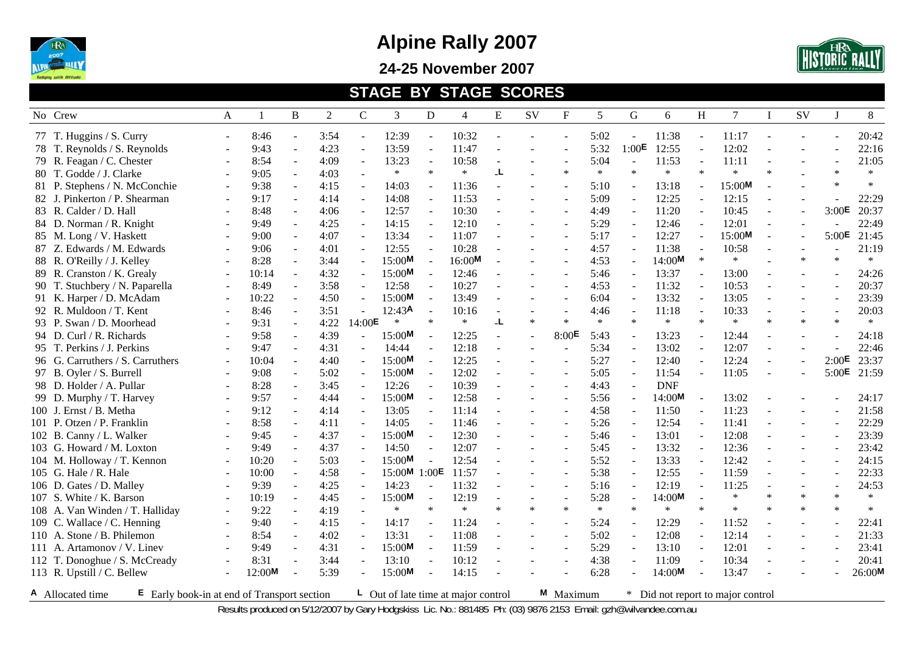# Alpine Rally 2007

## 24-25 November 2007

## STAGE BY STAGE SCORES

| No | Crew | A | 1 | B | 2 | C | 3 | D | 4 | E | SV | F | 5 | G | 6 | H | 7 | I | SV | J | 8 |
|---|---|---|---|---|---|---|---|---|---|---|---|---|---|---|---|---|---|---|---|---|---|
| 77 | T. Huggins / S. Curry | - | 8:46 | - | 3:54 | - | 12:39 | - | 10:32 | - | - | - | 5:02 | - | 11:38 | - | 11:17 | - | - | - | 20:42 |
| 78 | T. Reynolds / S. Reynolds | - | 9:43 | - | 4:23 | - | 13:59 | - | 11:47 | - | - | - | 5:32 | 1:00E | 12:55 | - | 12:02 | - | - | - | 22:16 |
| 79 | R. Feagan / C. Chester | - | 8:54 | - | 4:09 | - | 13:23 | - | 10:58 | - | - | - | 5:04 | - | 11:53 | - | 11:11 | - | - | - | 21:05 |
| 80 | T. Godde / J. Clarke | - | 9:05 | - | 4:03 | - | * | * | * | -L | - | * | * | * | * | * | * | * | - | * | * |
| 81 | P. Stephens / N. McConchie | - | 9:38 | - | 4:15 | - | 14:03 | - | 11:36 | - | - | - | 5:10 | - | 13:18 | - | 15:00M | - | - | * | * |
| 82 | J. Pinkerton / P. Shearman | - | 9:17 | - | 4:14 | - | 14:08 | - | 11:53 | - | - | - | 5:09 | - | 12:25 | - | 12:15 | - | - | - | 22:29 |
| 83 | R. Calder / D. Hall | - | 8:48 | - | 4:06 | - | 12:57 | - | 10:30 | - | - | - | 4:49 | - | 11:20 | - | 10:45 | - | - | 3:00E | 20:37 |
| 84 | D. Norman / R. Knight | - | 9:49 | - | 4:25 | - | 14:15 | - | 12:10 | - | - | - | 5:29 | - | 12:46 | - | 12:01 | - | - | - | 22:49 |
| 85 | M. Long / V. Haskett | - | 9:00 | - | 4:07 | - | 13:34 | - | 11:07 | - | - | - | 5:17 | - | 12:27 | - | 15:00M | - | - | 5:00E | 21:45 |
| 87 | Z. Edwards / M. Edwards | - | 9:06 | - | 4:01 | - | 12:55 | - | 10:28 | - | - | - | 4:57 | - | 11:38 | - | 10:58 | - | - | - | 21:19 |
| 88 | R. O'Reilly / J. Kelley | - | 8:28 | - | 3:44 | - | 15:00M | - | 16:00M | - | - | - | 4:53 | - | 14:00M | * | * | - | * | * | * |
| 89 | R. Cranston / K. Grealy | - | 10:14 | - | 4:32 | - | 15:00M | - | 12:46 | - | - | - | 5:46 | - | 13:37 | - | 13:00 | - | - | - | 24:26 |
| 90 | T. Stuchbery / N. Paparella | - | 8:49 | - | 3:58 | - | 12:58 | - | 10:27 | - | - | - | 4:53 | - | 11:32 | - | 10:53 | - | - | - | 20:37 |
| 91 | K. Harper / D. McAdam | - | 10:22 | - | 4:50 | - | 15:00M | - | 13:49 | - | - | - | 6:04 | - | 13:32 | - | 13:05 | - | - | - | 23:39 |
| 92 | R. Muldoon / T. Kent | - | 8:46 | - | 3:51 | - | 12:43A | - | 10:16 | - | - | - | 4:46 | - | 11:18 | - | 10:33 | - | - | - | 20:03 |
| 93 | P. Swan / D. Moorhead | - | 9:31 | - | 4:22 | 14:00E | * | * | * | -L | * | * | * | * | * | * | * | * | * | * | * |
| 94 | D. Curl / R. Richards | - | 9:58 | - | 4:39 | - | 15:00M | - | 12:25 | - | - | 8:00E | 5:43 | - | 13:23 | - | 12:44 | - | - | - | 24:18 |
| 95 | T. Perkins / J. Perkins | - | 9:47 | - | 4:31 | - | 14:44 | - | 12:18 | - | - | - | 5:34 | - | 13:02 | - | 12:07 | - | - | - | 22:46 |
| 96 | G. Carruthers / S. Carruthers | - | 10:04 | - | 4:40 | - | 15:00M | - | 12:25 | - | - | - | 5:27 | - | 12:40 | - | 12:24 | - | - | 2:00E | 23:37 |
| 97 | B. Oyler / S. Burrell | - | 9:08 | - | 5:02 | - | 15:00M | - | 12:02 | - | - | - | 5:05 | - | 11:54 | - | 11:05 | - | - | 5:00E | 21:59 |
| 98 | D. Holder / A. Pullar | - | 8:28 | - | 3:45 | - | 12:26 | - | 10:39 | - | - | - | 4:43 | - | DNF | | | | | | |
| 99 | D. Murphy / T. Harvey | - | 9:57 | - | 4:44 | - | 15:00M | - | 12:58 | - | - | - | 5:56 | - | 14:00M | - | 13:02 | - | - | - | 24:17 |
| 100 | J. Ernst / B. Metha | - | 9:12 | - | 4:14 | - | 13:05 | - | 11:14 | - | - | - | 4:58 | - | 11:50 | - | 11:23 | - | - | - | 21:58 |
| 101 | P. Otzen / P. Franklin | - | 8:58 | - | 4:11 | - | 14:05 | - | 11:46 | - | - | - | 5:26 | - | 12:54 | - | 11:41 | - | - | - | 22:29 |
| 102 | B. Canny / L. Walker | - | 9:45 | - | 4:37 | - | 15:00M | - | 12:30 | - | - | - | 5:46 | - | 13:01 | - | 12:08 | - | - | - | 23:39 |
| 103 | G. Howard / M. Loxton | - | 9:49 | - | 4:37 | - | 14:50 | - | 12:07 | - | - | - | 5:45 | - | 13:32 | - | 12:36 | - | - | - | 23:42 |
| 104 | M. Holloway / T. Kennon | - | 10:20 | - | 5:03 | - | 15:00M | - | 12:54 | - | - | - | 5:52 | - | 13:33 | - | 12:42 | - | - | - | 24:15 |
| 105 | G. Hale / R. Hale | - | 10:00 | - | 4:58 | - | 15:00M | 1:00E | 11:57 | - | - | - | 5:38 | - | 12:55 | - | 11:59 | - | - | - | 22:33 |
| 106 | D. Gates / D. Malley | - | 9:39 | - | 4:25 | - | 14:23 | - | 11:32 | - | - | - | 5:16 | - | 12:19 | - | 11:25 | - | - | - | 24:53 |
| 107 | S. White / K. Barson | - | 10:19 | - | 4:45 | - | 15:00M | - | 12:19 | - | - | - | 5:28 | - | 14:00M | - | * | * | * | * | * |
| 108 | A. Van Winden / T. Halliday | - | 9:22 | - | 4:19 | - | * | * | * | * | * | * | * | * | * | * | * | * | * | * | * |
| 109 | C. Wallace / C. Henning | - | 9:40 | - | 4:15 | - | 14:17 | - | 11:24 | - | - | - | 5:24 | - | 12:29 | - | 11:52 | - | - | - | 22:41 |
| 110 | A. Stone / B. Philemon | - | 8:54 | - | 4:02 | - | 13:31 | - | 11:08 | - | - | - | 5:02 | - | 12:08 | - | 12:14 | - | - | - | 21:33 |
| 111 | A. Artamonov / V. Linev | - | 9:49 | - | 4:31 | - | 15:00M | - | 11:59 | - | - | - | 5:29 | - | 13:10 | - | 12:01 | - | - | - | 23:41 |
| 112 | T. Donoghue / S. McCready | - | 8:31 | - | 3:44 | - | 13:10 | - | 10:12 | - | - | - | 4:38 | - | 11:09 | - | 10:34 | - | - | - | 20:41 |
| 113 | R. Upstill / C. Bellew | - | 12:00M | - | 5:39 | - | 15:00M | - | 14:15 | - | - | - | 6:28 | - | 14:00M | - | 13:47 | - | - | - | 26:00M |

A Allocated time   E Early book-in at end of Transport section   L Out of late time at major control   M Maximum   * Did not report to major control

Results produced on 5/12/2007 by Gary Hodgskiss Lic. No.: 881485 Ph: (03) 9876 2153 Email: gzh@wilvandee.com.au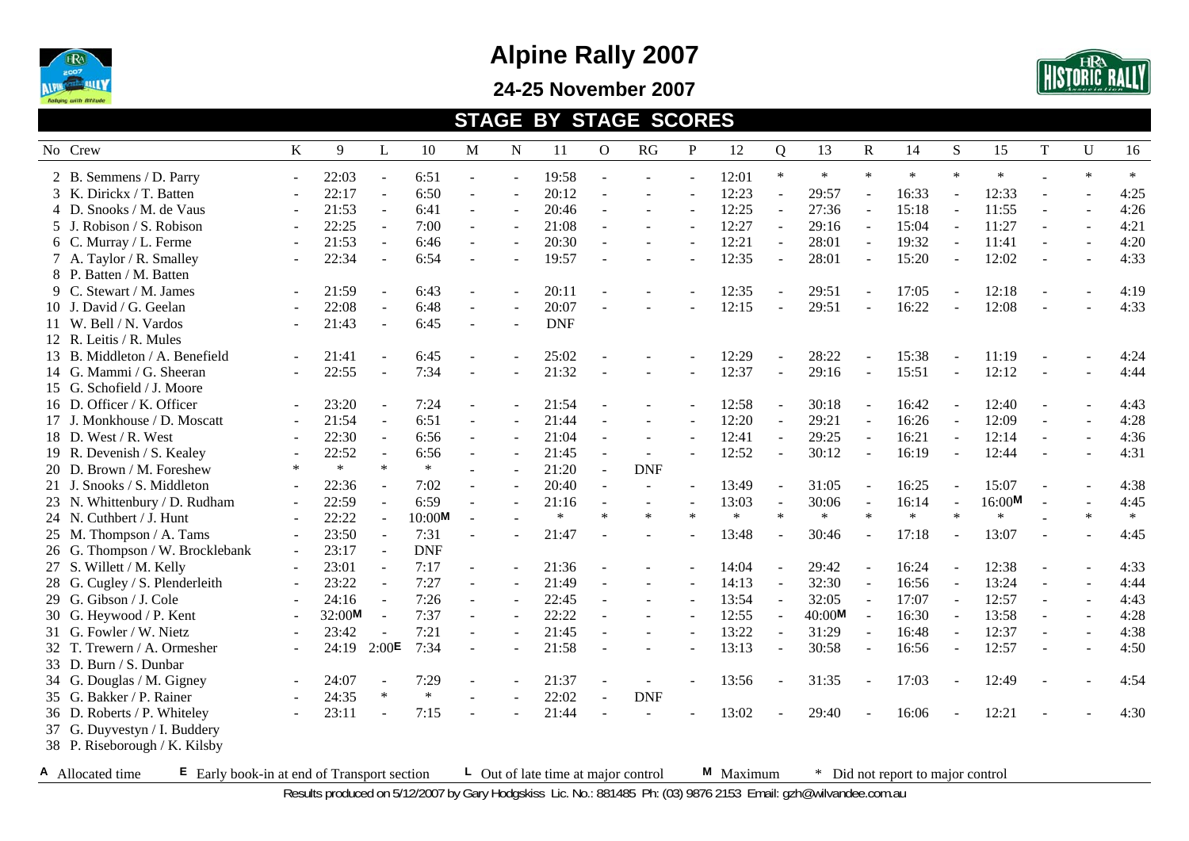# Alpine Rally 2007

## 24-25 November 2007

## STAGE BY STAGE SCORES

| No | Crew | K | 9 | L | 10 | M | N | 11 | O | RG | P | 12 | Q | 13 | R | 14 | S | 15 | T | U | 16 |
|---|---|---|---|---|---|---|---|---|---|---|---|---|---|---|---|---|---|---|---|---|---|
| 2 | B. Semmens / D. Parry | - | 22:03 | - | 6:51 | - | - | 19:58 | - | - | - | 12:01 | * | * | * | * | * | * | - | * | * |
| 3 | K. Dirickx / T. Batten | - | 22:17 | - | 6:50 | - | - | 20:12 | - | - | - | 12:23 | - | 29:57 | - | 16:33 | - | 12:33 | - | - | 4:25 |
| 4 | D. Snooks / M. de Vaus | - | 21:53 | - | 6:41 | - | - | 20:46 | - | - | - | 12:25 | - | 27:36 | - | 15:18 | - | 11:55 | - | - | 4:26 |
| 5 | J. Robison / S. Robison | - | 22:25 | - | 7:00 | - | - | 21:08 | - | - | - | 12:27 | - | 29:16 | - | 15:04 | - | 11:27 | - | - | 4:21 |
| 6 | C. Murray / L. Ferme | - | 21:53 | - | 6:46 | - | - | 20:30 | - | - | - | 12:21 | - | 28:01 | - | 19:32 | - | 11:41 | - | - | 4:20 |
| 7 | A. Taylor / R. Smalley | - | 22:34 | - | 6:54 | - | - | 19:57 | - | - | - | 12:35 | - | 28:01 | - | 15:20 | - | 12:02 | - | - | 4:33 |
| 8 | P. Batten / M. Batten | | | | | | | | | | | | | | | | | | | | |
| 9 | C. Stewart / M. James | - | 21:59 | - | 6:43 | - | - | 20:11 | - | - | - | 12:35 | - | 29:51 | - | 17:05 | - | 12:18 | - | - | 4:19 |
| 10 | J. David / G. Geelan | - | 22:08 | - | 6:48 | - | - | 20:07 | - | - | - | 12:15 | - | 29:51 | - | 16:22 | - | 12:08 | - | - | 4:33 |
| 11 | W. Bell / N. Vardos | - | 21:43 | - | 6:45 | - | - | DNF | | | | | | | | | | | | | |
| 12 | R. Leitis / R. Mules | | | | | | | | | | | | | | | | | | | | |
| 13 | B. Middleton / A. Benefield | - | 21:41 | - | 6:45 | - | - | 25:02 | - | - | - | 12:29 | - | 28:22 | - | 15:38 | - | 11:19 | - | - | 4:24 |
| 14 | G. Mammi / G. Sheeran | - | 22:55 | - | 7:34 | - | - | 21:32 | - | - | - | 12:37 | - | 29:16 | - | 15:51 | - | 12:12 | - | - | 4:44 |
| 15 | G. Schofield / J. Moore | | | | | | | | | | | | | | | | | | | | |
| 16 | D. Officer / K. Officer | - | 23:20 | - | 7:24 | - | - | 21:54 | - | - | - | 12:58 | - | 30:18 | - | 16:42 | - | 12:40 | - | - | 4:43 |
| 17 | J. Monkhouse / D. Moscatt | - | 21:54 | - | 6:51 | - | - | 21:44 | - | - | - | 12:20 | - | 29:21 | - | 16:26 | - | 12:09 | - | - | 4:28 |
| 18 | D. West / R. West | - | 22:30 | - | 6:56 | - | - | 21:04 | - | - | - | 12:41 | - | 29:25 | - | 16:21 | - | 12:14 | - | - | 4:36 |
| 19 | R. Devenish / S. Kealey | - | 22:52 | - | 6:56 | - | - | 21:45 | - | - | - | 12:52 | - | 30:12 | - | 16:19 | - | 12:44 | - | - | 4:31 |
| 20 | D. Brown / M. Foreshew | * | * | * | * | - | - | 21:20 | - | DNF | | | | | | | | | | | |
| 21 | J. Snooks / S. Middleton | - | 22:36 | - | 7:02 | - | - | 20:40 | - | - | - | 13:49 | - | 31:05 | - | 16:25 | - | 15:07 | - | - | 4:38 |
| 23 | N. Whittenbury / D. Rudham | - | 22:59 | - | 6:59 | - | - | 21:16 | - | - | - | 13:03 | - | 30:06 | - | 16:14 | - | 16:00M | - | - | 4:45 |
| 24 | N. Cuthbert / J. Hunt | - | 22:22 | - | 10:00M | - | - | * | * | * | * | * | * | * | * | * | * | * | - | * | * |
| 25 | M. Thompson / A. Tams | - | 23:50 | - | 7:31 | - | - | 21:47 | - | - | - | 13:48 | - | 30:46 | - | 17:18 | - | 13:07 | - | - | 4:45 |
| 26 | G. Thompson / W. Brocklebank | - | 23:17 | - | DNF | | | | | | | | | | | | | | | | |
| 27 | S. Willett / M. Kelly | - | 23:01 | - | 7:17 | - | - | 21:36 | - | - | - | 14:04 | - | 29:42 | - | 16:24 | - | 12:38 | - | - | 4:33 |
| 28 | G. Cugley / S. Plenderleith | - | 23:22 | - | 7:27 | - | - | 21:49 | - | - | - | 14:13 | - | 32:30 | - | 16:56 | - | 13:24 | - | - | 4:44 |
| 29 | G. Gibson / J. Cole | - | 24:16 | - | 7:26 | - | - | 22:45 | - | - | - | 13:54 | - | 32:05 | - | 17:07 | - | 12:57 | - | - | 4:43 |
| 30 | G. Heywood / P. Kent | - | 32:00M | - | 7:37 | - | - | 22:22 | - | - | - | 12:55 | - | 40:00M | - | 16:30 | - | 13:58 | - | - | 4:28 |
| 31 | G. Fowler / W. Nietz | - | 23:42 | - | 7:21 | - | - | 21:45 | - | - | - | 13:22 | - | 31:29 | - | 16:48 | - | 12:37 | - | - | 4:38 |
| 32 | T. Trewern / A. Ormesher | - | 24:19 | 2:00E | 7:34 | - | - | 21:58 | - | - | - | 13:13 | - | 30:58 | - | 16:56 | - | 12:57 | - | - | 4:50 |
| 33 | D. Burn / S. Dunbar | | | | | | | | | | | | | | | | | | | | |
| 34 | G. Douglas / M. Gigney | - | 24:07 | - | 7:29 | - | - | 21:37 | - | - | - | 13:56 | - | 31:35 | - | 17:03 | - | 12:49 | - | - | 4:54 |
| 35 | G. Bakker / P. Rainer | - | 24:35 | * | * | - | - | 22:02 | - | DNF | | | | | | | | | | | |
| 36 | D. Roberts / P. Whiteley | - | 23:11 | - | 7:15 | - | - | 21:44 | - | - | - | 13:02 | - | 29:40 | - | 16:06 | - | 12:21 | - | - | 4:30 |
| 37 | G. Duyvestyn / I. Buddery | | | | | | | | | | | | | | | | | | | | |
| 38 | P. Riseborough / K. Kilsby | | | | | | | | | | | | | | | | | | | | |

A Allocated time   E Early book-in at end of Transport section   L Out of late time at major control   M Maximum   * Did not report to major control

Results produced on 5/12/2007 by Gary Hodgskiss Lic. No.: 881485 Ph: (03) 9876 2153 Email: gzh@wilvandee.com.au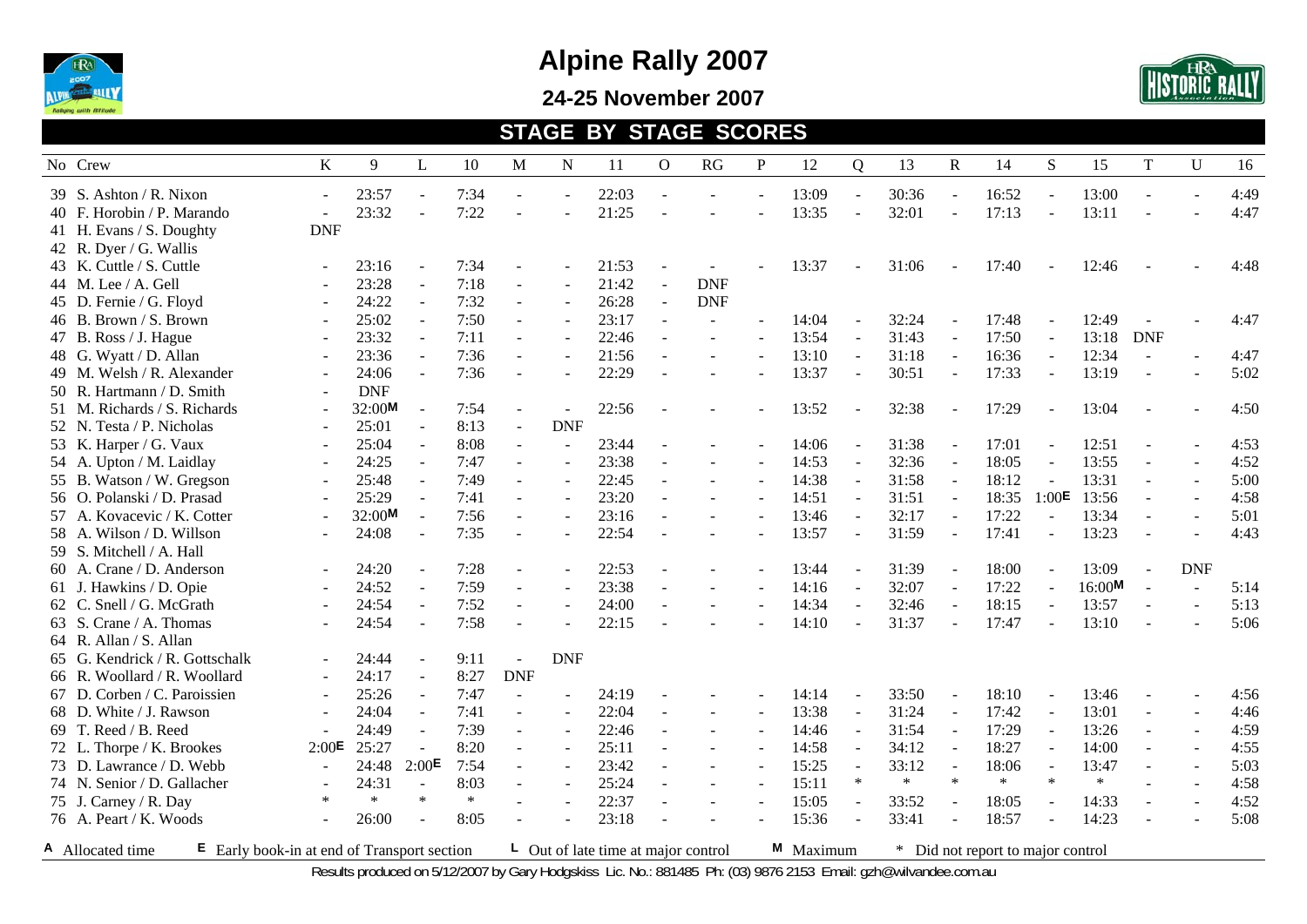# Alpine Rally 2007

## 24-25 November 2007

### STAGE BY STAGE SCORES

| No | Crew | K | 9 | L | 10 | M | N | 11 | O | RG | P | 12 | Q | 13 | R | 14 | S | 15 | T | U | 16 |
|---|---|---|---|---|---|---|---|---|---|---|---|---|---|---|---|---|---|---|---|---|---|
| 39 | S. Ashton / R. Nixon | - | 23:57 | - | 7:34 | - | - | 22:03 | - | - | - | 13:09 | - | 30:36 | - | 16:52 | - | 13:00 | - | - | 4:49 |
| 40 | F. Horobin / P. Marando | - | 23:32 | - | 7:22 | - | - | 21:25 | - | - | - | 13:35 | - | 32:01 | - | 17:13 | - | 13:11 | - | - | 4:47 |
| 41 | H. Evans / S. Doughty | DNF | | | | | | | | | | | | | | | | | | | |
| 42 | R. Dyer / G. Wallis | | | | | | | | | | | | | | | | | | | | |
| 43 | K. Cuttle / S. Cuttle | - | 23:16 | - | 7:34 | - | - | 21:53 | - | - | - | 13:37 | - | 31:06 | - | 17:40 | - | 12:46 | - | - | 4:48 |
| 44 | M. Lee / A. Gell | - | 23:28 | - | 7:18 | - | - | 21:42 | - | DNF | | | | | | | | | | | |
| 45 | D. Fernie / G. Floyd | - | 24:22 | - | 7:32 | - | - | 26:28 | - | DNF | | | | | | | | | | | |
| 46 | B. Brown / S. Brown | - | 25:02 | - | 7:50 | - | - | 23:17 | - | - | - | 14:04 | - | 32:24 | - | 17:48 | - | 12:49 | - | - | 4:47 |
| 47 | B. Ross / J. Hague | - | 23:32 | - | 7:11 | - | - | 22:46 | - | - | - | 13:54 | - | 31:43 | - | 17:50 | - | 13:18 | DNF | | |
| 48 | G. Wyatt / D. Allan | - | 23:36 | - | 7:36 | - | - | 21:56 | - | - | - | 13:10 | - | 31:18 | - | 16:36 | - | 12:34 | - | - | 4:47 |
| 49 | M. Welsh / R. Alexander | - | 24:06 | - | 7:36 | - | - | 22:29 | - | - | - | 13:37 | - | 30:51 | - | 17:33 | - | 13:19 | - | - | 5:02 |
| 50 | R. Hartmann / D. Smith | - | DNF | | | | | | | | | | | | | | | | | | |
| 51 | M. Richards / S. Richards | - | 32:00M | - | 7:54 | - | - | 22:56 | - | - | - | 13:52 | - | 32:38 | - | 17:29 | - | 13:04 | - | - | 4:50 |
| 52 | N. Testa / P. Nicholas | - | 25:01 | - | 8:13 | - | DNF | | | | | | | | | | | | | | |
| 53 | K. Harper / G. Vaux | - | 25:04 | - | 8:08 | - | - | 23:44 | - | - | - | 14:06 | - | 31:38 | - | 17:01 | - | 12:51 | - | - | 4:53 |
| 54 | A. Upton / M. Laidlay | - | 24:25 | - | 7:47 | - | - | 23:38 | - | - | - | 14:53 | - | 32:36 | - | 18:05 | - | 13:55 | - | - | 4:52 |
| 55 | B. Watson / W. Gregson | - | 25:48 | - | 7:49 | - | - | 22:45 | - | - | - | 14:38 | - | 31:58 | - | 18:12 | - | 13:31 | - | - | 5:00 |
| 56 | O. Polanski / D. Prasad | - | 25:29 | - | 7:41 | - | - | 23:20 | - | - | - | 14:51 | - | 31:51 | - | 18:35 | 1:00E | 13:56 | - | - | 4:58 |
| 57 | A. Kovacevic / K. Cotter | - | 32:00M | - | 7:56 | - | - | 23:16 | - | - | - | 13:46 | - | 32:17 | - | 17:22 | - | 13:34 | - | - | 5:01 |
| 58 | A. Wilson / D. Willson | - | 24:08 | - | 7:35 | - | - | 22:54 | - | - | - | 13:57 | - | 31:59 | - | 17:41 | - | 13:23 | - | - | 4:43 |
| 59 | S. Mitchell / A. Hall | | | | | | | | | | | | | | | | | | | | |
| 60 | A. Crane / D. Anderson | - | 24:20 | - | 7:28 | - | - | 22:53 | - | - | - | 13:44 | - | 31:39 | - | 18:00 | - | 13:09 | - | DNF | |
| 61 | J. Hawkins / D. Opie | - | 24:52 | - | 7:59 | - | - | 23:38 | - | - | - | 14:16 | - | 32:07 | - | 17:22 | - | 16:00M | - | - | 5:14 |
| 62 | C. Snell / G. McGrath | - | 24:54 | - | 7:52 | - | - | 24:00 | - | - | - | 14:34 | - | 32:46 | - | 18:15 | - | 13:57 | - | - | 5:13 |
| 63 | S. Crane / A. Thomas | - | 24:54 | - | 7:58 | - | - | 22:15 | - | - | - | 14:10 | - | 31:37 | - | 17:47 | - | 13:10 | - | - | 5:06 |
| 64 | R. Allan / S. Allan | | | | | | | | | | | | | | | | | | | | |
| 65 | G. Kendrick / R. Gottschalk | - | 24:44 | - | 9:11 | - | DNF | | | | | | | | | | | | | | |
| 66 | R. Woollard / R. Woollard | - | 24:17 | - | 8:27 | DNF | | | | | | | | | | | | | | | |
| 67 | D. Corben / C. Paroissien | - | 25:26 | - | 7:47 | - | - | 24:19 | - | - | - | 14:14 | - | 33:50 | - | 18:10 | - | 13:46 | - | - | 4:56 |
| 68 | D. White / J. Rawson | - | 24:04 | - | 7:41 | - | - | 22:04 | - | - | - | 13:38 | - | 31:24 | - | 17:42 | - | 13:01 | - | - | 4:46 |
| 69 | T. Reed / B. Reed | - | 24:49 | - | 7:39 | - | - | 22:46 | - | - | - | 14:46 | - | 31:54 | - | 17:29 | - | 13:26 | - | - | 4:59 |
| 72 | L. Thorpe / K. Brookes | 2:00E | 25:27 | - | 8:20 | - | - | 25:11 | - | - | - | 14:58 | - | 34:12 | - | 18:27 | - | 14:00 | - | - | 4:55 |
| 73 | D. Lawrance / D. Webb | - | 24:48 | 2:00E | 7:54 | - | - | 23:42 | - | - | - | 15:25 | - | 33:12 | - | 18:06 | - | 13:47 | - | - | 5:03 |
| 74 | N. Senior / D. Gallacher | - | 24:31 | - | 8:03 | - | - | 25:24 | - | - | - | 15:11 | * | * | * | * | * | * | - | - | 4:58 |
| 75 | J. Carney / R. Day | * | * | * | * | - | - | 22:37 | - | - | - | 15:05 | - | 33:52 | - | 18:05 | - | 14:33 | - | - | 4:52 |
| 76 | A. Peart / K. Woods | - | 26:00 | - | 8:05 | - | - | 23:18 | - | - | - | 15:36 | - | 33:41 | - | 18:57 | - | 14:23 | - | - | 5:08 |

A Allocated time   E Early book-in at end of Transport section   L Out of late time at major control   M Maximum   * Did not report to major control

Results produced on 5/12/2007 by Gary Hodgskiss Lic. No.: 881485 Ph: (03) 9876 2153 Email: gzh@wilvandee.com.au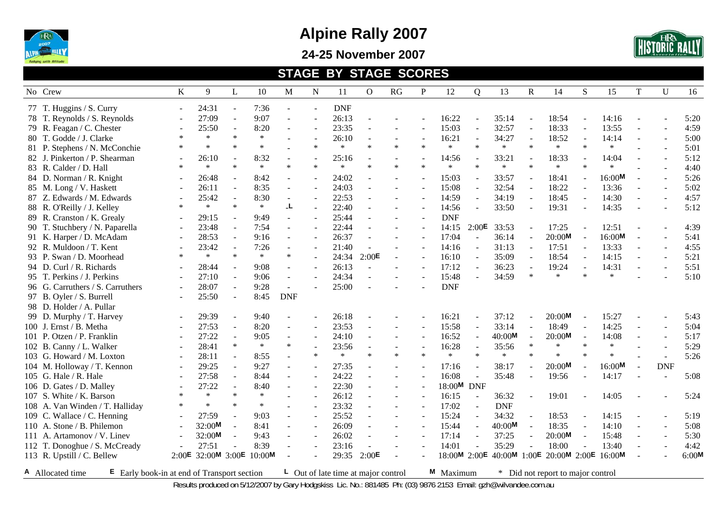# Alpine Rally 2007

## 24-25 November 2007

## STAGE BY STAGE SCORES

| No | Crew | K | 9 | L | 10 | M | N | 11 | O | RG | P | 12 | Q | 13 | R | 14 | S | 15 | T | U | 16 |
|---|---|---|---|---|---|---|---|---|---|---|---|---|---|---|---|---|---|---|---|---|---|
| 77 | T. Huggins / S. Curry | - | 24:31 | - | 7:36 | - | - | DNF | | | | | | | | | | | | | |
| 78 | T. Reynolds / S. Reynolds | - | 27:09 | - | 9:07 | - | - | 26:13 | - | - | - | 16:22 | - | 35:14 | - | 18:54 | - | 14:16 | - | - | 5:20 |
| 79 | R. Feagan / C. Chester | - | 25:50 | - | 8:20 | - | - | 23:35 | - | - | - | 15:03 | - | 32:57 | - | 18:33 | - | 13:55 | - | - | 4:59 |
| 80 | T. Godde / J. Clarke | * | * | * | * | | - | 26:10 | - | - | - | 16:21 | - | 34:27 | - | 18:52 | - | 14:14 | - | - | 5:00 |
| 81 | P. Stephens / N. McConchie | * | * | * | * | | * | * | * | * | * | * | * | * | * | * | * | * | - | - | 5:01 |
| 82 | J. Pinkerton / P. Shearman | - | 26:10 | - | 8:32 | - | - | 25:16 | - | - | - | 14:56 | - | 33:21 | - | 18:33 | - | 14:04 | - | - | 5:12 |
| 83 | R. Calder / D. Hall | * | * | * | * | * | * | * | * | * | * | * | * | * | * | * | * | * | - | - | 4:40 |
| 84 | D. Norman / R. Knight | - | 26:48 | - | 8:42 | - | - | 24:02 | - | - | - | 15:03 | - | 33:57 | - | 18:41 | - | 16:00M | - | - | 5:26 |
| 85 | M. Long / V. Haskett | - | 26:11 | - | 8:35 | - | - | 24:03 | - | - | - | 15:08 | - | 32:54 | - | 18:22 | - | 13:36 | - | - | 5:02 |
| 87 | Z. Edwards / M. Edwards | - | 25:42 | - | 8:30 | - | - | 22:53 | - | - | - | 14:59 | - | 34:19 | - | 18:45 | - | 14:30 | - | - | 4:57 |
| 88 | R. O'Reilly / J. Kelley | * | * | * | * | -L | - | 22:40 | - | - | - | 14:56 | - | 33:50 | - | 19:31 | - | 14:35 | - | - | 5:12 |
| 89 | R. Cranston / K. Grealy | - | 29:15 | - | 9:49 | - | - | 25:44 | - | - | - | DNF | | | | | | | | | |
| 90 | T. Stuchbery / N. Paparella | - | 23:48 | - | 7:54 | - | - | 22:44 | - | - | - | 14:15 | 2:00E | 33:53 | - | 17:25 | - | 12:51 | - | - | 4:39 |
| 91 | K. Harper / D. McAdam | - | 28:53 | - | 9:16 | - | - | 26:37 | - | - | - | 17:04 | - | 36:14 | - | 20:00M | - | 16:00M | - | - | 5:41 |
| 92 | R. Muldoon / T. Kent | - | 23:42 | - | 7:26 | - | - | 21:40 | - | - | - | 14:16 | - | 31:13 | - | 17:51 | - | 13:33 | - | - | 4:55 |
| 93 | P. Swan / D. Moorhead | * | * | * | * | * | - | 24:34 | 2:00E | - | - | 16:10 | - | 35:09 | - | 18:54 | - | 14:15 | - | - | 5:21 |
| 94 | D. Curl / R. Richards | - | 28:44 | - | 9:08 | - | - | 26:13 | - | - | - | 17:12 | - | 36:23 | - | 19:24 | - | 14:31 | - | - | 5:51 |
| 95 | T. Perkins / J. Perkins | - | 27:10 | - | 9:06 | - | - | 24:34 | - | - | - | 15:48 | - | 34:59 | * | * | * | * | - | - | 5:10 |
| 96 | G. Carruthers / S. Carruthers | - | 28:07 | - | 9:28 | - | - | 25:00 | - | - | - | DNF | | | | | | | | | |
| 97 | B. Oyler / S. Burrell | - | 25:50 | - | 8:45 | DNF | | | | | | | | | | | | | | | |
| 98 | D. Holder / A. Pullar | | | | | | | | | | | | | | | | | | | | |
| 99 | D. Murphy / T. Harvey | - | 29:39 | - | 9:40 | - | - | 26:18 | - | - | - | 16:21 | - | 37:12 | - | 20:00M | - | 15:27 | - | - | 5:43 |
| 100 | J. Ernst / B. Metha | - | 27:53 | - | 8:20 | - | - | 23:53 | - | - | - | 15:58 | - | 33:14 | - | 18:49 | - | 14:25 | - | - | 5:04 |
| 101 | P. Otzen / P. Franklin | - | 27:22 | - | 9:05 | - | - | 24:10 | - | - | - | 16:52 | - | 40:00M | - | 20:00M | - | 14:08 | - | - | 5:17 |
| 102 | B. Canny / L. Walker | - | 28:41 | * | * | * | - | 23:56 | - | - | - | 16:28 | - | 35:56 | * | * | * | * | - | - | 5:29 |
| 103 | G. Howard / M. Loxton | - | 28:11 | - | 8:55 | - | * | * | * | * | * | * | * | * | * | * | * | * | - | - | 5:26 |
| 104 | M. Holloway / T. Kennon | - | 29:25 | - | 9:27 | - | - | 27:35 | - | - | - | 17:16 | - | 38:17 | - | 20:00M | - | 16:00M | - | DNF | |
| 105 | G. Hale / R. Hale | - | 27:58 | - | 8:44 | - | - | 24:22 | - | - | - | 16:08 | - | 35:48 | - | 19:56 | - | 14:17 | - | - | 5:08 |
| 106 | D. Gates / D. Malley | - | 27:22 | - | 8:40 | - | - | 22:30 | - | - | - | 18:00M | DNF | | | | | | | | |
| 107 | S. White / K. Barson | * | * | * | * | - | - | 26:12 | - | - | - | 16:15 | - | 36:32 | - | 19:01 | - | 14:05 | - | - | 5:24 |
| 108 | A. Van Winden / T. Halliday | * | * | * | * | - | - | 23:32 | - | - | - | 17:02 | - | DNF | | | | | | | |
| 109 | C. Wallace / C. Henning | - | 27:59 | - | 9:03 | - | - | 25:52 | - | - | - | 15:24 | - | 34:32 | - | 18:53 | - | 14:15 | - | - | 5:19 |
| 110 | A. Stone / B. Philemon | - | 32:00M | - | 8:41 | - | - | 26:09 | - | - | - | 15:44 | - | 40:00M | - | 18:35 | - | 14:10 | - | - | 5:08 |
| 111 | A. Artamonov / V. Linev | - | 32:00M | - | 9:43 | - | - | 26:02 | - | - | - | 17:14 | - | 37:25 | - | 20:00M | - | 15:48 | - | - | 5:30 |
| 112 | T. Donoghue / S. McCready | - | 27:51 | - | 8:39 | - | - | 23:16 | - | - | - | 14:01 | - | 35:29 | - | 18:00 | - | 13:40 | - | - | 4:42 |
| 113 | R. Upstill / C. Bellew | 2:00E | 32:00M | 3:00E | 10:00M | - | - | 29:35 | 2:00E | - | - | 18:00M | 2:00E | 40:00M | 1:00E | 20:00M | 2:00E | 16:00M | - | - | 6:00M |

A Allocated time  E Early book-in at end of Transport section  L Out of late time at major control  M Maximum  * Did not report to major control

Results produced on 5/12/2007 by Gary Hodgskiss Lic. No.: 881485 Ph: (03) 9876 2153 Email: gzh@wilvandee.com.au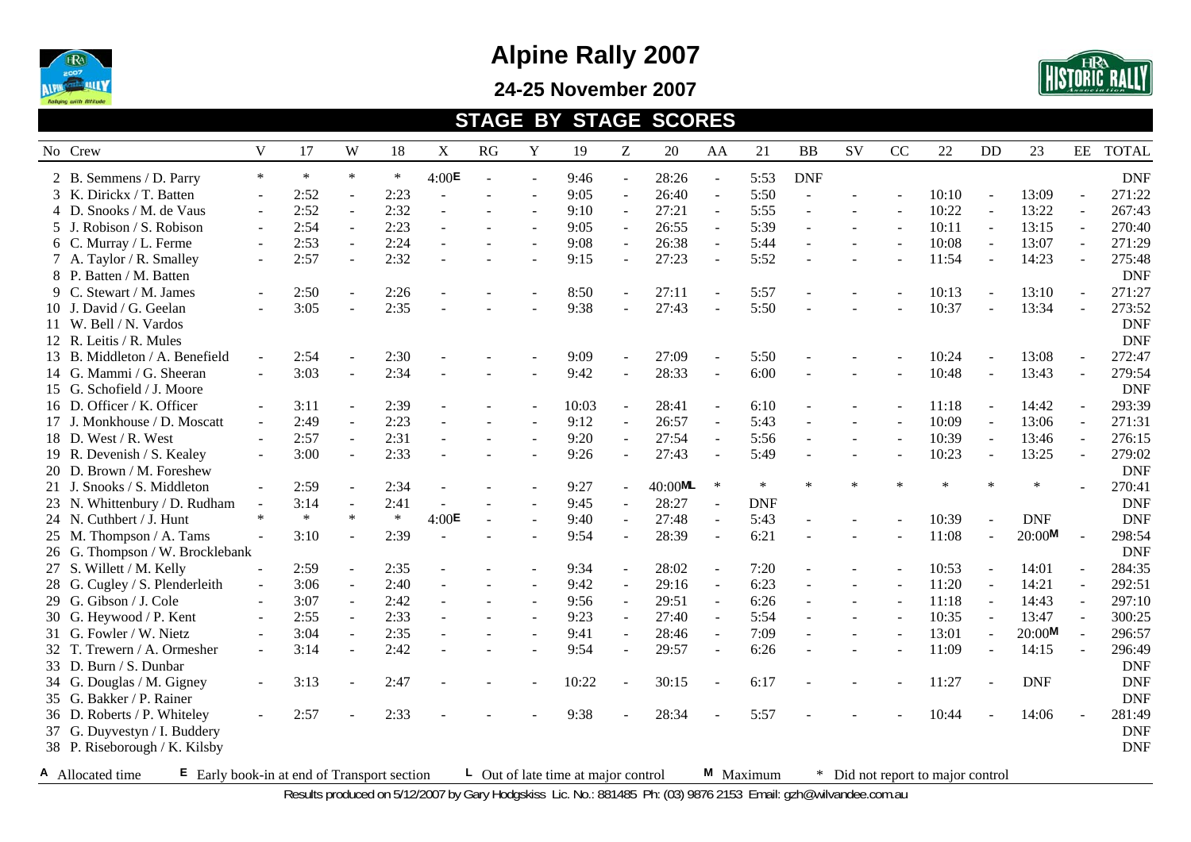# Alpine Rally 2007

## 24-25 November 2007

## STAGE BY STAGE SCORES

| No | Crew | V | 17 | W | 18 | X | RG | Y | 19 | Z | 20 | AA | 21 | BB | SV | CC | 22 | DD | 23 | EE | TOTAL |
|---|---|---|---|---|---|---|---|---|---|---|---|---|---|---|---|---|---|---|---|---|---|
| 2 | B. Semmens / D. Parry | * | * | * | * | 4:00E | - | - | 9:46 | - | 28:26 | - | 5:53 | DNF | | | | | | | DNF |
| 3 | K. Dirickx / T. Batten | - | 2:52 | - | 2:23 | - | - | - | 9:05 | - | 26:40 | - | 5:50 | - | - | - | 10:10 | - | 13:09 | - | 271:22 |
| 4 | D. Snooks / M. de Vaus | - | 2:52 | - | 2:32 | - | - | - | 9:10 | - | 27:21 | - | 5:55 | - | - | - | 10:22 | - | 13:22 | - | 267:43 |
| 5 | J. Robison / S. Robison | - | 2:54 | - | 2:23 | - | - | - | 9:05 | - | 26:55 | - | 5:39 | - | - | - | 10:11 | - | 13:15 | - | 270:40 |
| 6 | C. Murray / L. Ferme | - | 2:53 | - | 2:24 | - | - | - | 9:08 | - | 26:38 | - | 5:44 | - | - | - | 10:08 | - | 13:07 | - | 271:29 |
| 7 | A. Taylor / R. Smalley | - | 2:57 | - | 2:32 | - | - | - | 9:15 | - | 27:23 | - | 5:52 | - | - | - | 11:54 | - | 14:23 | - | 275:48 |
| 8 | P. Batten / M. Batten | | | | | | | | | | | | | | | | | | | | DNF |
| 9 | C. Stewart / M. James | - | 2:50 | - | 2:26 | - | - | - | 8:50 | - | 27:11 | - | 5:57 | - | - | - | 10:13 | - | 13:10 | - | 271:27 |
| 10 | J. David / G. Geelan | - | 3:05 | - | 2:35 | - | - | - | 9:38 | - | 27:43 | - | 5:50 | - | - | - | 10:37 | - | 13:34 | - | 273:52 |
| 11 | W. Bell / N. Vardos | | | | | | | | | | | | | | | | | | | | DNF |
| 12 | R. Leitis / R. Mules | | | | | | | | | | | | | | | | | | | | DNF |
| 13 | B. Middleton / A. Benefield | - | 2:54 | - | 2:30 | - | - | - | 9:09 | - | 27:09 | - | 5:50 | - | - | - | 10:24 | - | 13:08 | - | 272:47 |
| 14 | G. Mammi / G. Sheeran | - | 3:03 | - | 2:34 | - | - | - | 9:42 | - | 28:33 | - | 6:00 | - | - | - | 10:48 | - | 13:43 | - | 279:54 |
| 15 | G. Schofield / J. Moore | | | | | | | | | | | | | | | | | | | | DNF |
| 16 | D. Officer / K. Officer | - | 3:11 | - | 2:39 | - | - | - | 10:03 | - | 28:41 | - | 6:10 | - | - | - | 11:18 | - | 14:42 | - | 293:39 |
| 17 | J. Monkhouse / D. Moscatt | - | 2:49 | - | 2:23 | - | - | - | 9:12 | - | 26:57 | - | 5:43 | - | - | - | 10:09 | - | 13:06 | - | 271:31 |
| 18 | D. West / R. West | - | 2:57 | - | 2:31 | - | - | - | 9:20 | - | 27:54 | - | 5:56 | - | - | - | 10:39 | - | 13:46 | - | 276:15 |
| 19 | R. Devenish / S. Kealey | - | 3:00 | - | 2:33 | - | - | - | 9:26 | - | 27:43 | - | 5:49 | - | - | - | 10:23 | - | 13:25 | - | 279:02 |
| 20 | D. Brown / M. Foreshew | | | | | | | | | | | | | | | | | | | | DNF |
| 21 | J. Snooks / S. Middleton | - | 2:59 | - | 2:34 | - | - | - | 9:27 | - | 40:00ML | * | * | * | * | * | * | * | * | - | 270:41 |
| 23 | N. Whittenbury / D. Rudham | - | 3:14 | - | 2:41 | - | - | - | 9:45 | - | 28:27 | - | DNF | | | | | | | | DNF |
| 24 | N. Cuthbert / J. Hunt | * | * | * | * | 4:00E | - | - | 9:40 | - | 27:48 | - | 5:43 | - | - | - | 10:39 | - | DNF | | DNF |
| 25 | M. Thompson / A. Tams | - | 3:10 | - | 2:39 | - | - | - | 9:54 | - | 28:39 | - | 6:21 | - | - | - | 11:08 | - | 20:00M | - | 298:54 |
| 26 | G. Thompson / W. Brocklebank | | | | | | | | | | | | | | | | | | | | DNF |
| 27 | S. Willett / M. Kelly | - | 2:59 | - | 2:35 | - | - | - | 9:34 | - | 28:02 | - | 7:20 | - | - | - | 10:53 | - | 14:01 | - | 284:35 |
| 28 | G. Cugley / S. Plenderleith | - | 3:06 | - | 2:40 | - | - | - | 9:42 | - | 29:16 | - | 6:23 | - | - | - | 11:20 | - | 14:21 | - | 292:51 |
| 29 | G. Gibson / J. Cole | - | 3:07 | - | 2:42 | - | - | - | 9:56 | - | 29:51 | - | 6:26 | - | - | - | 11:18 | - | 14:43 | - | 297:10 |
| 30 | G. Heywood / P. Kent | - | 2:55 | - | 2:33 | - | - | - | 9:23 | - | 27:40 | - | 5:54 | - | - | - | 10:35 | - | 13:47 | - | 300:25 |
| 31 | G. Fowler / W. Nietz | - | 3:04 | - | 2:35 | - | - | - | 9:41 | - | 28:46 | - | 7:09 | - | - | - | 13:01 | - | 20:00M | - | 296:57 |
| 32 | T. Trewern / A. Ormesher | - | 3:14 | - | 2:42 | - | - | - | 9:54 | - | 29:57 | - | 6:26 | - | - | - | 11:09 | - | 14:15 | - | 296:49 |
| 33 | D. Burn / S. Dunbar | | | | | | | | | | | | | | | | | | | | DNF |
| 34 | G. Douglas / M. Gigney | - | 3:13 | - | 2:47 | - | - | - | 10:22 | - | 30:15 | - | 6:17 | - | - | - | 11:27 | - | DNF | | DNF |
| 35 | G. Bakker / P. Rainer | | | | | | | | | | | | | | | | | | | | DNF |
| 36 | D. Roberts / P. Whiteley | - | 2:57 | - | 2:33 | - | - | - | 9:38 | - | 28:34 | - | 5:57 | - | - | - | 10:44 | - | 14:06 | - | 281:49 |
| 37 | G. Duyvestyn / I. Buddery | | | | | | | | | | | | | | | | | | | | DNF |
| 38 | P. Riseborough / K. Kilsby | | | | | | | | | | | | | | | | | | | | DNF |

A Allocated time  E Early book-in at end of Transport section  L Out of late time at major control  M Maximum  * Did not report to major control

Results produced on 5/12/2007 by Gary Hodgskiss Lic. No.: 881485 Ph: (03) 9876 2153 Email: gzh@wilvandee.com.au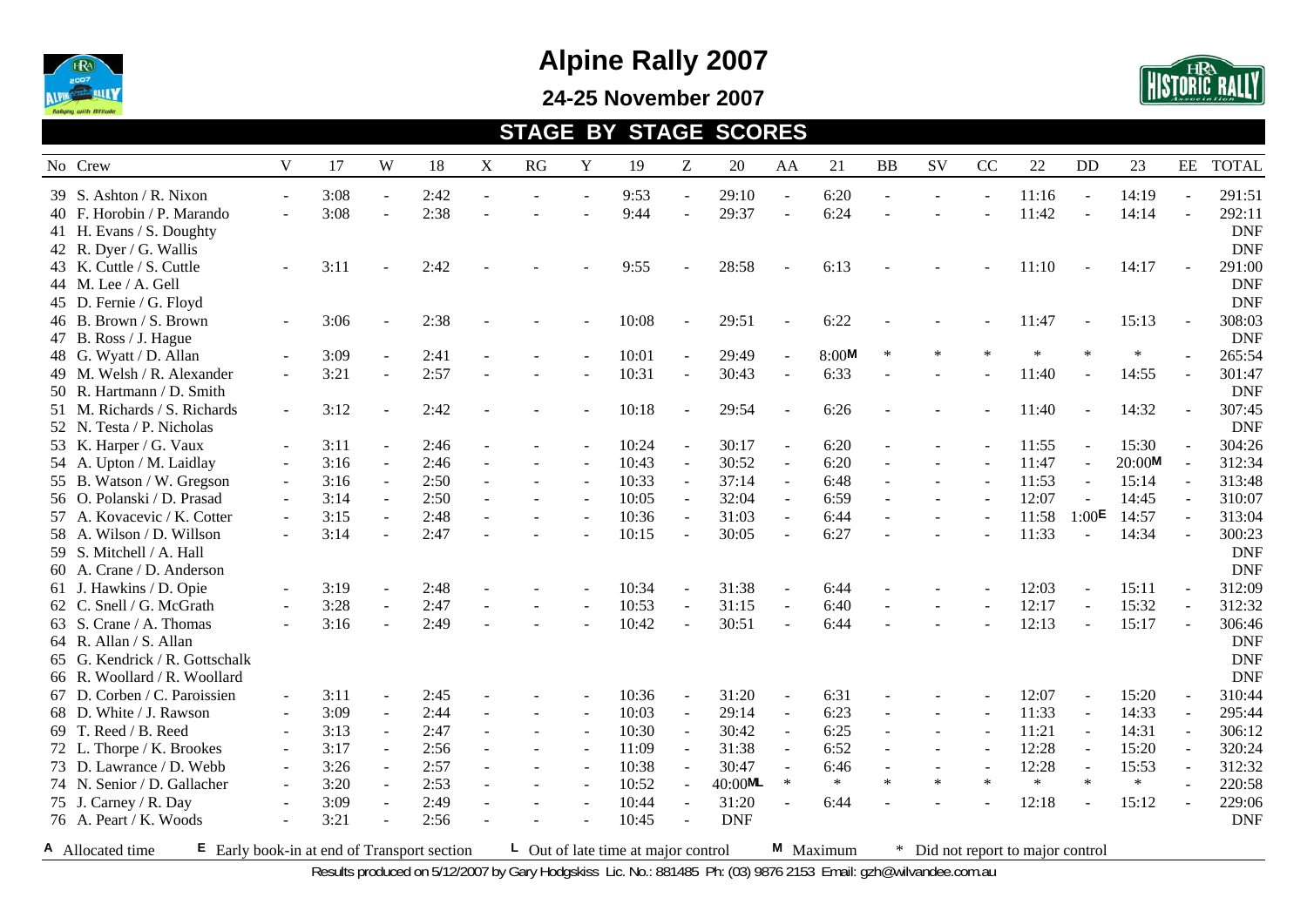# Alpine Rally 2007

## 24-25 November 2007

## STAGE BY STAGE SCORES

| No | Crew | V | 17 | W | 18 | X | RG | Y | 19 | Z | 20 | AA | 21 | BB | SV | CC | 22 | DD | 23 | EE | TOTAL |
|---|---|---|---|---|---|---|---|---|---|---|---|---|---|---|---|---|---|---|---|---|---|
| 39 | S. Ashton / R. Nixon | - | 3:08 | - | 2:42 | - | - | - | 9:53 | - | 29:10 | - | 6:20 | - | - | - | 11:16 | - | 14:19 | - | 291:51 |
| 40 | F. Horobin / P. Marando | - | 3:08 | - | 2:38 | - | - | - | 9:44 | - | 29:37 | - | 6:24 | - | - | - | 11:42 | - | 14:14 | - | 292:11 |
| 41 | H. Evans / S. Doughty | | | | | | | | | | | | | | | | | | | | DNF |
| 42 | R. Dyer / G. Wallis | | | | | | | | | | | | | | | | | | | | DNF |
| 43 | K. Cuttle / S. Cuttle | - | 3:11 | - | 2:42 | - | - | - | 9:55 | - | 28:58 | - | 6:13 | - | - | - | 11:10 | - | 14:17 | - | 291:00 |
| 44 | M. Lee / A. Gell | | | | | | | | | | | | | | | | | | | | DNF |
| 45 | D. Fernie / G. Floyd | | | | | | | | | | | | | | | | | | | | DNF |
| 46 | B. Brown / S. Brown | - | 3:06 | - | 2:38 | - | - | - | 10:08 | - | 29:51 | - | 6:22 | - | - | - | 11:47 | - | 15:13 | - | 308:03 |
| 47 | B. Ross / J. Hague | | | | | | | | | | | | | | | | | | | | DNF |
| 48 | G. Wyatt / D. Allan | - | 3:09 | - | 2:41 | - | - | - | 10:01 | - | 29:49 | - | 8:00 M | * | * | * | * | * | * | - | 265:54 |
| 49 | M. Welsh / R. Alexander | - | 3:21 | - | 2:57 | - | - | - | 10:31 | - | 30:43 | - | 6:33 | - | - | - | 11:40 | - | 14:55 | - | 301:47 |
| 50 | R. Hartmann / D. Smith | | | | | | | | | | | | | | | | | | | | DNF |
| 51 | M. Richards / S. Richards | - | 3:12 | - | 2:42 | - | - | - | 10:18 | - | 29:54 | - | 6:26 | - | - | - | 11:40 | - | 14:32 | - | 307:45 |
| 52 | N. Testa / P. Nicholas | | | | | | | | | | | | | | | | | | | | DNF |
| 53 | K. Harper / G. Vaux | - | 3:11 | - | 2:46 | - | - | - | 10:24 | - | 30:17 | - | 6:20 | - | - | - | 11:55 | - | 15:30 | - | 304:26 |
| 54 | A. Upton / M. Laidlay | - | 3:16 | - | 2:46 | - | - | - | 10:43 | - | 30:52 | - | 6:20 | - | - | - | 11:47 | - | 20:00 M | - | 312:34 |
| 55 | B. Watson / W. Gregson | - | 3:16 | - | 2:50 | - | - | - | 10:33 | - | 37:14 | - | 6:48 | - | - | - | 11:53 | - | 15:14 | - | 313:48 |
| 56 | O. Polanski / D. Prasad | - | 3:14 | - | 2:50 | - | - | - | 10:05 | - | 32:04 | - | 6:59 | - | - | - | 12:07 | - | 14:45 | - | 310:07 |
| 57 | A. Kovacevic / K. Cotter | - | 3:15 | - | 2:48 | - | - | - | 10:36 | - | 31:03 | - | 6:44 | - | - | - | 11:58 | 1:00 E | 14:57 | - | 313:04 |
| 58 | A. Wilson / D. Willson | - | 3:14 | - | 2:47 | - | - | - | 10:15 | - | 30:05 | - | 6:27 | - | - | - | 11:33 | - | 14:34 | - | 300:23 |
| 59 | S. Mitchell / A. Hall | | | | | | | | | | | | | | | | | | | | DNF |
| 60 | A. Crane / D. Anderson | | | | | | | | | | | | | | | | | | | | DNF |
| 61 | J. Hawkins / D. Opie | - | 3:19 | - | 2:48 | - | - | - | 10:34 | - | 31:38 | - | 6:44 | - | - | - | 12:03 | - | 15:11 | - | 312:09 |
| 62 | C. Snell / G. McGrath | - | 3:28 | - | 2:47 | - | - | - | 10:53 | - | 31:15 | - | 6:40 | - | - | - | 12:17 | - | 15:32 | - | 312:32 |
| 63 | S. Crane / A. Thomas | - | 3:16 | - | 2:49 | - | - | - | 10:42 | - | 30:51 | - | 6:44 | - | - | - | 12:13 | - | 15:17 | - | 306:46 |
| 64 | R. Allan / S. Allan | | | | | | | | | | | | | | | | | | | | DNF |
| 65 | G. Kendrick / R. Gottschalk | | | | | | | | | | | | | | | | | | | | DNF |
| 66 | R. Woollard / R. Woollard | | | | | | | | | | | | | | | | | | | | DNF |
| 67 | D. Corben / C. Paroissien | - | 3:11 | - | 2:45 | - | - | - | 10:36 | - | 31:20 | - | 6:31 | - | - | - | 12:07 | - | 15:20 | - | 310:44 |
| 68 | D. White / J. Rawson | - | 3:09 | - | 2:44 | - | - | - | 10:03 | - | 29:14 | - | 6:23 | - | - | - | 11:33 | - | 14:33 | - | 295:44 |
| 69 | T. Reed / B. Reed | - | 3:13 | - | 2:47 | - | - | - | 10:30 | - | 30:42 | - | 6:25 | - | - | - | 11:21 | - | 14:31 | - | 306:12 |
| 72 | L. Thorpe / K. Brookes | - | 3:17 | - | 2:56 | - | - | - | 11:09 | - | 31:38 | - | 6:52 | - | - | - | 12:28 | - | 15:20 | - | 320:24 |
| 73 | D. Lawrance / D. Webb | - | 3:26 | - | 2:57 | - | - | - | 10:38 | - | 30:47 | - | 6:46 | - | - | - | 12:28 | - | 15:53 | - | 312:32 |
| 74 | N. Senior / D. Gallacher | - | 3:20 | - | 2:53 | - | - | - | 10:52 | - | 40:00 ML | * | * | * | * | * | * | * | * | - | 220:58 |
| 75 | J. Carney / R. Day | - | 3:09 | - | 2:49 | - | - | - | 10:44 | - | 31:20 | - | 6:44 | - | - | - | 12:18 | - | 15:12 | - | 229:06 |
| 76 | A. Peart / K. Woods | - | 3:21 | - | 2:56 | - | - | - | 10:45 | - | DNF | | | | | | | | | | DNF |

A Allocated time E Early book-in at end of Transport section L Out of late time at major control M Maximum * Did not report to major control

Results produced on 5/12/2007 by Gary Hodgskiss Lic. No.: 881485 Ph: (03) 9876 2153 Email: gzh@wilvandee.com.au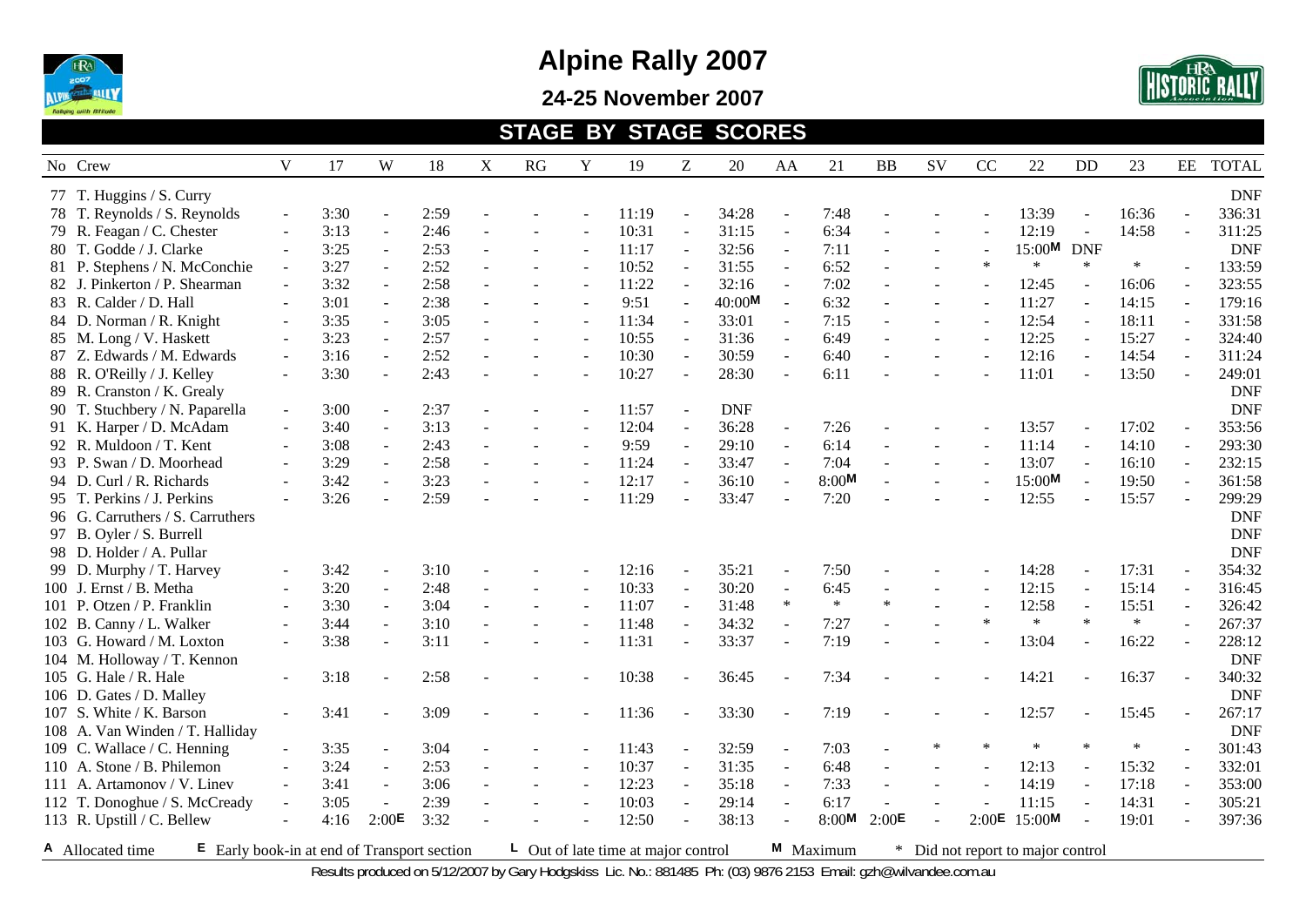# Alpine Rally 2007

## 24-25 November 2007

## STAGE BY STAGE SCORES

| No | Crew | V | 17 | W | 18 | X | RG | Y | 19 | Z | 20 | AA | 21 | BB | SV | CC | 22 | DD | 23 | EE | TOTAL |
|---|---|---|---|---|---|---|---|---|---|---|---|---|---|---|---|---|---|---|---|---|---|
| 77 | T. Huggins / S. Curry | | | | | | | | | | | | | | | | | | | | DNF |
| 78 | T. Reynolds / S. Reynolds | - | 3:30 | - | 2:59 | - | - | - | 11:19 | - | 34:28 | - | 7:48 | - | - | - | 13:39 | - | 16:36 | - | 336:31 |
| 79 | R. Feagan / C. Chester | - | 3:13 | - | 2:46 | - | - | - | 10:31 | - | 31:15 | - | 6:34 | - | - | - | 12:19 | - | 14:58 | - | 311:25 |
| 80 | T. Godde / J. Clarke | - | 3:25 | - | 2:53 | - | - | - | 11:17 | - | 32:56 | - | 7:11 | - | - | - | 15:00[M] | DNF | | | DNF |
| 81 | P. Stephens / N. McConchie | - | 3:27 | - | 2:52 | - | - | - | 10:52 | - | 31:55 | - | 6:52 | - | - | * | * | * | * | - | 133:59 |
| 82 | J. Pinkerton / P. Shearman | - | 3:32 | - | 2:58 | - | - | - | 11:22 | - | 32:16 | - | 7:02 | - | - | - | 12:45 | - | 16:06 | - | 323:55 |
| 83 | R. Calder / D. Hall | - | 3:01 | - | 2:38 | - | - | - | 9:51 | - | 40:00[M] | - | 6:32 | - | - | - | 11:27 | - | 14:15 | - | 179:16 |
| 84 | D. Norman / R. Knight | - | 3:35 | - | 3:05 | - | - | - | 11:34 | - | 33:01 | - | 7:15 | - | - | - | 12:54 | - | 18:11 | - | 331:58 |
| 85 | M. Long / V. Haskett | - | 3:23 | - | 2:57 | - | - | - | 10:55 | - | 31:36 | - | 6:49 | - | - | - | 12:25 | - | 15:27 | - | 324:40 |
| 87 | Z. Edwards / M. Edwards | - | 3:16 | - | 2:52 | - | - | - | 10:30 | - | 30:59 | - | 6:40 | - | - | - | 12:16 | - | 14:54 | - | 311:24 |
| 88 | R. O'Reilly / J. Kelley | - | 3:30 | - | 2:43 | - | - | - | 10:27 | - | 28:30 | - | 6:11 | - | - | - | 11:01 | - | 13:50 | - | 249:01 |
| 89 | R. Cranston / K. Grealy | | | | | | | | | | | | | | | | | | | | DNF |
| 90 | T. Stuchbery / N. Paparella | - | 3:00 | - | 2:37 | - | - | - | 11:57 | - | DNF | | | | | | | | | | DNF |
| 91 | K. Harper / D. McAdam | - | 3:40 | - | 3:13 | - | - | - | 12:04 | - | 36:28 | - | 7:26 | - | - | - | 13:57 | - | 17:02 | - | 353:56 |
| 92 | R. Muldoon / T. Kent | - | 3:08 | - | 2:43 | - | - | - | 9:59 | - | 29:10 | - | 6:14 | - | - | - | 11:14 | - | 14:10 | - | 293:30 |
| 93 | P. Swan / D. Moorhead | - | 3:29 | - | 2:58 | - | - | - | 11:24 | - | 33:47 | - | 7:04 | - | - | - | 13:07 | - | 16:10 | - | 232:15 |
| 94 | D. Curl / R. Richards | - | 3:42 | - | 3:23 | - | - | - | 12:17 | - | 36:10 | - | 8:00[M] | - | - | - | 15:00[M] | - | 19:50 | - | 361:58 |
| 95 | T. Perkins / J. Perkins | - | 3:26 | - | 2:59 | - | - | - | 11:29 | - | 33:47 | - | 7:20 | - | - | - | 12:55 | - | 15:57 | - | 299:29 |
| 96 | G. Carruthers / S. Carruthers | | | | | | | | | | | | | | | | | | | | DNF |
| 97 | B. Oyler / S. Burrell | | | | | | | | | | | | | | | | | | | | DNF |
| 98 | D. Holder / A. Pullar | | | | | | | | | | | | | | | | | | | | DNF |
| 99 | D. Murphy / T. Harvey | - | 3:42 | - | 3:10 | - | - | - | 12:16 | - | 35:21 | - | 7:50 | - | - | - | 14:28 | - | 17:31 | - | 354:32 |
| 100 | J. Ernst / B. Metha | - | 3:20 | - | 2:48 | - | - | - | 10:33 | - | 30:20 | - | 6:45 | - | - | - | 12:15 | - | 15:14 | - | 316:45 |
| 101 | P. Otzen / P. Franklin | - | 3:30 | - | 3:04 | - | - | - | 11:07 | - | 31:48 | * | * | * | - | - | 12:58 | - | 15:51 | - | 326:42 |
| 102 | B. Canny / L. Walker | - | 3:44 | - | 3:10 | - | - | - | 11:48 | - | 34:32 | - | 7:27 | - | - | * | * | * | * | - | 267:37 |
| 103 | G. Howard / M. Loxton | - | 3:38 | - | 3:11 | - | - | - | 11:31 | - | 33:37 | - | 7:19 | - | - | - | 13:04 | - | 16:22 | - | 228:12 |
| 104 | M. Holloway / T. Kennon | | | | | | | | | | | | | | | | | | | | DNF |
| 105 | G. Hale / R. Hale | - | 3:18 | - | 2:58 | - | - | - | 10:38 | - | 36:45 | - | 7:34 | - | - | - | 14:21 | - | 16:37 | - | 340:32 |
| 106 | D. Gates / D. Malley | | | | | | | | | | | | | | | | | | | | DNF |
| 107 | S. White / K. Barson | - | 3:41 | - | 3:09 | - | - | - | 11:36 | - | 33:30 | - | 7:19 | - | - | - | 12:57 | - | 15:45 | - | 267:17 |
| 108 | A. Van Winden / T. Halliday | | | | | | | | | | | | | | | | | | | | DNF |
| 109 | C. Wallace / C. Henning | - | 3:35 | - | 3:04 | - | - | - | 11:43 | - | 32:59 | - | 7:03 | - | * | * | * | * | * | - | 301:43 |
| 110 | A. Stone / B. Philemon | - | 3:24 | - | 2:53 | - | - | - | 10:37 | - | 31:35 | - | 6:48 | - | - | - | 12:13 | - | 15:32 | - | 332:01 |
| 111 | A. Artamonov / V. Linev | - | 3:41 | - | 3:06 | - | - | - | 12:23 | - | 35:18 | - | 7:33 | - | - | - | 14:19 | - | 17:18 | - | 353:00 |
| 112 | T. Donoghue / S. McCready | - | 3:05 | - | 2:39 | - | - | - | 10:03 | - | 29:14 | - | 6:17 | - | - | - | 11:15 | - | 14:31 | - | 305:21 |
| 113 | R. Upstill / C. Bellew | - | 4:16 | 2:00[E] | 3:32 | - | - | - | 12:50 | - | 38:13 | - | 8:00[M] | 2:00[E] | - | 2:00[E] | 15:00[M] | - | 19:01 | - | 397:36 |

[A] Allocated time  [E] Early book-in at end of Transport section  [L] Out of late time at major control  [M] Maximum  * Did not report to major control

Results produced on 5/12/2007 by Gary Hodgskiss Lic. No.: 881485 Ph: (03) 9876 2153 Email: gzh@wilvandee.com.au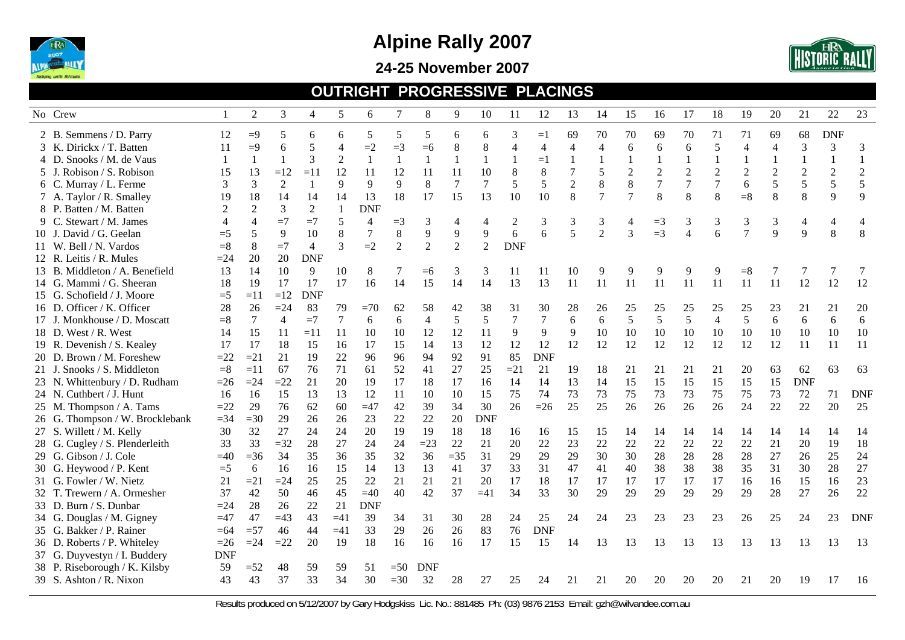# Alpine Rally 2007

## 24-25 November 2007

### OUTRIGHT PROGRESSIVE PLACINGS

| No | Crew | 1 | 2 | 3 | 4 | 5 | 6 | 7 | 8 | 9 | 10 | 11 | 12 | 13 | 14 | 15 | 16 | 17 | 18 | 19 | 20 | 21 | 22 | 23 |
|---|---|---|---|---|---|---|---|---|---|---|---|---|---|---|---|---|---|---|---|---|---|---|---|---|
| 2 | B. Semmens / D. Parry | 12 | =9 | 5 | 6 | 6 | 5 | 5 | 5 | 6 | 6 | 3 | =1 | 69 | 70 | 70 | 69 | 70 | 71 | 71 | 69 | 68 | DNF | |
| 3 | K. Dirickx / T. Batten | 11 | =9 | 6 | 5 | 4 | =2 | =3 | =6 | 8 | 8 | 4 | 4 | 4 | 4 | 6 | 6 | 6 | 5 | 4 | 4 | 3 | 3 | 3 |
| 4 | D. Snooks / M. de Vaus | 1 | 1 | 1 | 3 | 2 | 1 | 1 | 1 | 1 | 1 | 1 | =1 | 1 | 1 | 1 | 1 | 1 | 1 | 1 | 1 | 1 | 1 | 1 |
| 5 | J. Robison / S. Robison | 15 | 13 | =12 | =11 | 12 | 11 | 12 | 11 | 11 | 10 | 8 | 8 | 7 | 5 | 2 | 2 | 2 | 2 | 2 | 2 | 2 | 2 | 2 |
| 6 | C. Murray / L. Ferme | 3 | 3 | 2 | 1 | 9 | 9 | 9 | 8 | 7 | 7 | 5 | 5 | 2 | 8 | 8 | 7 | 7 | 7 | 6 | 5 | 5 | 5 | 5 |
| 7 | A. Taylor / R. Smalley | 19 | 18 | 14 | 14 | 14 | 13 | 18 | 17 | 15 | 13 | 10 | 10 | 8 | 7 | 7 | 8 | 8 | 8 | =8 | 8 | 8 | 9 | 9 |
| 8 | P. Batten / M. Batten | 2 | 2 | 3 | 2 | 1 | DNF | | | | | | | | | | | | | | | | | |
| 9 | C. Stewart / M. James | 4 | 4 | =7 | =7 | 5 | 4 | =3 | 3 | 4 | 4 | 2 | 3 | 3 | 3 | 4 | =3 | 3 | 3 | 3 | 3 | 4 | 4 | 4 |
| 10 | J. David / G. Geelan | =5 | 5 | 9 | 10 | 8 | 7 | 8 | 9 | 9 | 9 | 6 | 6 | 5 | 2 | 3 | =3 | 4 | 6 | 7 | 9 | 9 | 8 | 8 |
| 11 | W. Bell / N. Vardos | =8 | 8 | =7 | 4 | 3 | =2 | 2 | 2 | 2 | 2 | DNF | | | | | | | | | | | | |
| 12 | R. Leitis / R. Mules | =24 | 20 | 20 | DNF | | | | | | | | | | | | | | | | | | | |
| 13 | B. Middleton / A. Benefield | 13 | 14 | 10 | 9 | 10 | 8 | 7 | =6 | 3 | 3 | 11 | 11 | 10 | 9 | 9 | 9 | 9 | 9 | =8 | 7 | 7 | 7 | 7 |
| 14 | G. Mammi / G. Sheeran | 18 | 19 | 17 | 17 | 17 | 16 | 14 | 15 | 14 | 14 | 13 | 13 | 11 | 11 | 11 | 11 | 11 | 11 | 11 | 11 | 12 | 12 | 12 |
| 15 | G. Schofield / J. Moore | =5 | =11 | =12 | DNF | | | | | | | | | | | | | | | | | | | |
| 16 | D. Officer / K. Officer | 28 | 26 | =24 | 83 | 79 | =70 | 62 | 58 | 42 | 38 | 31 | 30 | 28 | 26 | 25 | 25 | 25 | 25 | 25 | 23 | 21 | 21 | 20 |
| 17 | J. Monkhouse / D. Moscatt | =8 | 7 | 4 | =7 | 7 | 6 | 6 | 4 | 5 | 5 | 7 | 7 | 6 | 6 | 5 | 5 | 5 | 4 | 5 | 6 | 6 | 6 | 6 |
| 18 | D. West / R. West | 14 | 15 | 11 | =11 | 11 | 10 | 10 | 12 | 12 | 11 | 9 | 9 | 9 | 10 | 10 | 10 | 10 | 10 | 10 | 10 | 10 | 10 | 10 |
| 19 | R. Devenish / S. Kealey | 17 | 17 | 18 | 15 | 16 | 17 | 15 | 14 | 13 | 12 | 12 | 12 | 12 | 12 | 12 | 12 | 12 | 12 | 12 | 12 | 11 | 11 | 11 |
| 20 | D. Brown / M. Foreshew | =22 | =21 | 21 | 19 | 22 | 96 | 96 | 94 | 92 | 91 | 85 | DNF | | | | | | | | | | | |
| 21 | J. Snooks / S. Middleton | =8 | =11 | 67 | 76 | 71 | 61 | 52 | 41 | 27 | 25 | =21 | 21 | 19 | 18 | 21 | 21 | 21 | 21 | 20 | 63 | 62 | 63 | 63 |
| 23 | N. Whittenbury / D. Rudham | =26 | =24 | =22 | 21 | 20 | 19 | 17 | 18 | 17 | 16 | 14 | 14 | 13 | 14 | 15 | 15 | 15 | 15 | 15 | 15 | DNF | | |
| 24 | N. Cuthbert / J. Hunt | 16 | 16 | 15 | 13 | 13 | 12 | 11 | 10 | 10 | 15 | 75 | 74 | 73 | 73 | 75 | 73 | 73 | 75 | 75 | 73 | 72 | 71 | DNF |
| 25 | M. Thompson / A. Tams | =22 | 29 | 76 | 62 | 60 | =47 | 42 | 39 | 34 | 30 | 26 | =26 | 25 | 25 | 26 | 26 | 26 | 26 | 24 | 22 | 22 | 20 | 25 |
| 26 | G. Thompson / W. Brocklebank | =34 | =30 | 29 | 26 | 26 | 23 | 22 | 22 | 20 | DNF | | | | | | | | | | | | | |
| 27 | S. Willett / M. Kelly | 30 | 32 | 27 | 24 | 24 | 20 | 19 | 19 | 18 | 18 | 16 | 16 | 15 | 15 | 14 | 14 | 14 | 14 | 14 | 14 | 14 | 14 | 14 |
| 28 | G. Cugley / S. Plenderleith | 33 | 33 | =32 | 28 | 27 | 24 | 24 | =23 | 22 | 21 | 20 | 22 | 23 | 22 | 22 | 22 | 22 | 22 | 22 | 21 | 20 | 19 | 18 |
| 29 | G. Gibson / J. Cole | =40 | =36 | 34 | 35 | 36 | 35 | 32 | 36 | =35 | 31 | 29 | 29 | 29 | 30 | 30 | 28 | 28 | 28 | 28 | 27 | 26 | 25 | 24 |
| 30 | G. Heywood / P. Kent | =5 | 6 | 16 | 16 | 15 | 14 | 13 | 13 | 41 | 37 | 33 | 31 | 47 | 41 | 40 | 38 | 38 | 38 | 35 | 31 | 30 | 28 | 27 |
| 31 | G. Fowler / W. Nietz | 21 | =21 | =24 | 25 | 25 | 22 | 21 | 21 | 21 | 20 | 17 | 18 | 17 | 17 | 17 | 17 | 17 | 17 | 16 | 16 | 15 | 16 | 23 |
| 32 | T. Trewern / A. Ormesher | 37 | 42 | 50 | 46 | 45 | =40 | 40 | 42 | 37 | =41 | 34 | 33 | 30 | 29 | 29 | 29 | 29 | 29 | 29 | 28 | 27 | 26 | 22 |
| 33 | D. Burn / S. Dunbar | =24 | 28 | 26 | 22 | 21 | DNF | | | | | | | | | | | | | | | | | |
| 34 | G. Douglas / M. Gigney | =47 | 47 | =43 | 43 | =41 | 39 | 34 | 31 | 30 | 28 | 24 | 25 | 24 | 24 | 23 | 23 | 23 | 23 | 26 | 25 | 24 | 23 | DNF |
| 35 | G. Bakker / P. Rainer | =64 | =57 | 46 | 44 | =41 | 33 | 29 | 26 | 26 | 83 | 76 | DNF | | | | | | | | | | | |
| 36 | D. Roberts / P. Whiteley | =26 | =24 | =22 | 20 | 19 | 18 | 16 | 16 | 16 | 17 | 15 | 15 | 14 | 13 | 13 | 13 | 13 | 13 | 13 | 13 | 13 | 13 | 13 |
| 37 | G. Duyvestyn / I. Buddery | DNF | | | | | | | | | | | | | | | | | | | | | | |
| 38 | P. Riseborough / K. Kilsby | 59 | =52 | 48 | 59 | 59 | 51 | =50 | DNF | | | | | | | | | | | | | | | |
| 39 | S. Ashton / R. Nixon | 43 | 43 | 37 | 33 | 34 | 30 | =30 | 32 | 28 | 27 | 25 | 24 | 21 | 21 | 20 | 20 | 20 | 20 | 21 | 20 | 19 | 17 | 16 |

Results produced on 5/12/2007 by Gary Hodgskiss Lic. No.: 881485 Ph: (03) 9876 2153 Email: gzh@wilvandee.com.au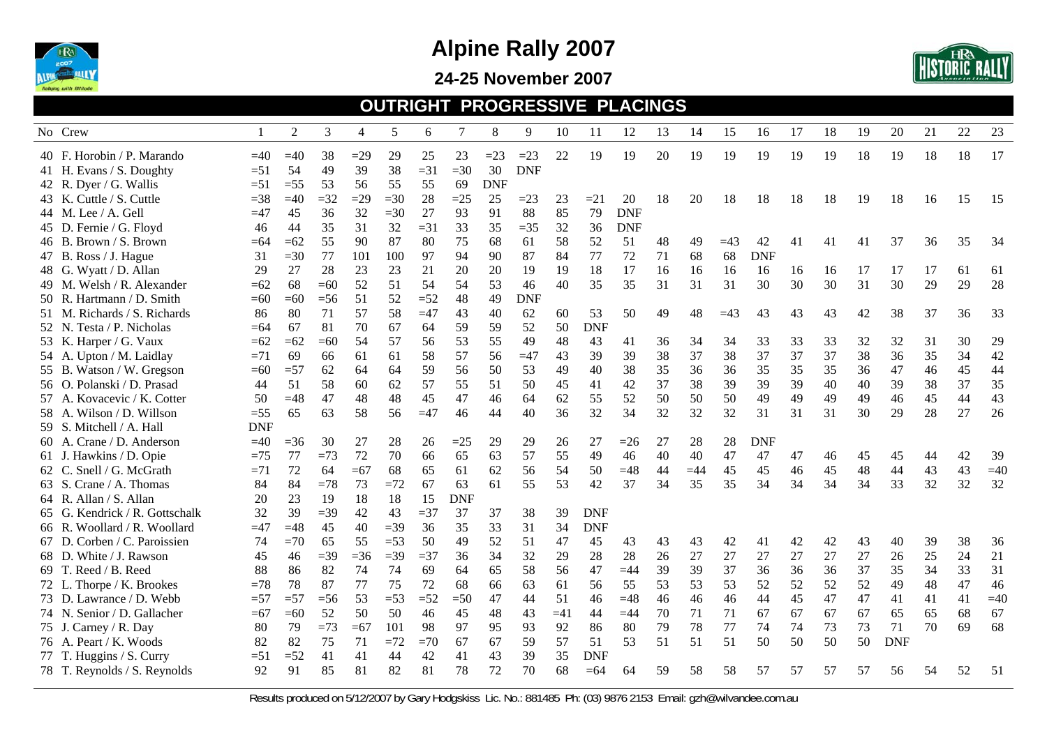# Alpine Rally 2007

## 24-25 November 2007

## OUTRIGHT PROGRESSIVE PLACINGS

| No | Crew | 1 | 2 | 3 | 4 | 5 | 6 | 7 | 8 | 9 | 10 | 11 | 12 | 13 | 14 | 15 | 16 | 17 | 18 | 19 | 20 | 21 | 22 | 23 |
|---|---|---|---|---|---|---|---|---|---|---|---|---|---|---|---|---|---|---|---|---|---|---|---|---|
| 40 | F. Horobin / P. Marando | =40 | =40 | 38 | =29 | 29 | 25 | 23 | =23 | =23 | 22 | 19 | 19 | 20 | 19 | 19 | 19 | 19 | 19 | 18 | 19 | 18 | 18 | 17 |
| 41 | H. Evans / S. Doughty | =51 | 54 | 49 | 39 | 38 | =31 | =30 | 30 | DNF | | | | | | | | | | | | | | |
| 42 | R. Dyer / G. Wallis | =51 | =55 | 53 | 56 | 55 | 55 | 69 | DNF | | | | | | | | | | | | | | | |
| 43 | K. Cuttle / S. Cuttle | =38 | =40 | =32 | =29 | =30 | 28 | =25 | 25 | =23 | 23 | =21 | 20 | 18 | 20 | 18 | 18 | 18 | 18 | 19 | 18 | 16 | 15 | 15 |
| 44 | M. Lee / A. Gell | =47 | 45 | 36 | 32 | =30 | 27 | 93 | 91 | 88 | 85 | 79 | DNF | | | | | | | | | | | |
| 45 | D. Fernie / G. Floyd | 46 | 44 | 35 | 31 | 32 | =31 | 33 | 35 | =35 | 32 | 36 | DNF | | | | | | | | | | | |
| 46 | B. Brown / S. Brown | =64 | =62 | 55 | 90 | 87 | 80 | 75 | 68 | 61 | 58 | 52 | 51 | 48 | 49 | =43 | 42 | 41 | 41 | 41 | 37 | 36 | 35 | 34 |
| 47 | B. Ross / J. Hague | 31 | =30 | 77 | 101 | 100 | 97 | 94 | 90 | 87 | 84 | 77 | 72 | 71 | 68 | 68 | DNF | | | | | | | |
| 48 | G. Wyatt / D. Allan | 29 | 27 | 28 | 23 | 23 | 21 | 20 | 20 | 19 | 19 | 18 | 17 | 16 | 16 | 16 | 16 | 16 | 16 | 17 | 17 | 17 | 61 | 61 |
| 49 | M. Welsh / R. Alexander | =62 | 68 | =60 | 52 | 51 | 54 | 54 | 53 | 46 | 40 | 35 | 35 | 31 | 31 | 31 | 30 | 30 | 30 | 31 | 30 | 29 | 29 | 28 |
| 50 | R. Hartmann / D. Smith | =60 | =60 | =56 | 51 | 52 | =52 | 48 | 49 | DNF | | | | | | | | | | | | | | |
| 51 | M. Richards / S. Richards | 86 | 80 | 71 | 57 | 58 | =47 | 43 | 40 | 62 | 60 | 53 | 50 | 49 | 48 | =43 | 43 | 43 | 43 | 42 | 38 | 37 | 36 | 33 |
| 52 | N. Testa / P. Nicholas | =64 | 67 | 81 | 70 | 67 | 64 | 59 | 59 | 52 | 50 | DNF | | | | | | | | | | | | |
| 53 | K. Harper / G. Vaux | =62 | =62 | =60 | 54 | 57 | 56 | 53 | 55 | 49 | 48 | 43 | 41 | 36 | 34 | 34 | 33 | 33 | 33 | 32 | 32 | 31 | 30 | 29 |
| 54 | A. Upton / M. Laidlay | =71 | 69 | 66 | 61 | 61 | 58 | 57 | 56 | =47 | 43 | 39 | 39 | 38 | 37 | 38 | 37 | 37 | 37 | 38 | 36 | 35 | 34 | 42 |
| 55 | B. Watson / W. Gregson | =60 | =57 | 62 | 64 | 64 | 59 | 56 | 50 | 53 | 49 | 40 | 38 | 35 | 36 | 36 | 35 | 35 | 35 | 36 | 47 | 46 | 45 | 44 |
| 56 | O. Polanski / D. Prasad | 44 | 51 | 58 | 60 | 62 | 57 | 55 | 51 | 50 | 45 | 41 | 42 | 37 | 38 | 39 | 39 | 39 | 40 | 40 | 39 | 38 | 37 | 35 |
| 57 | A. Kovacevic / K. Cotter | 50 | =48 | 47 | 48 | 48 | 45 | 47 | 46 | 64 | 62 | 55 | 52 | 50 | 50 | 50 | 49 | 49 | 49 | 49 | 46 | 45 | 44 | 43 |
| 58 | A. Wilson / D. Willson | =55 | 65 | 63 | 58 | 56 | =47 | 46 | 44 | 40 | 36 | 32 | 34 | 32 | 32 | 32 | 31 | 31 | 31 | 30 | 29 | 28 | 27 | 26 |
| 59 | S. Mitchell / A. Hall | DNF | | | | | | | | | | | | | | | | | | | | | | |
| 60 | A. Crane / D. Anderson | =40 | =36 | 30 | 27 | 28 | 26 | =25 | 29 | 29 | 26 | 27 | =26 | 27 | 28 | 28 | DNF | | | | | | | |
| 61 | J. Hawkins / D. Opie | =75 | 77 | =73 | 72 | 70 | 66 | 65 | 63 | 57 | 55 | 49 | 46 | 40 | 40 | 47 | 47 | 47 | 46 | 45 | 45 | 44 | 42 | 39 |
| 62 | C. Snell / G. McGrath | =71 | 72 | 64 | =67 | 68 | 65 | 61 | 62 | 56 | 54 | 50 | =48 | 44 | =44 | 45 | 45 | 46 | 45 | 48 | 44 | 43 | 43 | =40 |
| 63 | S. Crane / A. Thomas | 84 | 84 | =78 | 73 | =72 | 67 | 63 | 61 | 55 | 53 | 42 | 37 | 34 | 35 | 35 | 34 | 34 | 34 | 34 | 33 | 32 | 32 | 32 |
| 64 | R. Allan / S. Allan | 20 | 23 | 19 | 18 | 18 | 15 | DNF | | | | | | | | | | | | | | | | |
| 65 | G. Kendrick / R. Gottschalk | 32 | 39 | =39 | 42 | 43 | =37 | 37 | 37 | 38 | 39 | DNF | | | | | | | | | | | | |
| 66 | R. Woollard / R. Woollard | =47 | =48 | 45 | 40 | =39 | 36 | 35 | 33 | 31 | 34 | DNF | | | | | | | | | | | | |
| 67 | D. Corben / C. Paroissien | 74 | =70 | 65 | 55 | =53 | 50 | 49 | 52 | 51 | 47 | 45 | 43 | 43 | 43 | 42 | 41 | 42 | 42 | 43 | 40 | 39 | 38 | 36 |
| 68 | D. White / J. Rawson | 45 | 46 | =39 | =36 | =39 | =37 | 36 | 34 | 32 | 29 | 28 | 28 | 26 | 27 | 27 | 27 | 27 | 27 | 27 | 26 | 25 | 24 | 21 |
| 69 | T. Reed / B. Reed | 88 | 86 | 82 | 74 | 74 | 69 | 64 | 65 | 58 | 56 | 47 | =44 | 39 | 39 | 37 | 36 | 36 | 36 | 37 | 35 | 34 | 33 | 31 |
| 72 | L. Thorpe / K. Brookes | =78 | 78 | 87 | 77 | 75 | 72 | 68 | 66 | 63 | 61 | 56 | 55 | 53 | 53 | 53 | 52 | 52 | 52 | 52 | 49 | 48 | 47 | 46 |
| 73 | D. Lawrance / D. Webb | =57 | =57 | =56 | 53 | =53 | =52 | =50 | 47 | 44 | 51 | 46 | =48 | 46 | 46 | 46 | 44 | 45 | 47 | 47 | 41 | 41 | 41 | =40 |
| 74 | N. Senior / D. Gallacher | =67 | =60 | 52 | 50 | 50 | 46 | 45 | 48 | 43 | =41 | 44 | =44 | 70 | 71 | 71 | 67 | 67 | 67 | 67 | 65 | 65 | 68 | 67 |
| 75 | J. Carney / R. Day | 80 | 79 | =73 | =67 | 101 | 98 | 97 | 95 | 93 | 92 | 86 | 80 | 79 | 78 | 77 | 74 | 74 | 73 | 73 | 71 | 70 | 69 | 68 |
| 76 | A. Peart / K. Woods | 82 | 82 | 75 | 71 | =72 | =70 | 67 | 67 | 59 | 57 | 51 | 53 | 51 | 51 | 51 | 50 | 50 | 50 | 50 | DNF | | | |
| 77 | T. Huggins / S. Curry | =51 | =52 | 41 | 41 | 44 | 42 | 41 | 43 | 39 | 35 | DNF | | | | | | | | | | | | |
| 78 | T. Reynolds / S. Reynolds | 92 | 91 | 85 | 81 | 82 | 81 | 78 | 72 | 70 | 68 | =64 | 64 | 59 | 58 | 58 | 57 | 57 | 57 | 57 | 56 | 54 | 52 | 51 |

Results produced on 5/12/2007 by Gary Hodgskiss Lic. No.: 881485 Ph: (03) 9876 2153 Email: gzh@wilvandee.com.au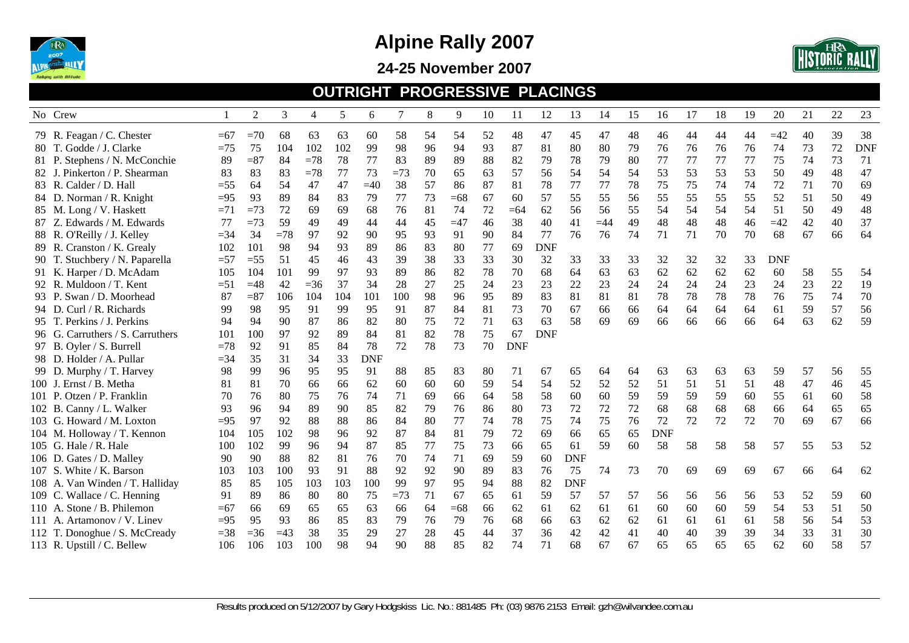# Alpine Rally 2007

## 24-25 November 2007

## OUTRIGHT PROGRESSIVE PLACINGS

| No | Crew | 1 | 2 | 3 | 4 | 5 | 6 | 7 | 8 | 9 | 10 | 11 | 12 | 13 | 14 | 15 | 16 | 17 | 18 | 19 | 20 | 21 | 22 | 23 |
|---|---|---|---|---|---|---|---|---|---|---|---|---|---|---|---|---|---|---|---|---|---|---|---|---|
| 79 | R. Feagan / C. Chester | =67 | =70 | 68 | 63 | 63 | 60 | 58 | 54 | 54 | 52 | 48 | 47 | 45 | 47 | 48 | 46 | 44 | 44 | 44 | =42 | 40 | 39 | 38 |
| 80 | T. Godde / J. Clarke | =75 | 75 | 104 | 102 | 102 | 99 | 98 | 96 | 94 | 93 | 87 | 81 | 80 | 80 | 79 | 76 | 76 | 76 | 76 | 74 | 73 | 72 | DNF |
| 81 | P. Stephens / N. McConchie | 89 | =87 | 84 | =78 | 78 | 77 | 83 | 89 | 89 | 88 | 82 | 79 | 78 | 79 | 80 | 77 | 77 | 77 | 77 | 75 | 74 | 73 | 71 |
| 82 | J. Pinkerton / P. Shearman | 83 | 83 | 83 | =78 | 77 | 73 | =73 | 70 | 65 | 63 | 57 | 56 | 54 | 54 | 54 | 53 | 53 | 53 | 53 | 50 | 49 | 48 | 47 |
| 83 | R. Calder / D. Hall | =55 | 64 | 54 | 47 | 47 | =40 | 38 | 57 | 86 | 87 | 81 | 78 | 77 | 77 | 78 | 75 | 75 | 74 | 74 | 72 | 71 | 70 | 69 |
| 84 | D. Norman / R. Knight | =95 | 93 | 89 | 84 | 83 | 79 | 77 | 73 | =68 | 67 | 60 | 57 | 55 | 55 | 56 | 55 | 55 | 55 | 55 | 52 | 51 | 50 | 49 |
| 85 | M. Long / V. Haskett | =71 | =73 | 72 | 69 | 69 | 68 | 76 | 81 | 74 | 72 | =64 | 62 | 56 | 56 | 55 | 54 | 54 | 54 | 54 | 51 | 50 | 49 | 48 |
| 87 | Z. Edwards / M. Edwards | 77 | =73 | 59 | 49 | 49 | 44 | 44 | 45 | =47 | 46 | 38 | 40 | 41 | =44 | 49 | 48 | 48 | 48 | 46 | =42 | 42 | 40 | 37 |
| 88 | R. O'Reilly / J. Kelley | =34 | 34 | =78 | 97 | 92 | 90 | 95 | 93 | 91 | 90 | 84 | 77 | 76 | 76 | 74 | 71 | 71 | 70 | 70 | 68 | 67 | 66 | 64 |
| 89 | R. Cranston / K. Grealy | 102 | 101 | 98 | 94 | 93 | 89 | 86 | 83 | 80 | 77 | 69 | DNF | | | | | | | | | | | |
| 90 | T. Stuchbery / N. Paparella | =57 | =55 | 51 | 45 | 46 | 43 | 39 | 38 | 33 | 33 | 30 | 32 | 33 | 33 | 33 | 32 | 32 | 32 | 33 | DNF | | | |
| 91 | K. Harper / D. McAdam | 105 | 104 | 101 | 99 | 97 | 93 | 89 | 86 | 82 | 78 | 70 | 68 | 64 | 63 | 63 | 62 | 62 | 62 | 62 | 60 | 58 | 55 | 54 |
| 92 | R. Muldoon / T. Kent | =51 | =48 | 42 | =36 | 37 | 34 | 28 | 27 | 25 | 24 | 23 | 23 | 22 | 23 | 24 | 24 | 24 | 24 | 23 | 24 | 23 | 22 | 19 |
| 93 | P. Swan / D. Moorhead | 87 | =87 | 106 | 104 | 104 | 101 | 100 | 98 | 96 | 95 | 89 | 83 | 81 | 81 | 81 | 78 | 78 | 78 | 78 | 76 | 75 | 74 | 70 |
| 94 | D. Curl / R. Richards | 99 | 98 | 95 | 91 | 99 | 95 | 91 | 87 | 84 | 81 | 73 | 70 | 67 | 66 | 66 | 64 | 64 | 64 | 64 | 61 | 59 | 57 | 56 |
| 95 | T. Perkins / J. Perkins | 94 | 94 | 90 | 87 | 86 | 82 | 80 | 75 | 72 | 71 | 63 | 63 | 58 | 69 | 69 | 66 | 66 | 66 | 66 | 64 | 63 | 62 | 59 |
| 96 | G. Carruthers / S. Carruthers | 101 | 100 | 97 | 92 | 89 | 84 | 81 | 82 | 78 | 75 | 67 | DNF | | | | | | | | | | | |
| 97 | B. Oyler / S. Burrell | =78 | 92 | 91 | 85 | 84 | 78 | 72 | 78 | 73 | 70 | DNF | | | | | | | | | | | | |
| 98 | D. Holder / A. Pullar | =34 | 35 | 31 | 34 | 33 | DNF | | | | | | | | | | | | | | | | | |
| 99 | D. Murphy / T. Harvey | 98 | 99 | 96 | 95 | 95 | 91 | 88 | 85 | 83 | 80 | 71 | 67 | 65 | 64 | 64 | 63 | 63 | 63 | 63 | 59 | 57 | 56 | 55 |
| 100 | J. Ernst / B. Metha | 81 | 81 | 70 | 66 | 66 | 62 | 60 | 60 | 60 | 59 | 54 | 54 | 52 | 52 | 52 | 51 | 51 | 51 | 51 | 48 | 47 | 46 | 45 |
| 101 | P. Otzen / P. Franklin | 70 | 76 | 80 | 75 | 76 | 74 | 71 | 69 | 66 | 64 | 58 | 58 | 60 | 60 | 59 | 59 | 59 | 59 | 60 | 55 | 61 | 60 | 58 |
| 102 | B. Canny / L. Walker | 93 | 96 | 94 | 89 | 90 | 85 | 82 | 79 | 76 | 86 | 80 | 73 | 72 | 72 | 72 | 68 | 68 | 68 | 68 | 66 | 64 | 65 | 65 |
| 103 | G. Howard / M. Loxton | =95 | 97 | 92 | 88 | 88 | 86 | 84 | 80 | 77 | 74 | 78 | 75 | 74 | 75 | 76 | 72 | 72 | 72 | 72 | 70 | 69 | 67 | 66 |
| 104 | M. Holloway / T. Kennon | 104 | 105 | 102 | 98 | 96 | 92 | 87 | 84 | 81 | 79 | 72 | 69 | 66 | 65 | 65 | DNF | | | | | | | |
| 105 | G. Hale / R. Hale | 100 | 102 | 99 | 96 | 94 | 87 | 85 | 77 | 75 | 73 | 66 | 65 | 61 | 59 | 60 | 58 | 58 | 58 | 58 | 57 | 55 | 53 | 52 |
| 106 | D. Gates / D. Malley | 90 | 90 | 88 | 82 | 81 | 76 | 70 | 74 | 71 | 69 | 59 | 60 | DNF | | | | | | | | | | |
| 107 | S. White / K. Barson | 103 | 103 | 100 | 93 | 91 | 88 | 92 | 92 | 90 | 89 | 83 | 76 | 75 | 74 | 73 | 70 | 69 | 69 | 69 | 67 | 66 | 64 | 62 |
| 108 | A. Van Winden / T. Halliday | 85 | 85 | 105 | 103 | 103 | 100 | 99 | 97 | 95 | 94 | 88 | 82 | DNF | | | | | | | | | | |
| 109 | C. Wallace / C. Henning | 91 | 89 | 86 | 80 | 80 | 75 | =73 | 71 | 67 | 65 | 61 | 59 | 57 | 57 | 57 | 56 | 56 | 56 | 56 | 53 | 52 | 59 | 60 |
| 110 | A. Stone / B. Philemon | =67 | 66 | 69 | 65 | 65 | 63 | 66 | 64 | =68 | 66 | 62 | 61 | 62 | 61 | 61 | 60 | 60 | 60 | 59 | 54 | 53 | 51 | 50 |
| 111 | A. Artamonov / V. Linev | =95 | 95 | 93 | 86 | 85 | 83 | 79 | 76 | 79 | 76 | 68 | 66 | 63 | 62 | 62 | 61 | 61 | 61 | 61 | 58 | 56 | 54 | 53 |
| 112 | T. Donoghue / S. McCready | =38 | =36 | =43 | 38 | 35 | 29 | 27 | 28 | 45 | 44 | 37 | 36 | 42 | 42 | 41 | 40 | 40 | 39 | 39 | 34 | 33 | 31 | 30 |
| 113 | R. Upstill / C. Bellew | 106 | 106 | 103 | 100 | 98 | 94 | 90 | 88 | 85 | 82 | 74 | 71 | 68 | 67 | 67 | 65 | 65 | 65 | 65 | 62 | 60 | 58 | 57 |

Results produced on 5/12/2007 by Gary Hodgskiss Lic. No.: 881485 Ph: (03) 9876 2153 Email: gzh@wilvandee.com.au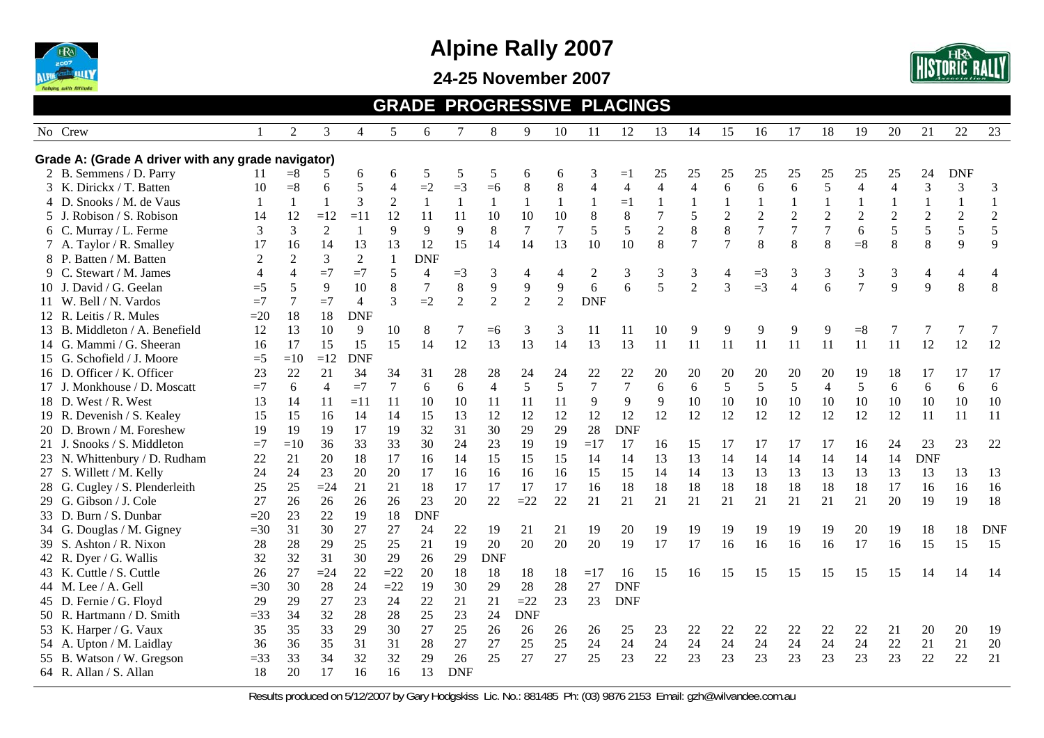# Alpine Rally 2007

## 24-25 November 2007

## GRADE PROGRESSIVE PLACINGS

| No | Crew | 1 | 2 | 3 | 4 | 5 | 6 | 7 | 8 | 9 | 10 | 11 | 12 | 13 | 14 | 15 | 16 | 17 | 18 | 19 | 20 | 21 | 22 | 23 |
|---|---|---|---|---|---|---|---|---|---|---|---|---|---|---|---|---|---|---|---|---|---|---|---|---|
| **Grade A: (Grade A driver with any grade navigator)** | | | | | | | | | | | | | | | | | | | | | | | | |
| 2 | B. Semmens / D. Parry | 11 | =8 | 5 | 6 | 6 | 5 | 5 | 5 | 6 | 6 | 3 | =1 | 25 | 25 | 25 | 25 | 25 | 25 | 25 | 25 | 24 | DNF | |
| 3 | K. Dirickx / T. Batten | 10 | =8 | 6 | 5 | 4 | =2 | =3 | =6 | 8 | 8 | 4 | 4 | 4 | 4 | 6 | 6 | 6 | 5 | 4 | 4 | 3 | 3 | 3 |
| 4 | D. Snooks / M. de Vaus | 1 | 1 | 1 | 3 | 2 | 1 | 1 | 1 | 1 | 1 | 1 | =1 | 1 | 1 | 1 | 1 | 1 | 1 | 1 | 1 | 1 | 1 | 1 |
| 5 | J. Robison / S. Robison | 14 | 12 | =12 | =11 | 12 | 11 | 11 | 10 | 10 | 10 | 8 | 8 | 7 | 5 | 2 | 2 | 2 | 2 | 2 | 2 | 2 | 2 | 2 |
| 6 | C. Murray / L. Ferme | 3 | 3 | 2 | 1 | 9 | 9 | 9 | 8 | 7 | 7 | 5 | 5 | 2 | 8 | 8 | 7 | 7 | 7 | 6 | 5 | 5 | 5 | 5 |
| 7 | A. Taylor / R. Smalley | 17 | 16 | 14 | 13 | 13 | 12 | 15 | 14 | 14 | 13 | 10 | 10 | 8 | 7 | 7 | 8 | 8 | 8 | =8 | 8 | 8 | 9 | 9 |
| 8 | P. Batten / M. Batten | 2 | 2 | 3 | 2 | 1 | DNF | | | | | | | | | | | | | | | | | |
| 9 | C. Stewart / M. James | 4 | 4 | =7 | =7 | 5 | 4 | =3 | 3 | 4 | 4 | 2 | 3 | 3 | 3 | 4 | =3 | 3 | 3 | 3 | 3 | 4 | 4 | 4 |
| 10 | J. David / G. Geelan | =5 | 5 | 9 | 10 | 8 | 7 | 8 | 9 | 9 | 9 | 6 | 6 | 5 | 2 | 3 | =3 | 4 | 6 | 7 | 9 | 9 | 8 | 8 |
| 11 | W. Bell / N. Vardos | =7 | 7 | =7 | 4 | 3 | =2 | 2 | 2 | 2 | 2 | DNF | | | | | | | | | | | | |
| 12 | R. Leitis / R. Mules | =20 | 18 | 18 | DNF | | | | | | | | | | | | | | | | | | | |
| 13 | B. Middleton / A. Benefield | 12 | 13 | 10 | 9 | 10 | 8 | 7 | =6 | 3 | 3 | 11 | 11 | 10 | 9 | 9 | 9 | 9 | 9 | =8 | 7 | 7 | 7 | 7 |
| 14 | G. Mammi / G. Sheeran | 16 | 17 | 15 | 15 | 15 | 14 | 12 | 13 | 13 | 14 | 13 | 13 | 11 | 11 | 11 | 11 | 11 | 11 | 11 | 11 | 12 | 12 | 12 |
| 15 | G. Schofield / J. Moore | =5 | =10 | =12 | DNF | | | | | | | | | | | | | | | | | | | |
| 16 | D. Officer / K. Officer | 23 | 22 | 21 | 34 | 34 | 31 | 28 | 28 | 24 | 24 | 22 | 22 | 20 | 20 | 20 | 20 | 20 | 20 | 19 | 18 | 17 | 17 | 17 |
| 17 | J. Monkhouse / D. Moscatt | =7 | 6 | 4 | =7 | 7 | 6 | 6 | 4 | 5 | 5 | 7 | 7 | 6 | 6 | 5 | 5 | 5 | 4 | 5 | 6 | 6 | 6 | 6 |
| 18 | D. West / R. West | 13 | 14 | 11 | =11 | 11 | 10 | 10 | 11 | 11 | 11 | 9 | 9 | 9 | 10 | 10 | 10 | 10 | 10 | 10 | 10 | 10 | 10 | 10 |
| 19 | R. Devenish / S. Kealey | 15 | 15 | 16 | 14 | 14 | 15 | 13 | 12 | 12 | 12 | 12 | 12 | 12 | 12 | 12 | 12 | 12 | 12 | 12 | 12 | 11 | 11 | 11 |
| 20 | D. Brown / M. Foreshew | 19 | 19 | 19 | 17 | 19 | 32 | 31 | 30 | 29 | 29 | 28 | DNF | | | | | | | | | | | |
| 21 | J. Snooks / S. Middleton | =7 | =10 | 36 | 33 | 33 | 30 | 24 | 23 | 19 | 19 | =17 | 17 | 16 | 15 | 17 | 17 | 17 | 17 | 16 | 24 | 23 | 23 | 22 |
| 23 | N. Whittenbury / D. Rudham | 22 | 21 | 20 | 18 | 17 | 16 | 14 | 15 | 15 | 15 | 14 | 14 | 13 | 13 | 14 | 14 | 14 | 14 | 14 | 14 | DNF | | |
| 27 | S. Willett / M. Kelly | 24 | 24 | 23 | 20 | 20 | 17 | 16 | 16 | 16 | 16 | 15 | 15 | 14 | 14 | 13 | 13 | 13 | 13 | 13 | 13 | 13 | 13 | 13 |
| 28 | G. Cugley / S. Plenderleith | 25 | 25 | =24 | 21 | 21 | 18 | 17 | 17 | 17 | 17 | 16 | 18 | 18 | 18 | 18 | 18 | 18 | 18 | 18 | 17 | 16 | 16 | 16 |
| 29 | G. Gibson / J. Cole | 27 | 26 | 26 | 26 | 26 | 23 | 20 | 22 | =22 | 22 | 21 | 21 | 21 | 21 | 21 | 21 | 21 | 21 | 21 | 20 | 19 | 19 | 18 |
| 33 | D. Burn / S. Dunbar | =20 | 23 | 22 | 19 | 18 | DNF | | | | | | | | | | | | | | | | | |
| 34 | G. Douglas / M. Gigney | =30 | 31 | 30 | 27 | 27 | 24 | 22 | 19 | 21 | 21 | 19 | 20 | 19 | 19 | 19 | 19 | 19 | 19 | 20 | 19 | 18 | 18 | DNF |
| 39 | S. Ashton / R. Nixon | 28 | 28 | 29 | 25 | 25 | 21 | 19 | 20 | 20 | 20 | 20 | 19 | 17 | 17 | 16 | 16 | 16 | 16 | 17 | 16 | 15 | 15 | 15 |
| 42 | R. Dyer / G. Wallis | 32 | 32 | 31 | 30 | 29 | 26 | 29 | DNF | | | | | | | | | | | | | | | |
| 43 | K. Cuttle / S. Cuttle | 26 | 27 | =24 | 22 | =22 | 20 | 18 | 18 | 18 | 18 | =17 | 16 | 15 | 16 | 15 | 15 | 15 | 15 | 15 | 15 | 14 | 14 | 14 |
| 44 | M. Lee / A. Gell | =30 | 30 | 28 | 24 | =22 | 19 | 30 | 29 | 28 | 28 | 27 | DNF | | | | | | | | | | | |
| 45 | D. Fernie / G. Floyd | 29 | 29 | 27 | 23 | 24 | 22 | 21 | 21 | =22 | 23 | 23 | DNF | | | | | | | | | | | |
| 50 | R. Hartmann / D. Smith | =33 | 34 | 32 | 28 | 28 | 25 | 23 | 24 | DNF | | | | | | | | | | | | | | |
| 53 | K. Harper / G. Vaux | 35 | 35 | 33 | 29 | 30 | 27 | 25 | 26 | 26 | 26 | 26 | 25 | 23 | 22 | 22 | 22 | 22 | 22 | 22 | 21 | 20 | 20 | 19 |
| 54 | A. Upton / M. Laidlay | 36 | 36 | 35 | 31 | 31 | 28 | 27 | 27 | 25 | 25 | 24 | 24 | 24 | 24 | 24 | 24 | 24 | 24 | 24 | 22 | 21 | 21 | 20 |
| 55 | B. Watson / W. Gregson | =33 | 33 | 34 | 32 | 32 | 29 | 26 | 25 | 27 | 27 | 25 | 23 | 22 | 23 | 23 | 23 | 23 | 23 | 23 | 23 | 22 | 22 | 21 |
| 64 | R. Allan / S. Allan | 18 | 20 | 17 | 16 | 16 | 13 | DNF | | | | | | | | | | | | | | | | |

Results produced on 5/12/2007 by Gary Hodgskiss Lic. No.: 881485 Ph: (03) 9876 2153 Email: gzh@wilvandee.com.au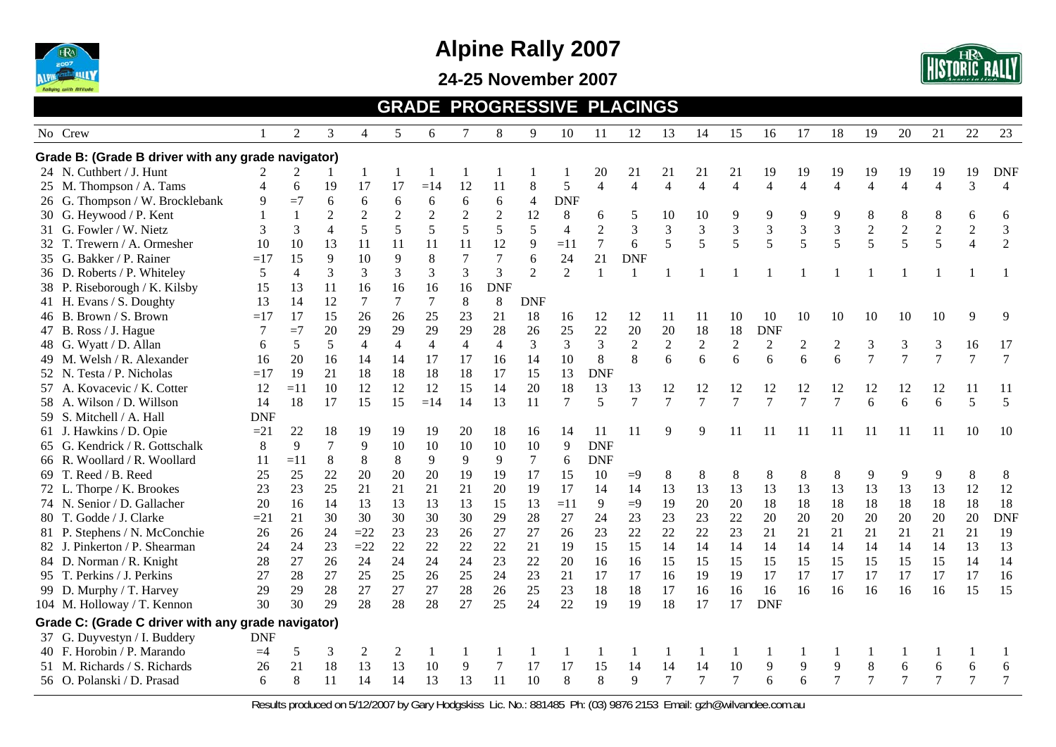# Alpine Rally 2007

## 24-25 November 2007

## GRADE PROGRESSIVE PLACINGS

| No | Crew | 1 | 2 | 3 | 4 | 5 | 6 | 7 | 8 | 9 | 10 | 11 | 12 | 13 | 14 | 15 | 16 | 17 | 18 | 19 | 20 | 21 | 22 | 23 |
|---|---|---|---|---|---|---|---|---|---|---|---|---|---|---|---|---|---|---|---|---|---|---|---|---|
| **Grade B: (Grade B driver with any grade navigator)** | | | | | | | | | | | | | | | | | | | | | | | | |
| 24 | N. Cuthbert / J. Hunt | 2 | 2 | 1 | 1 | 1 | 1 | 1 | 1 | 1 | 1 | 20 | 21 | 21 | 21 | 21 | 19 | 19 | 19 | 19 | 19 | 19 | 19 | DNF |
| 25 | M. Thompson / A. Tams | 4 | 6 | 19 | 17 | 17 | =14 | 12 | 11 | 8 | 5 | 4 | 4 | 4 | 4 | 4 | 4 | 4 | 4 | 4 | 4 | 4 | 3 | 4 |
| 26 | G. Thompson / W. Brocklebank | 9 | =7 | 6 | 6 | 6 | 6 | 6 | 6 | 4 | DNF | | | | | | | | | | | | | |
| 30 | G. Heywood / P. Kent | 1 | 1 | 2 | 2 | 2 | 2 | 2 | 2 | 12 | 8 | 6 | 5 | 10 | 10 | 9 | 9 | 9 | 9 | 8 | 8 | 8 | 6 | 6 |
| 31 | G. Fowler / W. Nietz | 3 | 3 | 4 | 5 | 5 | 5 | 5 | 5 | 5 | 4 | 2 | 3 | 3 | 3 | 3 | 3 | 3 | 3 | 2 | 2 | 2 | 2 | 3 |
| 32 | T. Trewern / A. Ormesher | 10 | 10 | 13 | 11 | 11 | 11 | 11 | 12 | 9 | =11 | 7 | 6 | 5 | 5 | 5 | 5 | 5 | 5 | 5 | 5 | 5 | 4 | 2 |
| 35 | G. Bakker / P. Rainer | =17 | 15 | 9 | 10 | 9 | 8 | 7 | 7 | 6 | 24 | 21 | DNF | | | | | | | | | | | |
| 36 | D. Roberts / P. Whiteley | 5 | 4 | 3 | 3 | 3 | 3 | 3 | 3 | 2 | 2 | 1 | 1 | 1 | 1 | 1 | 1 | 1 | 1 | 1 | 1 | 1 | 1 | 1 |
| 38 | P. Riseborough / K. Kilsby | 15 | 13 | 11 | 16 | 16 | 16 | 16 | DNF | | | | | | | | | | | | | | | |
| 41 | H. Evans / S. Doughty | 13 | 14 | 12 | 7 | 7 | 7 | 8 | 8 | DNF | | | | | | | | | | | | | | |
| 46 | B. Brown / S. Brown | =17 | 17 | 15 | 26 | 26 | 25 | 23 | 21 | 18 | 16 | 12 | 12 | 11 | 11 | 10 | 10 | 10 | 10 | 10 | 10 | 10 | 9 | 9 |
| 47 | B. Ross / J. Hague | 7 | =7 | 20 | 29 | 29 | 29 | 29 | 28 | 26 | 25 | 22 | 20 | 20 | 18 | 18 | DNF | | | | | | | |
| 48 | G. Wyatt / D. Allan | 6 | 5 | 5 | 4 | 4 | 4 | 4 | 4 | 3 | 3 | 3 | 2 | 2 | 2 | 2 | 2 | 2 | 2 | 3 | 3 | 3 | 16 | 17 |
| 49 | M. Welsh / R. Alexander | 16 | 20 | 16 | 14 | 14 | 17 | 17 | 16 | 14 | 10 | 8 | 8 | 6 | 6 | 6 | 6 | 6 | 6 | 7 | 7 | 7 | 7 | 7 |
| 52 | N. Testa / P. Nicholas | =17 | 19 | 21 | 18 | 18 | 18 | 18 | 17 | 15 | 13 | DNF | | | | | | | | | | | | |
| 57 | A. Kovacevic / K. Cotter | 12 | =11 | 10 | 12 | 12 | 12 | 15 | 14 | 20 | 18 | 13 | 13 | 12 | 12 | 12 | 12 | 12 | 12 | 12 | 12 | 12 | 11 | 11 |
| 58 | A. Wilson / D. Willson | 14 | 18 | 17 | 15 | 15 | =14 | 14 | 13 | 11 | 7 | 5 | 7 | 7 | 7 | 7 | 7 | 7 | 7 | 6 | 6 | 6 | 5 | 5 |
| 59 | S. Mitchell / A. Hall | DNF | | | | | | | | | | | | | | | | | | | | | | |
| 61 | J. Hawkins / D. Opie | =21 | 22 | 18 | 19 | 19 | 19 | 20 | 18 | 16 | 14 | 11 | 11 | 9 | 9 | 11 | 11 | 11 | 11 | 11 | 11 | 11 | 10 | 10 |
| 65 | G. Kendrick / R. Gottschalk | 8 | 9 | 7 | 9 | 10 | 10 | 10 | 10 | 10 | 9 | DNF | | | | | | | | | | | | |
| 66 | R. Woollard / R. Woollard | 11 | =11 | 8 | 8 | 8 | 9 | 9 | 9 | 7 | 6 | DNF | | | | | | | | | | | | |
| 69 | T. Reed / B. Reed | 25 | 25 | 22 | 20 | 20 | 20 | 19 | 19 | 17 | 15 | 10 | =9 | 8 | 8 | 8 | 8 | 8 | 8 | 9 | 9 | 9 | 8 | 8 |
| 72 | L. Thorpe / K. Brookes | 23 | 23 | 25 | 21 | 21 | 21 | 21 | 20 | 19 | 17 | 14 | 14 | 13 | 13 | 13 | 13 | 13 | 13 | 13 | 13 | 13 | 12 | 12 |
| 74 | N. Senior / D. Gallacher | 20 | 16 | 14 | 13 | 13 | 13 | 13 | 15 | 13 | =11 | 9 | =9 | 19 | 20 | 20 | 18 | 18 | 18 | 18 | 18 | 18 | 18 | 18 |
| 80 | T. Godde / J. Clarke | =21 | 21 | 30 | 30 | 30 | 30 | 30 | 29 | 28 | 27 | 24 | 23 | 23 | 23 | 22 | 20 | 20 | 20 | 20 | 20 | 20 | 20 | DNF |
| 81 | P. Stephens / N. McConchie | 26 | 26 | 24 | =22 | 23 | 23 | 26 | 27 | 27 | 26 | 23 | 22 | 22 | 22 | 23 | 21 | 21 | 21 | 21 | 21 | 21 | 21 | 19 |
| 82 | J. Pinkerton / P. Shearman | 24 | 24 | 23 | =22 | 22 | 22 | 22 | 22 | 21 | 19 | 15 | 15 | 14 | 14 | 14 | 14 | 14 | 14 | 14 | 14 | 14 | 13 | 13 |
| 84 | D. Norman / R. Knight | 28 | 27 | 26 | 24 | 24 | 24 | 24 | 23 | 22 | 20 | 16 | 16 | 15 | 15 | 15 | 15 | 15 | 15 | 15 | 15 | 15 | 14 | 14 |
| 95 | T. Perkins / J. Perkins | 27 | 28 | 27 | 25 | 25 | 26 | 25 | 24 | 23 | 21 | 17 | 17 | 16 | 19 | 19 | 17 | 17 | 17 | 17 | 17 | 17 | 17 | 16 |
| 99 | D. Murphy / T. Harvey | 29 | 29 | 28 | 27 | 27 | 27 | 28 | 26 | 25 | 23 | 18 | 18 | 17 | 16 | 16 | 16 | 16 | 16 | 16 | 16 | 16 | 15 | 15 |
| 104 | M. Holloway / T. Kennon | 30 | 30 | 29 | 28 | 28 | 28 | 27 | 25 | 24 | 22 | 19 | 19 | 18 | 17 | 17 | DNF | | | | | | | |
| **Grade C: (Grade C driver with any grade navigator)** | | | | | | | | | | | | | | | | | | | | | | | | |
| 37 | G. Duyvestyn / I. Buddery | DNF | | | | | | | | | | | | | | | | | | | | | | |
| 40 | F. Horobin / P. Marando | =4 | 5 | 3 | 2 | 2 | 1 | 1 | 1 | 1 | 1 | 1 | 1 | 1 | 1 | 1 | 1 | 1 | 1 | 1 | 1 | 1 | 1 | 1 |
| 51 | M. Richards / S. Richards | 26 | 21 | 18 | 13 | 13 | 10 | 9 | 7 | 17 | 17 | 15 | 14 | 14 | 14 | 10 | 9 | 9 | 9 | 8 | 6 | 6 | 6 | 6 |
| 56 | O. Polanski / D. Prasad | 6 | 8 | 11 | 14 | 14 | 13 | 13 | 11 | 10 | 8 | 8 | 9 | 7 | 7 | 7 | 6 | 6 | 7 | 7 | 7 | 7 | 7 | 7 |

Results produced on 5/12/2007 by Gary Hodgskiss Lic. No.: 881485 Ph: (03) 9876 2153 Email: gzh@wilvandee.com.au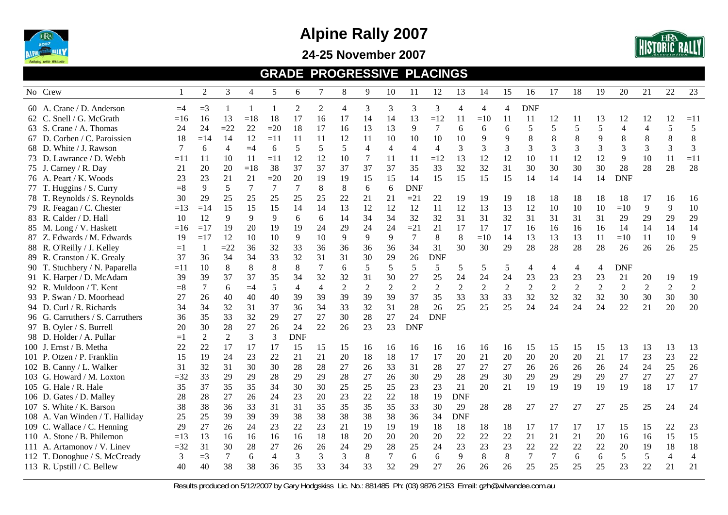# Alpine Rally 2007

## 24-25 November 2007

## GRADE PROGRESSIVE PLACINGS

| No | Crew | 1 | 2 | 3 | 4 | 5 | 6 | 7 | 8 | 9 | 10 | 11 | 12 | 13 | 14 | 15 | 16 | 17 | 18 | 19 | 20 | 21 | 22 | 23 |
|---|---|---|---|---|---|---|---|---|---|---|---|---|---|---|---|---|---|---|---|---|---|---|---|---|
| 60 | A. Crane / D. Anderson | =4 | =3 | 1 | 1 | 1 | 2 | 2 | 4 | 3 | 3 | 3 | 3 | 4 | 4 | 4 | DNF | | | | | | | |
| 62 | C. Snell / G. McGrath | =16 | 16 | 13 | =18 | 18 | 17 | 16 | 17 | 14 | 14 | 13 | =12 | 11 | =10 | 11 | 11 | 12 | 11 | 13 | 12 | 12 | 12 | =11 |
| 63 | S. Crane / A. Thomas | 24 | 24 | =22 | 22 | =20 | 18 | 17 | 16 | 13 | 13 | 9 | 7 | 6 | 6 | 6 | 5 | 5 | 5 | 5 | 4 | 4 | 5 | 5 |
| 67 | D. Corben / C. Paroissien | 18 | =14 | 14 | 12 | =11 | 11 | 11 | 12 | 11 | 10 | 10 | 10 | 10 | 9 | 9 | 8 | 8 | 8 | 9 | 8 | 8 | 8 | 8 |
| 68 | D. White / J. Rawson | 7 | 6 | 4 | =4 | 6 | 5 | 5 | 5 | 4 | 4 | 4 | 4 | 3 | 3 | 3 | 3 | 3 | 3 | 3 | 3 | 3 | 3 | 3 |
| 73 | D. Lawrance / D. Webb | =11 | 11 | 10 | 11 | =11 | 12 | 12 | 10 | 7 | 11 | 11 | =12 | 13 | 12 | 12 | 10 | 11 | 12 | 12 | 9 | 10 | 11 | =11 |
| 75 | J. Carney / R. Day | 21 | 20 | 20 | =18 | 38 | 37 | 37 | 37 | 37 | 37 | 35 | 33 | 32 | 32 | 31 | 30 | 30 | 30 | 30 | 28 | 28 | 28 | 28 |
| 76 | A. Peart / K. Woods | 23 | 23 | 21 | 21 | =20 | 20 | 19 | 19 | 15 | 15 | 14 | 15 | 15 | 15 | 15 | 14 | 14 | 14 | 14 | DNF | | | |
| 77 | T. Huggins / S. Curry | =8 | 9 | 5 | 7 | 7 | 7 | 8 | 8 | 6 | 6 | DNF | | | | | | | | | | | | |
| 78 | T. Reynolds / S. Reynolds | 30 | 29 | 25 | 25 | 25 | 25 | 25 | 22 | 21 | 21 | =21 | 22 | 19 | 19 | 19 | 18 | 18 | 18 | 18 | 18 | 17 | 16 | 16 |
| 79 | R. Feagan / C. Chester | =13 | =14 | 15 | 15 | 15 | 14 | 14 | 13 | 12 | 12 | 12 | 11 | 12 | 13 | 13 | 12 | 10 | 10 | 10 | =10 | 9 | 9 | 10 |
| 83 | R. Calder / D. Hall | 10 | 12 | 9 | 9 | 9 | 6 | 6 | 14 | 34 | 34 | 32 | 32 | 31 | 31 | 32 | 31 | 31 | 31 | 31 | 29 | 29 | 29 | 29 |
| 85 | M. Long / V. Haskett | =16 | =17 | 19 | 20 | 19 | 19 | 24 | 29 | 24 | 24 | =21 | 21 | 17 | 17 | 17 | 16 | 16 | 16 | 16 | 14 | 14 | 14 | 14 |
| 87 | Z. Edwards / M. Edwards | 19 | =17 | 12 | 10 | 10 | 9 | 10 | 9 | 9 | 9 | 7 | 8 | 8 | =10 | 14 | 13 | 13 | 13 | 11 | =10 | 11 | 10 | 9 |
| 88 | R. O'Reilly / J. Kelley | =1 | 1 | =22 | 36 | 32 | 33 | 36 | 36 | 36 | 36 | 34 | 31 | 30 | 30 | 29 | 28 | 28 | 28 | 28 | 26 | 26 | 26 | 25 |
| 89 | R. Cranston / K. Grealy | 37 | 36 | 34 | 34 | 33 | 32 | 31 | 31 | 30 | 29 | 26 | DNF | | | | | | | | | | | |
| 90 | T. Stuchbery / N. Paparella | =11 | 10 | 8 | 8 | 8 | 8 | 7 | 6 | 5 | 5 | 5 | 5 | 5 | 5 | 5 | 4 | 4 | 4 | 4 | DNF | | | |
| 91 | K. Harper / D. McAdam | 39 | 39 | 37 | 37 | 35 | 34 | 32 | 32 | 31 | 30 | 27 | 25 | 24 | 24 | 24 | 23 | 23 | 23 | 23 | 21 | 20 | 19 | 19 |
| 92 | R. Muldoon / T. Kent | =8 | 7 | 6 | =4 | 5 | 4 | 4 | 2 | 2 | 2 | 2 | 2 | 2 | 2 | 2 | 2 | 2 | 2 | 2 | 2 | 2 | 2 | 2 |
| 93 | P. Swan / D. Moorhead | 27 | 26 | 40 | 40 | 40 | 39 | 39 | 39 | 39 | 39 | 37 | 35 | 33 | 33 | 33 | 32 | 32 | 32 | 32 | 30 | 30 | 30 | 30 |
| 94 | D. Curl / R. Richards | 34 | 34 | 32 | 31 | 37 | 36 | 34 | 33 | 32 | 31 | 28 | 26 | 25 | 25 | 25 | 24 | 24 | 24 | 24 | 22 | 21 | 20 | 20 |
| 96 | G. Carruthers / S. Carruthers | 36 | 35 | 33 | 32 | 29 | 27 | 27 | 30 | 28 | 27 | 24 | DNF | | | | | | | | | | | |
| 97 | B. Oyler / S. Burrell | 20 | 30 | 28 | 27 | 26 | 24 | 22 | 26 | 23 | 23 | DNF | | | | | | | | | | | | |
| 98 | D. Holder / A. Pullar | =1 | 2 | 2 | 3 | 3 | DNF | | | | | | | | | | | | | | | | | |
| 100 | J. Ernst / B. Metha | 22 | 22 | 17 | 17 | 17 | 15 | 15 | 15 | 16 | 16 | 16 | 16 | 16 | 16 | 16 | 15 | 15 | 15 | 15 | 13 | 13 | 13 | 13 |
| 101 | P. Otzen / P. Franklin | 15 | 19 | 24 | 23 | 22 | 21 | 21 | 20 | 18 | 18 | 17 | 17 | 20 | 21 | 20 | 20 | 20 | 20 | 21 | 17 | 23 | 23 | 22 |
| 102 | B. Canny / L. Walker | 31 | 32 | 31 | 30 | 30 | 28 | 28 | 27 | 26 | 33 | 31 | 28 | 27 | 27 | 27 | 26 | 26 | 26 | 26 | 24 | 24 | 25 | 26 |
| 103 | G. Howard / M. Loxton | =32 | 33 | 29 | 29 | 28 | 29 | 29 | 28 | 27 | 26 | 30 | 29 | 28 | 29 | 30 | 29 | 29 | 29 | 29 | 27 | 27 | 27 | 27 |
| 105 | G. Hale / R. Hale | 35 | 37 | 35 | 35 | 34 | 30 | 30 | 25 | 25 | 25 | 23 | 23 | 21 | 20 | 21 | 19 | 19 | 19 | 19 | 19 | 18 | 17 | 17 |
| 106 | D. Gates / D. Malley | 28 | 28 | 27 | 26 | 24 | 23 | 20 | 23 | 22 | 22 | 18 | 19 | DNF | | | | | | | | | | |
| 107 | S. White / K. Barson | 38 | 38 | 36 | 33 | 31 | 31 | 35 | 35 | 35 | 35 | 33 | 30 | 29 | 28 | 28 | 27 | 27 | 27 | 27 | 25 | 25 | 24 | 24 |
| 108 | A. Van Winden / T. Halliday | 25 | 25 | 39 | 39 | 39 | 38 | 38 | 38 | 38 | 38 | 36 | 34 | DNF | | | | | | | | | | |
| 109 | C. Wallace / C. Henning | 29 | 27 | 26 | 24 | 23 | 22 | 23 | 21 | 19 | 19 | 19 | 18 | 18 | 18 | 18 | 17 | 17 | 17 | 17 | 15 | 15 | 22 | 23 |
| 110 | A. Stone / B. Philemon | =13 | 13 | 16 | 16 | 16 | 16 | 18 | 18 | 20 | 20 | 20 | 20 | 22 | 22 | 22 | 21 | 21 | 21 | 20 | 16 | 16 | 15 | 15 |
| 111 | A. Artamonov / V. Linev | =32 | 31 | 30 | 28 | 27 | 26 | 26 | 24 | 29 | 28 | 25 | 24 | 23 | 23 | 23 | 22 | 22 | 22 | 22 | 20 | 19 | 18 | 18 |
| 112 | T. Donoghue / S. McCready | 3 | =3 | 7 | 6 | 4 | 3 | 3 | 3 | 8 | 7 | 6 | 6 | 9 | 8 | 8 | 7 | 7 | 6 | 6 | 5 | 5 | 4 | 4 |
| 113 | R. Upstill / C. Bellew | 40 | 40 | 38 | 38 | 36 | 35 | 33 | 34 | 33 | 32 | 29 | 27 | 26 | 26 | 26 | 25 | 25 | 25 | 25 | 23 | 22 | 21 | 21 |

Results produced on 5/12/2007 by Gary Hodgskiss Lic. No.: 881485 Ph: (03) 9876 2153 Email: gzh@wilvandee.com.au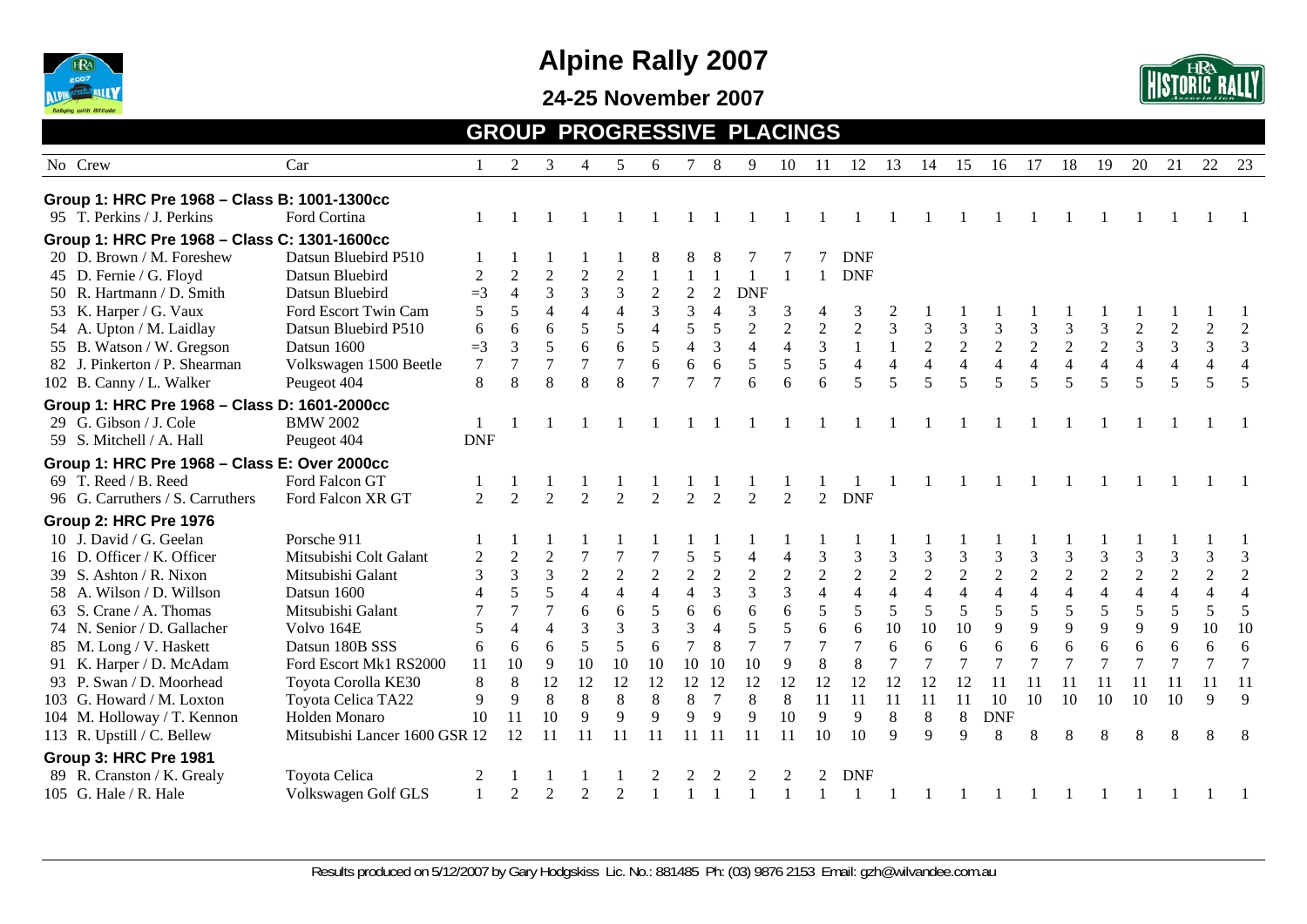# Alpine Rally 2007

## 24-25 November 2007

## GROUP PROGRESSIVE PLACINGS

| No | Crew | Car | 1 | 2 | 3 | 4 | 5 | 6 | 7 | 8 | 9 | 10 | 11 | 12 | 13 | 14 | 15 | 16 | 17 | 18 | 19 | 20 | 21 | 22 | 23 |
|---|---|---|---|---|---|---|---|---|---|---|---|---|---|---|---|---|---|---|---|---|---|---|---|---|---|
| **Group 1: HRC Pre 1968 – Class B: 1001-1300cc** | | | | | | | | | | | | | | | | | | | | | | | | | |
| 95 | T. Perkins / J. Perkins | Ford Cortina | 1 | 1 | 1 | 1 | 1 | 1 | 1 | 1 | 1 | 1 | 1 | 1 | 1 | 1 | 1 | 1 | 1 | 1 | 1 | 1 | 1 | 1 | 1 |
| **Group 1: HRC Pre 1968 – Class C: 1301-1600cc** | | | | | | | | | | | | | | | | | | | | | | | | | |
| 20 | D. Brown / M. Foreshew | Datsun Bluebird P510 | 1 | 1 | 1 | 1 | 1 | 8 | 8 | 8 | 7 | 7 | 7 | DNF | | | | | | | | | | | |
| 45 | D. Fernie / G. Floyd | Datsun Bluebird | 2 | 2 | 2 | 2 | 2 | 1 | 1 | 1 | 1 | 1 | 1 | DNF | | | | | | | | | | | |
| 50 | R. Hartmann / D. Smith | Datsun Bluebird | =3 | 4 | 3 | 3 | 3 | 2 | 2 | 2 | DNF | | | | | | | | | | | | | | |
| 53 | K. Harper / G. Vaux | Ford Escort Twin Cam | 5 | 5 | 4 | 4 | 4 | 3 | 3 | 4 | 3 | 3 | 4 | 3 | 2 | 1 | 1 | 1 | 1 | 1 | 1 | 1 | 1 | 1 | 1 |
| 54 | A. Upton / M. Laidlay | Datsun Bluebird P510 | 6 | 6 | 6 | 5 | 5 | 4 | 5 | 5 | 2 | 2 | 2 | 2 | 3 | 3 | 3 | 3 | 3 | 3 | 3 | 2 | 2 | 2 | 2 |
| 55 | B. Watson / W. Gregson | Datsun 1600 | =3 | 3 | 5 | 6 | 6 | 5 | 4 | 3 | 4 | 4 | 3 | 1 | 1 | 2 | 2 | 2 | 2 | 2 | 2 | 3 | 3 | 3 | 3 |
| 82 | J. Pinkerton / P. Shearman | Volkswagen 1500 Beetle | 7 | 7 | 7 | 7 | 7 | 6 | 6 | 6 | 5 | 5 | 5 | 4 | 4 | 4 | 4 | 4 | 4 | 4 | 4 | 4 | 4 | 4 | 4 |
| 102 | B. Canny / L. Walker | Peugeot 404 | 8 | 8 | 8 | 8 | 8 | 7 | 7 | 7 | 6 | 6 | 6 | 5 | 5 | 5 | 5 | 5 | 5 | 5 | 5 | 5 | 5 | 5 | 5 |
| **Group 1: HRC Pre 1968 – Class D: 1601-2000cc** | | | | | | | | | | | | | | | | | | | | | | | | | |
| 29 | G. Gibson / J. Cole | BMW 2002 | 1 | 1 | 1 | 1 | 1 | 1 | 1 | 1 | 1 | 1 | 1 | 1 | 1 | 1 | 1 | 1 | 1 | 1 | 1 | 1 | 1 | 1 | 1 |
| 59 | S. Mitchell / A. Hall | Peugeot 404 | DNF | | | | | | | | | | | | | | | | | | | | | | |
| **Group 1: HRC Pre 1968 – Class E: Over 2000cc** | | | | | | | | | | | | | | | | | | | | | | | | | |
| 69 | T. Reed / B. Reed | Ford Falcon GT | 1 | 1 | 1 | 1 | 1 | 1 | 1 | 1 | 1 | 1 | 1 | 1 | 1 | 1 | 1 | 1 | 1 | 1 | 1 | 1 | 1 | 1 | 1 |
| 96 | G. Carruthers / S. Carruthers | Ford Falcon XR GT | 2 | 2 | 2 | 2 | 2 | 2 | 2 | 2 | 2 | 2 | 2 | DNF | | | | | | | | | | | |
| **Group 2: HRC Pre 1976** | | | | | | | | | | | | | | | | | | | | | | | | | |
| 10 | J. David / G. Geelan | Porsche 911 | 1 | 1 | 1 | 1 | 1 | 1 | 1 | 1 | 1 | 1 | 1 | 1 | 1 | 1 | 1 | 1 | 1 | 1 | 1 | 1 | 1 | 1 | 1 |
| 16 | D. Officer / K. Officer | Mitsubishi Colt Galant | 2 | 2 | 2 | 7 | 7 | 7 | 5 | 5 | 4 | 4 | 3 | 3 | 3 | 3 | 3 | 3 | 3 | 3 | 3 | 3 | 3 | 3 | 3 |
| 39 | S. Ashton / R. Nixon | Mitsubishi Galant | 3 | 3 | 3 | 2 | 2 | 2 | 2 | 2 | 2 | 2 | 2 | 2 | 2 | 2 | 2 | 2 | 2 | 2 | 2 | 2 | 2 | 2 | 2 |
| 58 | A. Wilson / D. Willson | Datsun 1600 | 4 | 5 | 5 | 4 | 4 | 4 | 4 | 3 | 3 | 3 | 4 | 4 | 4 | 4 | 4 | 4 | 4 | 4 | 4 | 4 | 4 | 4 | 4 |
| 63 | S. Crane / A. Thomas | Mitsubishi Galant | 7 | 7 | 7 | 6 | 6 | 5 | 6 | 6 | 6 | 6 | 5 | 5 | 5 | 5 | 5 | 5 | 5 | 5 | 5 | 5 | 5 | 5 | 5 |
| 74 | N. Senior / D. Gallacher | Volvo 164E | 5 | 4 | 4 | 3 | 3 | 3 | 3 | 4 | 5 | 5 | 6 | 6 | 10 | 10 | 10 | 9 | 9 | 9 | 9 | 9 | 9 | 10 | 10 |
| 85 | M. Long / V. Haskett | Datsun 180B SSS | 6 | 6 | 6 | 5 | 5 | 6 | 7 | 8 | 7 | 7 | 7 | 7 | 6 | 6 | 6 | 6 | 6 | 6 | 6 | 6 | 6 | 6 | 6 |
| 91 | K. Harper / D. McAdam | Ford Escort Mk1 RS2000 | 11 | 10 | 9 | 10 | 10 | 10 | 10 | 10 | 10 | 9 | 8 | 8 | 7 | 7 | 7 | 7 | 7 | 7 | 7 | 7 | 7 | 7 | 7 |
| 93 | P. Swan / D. Moorhead | Toyota Corolla KE30 | 8 | 8 | 12 | 12 | 12 | 12 | 12 | 12 | 12 | 12 | 12 | 12 | 12 | 12 | 12 | 11 | 11 | 11 | 11 | 11 | 11 | 11 | 11 |
| 103 | G. Howard / M. Loxton | Toyota Celica TA22 | 9 | 9 | 8 | 8 | 8 | 8 | 8 | 7 | 8 | 8 | 11 | 11 | 11 | 11 | 11 | 10 | 10 | 10 | 10 | 10 | 10 | 9 | 9 |
| 104 | M. Holloway / T. Kennon | Holden Monaro | 10 | 11 | 10 | 9 | 9 | 9 | 9 | 9 | 9 | 10 | 9 | 9 | 8 | 8 | 8 | DNF | | | | | | | |
| 113 | R. Upstill / C. Bellew | Mitsubishi Lancer 1600 GSR | 12 | 12 | 11 | 11 | 11 | 11 | 11 | 11 | 11 | 11 | 10 | 10 | 9 | 9 | 9 | 8 | 8 | 8 | 8 | 8 | 8 | 8 | 8 |
| **Group 3: HRC Pre 1981** | | | | | | | | | | | | | | | | | | | | | | | | | |
| 89 | R. Cranston / K. Grealy | Toyota Celica | 2 | 1 | 1 | 1 | 1 | 2 | 2 | 2 | 2 | 2 | 2 | DNF | | | | | | | | | | | |
| 105 | G. Hale / R. Hale | Volkswagen Golf GLS | 1 | 2 | 2 | 2 | 2 | 1 | 1 | 1 | 1 | 1 | 1 | 1 | 1 | 1 | 1 | 1 | 1 | 1 | 1 | 1 | 1 | 1 | 1 |

Results produced on 5/12/2007 by Gary Hodgskiss Lic. No.: 881485 Ph: (03) 9876 2153 Email: gzh@wilvandee.com.au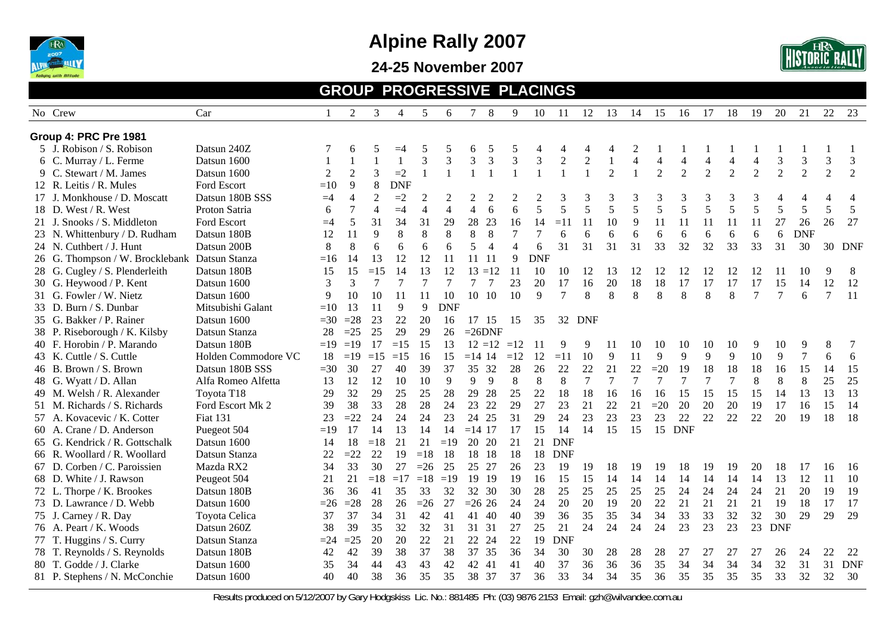# Alpine Rally 2007

## 24-25 November 2007

### GROUP PROGRESSIVE PLACINGS

| No | Crew | Car | 1 | 2 | 3 | 4 | 5 | 6 | 7 | 8 | 9 | 10 | 11 | 12 | 13 | 14 | 15 | 16 | 17 | 18 | 19 | 20 | 21 | 22 | 23 |
|---|---|---|---|---|---|---|---|---|---|---|---|---|---|---|---|---|---|---|---|---|---|---|---|---|---|
| **Group 4: PRC Pre 1981** | | | | | | | | | | | | | | | | | | | | | | | | | |
| 5 | J. Robison / S. Robison | Datsun 240Z | 7 | 6 | 5 | =4 | 5 | 5 | 6 | 5 | 5 | 4 | 4 | 4 | 4 | 2 | 1 | 1 | 1 | 1 | 1 | 1 | 1 | 1 | 1 |
| 6 | C. Murray / L. Ferme | Datsun 1600 | 1 | 1 | 1 | 1 | 3 | 3 | 3 | 3 | 3 | 3 | 2 | 2 | 1 | 4 | 4 | 4 | 4 | 4 | 4 | 3 | 3 | 3 | 3 |
| 9 | C. Stewart / M. James | Datsun 1600 | 2 | 2 | 3 | =2 | 1 | 1 | 1 | 1 | 1 | 1 | 1 | 1 | 2 | 1 | 2 | 2 | 2 | 2 | 2 | 2 | 2 | 2 | 2 |
| 12 | R. Leitis / R. Mules | Ford Escort | =10 | 9 | 8 | DNF | | | | | | | | | | | | | | | | | | | |
| 17 | J. Monkhouse / D. Moscatt | Datsun 180B SSS | =4 | 4 | 2 | =2 | 2 | 2 | 2 | 2 | 2 | 2 | 3 | 3 | 3 | 3 | 3 | 3 | 3 | 3 | 3 | 4 | 4 | 4 | 4 |
| 18 | D. West / R. West | Proton Satria | 6 | 7 | 4 | =4 | 4 | 4 | 4 | 6 | 6 | 5 | 5 | 5 | 5 | 5 | 5 | 5 | 5 | 5 | 5 | 5 | 5 | 5 | 5 |
| 21 | J. Snooks / S. Middleton | Ford Escort | =4 | 5 | 31 | 34 | 31 | 29 | 28 | 23 | 16 | 14 | =11 | 11 | 10 | 9 | 11 | 11 | 11 | 11 | 11 | 27 | 26 | 26 | 27 |
| 23 | N. Whittenbury / D. Rudham | Datsun 180B | 12 | 11 | 9 | 8 | 8 | 8 | 8 | 8 | 7 | 7 | 6 | 6 | 6 | 6 | 6 | 6 | 6 | 6 | 6 | 6 | DNF | | |
| 24 | N. Cuthbert / J. Hunt | Datsun 200B | 8 | 8 | 6 | 6 | 6 | 6 | 5 | 4 | 4 | 6 | 31 | 31 | 31 | 31 | 33 | 32 | 32 | 33 | 33 | 31 | 30 | 30 | DNF |
| 26 | G. Thompson / W. Brocklebank | Datsun Stanza | =16 | 14 | 13 | 12 | 12 | 11 | 11 | 11 | 9 | DNF | | | | | | | | | | | | | |
| 28 | G. Cugley / S. Plenderleith | Datsun 180B | 15 | 15 | =15 | 14 | 13 | 12 | 13 | =12 | 11 | 10 | 10 | 12 | 13 | 12 | 12 | 12 | 12 | 12 | 12 | 11 | 10 | 9 | 8 |
| 30 | G. Heywood / P. Kent | Datsun 1600 | 3 | 3 | 7 | 7 | 7 | 7 | 7 | 7 | 23 | 20 | 17 | 16 | 20 | 18 | 18 | 17 | 17 | 17 | 17 | 15 | 14 | 12 | 12 |
| 31 | G. Fowler / W. Nietz | Datsun 1600 | 9 | 10 | 10 | 11 | 11 | 10 | 10 | 10 | 10 | 9 | 7 | 8 | 8 | 8 | 8 | 8 | 8 | 8 | 7 | 7 | 6 | 7 | 11 |
| 33 | D. Burn / S. Dunbar | Mitsubishi Galant | =10 | 13 | 11 | 9 | 9 | DNF | | | | | | | | | | | | | | | | | |
| 35 | G. Bakker / P. Rainer | Datsun 1600 | =30 | =28 | 23 | 22 | 20 | 16 | 17 | 15 | 15 | 35 | 32 | DNF | | | | | | | | | | | |
| 38 | P. Riseborough / K. Kilsby | Datsun Stanza | 28 | =25 | 25 | 29 | 29 | 26 | =26 | DNF | | | | | | | | | | | | | | | |
| 40 | F. Horobin / P. Marando | Datsun 180B | =19 | =19 | 17 | =15 | 15 | 13 | 12 | =12 | =12 | 11 | 9 | 9 | 11 | 10 | 10 | 10 | 10 | 10 | 9 | 10 | 9 | 8 | 7 |
| 43 | K. Cuttle / S. Cuttle | Holden Commodore VC | 18 | =19 | =15 | =15 | 16 | 15 | =14 | 14 | =12 | 12 | =11 | 10 | 9 | 11 | 9 | 9 | 9 | 9 | 10 | 9 | 7 | 6 | 6 |
| 46 | B. Brown / S. Brown | Datsun 180B SSS | =30 | 30 | 27 | 40 | 39 | 37 | 35 | 32 | 28 | 26 | 22 | 22 | 21 | 22 | =20 | 19 | 18 | 18 | 18 | 16 | 15 | 14 | 15 |
| 48 | G. Wyatt / D. Allan | Alfa Romeo Alfetta | 13 | 12 | 12 | 10 | 10 | 9 | 9 | 9 | 8 | 8 | 8 | 7 | 7 | 7 | 7 | 7 | 7 | 7 | 8 | 8 | 8 | 25 | 25 |
| 49 | M. Welsh / R. Alexander | Toyota T18 | 29 | 32 | 29 | 25 | 25 | 28 | 29 | 28 | 25 | 22 | 18 | 18 | 16 | 16 | 16 | 15 | 15 | 15 | 15 | 14 | 13 | 13 | 13 |
| 51 | M. Richards / S. Richards | Ford Escort Mk 2 | 39 | 38 | 33 | 28 | 28 | 24 | 23 | 22 | 29 | 27 | 23 | 21 | 22 | 21 | =20 | 20 | 20 | 20 | 19 | 17 | 16 | 15 | 14 |
| 57 | A. Kovacevic / K. Cotter | Fiat 131 | 23 | =22 | 24 | 24 | 24 | 23 | 24 | 25 | 31 | 29 | 24 | 23 | 23 | 23 | 23 | 22 | 22 | 22 | 22 | 20 | 19 | 18 | 18 |
| 60 | A. Crane / D. Anderson | Puegeot 504 | =19 | 17 | 14 | 13 | 14 | 14 | =14 | 17 | 17 | 15 | 14 | 14 | 15 | 15 | 15 | DNF | | | | | | | |
| 65 | G. Kendrick / R. Gottschalk | Datsun 1600 | 14 | 18 | =18 | 21 | 21 | =19 | 20 | 20 | 21 | 21 | DNF | | | | | | | | | | | | |
| 66 | R. Woollard / R. Woollard | Datsun Stanza | 22 | =22 | 22 | 19 | =18 | 18 | 18 | 18 | 18 | 18 | DNF | | | | | | | | | | | | |
| 67 | D. Corben / C. Paroissien | Mazda RX2 | 34 | 33 | 30 | 27 | =26 | 25 | 25 | 27 | 26 | 23 | 19 | 19 | 18 | 19 | 19 | 18 | 19 | 19 | 20 | 18 | 17 | 16 | 16 |
| 68 | D. White / J. Rawson | Peugeot 504 | 21 | 21 | =18 | =17 | =18 | =19 | 19 | 19 | 19 | 16 | 15 | 15 | 14 | 14 | 14 | 14 | 14 | 14 | 14 | 13 | 12 | 11 | 10 |
| 72 | L. Thorpe / K. Brookes | Datsun 180B | 36 | 36 | 41 | 35 | 33 | 32 | 32 | 30 | 30 | 28 | 25 | 25 | 25 | 25 | 25 | 24 | 24 | 24 | 24 | 21 | 20 | 19 | 19 |
| 73 | D. Lawrance / D. Webb | Datsun 1600 | =26 | =28 | 28 | 26 | =26 | 27 | =26 | 26 | 24 | 24 | 20 | 20 | 19 | 20 | 22 | 21 | 21 | 21 | 21 | 19 | 18 | 17 | 17 |
| 75 | J. Carney / R. Day | Toyota Celica | 37 | 37 | 34 | 31 | 42 | 41 | 41 | 40 | 40 | 39 | 36 | 35 | 35 | 34 | 34 | 33 | 33 | 32 | 32 | 30 | 29 | 29 | 29 |
| 76 | A. Peart / K. Woods | Datsun 260Z | 38 | 39 | 35 | 32 | 32 | 31 | 31 | 31 | 27 | 25 | 21 | 24 | 24 | 24 | 24 | 23 | 23 | 23 | 23 | DNF | | | |
| 77 | T. Huggins / S. Curry | Datsun Stanza | =24 | =25 | 20 | 20 | 22 | 21 | 22 | 24 | 22 | 19 | DNF | | | | | | | | | | | | |
| 78 | T. Reynolds / S. Reynolds | Datsun 180B | 42 | 42 | 39 | 38 | 37 | 38 | 37 | 35 | 36 | 34 | 30 | 30 | 28 | 28 | 28 | 27 | 27 | 27 | 27 | 26 | 24 | 22 | 22 |
| 80 | T. Godde / J. Clarke | Datsun 1600 | 35 | 34 | 44 | 43 | 43 | 42 | 42 | 41 | 41 | 40 | 37 | 36 | 36 | 36 | 35 | 34 | 34 | 34 | 34 | 32 | 31 | 31 | DNF |
| 81 | P. Stephens / N. McConchie | Datsun 1600 | 40 | 40 | 38 | 36 | 35 | 35 | 38 | 37 | 37 | 36 | 33 | 34 | 34 | 35 | 36 | 35 | 35 | 35 | 35 | 33 | 32 | 32 | 30 |

Results produced on 5/12/2007 by Gary Hodgskiss Lic. No.: 881485 Ph: (03) 9876 2153 Email: gzh@wilvandee.com.au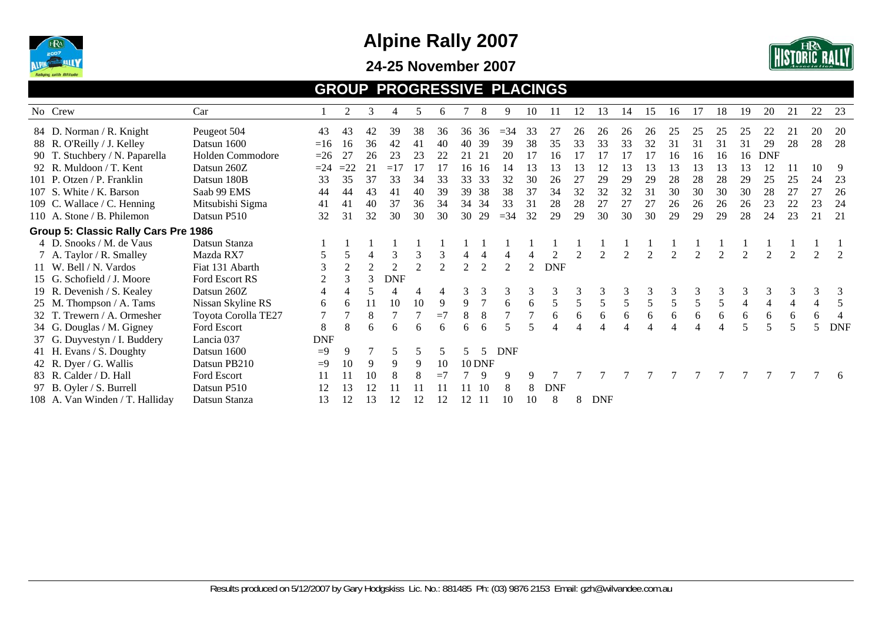# Alpine Rally 2007

## 24-25 November 2007

### GROUP PROGRESSIVE PLACINGS

| No | Crew | Car | 1 | 2 | 3 | 4 | 5 | 6 | 7 | 8 | 9 | 10 | 11 | 12 | 13 | 14 | 15 | 16 | 17 | 18 | 19 | 20 | 21 | 22 | 23 |
|---|---|---|---|---|---|---|---|---|---|---|---|---|---|---|---|---|---|---|---|---|---|---|---|---|---|
| 84 | D. Norman / R. Knight | Peugeot 504 | 43 | 43 | 42 | 39 | 38 | 36 | 36 | 36 | =34 | 33 | 27 | 26 | 26 | 26 | 26 | 25 | 25 | 25 | 25 | 22 | 21 | 20 | 20 |
| 88 | R. O'Reilly / J. Kelley | Datsun 1600 | =16 | 16 | 36 | 42 | 41 | 40 | 40 | 39 | 39 | 38 | 35 | 33 | 33 | 33 | 32 | 31 | 31 | 31 | 31 | 29 | 28 | 28 | 28 |
| 90 | T. Stuchbery / N. Paparella | Holden Commodore | =26 | 27 | 26 | 23 | 23 | 22 | 21 | 21 | 20 | 17 | 16 | 17 | 17 | 17 | 17 | 16 | 16 | 16 | 16 | DNF | | | |
| 92 | R. Muldoon / T. Kent | Datsun 260Z | =24 | =22 | 21 | =17 | 17 | 17 | 16 | 16 | 14 | 13 | 13 | 13 | 12 | 13 | 13 | 13 | 13 | 13 | 13 | 12 | 11 | 10 | 9 |
| 101 | P. Otzen / P. Franklin | Datsun 180B | 33 | 35 | 37 | 33 | 34 | 33 | 33 | 33 | 32 | 30 | 26 | 27 | 29 | 29 | 29 | 28 | 28 | 28 | 29 | 25 | 25 | 24 | 23 |
| 107 | S. White / K. Barson | Saab 99 EMS | 44 | 44 | 43 | 41 | 40 | 39 | 39 | 38 | 38 | 37 | 34 | 32 | 32 | 32 | 31 | 30 | 30 | 30 | 30 | 28 | 27 | 27 | 26 |
| 109 | C. Wallace / C. Henning | Mitsubishi Sigma | 41 | 41 | 40 | 37 | 36 | 34 | 34 | 34 | 33 | 31 | 28 | 28 | 27 | 27 | 27 | 26 | 26 | 26 | 26 | 23 | 22 | 23 | 24 |
| 110 | A. Stone / B. Philemon | Datsun P510 | 32 | 31 | 32 | 30 | 30 | 30 | 30 | 29 | =34 | 32 | 29 | 29 | 30 | 30 | 30 | 29 | 29 | 29 | 28 | 24 | 23 | 21 | 21 |
| **Group 5: Classic Rally Cars Pre 1986** | | | | | | | | | | | | | | | | | | | | | | | | | |
| 4 | D. Snooks / M. de Vaus | Datsun Stanza | 1 | 1 | 1 | 1 | 1 | 1 | 1 | 1 | 1 | 1 | 1 | 1 | 1 | 1 | 1 | 1 | 1 | 1 | 1 | 1 | 1 | 1 | 1 |
| 7 | A. Taylor / R. Smalley | Mazda RX7 | 5 | 5 | 4 | 3 | 3 | 3 | 4 | 4 | 4 | 4 | 2 | 2 | 2 | 2 | 2 | 2 | 2 | 2 | 2 | 2 | 2 | 2 | 2 |
| 11 | W. Bell / N. Vardos | Fiat 131 Abarth | 3 | 2 | 2 | 2 | 2 | 2 | 2 | 2 | 2 | 2 | DNF | | | | | | | | | | | | |
| 15 | G. Schofield / J. Moore | Ford Escort RS | 2 | 3 | 3 | DNF | | | | | | | | | | | | | | | | | | | |
| 19 | R. Devenish / S. Kealey | Datsun 260Z | 4 | 4 | 5 | 4 | 4 | 4 | 3 | 3 | 3 | 3 | 3 | 3 | 3 | 3 | 3 | 3 | 3 | 3 | 3 | 3 | 3 | 3 | 3 |
| 25 | M. Thompson / A. Tams | Nissan Skyline RS | 6 | 6 | 11 | 10 | 10 | 9 | 9 | 7 | 6 | 6 | 5 | 5 | 5 | 5 | 5 | 5 | 5 | 5 | 4 | 4 | 4 | 4 | 5 |
| 32 | T. Trewern / A. Ormesher | Toyota Corolla TE27 | 7 | 7 | 8 | 7 | 7 | =7 | 8 | 8 | 7 | 7 | 6 | 6 | 6 | 6 | 6 | 6 | 6 | 6 | 6 | 6 | 6 | 6 | 4 |
| 34 | G. Douglas / M. Gigney | Ford Escort | 8 | 8 | 6 | 6 | 6 | 6 | 6 | 6 | 5 | 5 | 4 | 4 | 4 | 4 | 4 | 4 | 4 | 4 | 5 | 5 | 5 | 5 | DNF |
| 37 | G. Duyvestyn / I. Buddery | Lancia 037 | DNF | | | | | | | | | | | | | | | | | | | | | | |
| 41 | H. Evans / S. Doughty | Datsun 1600 | =9 | 9 | 7 | 5 | 5 | 5 | 5 | 5 | DNF | | | | | | | | | | | | | | |
| 42 | R. Dyer / G. Wallis | Datsun PB210 | =9 | 10 | 9 | 9 | 9 | 10 | 10 | DNF | | | | | | | | | | | | | | | |
| 83 | R. Calder / D. Hall | Ford Escort | 11 | 11 | 10 | 8 | 8 | =7 | 7 | 9 | 9 | 9 | 7 | 7 | 7 | 7 | 7 | 7 | 7 | 7 | 7 | 7 | 7 | 7 | 6 |
| 97 | B. Oyler / S. Burrell | Datsun P510 | 12 | 13 | 12 | 11 | 11 | 11 | 11 | 10 | 8 | 8 | DNF | | | | | | | | | | | | |
| 108 | A. Van Winden / T. Halliday | Datsun Stanza | 13 | 12 | 13 | 12 | 12 | 12 | 12 | 11 | 10 | 10 | 8 | 8 | DNF | | | | | | | | | | |

Results produced on 5/12/2007 by Gary Hodgskiss Lic. No.: 881485 Ph: (03) 9876 2153 Email: gzh@wilvandee.com.au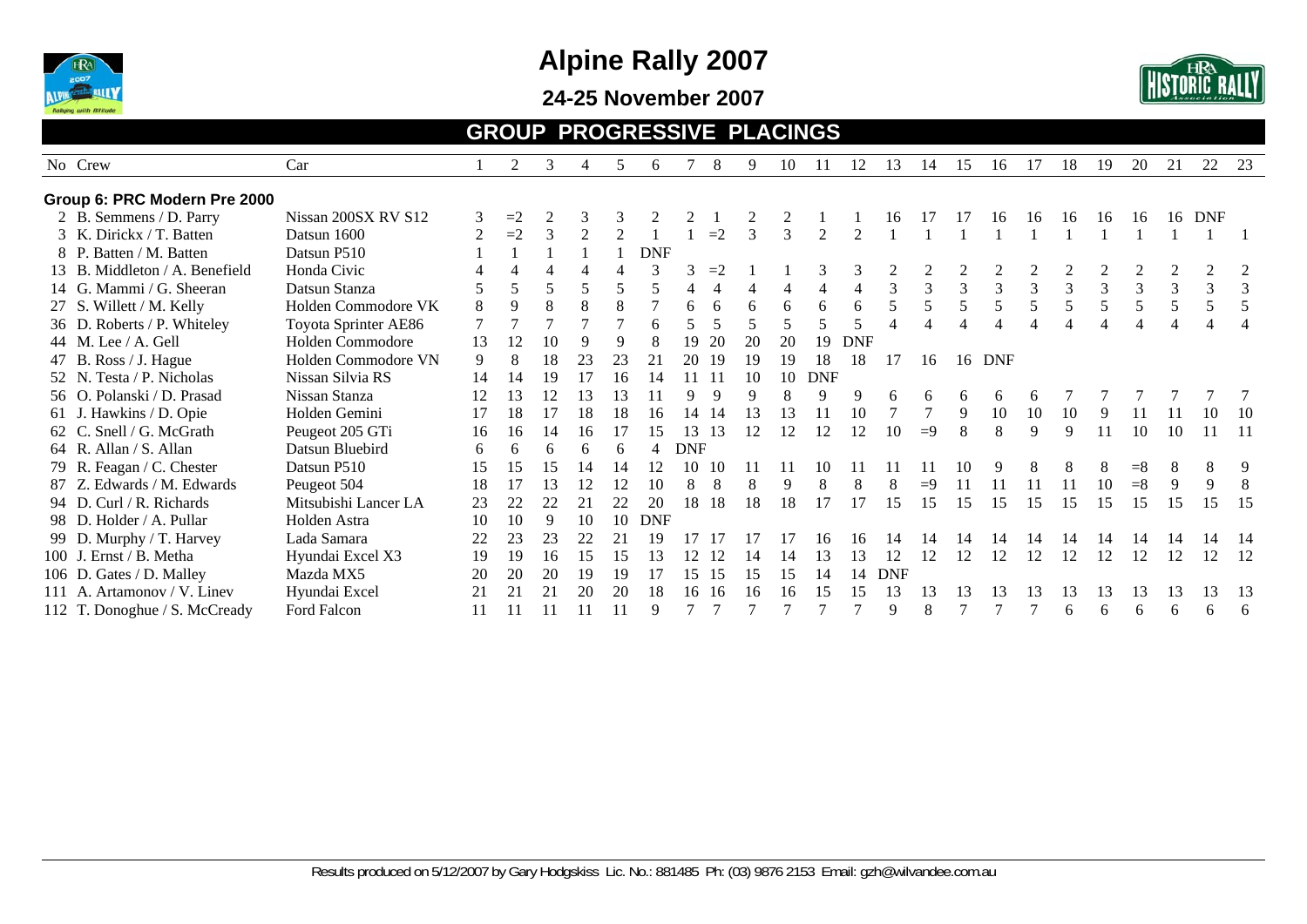# Alpine Rally 2007

## 24-25 November 2007

## GROUP PROGRESSIVE PLACINGS

| No | Crew | Car | 1 | 2 | 3 | 4 | 5 | 6 | 7 | 8 | 9 | 10 | 11 | 12 | 13 | 14 | 15 | 16 | 17 | 18 | 19 | 20 | 21 | 22 | 23 |
|---|---|---|---|---|---|---|---|---|---|---|---|---|---|---|---|---|---|---|---|---|---|---|---|---|---|
| **Group 6: PRC Modern Pre 2000** | | | | | | | | | | | | | | | | | | | | | | | | | |
| 2 | B. Semmens / D. Parry | Nissan 200SX RV S12 | 3 | =2 | 2 | 3 | 3 | 2 | 2 | 1 | 2 | 2 | 1 | 1 | 16 | 17 | 17 | 16 | 16 | 16 | 16 | 16 | 16 | DNF | |
| 3 | K. Dirickx / T. Batten | Datsun 1600 | 2 | =2 | 3 | 2 | 2 | 1 | 1 | =2 | 3 | 3 | 2 | 2 | 1 | 1 | 1 | 1 | 1 | 1 | 1 | 1 | 1 | 1 | 1 |
| 8 | P. Batten / M. Batten | Datsun P510 | 1 | 1 | 1 | 1 | 1 | DNF | | | | | | | | | | | | | | | | | |
| 13 | B. Middleton / A. Benefield | Honda Civic | 4 | 4 | 4 | 4 | 4 | 3 | 3 | =2 | 1 | 1 | 3 | 3 | 2 | 2 | 2 | 2 | 2 | 2 | 2 | 2 | 2 | 2 | 2 |
| 14 | G. Mammi / G. Sheeran | Datsun Stanza | 5 | 5 | 5 | 5 | 5 | 5 | 4 | 4 | 4 | 4 | 4 | 4 | 3 | 3 | 3 | 3 | 3 | 3 | 3 | 3 | 3 | 3 | 3 |
| 27 | S. Willett / M. Kelly | Holden Commodore VK | 8 | 9 | 8 | 8 | 8 | 7 | 6 | 6 | 6 | 6 | 6 | 6 | 5 | 5 | 5 | 5 | 5 | 5 | 5 | 5 | 5 | 5 | 5 |
| 36 | D. Roberts / P. Whiteley | Toyota Sprinter AE86 | 7 | 7 | 7 | 7 | 7 | 6 | 5 | 5 | 5 | 5 | 5 | 5 | 4 | 4 | 4 | 4 | 4 | 4 | 4 | 4 | 4 | 4 | 4 |
| 44 | M. Lee / A. Gell | Holden Commodore | 13 | 12 | 10 | 9 | 9 | 8 | 19 | 20 | 20 | 20 | 19 | DNF | | | | | | | | | | | |
| 47 | B. Ross / J. Hague | Holden Commodore VN | 9 | 8 | 18 | 23 | 23 | 21 | 20 | 19 | 19 | 19 | 18 | 18 | 17 | 16 | 16 | DNF | | | | | | | |
| 52 | N. Testa / P. Nicholas | Nissan Silvia RS | 14 | 14 | 19 | 17 | 16 | 14 | 11 | 11 | 10 | 10 | DNF | | | | | | | | | | | | |
| 56 | O. Polanski / D. Prasad | Nissan Stanza | 12 | 13 | 12 | 13 | 13 | 11 | 9 | 9 | 9 | 8 | 9 | 9 | 6 | 6 | 6 | 6 | 6 | 7 | 7 | 7 | 7 | 7 | 7 |
| 61 | J. Hawkins / D. Opie | Holden Gemini | 17 | 18 | 17 | 18 | 18 | 16 | 14 | 14 | 13 | 13 | 11 | 10 | 7 | 7 | 9 | 10 | 10 | 10 | 9 | 11 | 11 | 10 | 10 |
| 62 | C. Snell / G. McGrath | Peugeot 205 GTi | 16 | 16 | 14 | 16 | 17 | 15 | 13 | 13 | 12 | 12 | 12 | 12 | 10 | =9 | 8 | 8 | 9 | 9 | 11 | 10 | 10 | 11 | 11 |
| 64 | R. Allan / S. Allan | Datsun Bluebird | 6 | 6 | 6 | 6 | 6 | 4 | DNF | | | | | | | | | | | | | | | | |
| 79 | R. Feagan / C. Chester | Datsun P510 | 15 | 15 | 15 | 14 | 14 | 12 | 10 | 10 | 11 | 11 | 10 | 11 | 11 | 11 | 10 | 9 | 8 | 8 | 8 | =8 | 8 | 8 | 9 |
| 87 | Z. Edwards / M. Edwards | Peugeot 504 | 18 | 17 | 13 | 12 | 12 | 10 | 8 | 8 | 8 | 9 | 8 | 8 | 8 | =9 | 11 | 11 | 11 | 11 | 10 | =8 | 9 | 9 | 8 |
| 94 | D. Curl / R. Richards | Mitsubishi Lancer LA | 23 | 22 | 22 | 21 | 22 | 20 | 18 | 18 | 18 | 18 | 17 | 17 | 15 | 15 | 15 | 15 | 15 | 15 | 15 | 15 | 15 | 15 | 15 |
| 98 | D. Holder / A. Pullar | Holden Astra | 10 | 10 | 9 | 10 | 10 | DNF | | | | | | | | | | | | | | | | | |
| 99 | D. Murphy / T. Harvey | Lada Samara | 22 | 23 | 23 | 22 | 21 | 19 | 17 | 17 | 17 | 17 | 16 | 16 | 14 | 14 | 14 | 14 | 14 | 14 | 14 | 14 | 14 | 14 | 14 |
| 100 | J. Ernst / B. Metha | Hyundai Excel X3 | 19 | 19 | 16 | 15 | 15 | 13 | 12 | 12 | 14 | 14 | 13 | 13 | 12 | 12 | 12 | 12 | 12 | 12 | 12 | 12 | 12 | 12 | 12 |
| 106 | D. Gates / D. Malley | Mazda MX5 | 20 | 20 | 20 | 19 | 19 | 17 | 15 | 15 | 15 | 15 | 14 | 14 | DNF | | | | | | | | | | |
| 111 | A. Artamonov / V. Linev | Hyundai Excel | 21 | 21 | 21 | 20 | 20 | 18 | 16 | 16 | 16 | 16 | 15 | 15 | 13 | 13 | 13 | 13 | 13 | 13 | 13 | 13 | 13 | 13 | 13 |
| 112 | T. Donoghue / S. McCready | Ford Falcon | 11 | 11 | 11 | 11 | 11 | 9 | 7 | 7 | 7 | 7 | 7 | 7 | 9 | 8 | 7 | 7 | 7 | 6 | 6 | 6 | 6 | 6 | 6 |

Results produced on 5/12/2007 by Gary Hodgskiss Lic. No.: 881485 Ph: (03) 9876 2153 Email: gzh@wilvandee.com.au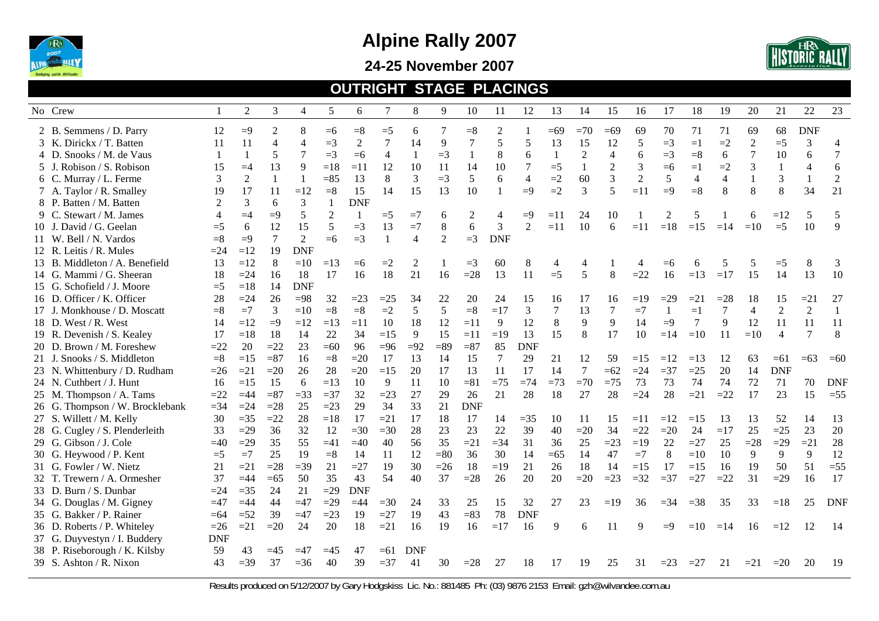# Alpine Rally 2007

## 24-25 November 2007

### OUTRIGHT STAGE PLACINGS

| No | Crew | 1 | 2 | 3 | 4 | 5 | 6 | 7 | 8 | 9 | 10 | 11 | 12 | 13 | 14 | 15 | 16 | 17 | 18 | 19 | 20 | 21 | 22 | 23 |
|---|---|---|---|---|---|---|---|---|---|---|---|---|---|---|---|---|---|---|---|---|---|---|---|---|
| 2 | B. Semmens / D. Parry | 12 | =9 | 2 | 8 | =6 | =8 | =5 | 6 | 7 | =8 | 2 | 1 | =69 | =70 | =69 | 69 | 70 | 71 | 71 | 69 | 68 | DNF | |
| 3 | K. Dirickx / T. Batten | 11 | 11 | 4 | 4 | =3 | 2 | 7 | 14 | 9 | 7 | 5 | 5 | 13 | 15 | 12 | 5 | =3 | =1 | =2 | 2 | =5 | 3 | 4 |
| 4 | D. Snooks / M. de Vaus | 1 | 1 | 5 | 7 | =3 | =6 | 4 | 1 | =3 | 1 | 8 | 6 | 1 | 2 | 4 | 6 | =3 | =8 | 6 | 7 | 10 | 6 | 7 |
| 5 | J. Robison / S. Robison | 15 | =4 | 13 | 9 | =18 | =11 | 12 | 10 | 11 | 14 | 10 | 7 | =5 | 1 | 2 | 3 | =6 | =1 | =2 | 3 | 1 | 4 | 6 |
| 6 | C. Murray / L. Ferme | 3 | 2 | 1 | 1 | =85 | 13 | 8 | 3 | =3 | 5 | 6 | 4 | =2 | 60 | 3 | 2 | 5 | 4 | 4 | 1 | 3 | 1 | 2 |
| 7 | A. Taylor / R. Smalley | 19 | 17 | 11 | =12 | =8 | 15 | 14 | 15 | 13 | 10 | 1 | =9 | =2 | 3 | 5 | =11 | =9 | =8 | 8 | 8 | 8 | 34 | 21 |
| 8 | P. Batten / M. Batten | 2 | 3 | 6 | 3 | 1 | DNF | | | | | | | | | | | | | | | | | |
| 9 | C. Stewart / M. James | 4 | =4 | =9 | 5 | 2 | 1 | =5 | =7 | 6 | 2 | 4 | =9 | =11 | 24 | 10 | 1 | 2 | 5 | 1 | 6 | =12 | 5 | 5 |
| 10 | J. David / G. Geelan | =5 | 6 | 12 | 15 | 5 | =3 | 13 | =7 | 8 | 6 | 3 | 2 | =11 | 10 | 6 | =11 | =18 | =15 | =14 | =10 | =5 | 10 | 9 |
| 11 | W. Bell / N. Vardos | =8 | =9 | 7 | 2 | =6 | =3 | 1 | 4 | 2 | =3 | DNF | | | | | | | | | | | | |
| 12 | R. Leitis / R. Mules | =24 | =12 | 19 | DNF | | | | | | | | | | | | | | | | | | | |
| 13 | B. Middleton / A. Benefield | 13 | =12 | 8 | =10 | =13 | =6 | =2 | 2 | 1 | =3 | 60 | 8 | 4 | 4 | 1 | 4 | =6 | 6 | 5 | 5 | =5 | 8 | 3 |
| 14 | G. Mammi / G. Sheeran | 18 | =24 | 16 | 18 | 17 | 16 | 18 | 21 | 16 | =28 | 13 | 11 | =5 | 5 | 8 | =22 | 16 | =13 | =17 | 15 | 14 | 13 | 10 |
| 15 | G. Schofield / J. Moore | =5 | =18 | 14 | DNF | | | | | | | | | | | | | | | | | | | |
| 16 | D. Officer / K. Officer | 28 | =24 | 26 | =98 | 32 | =23 | =25 | 34 | 22 | 20 | 24 | 15 | 16 | 17 | 16 | =19 | =29 | =21 | =28 | 18 | 15 | =21 | 27 |
| 17 | J. Monkhouse / D. Moscatt | =8 | =7 | 3 | =10 | =8 | =8 | =2 | 5 | 5 | =8 | =17 | 3 | 7 | 13 | 7 | =7 | 1 | =1 | 7 | 4 | 2 | 2 | 1 |
| 18 | D. West / R. West | 14 | =12 | =9 | =12 | =13 | =11 | 10 | 18 | 12 | =11 | 9 | 12 | 8 | 9 | 9 | 14 | =9 | 7 | 9 | 12 | 11 | 11 | 11 |
| 19 | R. Devenish / S. Kealey | 17 | =18 | 18 | 14 | 22 | 34 | =15 | 9 | 15 | =11 | =19 | 13 | 15 | 8 | 17 | 10 | =14 | =10 | 11 | =10 | 4 | 7 | 8 |
| 20 | D. Brown / M. Foreshew | =22 | 20 | =22 | 23 | =60 | 96 | =96 | =92 | =89 | =87 | 85 | DNF | | | | | | | | | | | |
| 21 | J. Snooks / S. Middleton | =8 | =15 | =87 | 16 | =8 | =20 | 17 | 13 | 14 | 15 | 7 | 29 | 21 | 12 | 59 | =15 | =12 | =13 | 12 | 63 | =61 | =63 | =60 |
| 23 | N. Whittenbury / D. Rudham | =26 | =21 | =20 | 26 | 28 | =20 | =15 | 20 | 17 | 13 | 11 | 17 | 14 | 7 | =62 | =24 | =37 | =25 | 20 | 14 | DNF | | |
| 24 | N. Cuthbert / J. Hunt | 16 | =15 | 15 | 6 | =13 | 10 | 9 | 11 | 10 | =81 | =75 | =74 | =73 | =70 | =75 | 73 | 73 | 74 | 74 | 72 | 71 | 70 | DNF |
| 25 | M. Thompson / A. Tams | =22 | =44 | =87 | =33 | =37 | 32 | =23 | 27 | 29 | 26 | 21 | 28 | 18 | 27 | 28 | =24 | 28 | =21 | =22 | 17 | 23 | 15 | =55 |
| 26 | G. Thompson / W. Brocklebank | =34 | =24 | =28 | 25 | =23 | 29 | 34 | 33 | 21 | DNF | | | | | | | | | | | | | |
| 27 | S. Willett / M. Kelly | 30 | =35 | =22 | 28 | =18 | 17 | =21 | 17 | 18 | 17 | 14 | =35 | 10 | 11 | 15 | =11 | =12 | =15 | 13 | 13 | 52 | 14 | 13 |
| 28 | G. Cugley / S. Plenderleith | 33 | =29 | 36 | 32 | 12 | =30 | =30 | 28 | 23 | 23 | 22 | 39 | 40 | =20 | 34 | =22 | =20 | 24 | =17 | 25 | =25 | 23 | 20 |
| 29 | G. Gibson / J. Cole | =40 | =29 | 35 | 55 | =41 | =40 | 40 | 56 | 35 | =21 | =34 | 31 | 36 | 25 | =23 | =19 | 22 | =27 | 25 | =28 | =29 | =21 | 28 |
| 30 | G. Heywood / P. Kent | =5 | =7 | 25 | 19 | =8 | 14 | 11 | 12 | =80 | 36 | 30 | 14 | =65 | 14 | 47 | =7 | 8 | =10 | 10 | 9 | 9 | 9 | 12 |
| 31 | G. Fowler / W. Nietz | 21 | =21 | =28 | =39 | 21 | =27 | 19 | 30 | =26 | 18 | =19 | 21 | 26 | 18 | 14 | =15 | 17 | =15 | 16 | 19 | 50 | 51 | =55 |
| 32 | T. Trewern / A. Ormesher | 37 | =44 | =65 | 50 | 35 | 43 | 54 | 40 | 37 | =28 | 26 | 20 | 20 | =20 | =23 | =32 | =37 | =27 | =22 | 31 | =29 | 16 | 17 |
| 33 | D. Burn / S. Dunbar | =24 | =35 | 24 | 21 | =29 | DNF | | | | | | | | | | | | | | | | | |
| 34 | G. Douglas / M. Gigney | =47 | =44 | 44 | =47 | =29 | =44 | =30 | 24 | 33 | 25 | 15 | 32 | 27 | 23 | =19 | 36 | =34 | =38 | 35 | 33 | =18 | 25 | DNF |
| 35 | G. Bakker / P. Rainer | =64 | =52 | 39 | =47 | =23 | 19 | =27 | 19 | 43 | =83 | 78 | DNF | | | | | | | | | | | |
| 36 | D. Roberts / P. Whiteley | =26 | =21 | =20 | 24 | 20 | 18 | =21 | 16 | 19 | 16 | =17 | 16 | 9 | 6 | 11 | 9 | =9 | =10 | =14 | 16 | =12 | 12 | 14 |
| 37 | G. Duyvestyn / I. Buddery | DNF | | | | | | | | | | | | | | | | | | | | | | |
| 38 | P. Riseborough / K. Kilsby | 59 | 43 | =45 | =47 | =45 | 47 | =61 | DNF | | | | | | | | | | | | | | | |
| 39 | S. Ashton / R. Nixon | 43 | =39 | 37 | =36 | 40 | 39 | =37 | 41 | 30 | =28 | 27 | 18 | 17 | 19 | 25 | 31 | =23 | =27 | 21 | =21 | =20 | 20 | 19 |

Results produced on 5/12/2007 by Gary Hodgskiss Lic. No.: 881485 Ph: (03) 9876 2153 Email: gzh@wilvandee.com.au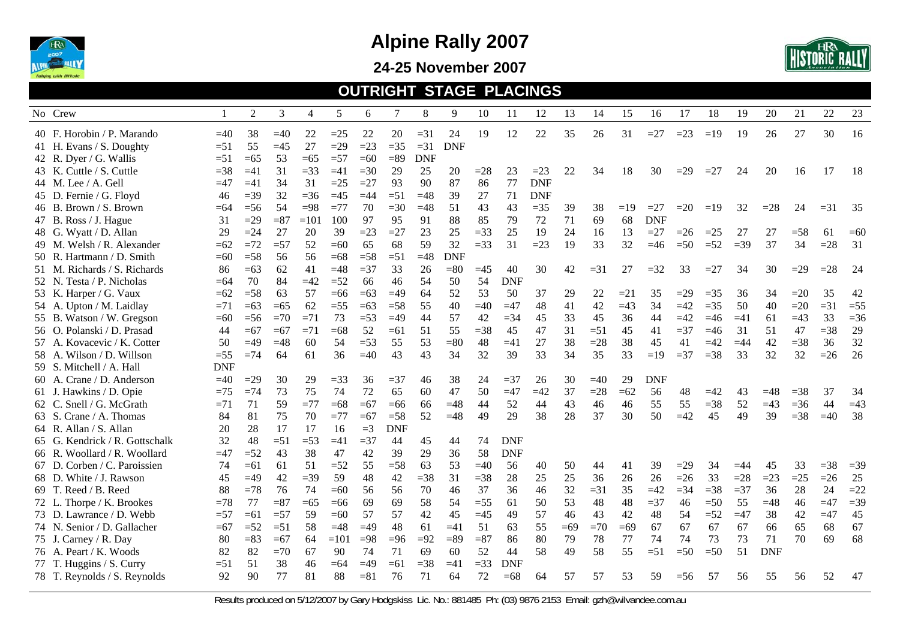# Alpine Rally 2007

## 24-25 November 2007

## OUTRIGHT STAGE PLACINGS

| No | Crew | 1 | 2 | 3 | 4 | 5 | 6 | 7 | 8 | 9 | 10 | 11 | 12 | 13 | 14 | 15 | 16 | 17 | 18 | 19 | 20 | 21 | 22 | 23 |
|---|---|---|---|---|---|---|---|---|---|---|---|---|---|---|---|---|---|---|---|---|---|---|---|---|
| 40 | F. Horobin / P. Marando | =40 | 38 | =40 | 22 | =25 | 22 | 20 | =31 | 24 | 19 | 12 | 22 | 35 | 26 | 31 | =27 | =23 | =19 | 19 | 26 | 27 | 30 | 16 |
| 41 | H. Evans / S. Doughty | =51 | 55 | =45 | 27 | =29 | =23 | =35 | =31 | DNF | | | | | | | | | | | | | | |
| 42 | R. Dyer / G. Wallis | =51 | =65 | 53 | =65 | =57 | =60 | =89 | DNF | | | | | | | | | | | | | | | |
| 43 | K. Cuttle / S. Cuttle | =38 | =41 | 31 | =33 | =41 | =30 | 29 | 25 | 20 | =28 | 23 | =23 | 22 | 34 | 18 | 30 | =29 | =27 | 24 | 20 | 16 | 17 | 18 |
| 44 | M. Lee / A. Gell | =47 | =41 | 34 | 31 | =25 | =27 | 93 | 90 | 87 | 86 | 77 | DNF | | | | | | | | | | | |
| 45 | D. Fernie / G. Floyd | 46 | =39 | 32 | =36 | =45 | =44 | =51 | =48 | 39 | 27 | 71 | DNF | | | | | | | | | | | |
| 46 | B. Brown / S. Brown | =64 | =56 | 54 | =98 | =77 | 70 | =30 | =48 | 51 | 43 | 43 | =35 | 39 | 38 | =19 | =27 | =20 | =19 | 32 | =28 | 24 | =31 | 35 |
| 47 | B. Ross / J. Hague | 31 | =29 | =87 | =101 | 100 | 97 | 95 | 91 | 88 | 85 | 79 | 72 | 71 | 69 | 68 | DNF | | | | | | | |
| 48 | G. Wyatt / D. Allan | 29 | =24 | 27 | 20 | 39 | =23 | =27 | 23 | 25 | =33 | 25 | 19 | 24 | 16 | 13 | =27 | =26 | =25 | 27 | 27 | =58 | 61 | =60 |
| 49 | M. Welsh / R. Alexander | =62 | =72 | =57 | 52 | =60 | 65 | 68 | 59 | 32 | =33 | 31 | =23 | 19 | 33 | 32 | =46 | =50 | =52 | =39 | 37 | 34 | =28 | 31 |
| 50 | R. Hartmann / D. Smith | =60 | =58 | 56 | 56 | =68 | =58 | =51 | =48 | DNF | | | | | | | | | | | | | | |
| 51 | M. Richards / S. Richards | 86 | =63 | 62 | 41 | =48 | =37 | 33 | 26 | =80 | =45 | 40 | 30 | 42 | =31 | 27 | =32 | 33 | =27 | 34 | 30 | =29 | =28 | 24 |
| 52 | N. Testa / P. Nicholas | =64 | 70 | 84 | =42 | =52 | 66 | 46 | 54 | 50 | 54 | DNF | | | | | | | | | | | | |
| 53 | K. Harper / G. Vaux | =62 | =58 | 63 | 57 | =66 | =63 | =49 | 64 | 52 | 53 | 50 | 37 | 29 | 22 | =21 | 35 | =29 | =35 | 36 | 34 | =20 | 35 | 42 |
| 54 | A. Upton / M. Laidlay | =71 | =63 | =65 | 62 | =55 | =63 | =58 | 55 | 40 | =40 | =47 | 48 | 41 | 42 | =43 | 34 | =42 | =35 | 50 | 40 | =20 | =31 | =55 |
| 55 | B. Watson / W. Gregson | =60 | =56 | =70 | =71 | 73 | =53 | =49 | 44 | 57 | 42 | =34 | 45 | 33 | 45 | 36 | 44 | =42 | =46 | =41 | 61 | =43 | 33 | =36 |
| 56 | O. Polanski / D. Prasad | 44 | =67 | =67 | =71 | =68 | 52 | =61 | 51 | 55 | =38 | 45 | 47 | 31 | =51 | 45 | 41 | =37 | =46 | 31 | 51 | 47 | =38 | 29 |
| 57 | A. Kovacevic / K. Cotter | 50 | =49 | =48 | 60 | 54 | =53 | 55 | 53 | =80 | 48 | =41 | 27 | 38 | =28 | 38 | 45 | 41 | =42 | =44 | 42 | =38 | 36 | 32 |
| 58 | A. Wilson / D. Willson | =55 | =74 | 64 | 61 | 36 | =40 | 43 | 43 | 34 | 32 | 39 | 33 | 34 | 35 | 33 | =19 | =37 | =38 | 33 | 32 | 32 | =26 | 26 |
| 59 | S. Mitchell / A. Hall | DNF | | | | | | | | | | | | | | | | | | | | | | |
| 60 | A. Crane / D. Anderson | =40 | =29 | 30 | 29 | =33 | 36 | =37 | 46 | 38 | 24 | =37 | 26 | 30 | =40 | 29 | DNF | | | | | | | |
| 61 | J. Hawkins / D. Opie | =75 | =74 | 73 | 75 | 74 | 72 | 65 | 60 | 47 | 50 | =47 | =42 | 37 | =28 | =62 | 56 | 48 | =42 | 43 | =48 | =38 | 37 | 34 |
| 62 | C. Snell / G. McGrath | =71 | 71 | 59 | =77 | =68 | =67 | =66 | 66 | =48 | 44 | 52 | 44 | 43 | 46 | 46 | 55 | 55 | =38 | 52 | =43 | =36 | 44 | =43 |
| 63 | S. Crane / A. Thomas | 84 | 81 | 75 | 70 | =77 | =67 | =58 | 52 | =48 | 49 | 29 | 38 | 28 | 37 | 30 | 50 | =42 | 45 | 49 | 39 | =38 | =40 | 38 |
| 64 | R. Allan / S. Allan | 20 | 28 | 17 | 17 | 16 | =3 | DNF | | | | | | | | | | | | | | | | |
| 65 | G. Kendrick / R. Gottschalk | 32 | 48 | =51 | =53 | =41 | =37 | 44 | 45 | 44 | 74 | DNF | | | | | | | | | | | | |
| 66 | R. Woollard / R. Woollard | =47 | =52 | 43 | 38 | 47 | 42 | 39 | 29 | 36 | 58 | DNF | | | | | | | | | | | | |
| 67 | D. Corben / C. Paroissien | 74 | =61 | 61 | 51 | =52 | 55 | =58 | 63 | 53 | =40 | 56 | 40 | 50 | 44 | 41 | 39 | =29 | 34 | =44 | 45 | 33 | =38 | =39 |
| 68 | D. White / J. Rawson | 45 | =49 | 42 | =39 | 59 | 48 | 42 | =38 | 31 | =38 | 28 | 25 | 25 | 36 | 26 | 26 | =26 | 33 | =28 | =23 | =25 | =26 | 25 |
| 69 | T. Reed / B. Reed | 88 | =78 | 76 | 74 | =60 | 56 | 56 | 70 | 46 | 37 | 36 | 46 | 32 | =31 | 35 | =42 | =34 | =38 | =37 | 36 | 28 | 24 | =22 |
| 72 | L. Thorpe / K. Brookes | =78 | 77 | =87 | =65 | =66 | 69 | 69 | 58 | 54 | =55 | 61 | 50 | 53 | 48 | 48 | =37 | 46 | =50 | 55 | =48 | 46 | =47 | =39 |
| 73 | D. Lawrance / D. Webb | =57 | =61 | =57 | 59 | =60 | 57 | 57 | 42 | 45 | =45 | 49 | 57 | 46 | 43 | 42 | 48 | 54 | =52 | =47 | 38 | 42 | =47 | 45 |
| 74 | N. Senior / D. Gallacher | =67 | =52 | =51 | 58 | =48 | =49 | 48 | 61 | =41 | 51 | 63 | 55 | =69 | =70 | =69 | 67 | 67 | 67 | 67 | 66 | 65 | 68 | 67 |
| 75 | J. Carney / R. Day | 80 | =83 | =67 | 64 | =101 | =98 | =96 | =92 | =89 | =87 | 86 | 80 | 79 | 78 | 77 | 74 | 74 | 73 | 73 | 71 | 70 | 69 | 68 |
| 76 | A. Peart / K. Woods | 82 | 82 | =70 | 67 | 90 | 74 | 71 | 69 | 60 | 52 | 44 | 58 | 49 | 58 | 55 | =51 | =50 | =50 | 51 | DNF | | | |
| 77 | T. Huggins / S. Curry | =51 | 51 | 38 | 46 | =64 | =49 | =61 | =38 | =41 | =33 | DNF | | | | | | | | | | | | |
| 78 | T. Reynolds / S. Reynolds | 92 | 90 | 77 | 81 | 88 | =81 | 76 | 71 | 64 | 72 | =68 | 64 | 57 | 57 | 53 | 59 | =56 | 57 | 56 | 55 | 56 | 52 | 47 |

Results produced on 5/12/2007 by Gary Hodgskiss Lic. No.: 881485 Ph: (03) 9876 2153 Email: gzh@wilvandee.com.au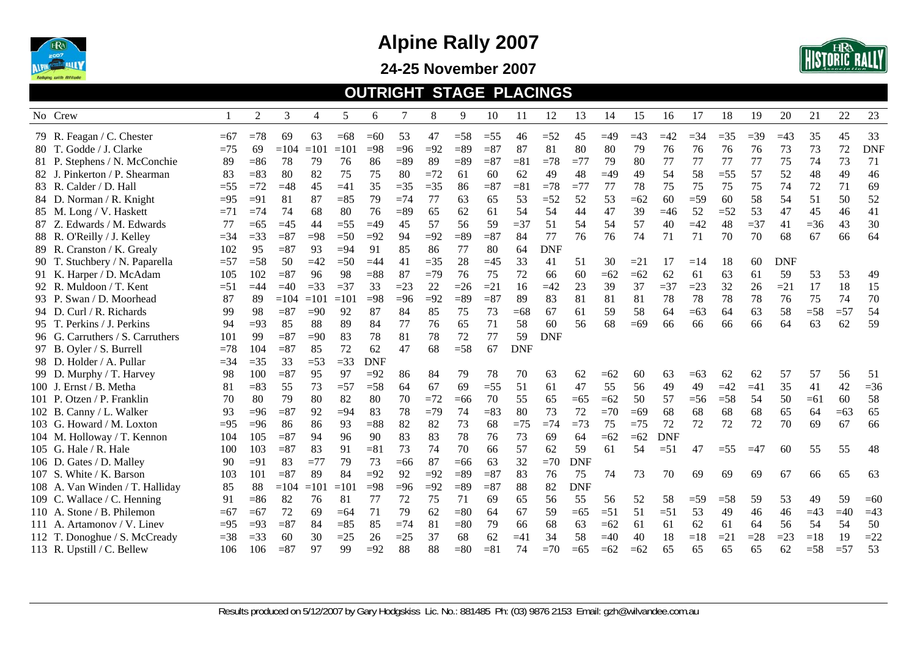# Alpine Rally 2007

## 24-25 November 2007

## OUTRIGHT STAGE PLACINGS

| No | Crew | 1 | 2 | 3 | 4 | 5 | 6 | 7 | 8 | 9 | 10 | 11 | 12 | 13 | 14 | 15 | 16 | 17 | 18 | 19 | 20 | 21 | 22 | 23 |
|---|---|---|---|---|---|---|---|---|---|---|---|---|---|---|---|---|---|---|---|---|---|---|---|---|
| 79 | R. Feagan / C. Chester | =67 | =78 | 69 | 63 | =68 | =60 | 53 | 47 | =58 | =55 | 46 | =52 | 45 | =49 | =43 | =42 | =34 | =35 | =39 | =43 | 35 | 45 | 33 |
| 80 | T. Godde / J. Clarke | =75 | 69 | =104 | =101 | =101 | =98 | =96 | =92 | =89 | =87 | 87 | 81 | 80 | 80 | 79 | 76 | 76 | 76 | 76 | 73 | 73 | 72 | DNF |
| 81 | P. Stephens / N. McConchie | 89 | =86 | 78 | 79 | 76 | 86 | =89 | 89 | =89 | =87 | =81 | =78 | =77 | 79 | 80 | 77 | 77 | 77 | 77 | 75 | 74 | 73 | 71 |
| 82 | J. Pinkerton / P. Shearman | 83 | =83 | 80 | 82 | 75 | 75 | 80 | =72 | 61 | 60 | 62 | 49 | 48 | =49 | 49 | 54 | 58 | =55 | 57 | 52 | 48 | 49 | 46 |
| 83 | R. Calder / D. Hall | =55 | =72 | =48 | 45 | =41 | 35 | =35 | =35 | 86 | =87 | =81 | =78 | =77 | 77 | 78 | 75 | 75 | 75 | 75 | 74 | 72 | 71 | 69 |
| 84 | D. Norman / R. Knight | =95 | =91 | 81 | 87 | =85 | 79 | =74 | 77 | 63 | 65 | 53 | =52 | 52 | 53 | =62 | 60 | =59 | 60 | 58 | 54 | 51 | 50 | 52 |
| 85 | M. Long / V. Haskett | =71 | =74 | 74 | 68 | 80 | 76 | =89 | 65 | 62 | 61 | 54 | 54 | 44 | 47 | 39 | =46 | 52 | =52 | 53 | 47 | 45 | 46 | 41 |
| 87 | Z. Edwards / M. Edwards | 77 | =65 | =45 | 44 | =55 | =49 | 45 | 57 | 56 | 59 | =37 | 51 | 54 | 54 | 57 | 40 | =42 | 48 | =37 | 41 | =36 | 43 | 30 |
| 88 | R. O'Reilly / J. Kelley | =34 | =33 | =87 | =98 | =50 | =92 | 94 | =92 | =89 | =87 | 84 | 77 | 76 | 76 | 74 | 71 | 71 | 70 | 70 | 68 | 67 | 66 | 64 |
| 89 | R. Cranston / K. Grealy | 102 | 95 | =87 | 93 | =94 | 91 | 85 | 86 | 77 | 80 | 64 | DNF | | | | | | | | | | | |
| 90 | T. Stuchbery / N. Paparella | =57 | =58 | 50 | =42 | =50 | =44 | 41 | =35 | 28 | =45 | 33 | 41 | 51 | 30 | =21 | 17 | =14 | 18 | 60 | DNF | | | |
| 91 | K. Harper / D. McAdam | 105 | 102 | =87 | 96 | 98 | =88 | 87 | =79 | 76 | 75 | 72 | 66 | 60 | =62 | =62 | 62 | 61 | 63 | 61 | 59 | 53 | 53 | 49 |
| 92 | R. Muldoon / T. Kent | =51 | =44 | =40 | =33 | =37 | 33 | =23 | 22 | =26 | =21 | 16 | =42 | 23 | 39 | 37 | =37 | =23 | 32 | 26 | =21 | 17 | 18 | 15 |
| 93 | P. Swan / D. Moorhead | 87 | 89 | =104 | =101 | =101 | =98 | =96 | =92 | =89 | =87 | 89 | 83 | 81 | 81 | 81 | 78 | 78 | 78 | 78 | 76 | 75 | 74 | 70 |
| 94 | D. Curl / R. Richards | 99 | 98 | =87 | =90 | 92 | 87 | 84 | 85 | 75 | 73 | =68 | 67 | 61 | 59 | 58 | 64 | =63 | 64 | 63 | 58 | =58 | =57 | 54 |
| 95 | T. Perkins / J. Perkins | 94 | =93 | 85 | 88 | 89 | 84 | 77 | 76 | 65 | 71 | 58 | 60 | 56 | 68 | =69 | 66 | 66 | 66 | 66 | 64 | 63 | 62 | 59 |
| 96 | G. Carruthers / S. Carruthers | 101 | 99 | =87 | =90 | 83 | 78 | 81 | 78 | 72 | 77 | 59 | DNF | | | | | | | | | | | |
| 97 | B. Oyler / S. Burrell | =78 | 104 | =87 | 85 | 72 | 62 | 47 | 68 | =58 | 67 | DNF | | | | | | | | | | | | |
| 98 | D. Holder / A. Pullar | =34 | =35 | 33 | =53 | =33 | DNF | | | | | | | | | | | | | | | | | |
| 99 | D. Murphy / T. Harvey | 98 | 100 | =87 | 95 | 97 | =92 | 86 | 84 | 79 | 78 | 70 | 63 | 62 | =62 | 60 | 63 | =63 | 62 | 62 | 57 | 57 | 56 | 51 |
| 100 | J. Ernst / B. Metha | 81 | =83 | 55 | 73 | =57 | =58 | 64 | 67 | 69 | =55 | 51 | 61 | 47 | 55 | 56 | 49 | 49 | =42 | =41 | 35 | 41 | 42 | =36 |
| 101 | P. Otzen / P. Franklin | 70 | 80 | 79 | 80 | 82 | 80 | 70 | =72 | =66 | 70 | 55 | 65 | =65 | =62 | 50 | 57 | =56 | =58 | 54 | 50 | =61 | 60 | 58 |
| 102 | B. Canny / L. Walker | 93 | =96 | =87 | 92 | =94 | 83 | 78 | =79 | 74 | =83 | 80 | 73 | 72 | =70 | =69 | 68 | 68 | 68 | 68 | 65 | 64 | =63 | 65 |
| 103 | G. Howard / M. Loxton | =95 | =96 | 86 | 86 | 93 | =88 | 82 | 82 | 73 | 68 | =75 | =74 | =73 | 75 | =75 | 72 | 72 | 72 | 72 | 70 | 69 | 67 | 66 |
| 104 | M. Holloway / T. Kennon | 104 | 105 | =87 | 94 | 96 | 90 | 83 | 83 | 78 | 76 | 73 | 69 | 64 | =62 | =62 | DNF | | | | | | | |
| 105 | G. Hale / R. Hale | 100 | 103 | =87 | 83 | 91 | =81 | 73 | 74 | 70 | 66 | 57 | 62 | 59 | 61 | 54 | =51 | 47 | =55 | =47 | 60 | 55 | 55 | 48 |
| 106 | D. Gates / D. Malley | 90 | =91 | 83 | =77 | 79 | 73 | =66 | 87 | =66 | 63 | 32 | =70 | DNF | | | | | | | | | | |
| 107 | S. White / K. Barson | 103 | 101 | =87 | 89 | 84 | =92 | 92 | =92 | =89 | =87 | 83 | 76 | 75 | 74 | 73 | 70 | 69 | 69 | 69 | 67 | 66 | 65 | 63 |
| 108 | A. Van Winden / T. Halliday | 85 | 88 | =104 | =101 | =101 | =98 | =96 | =92 | =89 | =87 | 88 | 82 | DNF | | | | | | | | | | |
| 109 | C. Wallace / C. Henning | 91 | =86 | 82 | 76 | 81 | 77 | 72 | 75 | 71 | 69 | 65 | 56 | 55 | 56 | 52 | 58 | =59 | =58 | 59 | 53 | 49 | 59 | =60 |
| 110 | A. Stone / B. Philemon | =67 | =67 | 72 | 69 | =64 | 71 | 79 | 62 | =80 | 64 | 67 | 59 | =65 | =51 | 51 | =51 | 53 | 49 | 46 | 46 | =43 | =40 | =43 |
| 111 | A. Artamonov / V. Linev | =95 | =93 | =87 | 84 | =85 | 85 | =74 | 81 | =80 | 79 | 66 | 68 | 63 | =62 | 61 | 61 | 62 | 61 | 64 | 56 | 54 | 54 | 50 |
| 112 | T. Donoghue / S. McCready | =38 | =33 | 60 | 30 | =25 | 26 | =25 | 37 | 68 | 62 | =41 | 34 | 58 | =40 | 40 | 18 | =18 | =21 | =28 | =23 | =18 | 19 | =22 |
| 113 | R. Upstill / C. Bellew | 106 | 106 | =87 | 97 | 99 | =92 | 88 | 88 | =80 | =81 | 74 | =70 | =65 | =62 | =62 | 65 | 65 | 65 | 65 | 62 | =58 | =57 | 53 |

Results produced on 5/12/2007 by Gary Hodgskiss Lic. No.: 881485 Ph: (03) 9876 2153 Email: gzh@wilvandee.com.au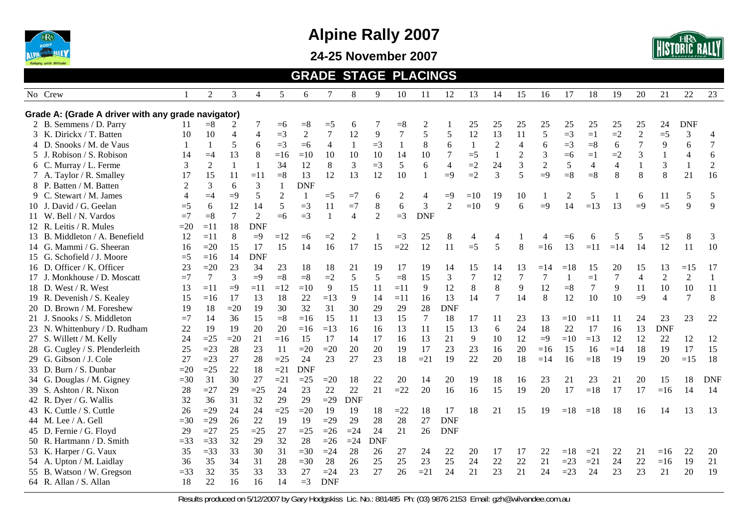# Alpine Rally 2007

## 24-25 November 2007

## GRADE STAGE PLACINGS

| No | Crew | 1 | 2 | 3 | 4 | 5 | 6 | 7 | 8 | 9 | 10 | 11 | 12 | 13 | 14 | 15 | 16 | 17 | 18 | 19 | 20 | 21 | 22 | 23 |
|---|---|---|---|---|---|---|---|---|---|---|---|---|---|---|---|---|---|---|---|---|---|---|---|---|
| **Grade A: (Grade A driver with any grade navigator)** | | | | | | | | | | | | | | | | | | | | | | | | |
| 2 | B. Semmens / D. Parry | 11 | =8 | 2 | 7 | =6 | =8 | =5 | 6 | 7 | =8 | 2 | 1 | 25 | 25 | 25 | 25 | 25 | 25 | 25 | 25 | 24 | DNF | |
| 3 | K. Dirickx / T. Batten | 10 | 10 | 4 | 4 | =3 | 2 | 7 | 12 | 9 | 7 | 5 | 5 | 12 | 13 | 11 | 5 | =3 | =1 | =2 | 2 | =5 | 3 | 4 |
| 4 | D. Snooks / M. de Vaus | 1 | 1 | 5 | 6 | =3 | =6 | 4 | 1 | =3 | 1 | 8 | 6 | 1 | 2 | 4 | 6 | =3 | =8 | 6 | 7 | 9 | 6 | 7 |
| 5 | J. Robison / S. Robison | 14 | =4 | 13 | 8 | =16 | =10 | 10 | 10 | 10 | 14 | 10 | 7 | =5 | 1 | 2 | 3 | =6 | =1 | =2 | 3 | 1 | 4 | 6 |
| 6 | C. Murray / L. Ferme | 3 | 2 | 1 | 1 | 34 | 12 | 8 | 3 | =3 | 5 | 6 | 4 | =2 | 24 | 3 | 2 | 5 | 4 | 4 | 1 | 3 | 1 | 2 |
| 7 | A. Taylor / R. Smalley | 17 | 15 | 11 | =11 | =8 | 13 | 12 | 13 | 12 | 10 | 1 | =9 | =2 | 3 | 5 | =9 | =8 | =8 | 8 | 8 | 8 | 21 | 16 |
| 8 | P. Batten / M. Batten | 2 | 3 | 6 | 3 | 1 | DNF | | | | | | | | | | | | | | | | | |
| 9 | C. Stewart / M. James | 4 | =4 | =9 | 5 | 2 | 1 | =5 | =7 | 6 | 2 | 4 | =9 | =10 | 19 | 10 | 1 | 2 | 5 | 1 | 6 | 11 | 5 | 5 |
| 10 | J. David / G. Geelan | =5 | 6 | 12 | 14 | 5 | =3 | 11 | =7 | 8 | 6 | 3 | 2 | =10 | 9 | 6 | =9 | 14 | =13 | 13 | =9 | =5 | 9 | 9 |
| 11 | W. Bell / N. Vardos | =7 | =8 | 7 | 2 | =6 | =3 | 1 | 4 | 2 | =3 | DNF | | | | | | | | | | | | |
| 12 | R. Leitis / R. Mules | =20 | =11 | 18 | DNF | | | | | | | | | | | | | | | | | | | |
| 13 | B. Middleton / A. Benefield | 12 | =11 | 8 | =9 | =12 | =6 | =2 | 2 | 1 | =3 | 25 | 8 | 4 | 4 | 1 | 4 | =6 | 6 | 5 | 5 | =5 | 8 | 3 |
| 14 | G. Mammi / G. Sheeran | 16 | =20 | 15 | 17 | 15 | 14 | 16 | 17 | 15 | =22 | 12 | 11 | =5 | 5 | 8 | =16 | 13 | =11 | =14 | 14 | 12 | 11 | 10 |
| 15 | G. Schofield / J. Moore | =5 | =16 | 14 | DNF | | | | | | | | | | | | | | | | | | | |
| 16 | D. Officer / K. Officer | 23 | =20 | 23 | 34 | 23 | 18 | 18 | 21 | 19 | 17 | 19 | 14 | 15 | 14 | 13 | =14 | =18 | 15 | 20 | 15 | 13 | =15 | 17 |
| 17 | J. Monkhouse / D. Moscatt | =7 | 7 | 3 | =9 | =8 | =8 | =2 | 5 | 5 | =8 | 15 | 3 | 7 | 12 | 7 | 7 | 1 | =1 | 7 | 4 | 2 | 2 | 1 |
| 18 | D. West / R. West | 13 | =11 | =9 | =11 | =12 | =10 | 9 | 15 | 11 | =11 | 9 | 12 | 8 | 8 | 9 | 12 | =8 | 7 | 9 | 11 | 10 | 10 | 11 |
| 19 | R. Devenish / S. Kealey | 15 | =16 | 17 | 13 | 18 | 22 | =13 | 9 | 14 | =11 | 16 | 13 | 14 | 7 | 14 | 8 | 12 | 10 | 10 | =9 | 4 | 7 | 8 |
| 20 | D. Brown / M. Foreshew | 19 | 18 | =20 | 19 | 30 | 32 | 31 | 30 | 29 | 29 | 28 | DNF | | | | | | | | | | | |
| 21 | J. Snooks / S. Middleton | =7 | 14 | 36 | 15 | =8 | =16 | 15 | 11 | 13 | 15 | 7 | 18 | 17 | 11 | 23 | 13 | =10 | =11 | 11 | 24 | 23 | 23 | 22 |
| 23 | N. Whittenbury / D. Rudham | 22 | 19 | 19 | 20 | 20 | =16 | =13 | 16 | 16 | 13 | 11 | 15 | 13 | 6 | 24 | 18 | 22 | 17 | 16 | 13 | DNF | | |
| 27 | S. Willett / M. Kelly | 24 | =25 | =20 | 21 | =16 | 15 | 17 | 14 | 17 | 16 | 13 | 21 | 9 | 10 | 12 | =9 | =10 | =13 | 12 | 12 | 22 | 12 | 12 |
| 28 | G. Cugley / S. Plenderleith | 25 | =23 | 28 | 23 | 11 | =20 | =20 | 20 | 20 | 19 | 17 | 23 | 23 | 16 | 20 | =16 | 15 | 16 | =14 | 18 | 19 | 17 | 15 |
| 29 | G. Gibson / J. Cole | 27 | =23 | 27 | 28 | =25 | 24 | 23 | 27 | 23 | 18 | =21 | 19 | 22 | 20 | 18 | =14 | 16 | =18 | 19 | 19 | 20 | =15 | 18 |
| 33 | D. Burn / S. Dunbar | =20 | =25 | 22 | 18 | =21 | DNF | | | | | | | | | | | | | | | | | |
| 34 | G. Douglas / M. Gigney | =30 | 31 | 30 | 27 | =21 | =25 | =20 | 18 | 22 | 20 | 14 | 20 | 19 | 18 | 16 | 23 | 21 | 23 | 21 | 20 | 15 | 18 | DNF |
| 39 | S. Ashton / R. Nixon | 28 | =27 | 29 | =25 | 24 | 23 | 22 | 22 | 21 | =22 | 20 | 16 | 16 | 15 | 19 | 20 | 17 | =18 | 17 | 17 | =16 | 14 | 14 |
| 42 | R. Dyer / G. Wallis | 32 | 36 | 31 | 32 | 29 | 29 | =29 | DNF | | | | | | | | | | | | | | | |
| 43 | K. Cuttle / S. Cuttle | 26 | =29 | 24 | 24 | =25 | =20 | 19 | 19 | 18 | =22 | 18 | 17 | 18 | 21 | 15 | 19 | =18 | =18 | 18 | 16 | 14 | 13 | 13 |
| 44 | M. Lee / A. Gell | =30 | =29 | 26 | 22 | 19 | 19 | =29 | 29 | 28 | 28 | 27 | DNF | | | | | | | | | | | |
| 45 | D. Fernie / G. Floyd | 29 | =27 | 25 | =25 | 27 | =25 | =26 | =24 | 24 | 21 | 26 | DNF | | | | | | | | | | | |
| 50 | R. Hartmann / D. Smith | =33 | =33 | 32 | 29 | 32 | 28 | =26 | =24 | DNF | | | | | | | | | | | | | | |
| 53 | K. Harper / G. Vaux | 35 | =33 | 33 | 30 | 31 | =30 | =24 | 28 | 26 | 27 | 24 | 22 | 20 | 17 | 17 | 22 | =18 | =21 | 22 | 21 | =16 | 22 | 20 |
| 54 | A. Upton / M. Laidlay | 36 | 35 | 34 | 31 | 28 | =30 | 28 | 26 | 25 | 25 | 23 | 25 | 24 | 22 | 22 | 21 | =23 | =21 | 24 | 22 | =16 | 19 | 21 |
| 55 | B. Watson / W. Gregson | =33 | 32 | 35 | 33 | 33 | 27 | =24 | 23 | 27 | 26 | =21 | 24 | 21 | 23 | 21 | 24 | =23 | 24 | 23 | 23 | 21 | 20 | 19 |
| 64 | R. Allan / S. Allan | 18 | 22 | 16 | 16 | 14 | =3 | DNF | | | | | | | | | | | | | | | | |

Results produced on 5/12/2007 by Gary Hodgskiss Lic. No.: 881485 Ph: (03) 9876 2153 Email: gzh@wilvandee.com.au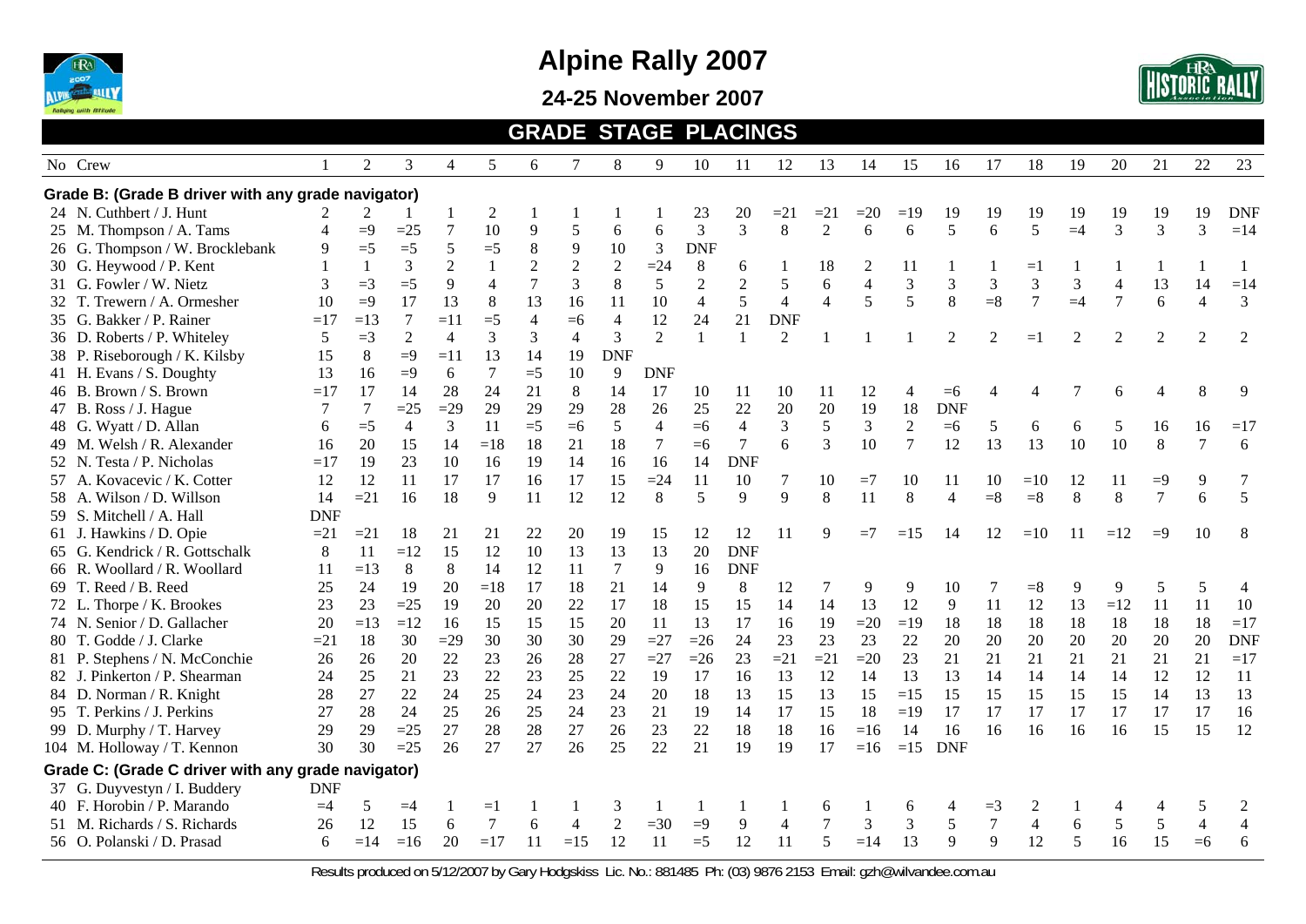# Alpine Rally 2007

## 24-25 November 2007

## GRADE STAGE PLACINGS

| No | Crew | 1 | 2 | 3 | 4 | 5 | 6 | 7 | 8 | 9 | 10 | 11 | 12 | 13 | 14 | 15 | 16 | 17 | 18 | 19 | 20 | 21 | 22 | 23 |
|---|---|---|---|---|---|---|---|---|---|---|---|---|---|---|---|---|---|---|---|---|---|---|---|---|
| **Grade B: (Grade B driver with any grade navigator)** | | | | | | | | | | | | | | | | | | | | | | | | |
| 24 | N. Cuthbert / J. Hunt | 2 | 2 | 1 | 1 | 2 | 1 | 1 | 1 | 1 | 23 | 20 | =21 | =21 | =20 | =19 | 19 | 19 | 19 | 19 | 19 | 19 | 19 | DNF |
| 25 | M. Thompson / A. Tams | 4 | =9 | =25 | 7 | 10 | 9 | 5 | 6 | 6 | 3 | 3 | 8 | 2 | 6 | 6 | 5 | 6 | 5 | =4 | 3 | 3 | 3 | =14 |
| 26 | G. Thompson / W. Brocklebank | 9 | =5 | =5 | 5 | =5 | 8 | 9 | 10 | 3 | DNF | | | | | | | | | | | | | |
| 30 | G. Heywood / P. Kent | 1 | 1 | 3 | 2 | 1 | 2 | 2 | 2 | =24 | 8 | 6 | 1 | 18 | 2 | 11 | 1 | 1 | =1 | 1 | 1 | 1 | 1 | 1 |
| 31 | G. Fowler / W. Nietz | 3 | =3 | =5 | 9 | 4 | 7 | 3 | 8 | 5 | 2 | 2 | 5 | 6 | 4 | 3 | 3 | 3 | 3 | 3 | 4 | 13 | 14 | =14 |
| 32 | T. Trewern / A. Ormesher | 10 | =9 | 17 | 13 | 8 | 13 | 16 | 11 | 10 | 4 | 5 | 4 | 4 | 5 | 5 | 8 | =8 | 7 | =4 | 7 | 6 | 4 | 3 |
| 35 | G. Bakker / P. Rainer | =17 | =13 | 7 | =11 | =5 | 4 | =6 | 4 | 12 | 24 | 21 | DNF | | | | | | | | | | | |
| 36 | D. Roberts / P. Whiteley | 5 | =3 | 2 | 4 | 3 | 3 | 4 | 3 | 2 | 1 | 1 | 2 | 1 | 1 | 1 | 2 | 2 | =1 | 2 | 2 | 2 | 2 | 2 |
| 38 | P. Riseborough / K. Kilsby | 15 | 8 | =9 | =11 | 13 | 14 | 19 | DNF | | | | | | | | | | | | | | | |
| 41 | H. Evans / S. Doughty | 13 | 16 | =9 | 6 | 7 | =5 | 10 | 9 | DNF | | | | | | | | | | | | | | |
| 46 | B. Brown / S. Brown | =17 | 17 | 14 | 28 | 24 | 21 | 8 | 14 | 17 | 10 | 11 | 10 | 11 | 12 | 4 | =6 | 4 | 4 | 7 | 6 | 4 | 8 | 9 |
| 47 | B. Ross / J. Hague | 7 | 7 | =25 | =29 | 29 | 29 | 29 | 28 | 26 | 25 | 22 | 20 | 20 | 19 | 18 | DNF | | | | | | | |
| 48 | G. Wyatt / D. Allan | 6 | =5 | 4 | 3 | 11 | =5 | =6 | 5 | 4 | =6 | 4 | 3 | 5 | 3 | 2 | =6 | 5 | 6 | 6 | 5 | 16 | 16 | =17 |
| 49 | M. Welsh / R. Alexander | 16 | 20 | 15 | 14 | =18 | 18 | 21 | 18 | 7 | =6 | 7 | 6 | 3 | 10 | 7 | 12 | 13 | 13 | 10 | 10 | 8 | 7 | 6 |
| 52 | N. Testa / P. Nicholas | =17 | 19 | 23 | 10 | 16 | 19 | 14 | 16 | 16 | 14 | DNF | | | | | | | | | | | | |
| 57 | A. Kovacevic / K. Cotter | 12 | 12 | 11 | 17 | 17 | 16 | 17 | 15 | =24 | 11 | 10 | 7 | 10 | =7 | 10 | 11 | 10 | =10 | 12 | 11 | =9 | 9 | 7 |
| 58 | A. Wilson / D. Willson | 14 | =21 | 16 | 18 | 9 | 11 | 12 | 12 | 8 | 5 | 9 | 9 | 8 | 11 | 8 | 4 | =8 | =8 | 8 | 8 | 7 | 6 | 5 |
| 59 | S. Mitchell / A. Hall | DNF | | | | | | | | | | | | | | | | | | | | | | |
| 61 | J. Hawkins / D. Opie | =21 | =21 | 18 | 21 | 21 | 22 | 20 | 19 | 15 | 12 | 12 | 11 | 9 | =7 | =15 | 14 | 12 | =10 | 11 | =12 | =9 | 10 | 8 |
| 65 | G. Kendrick / R. Gottschalk | 8 | 11 | =12 | 15 | 12 | 10 | 13 | 13 | 13 | 20 | DNF | | | | | | | | | | | | |
| 66 | R. Woollard / R. Woollard | 11 | =13 | 8 | 8 | 14 | 12 | 11 | 7 | 9 | 16 | DNF | | | | | | | | | | | | |
| 69 | T. Reed / B. Reed | 25 | 24 | 19 | 20 | =18 | 17 | 18 | 21 | 14 | 9 | 8 | 12 | 7 | 9 | 9 | 10 | 7 | =8 | 9 | 9 | 5 | 5 | 4 |
| 72 | L. Thorpe / K. Brookes | 23 | 23 | =25 | 19 | 20 | 20 | 22 | 17 | 18 | 15 | 15 | 14 | 14 | 13 | 12 | 9 | 11 | 12 | 13 | =12 | 11 | 11 | 10 |
| 74 | N. Senior / D. Gallacher | 20 | =13 | =12 | 16 | 15 | 15 | 15 | 20 | 11 | 13 | 17 | 16 | 19 | =20 | =19 | 18 | 18 | 18 | 18 | 18 | 18 | 18 | =17 |
| 80 | T. Godde / J. Clarke | =21 | 18 | 30 | =29 | 30 | 30 | 30 | 29 | =27 | =26 | 24 | 23 | 23 | 23 | 22 | 20 | 20 | 20 | 20 | 20 | 20 | 20 | DNF |
| 81 | P. Stephens / N. McConchie | 26 | 26 | 20 | 22 | 23 | 26 | 28 | 27 | =27 | =26 | 23 | =21 | =21 | =20 | 23 | 21 | 21 | 21 | 21 | 21 | 21 | 21 | =17 |
| 82 | J. Pinkerton / P. Shearman | 24 | 25 | 21 | 23 | 22 | 23 | 25 | 22 | 19 | 17 | 16 | 13 | 12 | 14 | 13 | 13 | 14 | 14 | 14 | 14 | 12 | 12 | 11 |
| 84 | D. Norman / R. Knight | 28 | 27 | 22 | 24 | 25 | 24 | 23 | 24 | 20 | 18 | 13 | 15 | 13 | 15 | =15 | 15 | 15 | 15 | 15 | 15 | 14 | 13 | 13 |
| 95 | T. Perkins / J. Perkins | 27 | 28 | 24 | 25 | 26 | 25 | 24 | 23 | 21 | 19 | 14 | 17 | 15 | 18 | =19 | 17 | 17 | 17 | 17 | 17 | 17 | 17 | 16 |
| 99 | D. Murphy / T. Harvey | 29 | 29 | =25 | 27 | 28 | 28 | 27 | 26 | 23 | 22 | 18 | 18 | 16 | =16 | 14 | 16 | 16 | 16 | 16 | 16 | 15 | 15 | 12 |
| 104 | M. Holloway / T. Kennon | 30 | 30 | =25 | 26 | 27 | 27 | 26 | 25 | 22 | 21 | 19 | 19 | 17 | =16 | =15 | DNF | | | | | | | |
| **Grade C: (Grade C driver with any grade navigator)** | | | | | | | | | | | | | | | | | | | | | | | | |
| 37 | G. Duyvestyn / I. Buddery | DNF | | | | | | | | | | | | | | | | | | | | | | |
| 40 | F. Horobin / P. Marando | =4 | 5 | =4 | 1 | =1 | 1 | 1 | 3 | 1 | 1 | 1 | 1 | 6 | 1 | 6 | 4 | =3 | 2 | 1 | 4 | 4 | 5 | 2 |
| 51 | M. Richards / S. Richards | 26 | 12 | 15 | 6 | 7 | 6 | 4 | 2 | =30 | =9 | 9 | 4 | 7 | 3 | 3 | 5 | 7 | 4 | 6 | 5 | 5 | 4 | 4 |
| 56 | O. Polanski / D. Prasad | 6 | =14 | =16 | 20 | =17 | 11 | =15 | 12 | 11 | =5 | 12 | 11 | 5 | =14 | 13 | 9 | 9 | 12 | 5 | 16 | 15 | =6 | 6 |

Results produced on 5/12/2007 by Gary Hodgskiss Lic. No.: 881485 Ph: (03) 9876 2153 Email: gzh@wilvandee.com.au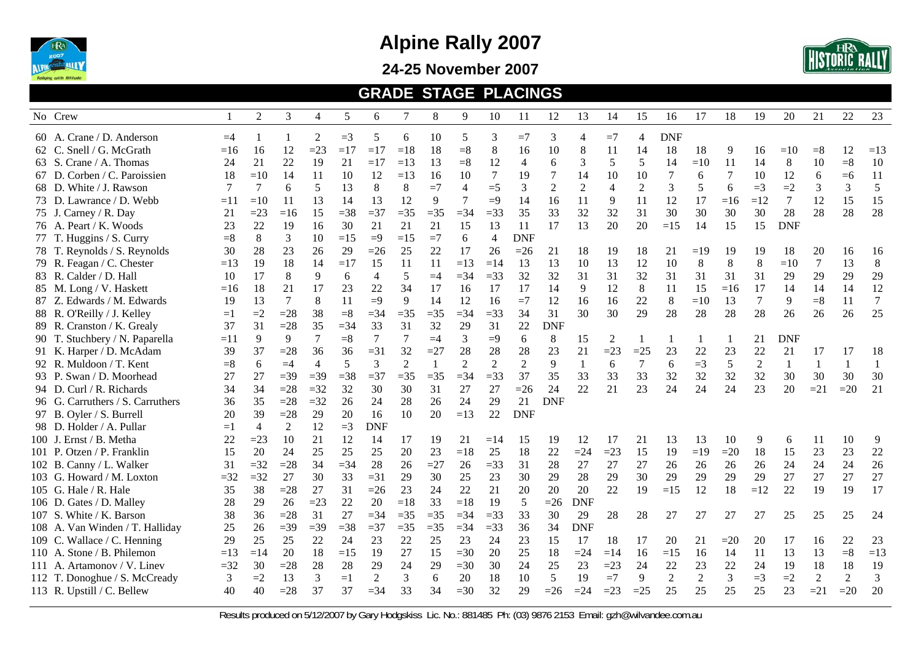# Alpine Rally 2007

## 24-25 November 2007

## GRADE STAGE PLACINGS

| No | Crew | 1 | 2 | 3 | 4 | 5 | 6 | 7 | 8 | 9 | 10 | 11 | 12 | 13 | 14 | 15 | 16 | 17 | 18 | 19 | 20 | 21 | 22 | 23 |
|---|---|---|---|---|---|---|---|---|---|---|---|---|---|---|---|---|---|---|---|---|---|---|---|---|
| 60 | A. Crane / D. Anderson | =4 | 1 | 1 | 2 | =3 | 5 | 6 | 10 | 5 | 3 | =7 | 3 | 4 | =7 | 4 | DNF | | | | | | | |
| 62 | C. Snell / G. McGrath | =16 | 16 | 12 | =23 | =17 | =17 | =18 | 18 | =8 | 8 | 16 | 10 | 8 | 11 | 14 | 18 | 18 | 9 | 16 | =10 | =8 | 12 | =13 |
| 63 | S. Crane / A. Thomas | 24 | 21 | 22 | 19 | 21 | =17 | =13 | 13 | =8 | 12 | 4 | 6 | 3 | 5 | 5 | 14 | =10 | 11 | 14 | 8 | 10 | =8 | 10 |
| 67 | D. Corben / C. Paroissien | 18 | =10 | 14 | 11 | 10 | 12 | =13 | 16 | 10 | 7 | 19 | 7 | 14 | 10 | 10 | 7 | 6 | 7 | 10 | 12 | 6 | =6 | 11 |
| 68 | D. White / J. Rawson | 7 | 7 | 6 | 5 | 13 | 8 | 8 | =7 | 4 | =5 | 3 | 2 | 2 | 4 | 2 | 3 | 5 | 6 | =3 | =2 | 3 | 3 | 5 |
| 73 | D. Lawrance / D. Webb | =11 | =10 | 11 | 13 | 14 | 13 | 12 | 9 | 7 | =9 | 14 | 16 | 11 | 9 | 11 | 12 | 17 | =16 | =12 | 7 | 12 | 15 | 15 |
| 75 | J. Carney / R. Day | 21 | =23 | =16 | 15 | =38 | =37 | =35 | =35 | =34 | =33 | 35 | 33 | 32 | 32 | 31 | 30 | 30 | 30 | 30 | 28 | 28 | 28 | 28 |
| 76 | A. Peart / K. Woods | 23 | 22 | 19 | 16 | 30 | 21 | 21 | 21 | 15 | 13 | 11 | 17 | 13 | 20 | 20 | =15 | 14 | 15 | 15 | DNF | | | |
| 77 | T. Huggins / S. Curry | =8 | 8 | 3 | 10 | =15 | =9 | =15 | =7 | 6 | 4 | DNF | | | | | | | | | | | | |
| 78 | T. Reynolds / S. Reynolds | 30 | 28 | 23 | 26 | 29 | =26 | 25 | 22 | 17 | 26 | =26 | 21 | 18 | 19 | 18 | 21 | =19 | 19 | 19 | 18 | 20 | 16 | 16 |
| 79 | R. Feagan / C. Chester | =13 | 19 | 18 | 14 | =17 | 15 | 11 | 11 | =13 | =14 | 13 | 13 | 10 | 13 | 12 | 10 | 8 | 8 | 8 | =10 | 7 | 13 | 8 |
| 83 | R. Calder / D. Hall | 10 | 17 | 8 | 9 | 6 | 4 | 5 | =4 | =34 | =33 | 32 | 32 | 31 | 31 | 32 | 31 | 31 | 31 | 31 | 29 | 29 | 29 | 29 |
| 85 | M. Long / V. Haskett | =16 | 18 | 21 | 17 | 23 | 22 | 34 | 17 | 16 | 17 | 17 | 14 | 9 | 12 | 8 | 11 | 15 | =16 | 17 | 14 | 14 | 14 | 12 |
| 87 | Z. Edwards / M. Edwards | 19 | 13 | 7 | 8 | 11 | =9 | 9 | 14 | 12 | 16 | =7 | 12 | 16 | 16 | 22 | 8 | =10 | 13 | 7 | 9 | =8 | 11 | 7 |
| 88 | R. O'Reilly / J. Kelley | =1 | =2 | =28 | 38 | =8 | =34 | =35 | =35 | =34 | =33 | 34 | 31 | 30 | 30 | 29 | 28 | 28 | 28 | 28 | 26 | 26 | 26 | 25 |
| 89 | R. Cranston / K. Grealy | 37 | 31 | =28 | 35 | =34 | 33 | 31 | 32 | 29 | 31 | 22 | DNF | | | | | | | | | | | |
| 90 | T. Stuchbery / N. Paparella | =11 | 9 | 9 | 7 | =8 | 7 | 7 | =4 | 3 | =9 | 6 | 8 | 15 | 2 | 1 | 1 | 1 | 1 | 21 | DNF | | | |
| 91 | K. Harper / D. McAdam | 39 | 37 | =28 | 36 | 36 | =31 | 32 | =27 | 28 | 28 | 28 | 23 | 21 | =23 | =25 | 23 | 22 | 23 | 22 | 21 | 17 | 17 | 18 |
| 92 | R. Muldoon / T. Kent | =8 | 6 | =4 | 4 | 5 | 3 | 2 | 1 | 2 | 2 | 2 | 9 | 1 | 6 | 7 | 6 | =3 | 5 | 2 | 1 | 1 | 1 | 1 |
| 93 | P. Swan / D. Moorhead | 27 | 27 | =39 | =39 | =38 | =37 | =35 | =35 | =34 | =33 | 37 | 35 | 33 | 33 | 33 | 32 | 32 | 32 | 32 | 30 | 30 | 30 | 30 |
| 94 | D. Curl / R. Richards | 34 | 34 | =28 | =32 | 32 | 30 | 30 | 31 | 27 | 27 | =26 | 24 | 22 | 21 | 23 | 24 | 24 | 24 | 23 | 20 | =21 | =20 | 21 |
| 96 | G. Carruthers / S. Carruthers | 36 | 35 | =28 | =32 | 26 | 24 | 28 | 26 | 24 | 29 | 21 | DNF | | | | | | | | | | | |
| 97 | B. Oyler / S. Burrell | 20 | 39 | =28 | 29 | 20 | 16 | 10 | 20 | =13 | 22 | DNF | | | | | | | | | | | | |
| 98 | D. Holder / A. Pullar | =1 | 4 | 2 | 12 | =3 | DNF | | | | | | | | | | | | | | | | | |
| 100 | J. Ernst / B. Metha | 22 | =23 | 10 | 21 | 12 | 14 | 17 | 19 | 21 | =14 | 15 | 19 | 12 | 17 | 21 | 13 | 13 | 10 | 9 | 6 | 11 | 10 | 9 |
| 101 | P. Otzen / P. Franklin | 15 | 20 | 24 | 25 | 25 | 25 | 20 | 23 | =18 | 25 | 18 | 22 | =24 | =23 | 15 | 19 | =19 | =20 | 18 | 15 | 23 | 23 | 22 |
| 102 | B. Canny / L. Walker | 31 | =32 | =28 | 34 | =34 | 28 | 26 | =27 | 26 | =33 | 31 | 28 | 27 | 27 | 27 | 26 | 26 | 26 | 26 | 24 | 24 | 24 | 26 |
| 103 | G. Howard / M. Loxton | =32 | =32 | 27 | 30 | 33 | =31 | 29 | 30 | 25 | 23 | 30 | 29 | 28 | 29 | 30 | 29 | 29 | 29 | 29 | 27 | 27 | 27 | 27 |
| 105 | G. Hale / R. Hale | 35 | 38 | =28 | 27 | 31 | =26 | 23 | 24 | 22 | 21 | 20 | 20 | 20 | 22 | 19 | =15 | 12 | 18 | =12 | 22 | 19 | 19 | 17 |
| 106 | D. Gates / D. Malley | 28 | 29 | 26 | =23 | 22 | 20 | =18 | 33 | =18 | 19 | 5 | =26 | DNF | | | | | | | | | | |
| 107 | S. White / K. Barson | 38 | 36 | =28 | 31 | 27 | =34 | =35 | =35 | =34 | =33 | 33 | 30 | 29 | 28 | 28 | 27 | 27 | 27 | 27 | 25 | 25 | 25 | 24 |
| 108 | A. Van Winden / T. Halliday | 25 | 26 | =39 | =39 | =38 | =37 | =35 | =35 | =34 | =33 | 36 | 34 | DNF | | | | | | | | | | |
| 109 | C. Wallace / C. Henning | 29 | 25 | 25 | 22 | 24 | 23 | 22 | 25 | 23 | 24 | 23 | 15 | 17 | 18 | 17 | 20 | 21 | =20 | 20 | 17 | 16 | 22 | 23 |
| 110 | A. Stone / B. Philemon | =13 | =14 | 20 | 18 | =15 | 19 | 27 | 15 | =30 | 20 | 25 | 18 | =24 | =14 | 16 | =15 | 16 | 14 | 11 | 13 | 13 | =8 | =13 |
| 111 | A. Artamonov / V. Linev | =32 | 30 | =28 | 28 | 28 | 29 | 24 | 29 | =30 | 30 | 24 | 25 | 23 | =23 | 24 | 22 | 23 | 22 | 24 | 19 | 18 | 18 | 19 |
| 112 | T. Donoghue / S. McCready | 3 | =2 | 13 | 3 | =1 | 2 | 3 | 6 | 20 | 18 | 10 | 5 | 19 | =7 | 9 | 2 | 2 | 3 | =3 | =2 | 2 | 2 | 3 |
| 113 | R. Upstill / C. Bellew | 40 | 40 | =28 | 37 | 37 | =34 | 33 | 34 | =30 | 32 | 29 | =26 | =24 | =23 | =25 | 25 | 25 | 25 | 25 | 23 | =21 | =20 | 20 |

Results produced on 5/12/2007 by Gary Hodgskiss Lic. No.: 881485 Ph: (03) 9876 2153 Email: gzh@wilvandee.com.au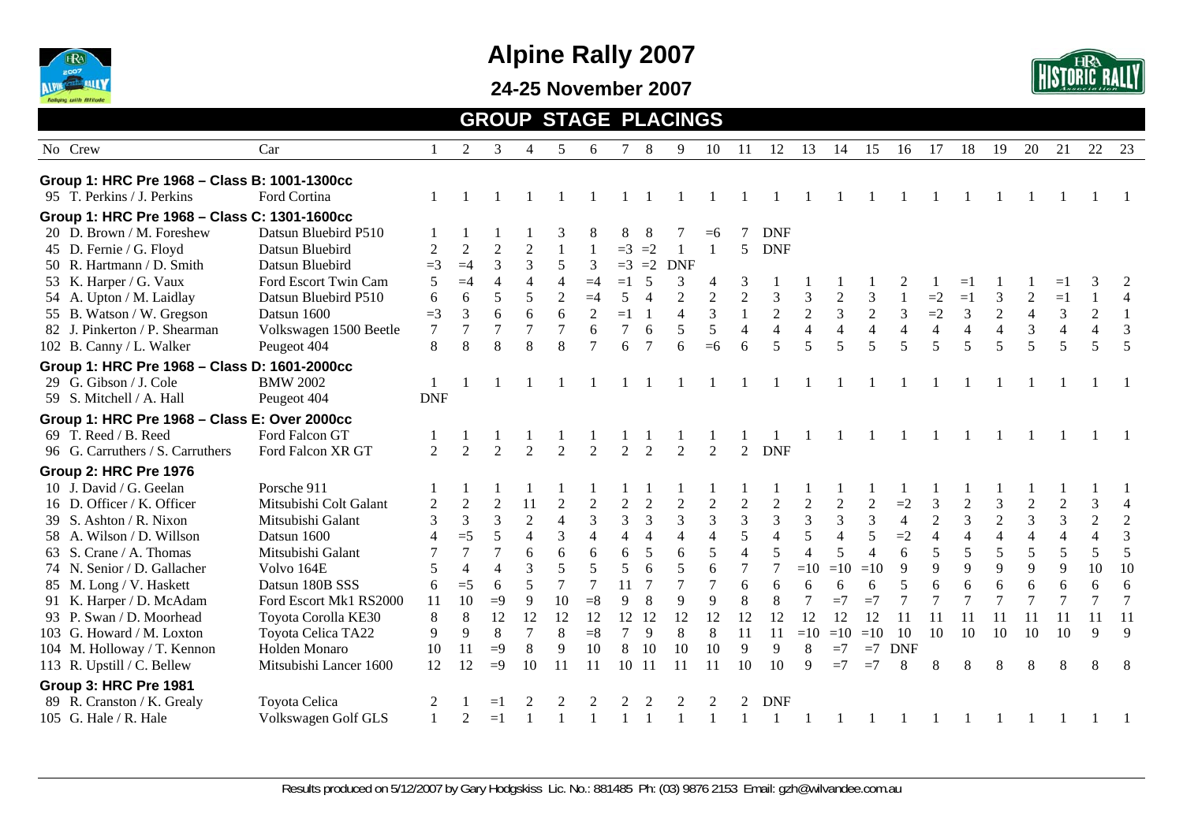# Alpine Rally 2007

## 24-25 November 2007

## GROUP STAGE PLACINGS

| No | Crew | Car | 1 | 2 | 3 | 4 | 5 | 6 | 7 | 8 | 9 | 10 | 11 | 12 | 13 | 14 | 15 | 16 | 17 | 18 | 19 | 20 | 21 | 22 | 23 |
|---|---|---|---|---|---|---|---|---|---|---|---|---|---|---|---|---|---|---|---|---|---|---|---|---|---|
| **Group 1: HRC Pre 1968 – Class B: 1001-1300cc** | | | | | | | | | | | | | | | | | | | | | | | | | |
| 95 | T. Perkins / J. Perkins | Ford Cortina | 1 | 1 | 1 | 1 | 1 | 1 | 1 | 1 | 1 | 1 | 1 | 1 | 1 | 1 | 1 | 1 | 1 | 1 | 1 | 1 | 1 | 1 | 1 |
| **Group 1: HRC Pre 1968 – Class C: 1301-1600cc** | | | | | | | | | | | | | | | | | | | | | | | | | |
| 20 | D. Brown / M. Foreshew | Datsun Bluebird P510 | 1 | 1 | 1 | 1 | 3 | 8 | 8 | 8 | 7 | =6 | 7 | DNF | | | | | | | | | | | |
| 45 | D. Fernie / G. Floyd | Datsun Bluebird | 2 | 2 | 2 | 2 | 1 | 1 | =3 | =2 | 1 | 1 | 5 | DNF | | | | | | | | | | | |
| 50 | R. Hartmann / D. Smith | Datsun Bluebird | =3 | =4 | 3 | 3 | 5 | 3 | =3 | =2 | DNF | | | | | | | | | | | | | | |
| 53 | K. Harper / G. Vaux | Ford Escort Twin Cam | 5 | =4 | 4 | 4 | 4 | =4 | =1 | 5 | 3 | 4 | 3 | 1 | 1 | 1 | 1 | 2 | 1 | =1 | 1 | 1 | =1 | 3 | 2 |
| 54 | A. Upton / M. Laidlay | Datsun Bluebird P510 | 6 | 6 | 5 | 5 | 2 | =4 | 5 | 4 | 2 | 2 | 2 | 3 | 3 | 2 | 3 | 1 | =2 | =1 | 3 | 2 | =1 | 1 | 4 |
| 55 | B. Watson / W. Gregson | Datsun 1600 | =3 | 3 | 6 | 6 | 6 | 2 | =1 | 1 | 4 | 3 | 1 | 2 | 2 | 3 | 2 | 3 | =2 | 3 | 2 | 4 | 3 | 2 | 1 |
| 82 | J. Pinkerton / P. Shearman | Volkswagen 1500 Beetle | 7 | 7 | 7 | 7 | 7 | 6 | 7 | 6 | 5 | 5 | 4 | 4 | 4 | 4 | 4 | 4 | 4 | 4 | 4 | 3 | 4 | 4 | 3 |
| 102 | B. Canny / L. Walker | Peugeot 404 | 8 | 8 | 8 | 8 | 8 | 7 | 6 | 7 | 6 | =6 | 6 | 5 | 5 | 5 | 5 | 5 | 5 | 5 | 5 | 5 | 5 | 5 | 5 |
| **Group 1: HRC Pre 1968 – Class D: 1601-2000cc** | | | | | | | | | | | | | | | | | | | | | | | | | |
| 29 | G. Gibson / J. Cole | BMW 2002 | 1 | 1 | 1 | 1 | 1 | 1 | 1 | 1 | 1 | 1 | 1 | 1 | 1 | 1 | 1 | 1 | 1 | 1 | 1 | 1 | 1 | 1 | 1 |
| 59 | S. Mitchell / A. Hall | Peugeot 404 | DNF | | | | | | | | | | | | | | | | | | | | | | |
| **Group 1: HRC Pre 1968 – Class E: Over 2000cc** | | | | | | | | | | | | | | | | | | | | | | | | | |
| 69 | T. Reed / B. Reed | Ford Falcon GT | 1 | 1 | 1 | 1 | 1 | 1 | 1 | 1 | 1 | 1 | 1 | 1 | 1 | 1 | 1 | 1 | 1 | 1 | 1 | 1 | 1 | 1 | 1 |
| 96 | G. Carruthers / S. Carruthers | Ford Falcon XR GT | 2 | 2 | 2 | 2 | 2 | 2 | 2 | 2 | 2 | 2 | 2 | DNF | | | | | | | | | | | |
| **Group 2: HRC Pre 1976** | | | | | | | | | | | | | | | | | | | | | | | | | |
| 10 | J. David / G. Geelan | Porsche 911 | 1 | 1 | 1 | 1 | 1 | 1 | 1 | 1 | 1 | 1 | 1 | 1 | 1 | 1 | 1 | 1 | 1 | 1 | 1 | 1 | 1 | 1 | 1 |
| 16 | D. Officer / K. Officer | Mitsubishi Colt Galant | 2 | 2 | 2 | 11 | 2 | 2 | 2 | 2 | 2 | 2 | 2 | 2 | 2 | 2 | 2 | =2 | 3 | 2 | 3 | 2 | 2 | 3 | 4 |
| 39 | S. Ashton / R. Nixon | Mitsubishi Galant | 3 | 3 | 3 | 2 | 4 | 3 | 3 | 3 | 3 | 3 | 3 | 3 | 3 | 3 | 3 | 4 | 2 | 3 | 2 | 3 | 3 | 2 | 2 |
| 58 | A. Wilson / D. Willson | Datsun 1600 | 4 | =5 | 5 | 4 | 3 | 4 | 4 | 4 | 4 | 4 | 5 | 4 | 5 | 4 | 5 | =2 | 4 | 4 | 4 | 4 | 4 | 4 | 3 |
| 63 | S. Crane / A. Thomas | Mitsubishi Galant | 7 | 7 | 7 | 6 | 6 | 6 | 6 | 5 | 6 | 5 | 4 | 5 | 4 | 5 | 4 | 6 | 5 | 5 | 5 | 5 | 5 | 5 | 5 |
| 74 | N. Senior / D. Gallacher | Volvo 164E | 5 | 4 | 4 | 3 | 5 | 5 | 5 | 6 | 5 | 6 | 7 | 7 | =10 | =10 | =10 | 9 | 9 | 9 | 9 | 9 | 9 | 10 | 10 |
| 85 | M. Long / V. Haskett | Datsun 180B SSS | 6 | =5 | 6 | 5 | 7 | 7 | 11 | 7 | 7 | 7 | 6 | 6 | 6 | 6 | 6 | 5 | 6 | 6 | 6 | 6 | 6 | 6 | 6 |
| 91 | K. Harper / D. McAdam | Ford Escort Mk1 RS2000 | 11 | 10 | =9 | 9 | 10 | =8 | 9 | 8 | 9 | 9 | 8 | 8 | 7 | =7 | =7 | 7 | 7 | 7 | 7 | 7 | 7 | 7 | 7 |
| 93 | P. Swan / D. Moorhead | Toyota Corolla KE30 | 8 | 8 | 12 | 12 | 12 | 12 | 12 | 12 | 12 | 12 | 12 | 12 | 12 | 12 | 12 | 11 | 11 | 11 | 11 | 11 | 11 | 11 | 11 |
| 103 | G. Howard / M. Loxton | Toyota Celica TA22 | 9 | 9 | 8 | 7 | 8 | =8 | 7 | 9 | 8 | 8 | 11 | 11 | =10 | =10 | =10 | 10 | 10 | 10 | 10 | 10 | 10 | 9 | 9 |
| 104 | M. Holloway / T. Kennon | Holden Monaro | 10 | 11 | =9 | 8 | 9 | 10 | 8 | 10 | 10 | 10 | 9 | 9 | 8 | =7 | =7 | DNF | | | | | | | |
| 113 | R. Upstill / C. Bellew | Mitsubishi Lancer 1600 | 12 | 12 | =9 | 10 | 11 | 11 | 10 | 11 | 11 | 11 | 10 | 10 | 9 | =7 | =7 | 8 | 8 | 8 | 8 | 8 | 8 | 8 | 8 |
| **Group 3: HRC Pre 1981** | | | | | | | | | | | | | | | | | | | | | | | | | |
| 89 | R. Cranston / K. Grealy | Toyota Celica | 2 | 1 | =1 | 2 | 2 | 2 | 2 | 2 | 2 | 2 | 2 | DNF | | | | | | | | | | | |
| 105 | G. Hale / R. Hale | Volkswagen Golf GLS | 1 | 2 | =1 | 1 | 1 | 1 | 1 | 1 | 1 | 1 | 1 | 1 | 1 | 1 | 1 | 1 | 1 | 1 | 1 | 1 | 1 | 1 | 1 |

Results produced on 5/12/2007 by Gary Hodgskiss Lic. No.: 881485 Ph: (03) 9876 2153 Email: gzh@wilvandee.com.au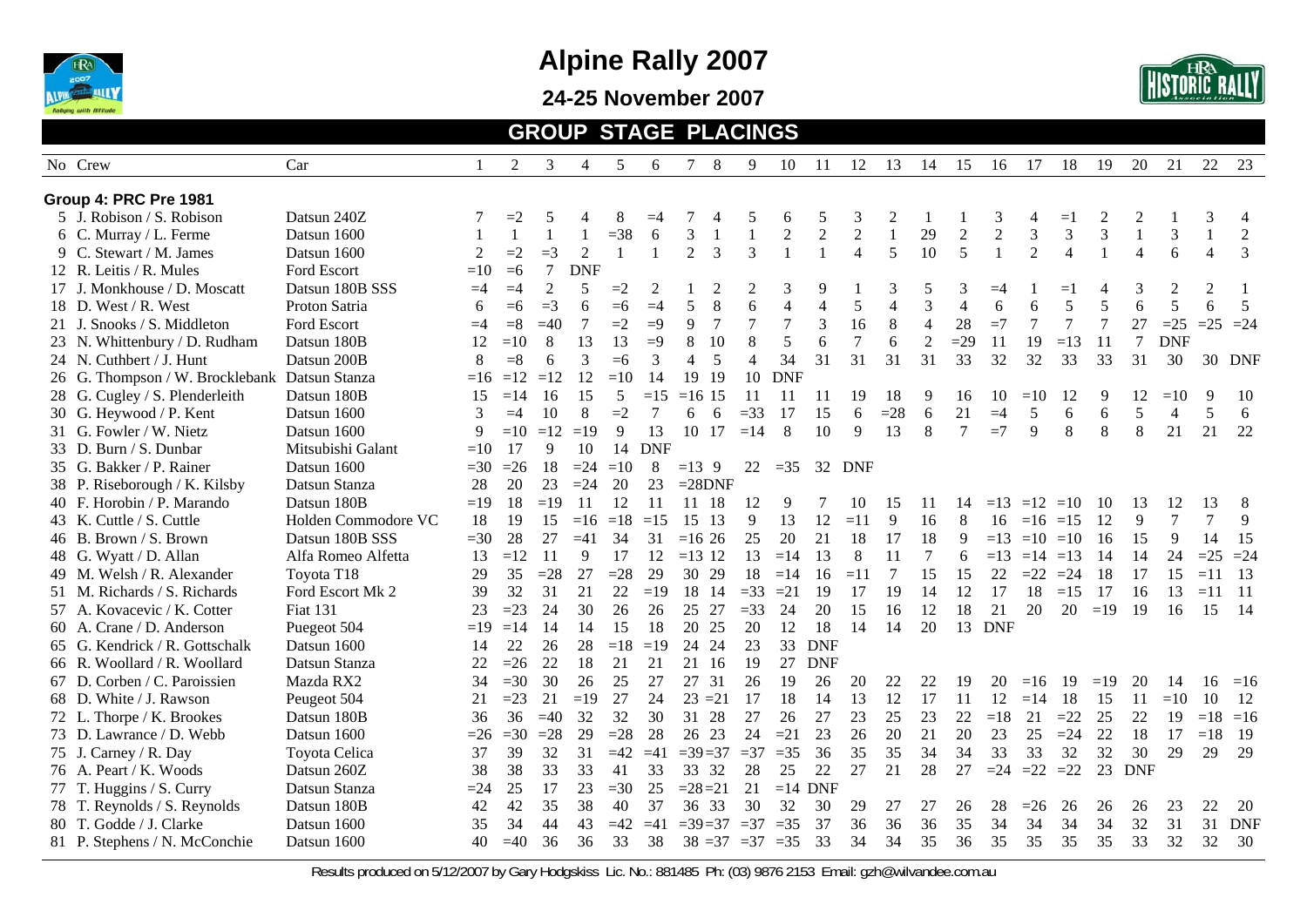# Alpine Rally 2007

## 24-25 November 2007

### GROUP STAGE PLACINGS

| No | Crew | Car | 1 | 2 | 3 | 4 | 5 | 6 | 7 | 8 | 9 | 10 | 11 | 12 | 13 | 14 | 15 | 16 | 17 | 18 | 19 | 20 | 21 | 22 | 23 |
|---|---|---|---|---|---|---|---|---|---|---|---|---|---|---|---|---|---|---|---|---|---|---|---|---|---|
| **Group 4: PRC Pre 1981** | | | | | | | | | | | | | | | | | | | | | | | | | |
| 5 | J. Robison / S. Robison | Datsun 240Z | 7 | =2 | 5 | 4 | 8 | =4 | 7 | 4 | 5 | 6 | 5 | 3 | 2 | 1 | 1 | 3 | 4 | =1 | 2 | 2 | 1 | 3 | 4 |
| 6 | C. Murray / L. Ferme | Datsun 1600 | 1 | 1 | 1 | 1 | =38 | 6 | 3 | 1 | 1 | 2 | 2 | 2 | 1 | 29 | 2 | 2 | 3 | 3 | 3 | 1 | 3 | 1 | 2 |
| 9 | C. Stewart / M. James | Datsun 1600 | 2 | =2 | =3 | 2 | 1 | 1 | 2 | 3 | 3 | 1 | 1 | 4 | 5 | 10 | 5 | 1 | 2 | 4 | 1 | 4 | 6 | 4 | 3 |
| 12 | R. Leitis / R. Mules | Ford Escort | =10 | =6 | 7 | DNF | | | | | | | | | | | | | | | | | | | |
| 17 | J. Monkhouse / D. Moscatt | Datsun 180B SSS | =4 | =4 | 2 | 5 | =2 | 2 | 1 | 2 | 2 | 3 | 9 | 1 | 3 | 5 | 3 | =4 | 1 | =1 | 4 | 3 | 2 | 2 | 1 |
| 18 | D. West / R. West | Proton Satria | 6 | =6 | =3 | 6 | =6 | =4 | 5 | 8 | 6 | 4 | 4 | 5 | 4 | 3 | 4 | 6 | 6 | 5 | 5 | 6 | 5 | 6 | 5 |
| 21 | J. Snooks / S. Middleton | Ford Escort | =4 | =8 | =40 | 7 | =2 | =9 | 9 | 7 | 7 | 7 | 3 | 16 | 8 | 4 | 28 | =7 | 7 | 7 | 7 | 27 | =25 | =25 | =24 |
| 23 | N. Whittenbury / D. Rudham | Datsun 180B | 12 | =10 | 8 | 13 | 13 | =9 | 8 | 10 | 8 | 5 | 6 | 7 | 6 | 2 | =29 | 11 | 19 | =13 | 11 | 7 | DNF | | |
| 24 | N. Cuthbert / J. Hunt | Datsun 200B | 8 | =8 | 6 | 3 | =6 | 3 | 4 | 5 | 4 | 34 | 31 | 31 | 31 | 31 | 33 | 32 | 32 | 33 | 33 | 31 | 30 | 30 | DNF |
| 26 | G. Thompson / W. Brocklebank | Datsun Stanza | =16 | =12 | =12 | 12 | =10 | 14 | 19 | 19 | 10 | DNF | | | | | | | | | | | | | |
| 28 | G. Cugley / S. Plenderleith | Datsun 180B | 15 | =14 | 16 | 15 | 5 | =15 | =16 | 15 | 11 | 11 | 11 | 19 | 18 | 9 | 16 | 10 | =10 | 12 | 9 | 12 | =10 | 9 | 10 |
| 30 | G. Heywood / P. Kent | Datsun 1600 | 3 | =4 | 10 | 8 | =2 | 7 | 6 | 6 | =33 | 17 | 15 | 6 | =28 | 6 | 21 | =4 | 5 | 6 | 6 | 5 | 4 | 5 | 6 |
| 31 | G. Fowler / W. Nietz | Datsun 1600 | 9 | =10 | =12 | =19 | 9 | 13 | 10 | 17 | =14 | 8 | 10 | 9 | 13 | 8 | 7 | =7 | 9 | 8 | 8 | 8 | 21 | 21 | 22 |
| 33 | D. Burn / S. Dunbar | Mitsubishi Galant | =10 | 17 | 9 | 10 | 14 | DNF | | | | | | | | | | | | | | | | | |
| 35 | G. Bakker / P. Rainer | Datsun 1600 | =30 | =26 | 18 | =24 | =10 | 8 | =13 | 9 | 22 | =35 | 32 | DNF | | | | | | | | | | | |
| 38 | P. Riseborough / K. Kilsby | Datsun Stanza | 28 | 20 | 23 | =24 | 20 | 23 | =28 | DNF | | | | | | | | | | | | | | | |
| 40 | F. Horobin / P. Marando | Datsun 180B | =19 | 18 | =19 | 11 | 12 | 11 | 11 | 18 | 12 | 9 | 7 | 10 | 15 | 11 | 14 | =13 | =12 | =10 | 10 | 13 | 12 | 13 | 8 |
| 43 | K. Cuttle / S. Cuttle | Holden Commodore VC | 18 | 19 | 15 | =16 | =18 | =15 | 15 | 13 | 9 | 13 | 12 | =11 | 9 | 16 | 8 | 16 | =16 | =15 | 12 | 9 | 7 | 7 | 9 |
| 46 | B. Brown / S. Brown | Datsun 180B SSS | =30 | 28 | 27 | =41 | 34 | 31 | =16 | 26 | 25 | 20 | 21 | 18 | 17 | 18 | 9 | =13 | =10 | =10 | 16 | 15 | 9 | 14 | 15 |
| 48 | G. Wyatt / D. Allan | Alfa Romeo Alfetta | 13 | =12 | 11 | 9 | 17 | 12 | =13 | 12 | 13 | =14 | 13 | 8 | 11 | 7 | 6 | =13 | =14 | =13 | 14 | 14 | 24 | =25 | =24 |
| 49 | M. Welsh / R. Alexander | Toyota T18 | 29 | 35 | =28 | 27 | =28 | 29 | 30 | 29 | 18 | =14 | 16 | =11 | 7 | 15 | 15 | 22 | =22 | =24 | 18 | 17 | 15 | =11 | 13 |
| 51 | M. Richards / S. Richards | Ford Escort Mk 2 | 39 | 32 | 31 | 21 | 22 | =19 | 18 | 14 | =33 | =21 | 19 | 17 | 19 | 14 | 12 | 17 | 18 | =15 | 17 | 16 | 13 | =11 | 11 |
| 57 | A. Kovacevic / K. Cotter | Fiat 131 | 23 | =23 | 24 | 30 | 26 | 26 | 25 | 27 | =33 | 24 | 20 | 15 | 16 | 12 | 18 | 21 | 20 | 20 | =19 | 19 | 16 | 15 | 14 |
| 60 | A. Crane / D. Anderson | Puegeot 504 | =19 | =14 | 14 | 14 | 15 | 18 | 20 | 25 | 20 | 12 | 18 | 14 | 14 | 20 | 13 | DNF | | | | | | | |
| 65 | G. Kendrick / R. Gottschalk | Datsun 1600 | 14 | 22 | 26 | 28 | =18 | =19 | 24 | 24 | 23 | 33 | DNF | | | | | | | | | | | | |
| 66 | R. Woollard / R. Woollard | Datsun Stanza | 22 | =26 | 22 | 18 | 21 | 21 | 21 | 16 | 19 | 27 | DNF | | | | | | | | | | | | |
| 67 | D. Corben / C. Paroissien | Mazda RX2 | 34 | =30 | 30 | 26 | 25 | 27 | 27 | 31 | 26 | 19 | 26 | 20 | 22 | 22 | 19 | 20 | =16 | 19 | =19 | 20 | 14 | 16 | =16 |
| 68 | D. White / J. Rawson | Peugeot 504 | 21 | =23 | 21 | =19 | 27 | 24 | 23 | =21 | 17 | 18 | 14 | 13 | 12 | 17 | 11 | 12 | =14 | 18 | 15 | 11 | =10 | 10 | 12 |
| 72 | L. Thorpe / K. Brookes | Datsun 180B | 36 | 36 | =40 | 32 | 32 | 30 | 31 | 28 | 27 | 26 | 27 | 23 | 25 | 23 | 22 | =18 | 21 | =22 | 25 | 22 | 19 | =18 | =16 |
| 73 | D. Lawrance / D. Webb | Datsun 1600 | =26 | =30 | =28 | 29 | =28 | 28 | 26 | 23 | 24 | =21 | 23 | 26 | 20 | 21 | 20 | 23 | 25 | =24 | 22 | 18 | 17 | =18 | 19 |
| 75 | J. Carney / R. Day | Toyota Celica | 37 | 39 | 32 | 31 | =42 | =41 | =39 | =37 | =37 | =35 | 36 | 35 | 35 | 34 | 34 | 33 | 33 | 32 | 32 | 30 | 29 | 29 | 29 |
| 76 | A. Peart / K. Woods | Datsun 260Z | 38 | 38 | 33 | 33 | 41 | 33 | 33 | 32 | 28 | 25 | 22 | 27 | 21 | 28 | 27 | =24 | =22 | =22 | 23 | DNF | | | |
| 77 | T. Huggins / S. Curry | Datsun Stanza | =24 | 25 | 17 | 23 | =30 | 25 | =28 | =21 | 21 | =14 | DNF | | | | | | | | | | | | |
| 78 | T. Reynolds / S. Reynolds | Datsun 180B | 42 | 42 | 35 | 38 | 40 | 37 | 36 | 33 | 30 | 32 | 30 | 29 | 27 | 27 | 26 | 28 | =26 | 26 | 26 | 26 | 23 | 22 | 20 |
| 80 | T. Godde / J. Clarke | Datsun 1600 | 35 | 34 | 44 | 43 | =42 | =41 | =39 | =37 | =37 | =35 | 37 | 36 | 36 | 36 | 35 | 34 | 34 | 34 | 34 | 32 | 31 | 31 | DNF |
| 81 | P. Stephens / N. McConchie | Datsun 1600 | 40 | =40 | 36 | 36 | 33 | 38 | 38 | =37 | =37 | =35 | 33 | 34 | 34 | 35 | 36 | 35 | 35 | 35 | 35 | 33 | 32 | 32 | 30 |

Results produced on 5/12/2007 by Gary Hodgskiss Lic. No.: 881485 Ph: (03) 9876 2153 Email: gzh@wilvandee.com.au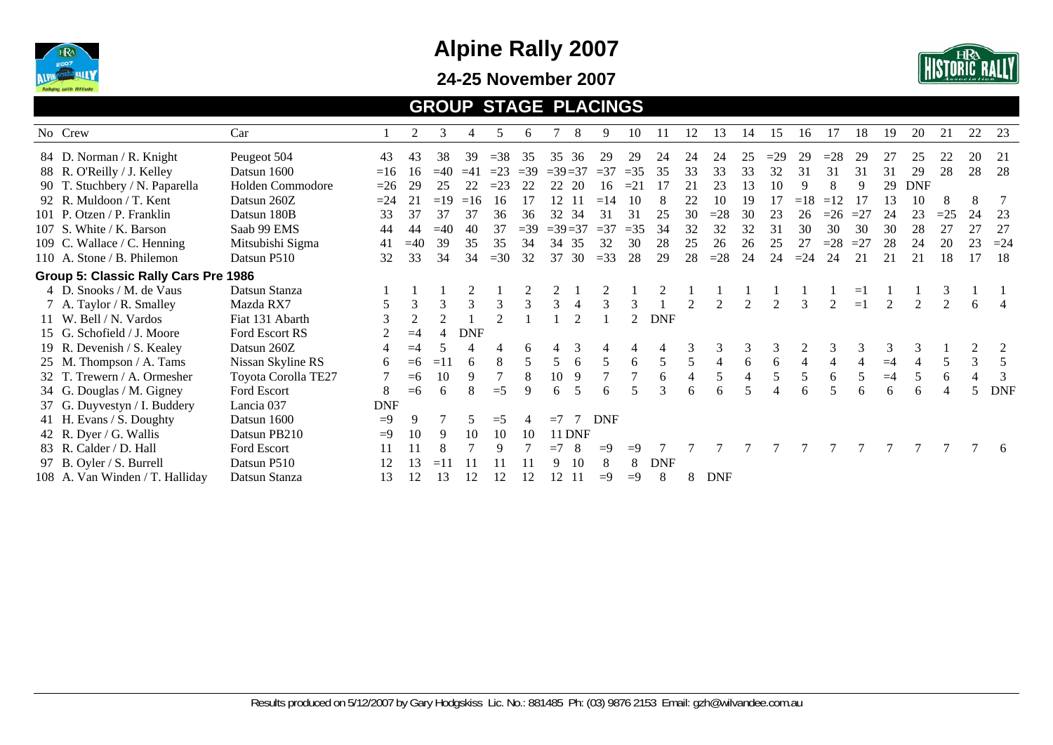# Alpine Rally 2007

## 24-25 November 2007

## GROUP STAGE PLACINGS

| No | Crew | Car | 1 | 2 | 3 | 4 | 5 | 6 | 7 | 8 | 9 | 10 | 11 | 12 | 13 | 14 | 15 | 16 | 17 | 18 | 19 | 20 | 21 | 22 | 23 |
|---|---|---|---|---|---|---|---|---|---|---|---|---|---|---|---|---|---|---|---|---|---|---|---|---|---|
| 84 | D. Norman / R. Knight | Peugeot 504 | 43 | 43 | 38 | 39 | =38 | 35 | 35 | 36 | 29 | 29 | 24 | 24 | 24 | 25 | =29 | 29 | =28 | 29 | 27 | 25 | 22 | 20 | 21 |
| 88 | R. O'Reilly / J. Kelley | Datsun 1600 | =16 | 16 | =40 | =41 | =23 | =39 | =39 | =37 | =37 | =35 | 35 | 33 | 33 | 33 | 32 | 31 | 31 | 31 | 31 | 29 | 28 | 28 | 28 |
| 90 | T. Stuchbery / N. Paparella | Holden Commodore | =26 | 29 | 25 | 22 | =23 | 22 | 22 | 20 | 16 | =21 | 17 | 21 | 23 | 13 | 10 | 9 | 8 | 9 | 29 | DNF | | | |
| 92 | R. Muldoon / T. Kent | Datsun 260Z | =24 | 21 | =19 | =16 | 16 | 17 | 12 | 11 | =14 | 10 | 8 | 22 | 10 | 19 | 17 | =18 | =12 | 17 | 13 | 10 | 8 | 8 | 7 |
| 101 | P. Otzen / P. Franklin | Datsun 180B | 33 | 37 | 37 | 37 | 36 | 36 | 32 | 34 | 31 | 31 | 25 | 30 | =28 | 30 | 23 | 26 | =26 | =27 | 24 | 23 | =25 | 24 | 23 |
| 107 | S. White / K. Barson | Saab 99 EMS | 44 | 44 | =40 | 40 | 37 | =39 | =39 | =37 | =37 | =35 | 34 | 32 | 32 | 32 | 31 | 30 | 30 | 30 | 30 | 28 | 27 | 27 | 27 |
| 109 | C. Wallace / C. Henning | Mitsubishi Sigma | 41 | =40 | 39 | 35 | 35 | 34 | 34 | 35 | 32 | 30 | 28 | 25 | 26 | 26 | 25 | 27 | =28 | =27 | 28 | 24 | 20 | 23 | =24 |
| 110 | A. Stone / B. Philemon | Datsun P510 | 32 | 33 | 34 | 34 | =30 | 32 | 37 | 30 | =33 | 28 | 29 | 28 | =28 | 24 | 24 | =24 | 24 | 21 | 21 | 21 | 18 | 17 | 18 |
| **Group 5: Classic Rally Cars Pre 1986** | | | | | | | | | | | | | | | | | | | | | | | | | |
| 4 | D. Snooks / M. de Vaus | Datsun Stanza | 1 | 1 | 1 | 2 | 1 | 2 | 2 | 1 | 2 | 1 | 2 | 1 | 1 | 1 | 1 | 1 | 1 | =1 | 1 | 1 | 3 | 1 | 1 |
| 7 | A. Taylor / R. Smalley | Mazda RX7 | 5 | 3 | 3 | 3 | 3 | 3 | 3 | 4 | 3 | 3 | 1 | 2 | 2 | 2 | 2 | 3 | 2 | =1 | 2 | 2 | 2 | 6 | 4 |
| 11 | W. Bell / N. Vardos | Fiat 131 Abarth | 3 | 2 | 2 | 1 | 2 | 1 | 1 | 2 | 1 | 2 | DNF | | | | | | | | | | | | |
| 15 | G. Schofield / J. Moore | Ford Escort RS | 2 | =4 | 4 | DNF | | | | | | | | | | | | | | | | | | | |
| 19 | R. Devenish / S. Kealey | Datsun 260Z | 4 | =4 | 5 | 4 | 4 | 6 | 4 | 3 | 4 | 4 | 4 | 3 | 3 | 3 | 3 | 2 | 3 | 3 | 3 | 3 | 1 | 2 | 2 |
| 25 | M. Thompson / A. Tams | Nissan Skyline RS | 6 | =6 | =11 | 6 | 8 | 5 | 5 | 6 | 5 | 6 | 5 | 5 | 4 | 6 | 6 | 4 | 4 | 4 | =4 | 4 | 5 | 3 | 5 |
| 32 | T. Trewern / A. Ormesher | Toyota Corolla TE27 | 7 | =6 | 10 | 9 | 7 | 8 | 10 | 9 | 7 | 7 | 6 | 4 | 5 | 4 | 5 | 5 | 6 | 5 | =4 | 5 | 6 | 4 | 3 |
| 34 | G. Douglas / M. Gigney | Ford Escort | 8 | =6 | 6 | 8 | =5 | 9 | 6 | 5 | 6 | 5 | 3 | 6 | 6 | 5 | 4 | 6 | 5 | 6 | 6 | 6 | 4 | 5 | DNF |
| 37 | G. Duyvestyn / I. Buddery | Lancia 037 | DNF | | | | | | | | | | | | | | | | | | | | | | |
| 41 | H. Evans / S. Doughty | Datsun 1600 | =9 | 9 | 7 | 5 | =5 | 4 | =7 | 7 | DNF | | | | | | | | | | | | | | |
| 42 | R. Dyer / G. Wallis | Datsun PB210 | =9 | 10 | 9 | 10 | 10 | 10 | 11 | DNF | | | | | | | | | | | | | | | |
| 83 | R. Calder / D. Hall | Ford Escort | 11 | 11 | 8 | 7 | 9 | 7 | =7 | 8 | =9 | =9 | 7 | 7 | 7 | 7 | 7 | 7 | 7 | 7 | 7 | 7 | 7 | 7 | 6 |
| 97 | B. Oyler / S. Burrell | Datsun P510 | 12 | 13 | =11 | 11 | 11 | 11 | 9 | 10 | 8 | 8 | DNF | | | | | | | | | | | | |
| 108 | A. Van Winden / T. Halliday | Datsun Stanza | 13 | 12 | 13 | 12 | 12 | 12 | 12 | 11 | =9 | =9 | 8 | 8 | DNF | | | | | | | | | | |

Results produced on 5/12/2007 by Gary Hodgskiss Lic. No.: 881485 Ph: (03) 9876 2153 Email: gzh@wilvandee.com.au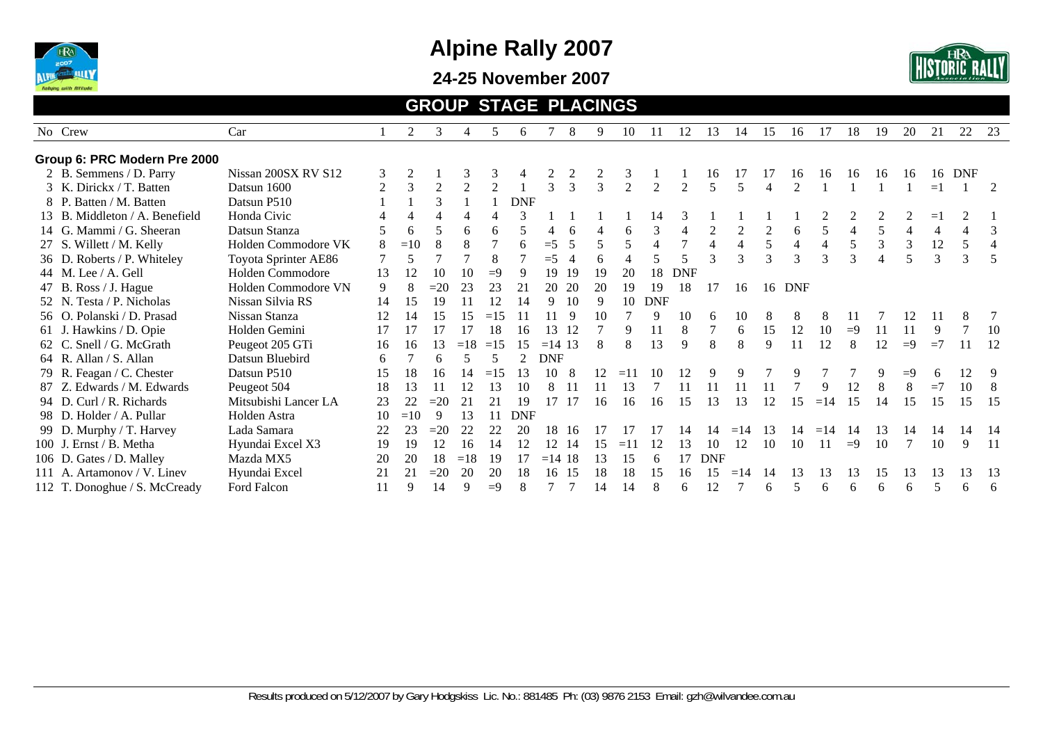# Alpine Rally 2007

## 24-25 November 2007

## GROUP STAGE PLACINGS

| No | Crew | Car | 1 | 2 | 3 | 4 | 5 | 6 | 7 | 8 | 9 | 10 | 11 | 12 | 13 | 14 | 15 | 16 | 17 | 18 | 19 | 20 | 21 | 22 | 23 |
|---|---|---|---|---|---|---|---|---|---|---|---|---|---|---|---|---|---|---|---|---|---|---|---|---|---|
| **Group 6: PRC Modern Pre 2000** | | | | | | | | | | | | | | | | | | | | | | | | | |
| 2 | B. Semmens / D. Parry | Nissan 200SX RV S12 | 3 | 2 | 1 | 3 | 3 | 4 | 2 | 2 | 2 | 3 | 1 | 1 | 16 | 17 | 17 | 16 | 16 | 16 | 16 | 16 | 16 | DNF | |
| 3 | K. Dirickx / T. Batten | Datsun 1600 | 2 | 3 | 2 | 2 | 2 | 1 | 3 | 3 | 3 | 2 | 2 | 2 | 5 | 5 | 4 | 2 | 1 | 1 | 1 | 1 | =1 | 1 | 2 |
| 8 | P. Batten / M. Batten | Datsun P510 | 1 | 1 | 3 | 1 | 1 | DNF | | | | | | | | | | | | | | | | | |
| 13 | B. Middleton / A. Benefield | Honda Civic | 4 | 4 | 4 | 4 | 4 | 3 | 1 | 1 | 1 | 1 | 14 | 3 | 1 | 1 | 1 | 1 | 2 | 2 | 2 | 2 | =1 | 2 | 1 |
| 14 | G. Mammi / G. Sheeran | Datsun Stanza | 5 | 6 | 5 | 6 | 6 | 5 | 4 | 6 | 4 | 6 | 3 | 4 | 2 | 2 | 2 | 6 | 5 | 4 | 5 | 4 | 4 | 4 | 3 |
| 27 | S. Willett / M. Kelly | Holden Commodore VK | 8 | =10 | 8 | 8 | 7 | 6 | =5 | 5 | 5 | 5 | 4 | 7 | 4 | 4 | 5 | 4 | 4 | 5 | 3 | 3 | 12 | 5 | 4 |
| 36 | D. Roberts / P. Whiteley | Toyota Sprinter AE86 | 7 | 5 | 7 | 7 | 8 | 7 | =5 | 4 | 6 | 4 | 5 | 5 | 3 | 3 | 3 | 3 | 3 | 3 | 4 | 5 | 3 | 3 | 5 |
| 44 | M. Lee / A. Gell | Holden Commodore | 13 | 12 | 10 | 10 | =9 | 9 | 19 | 19 | 19 | 20 | 18 | DNF | | | | | | | | | | | |
| 47 | B. Ross / J. Hague | Holden Commodore VN | 9 | 8 | =20 | 23 | 23 | 21 | 20 | 20 | 20 | 19 | 19 | 18 | 17 | 16 | 16 | DNF | | | | | | | |
| 52 | N. Testa / P. Nicholas | Nissan Silvia RS | 14 | 15 | 19 | 11 | 12 | 14 | 9 | 10 | 9 | 10 | DNF | | | | | | | | | | | | |
| 56 | O. Polanski / D. Prasad | Nissan Stanza | 12 | 14 | 15 | 15 | =15 | 11 | 11 | 9 | 10 | 7 | 9 | 10 | 6 | 10 | 8 | 8 | 8 | 11 | 7 | 12 | 11 | 8 | 7 |
| 61 | J. Hawkins / D. Opie | Holden Gemini | 17 | 17 | 17 | 17 | 18 | 16 | 13 | 12 | 7 | 9 | 11 | 8 | 7 | 6 | 15 | 12 | 10 | =9 | 11 | 11 | 9 | 7 | 10 |
| 62 | C. Snell / G. McGrath | Peugeot 205 GTi | 16 | 16 | 13 | =18 | =15 | 15 | =14 | 13 | 8 | 8 | 13 | 9 | 8 | 8 | 9 | 11 | 12 | 8 | 12 | =9 | =7 | 11 | 12 |
| 64 | R. Allan / S. Allan | Datsun Bluebird | 6 | 7 | 6 | 5 | 5 | 2 | DNF | | | | | | | | | | | | | | | | |
| 79 | R. Feagan / C. Chester | Datsun P510 | 15 | 18 | 16 | 14 | =15 | 13 | 10 | 8 | 12 | =11 | 10 | 12 | 9 | 9 | 7 | 9 | 7 | 7 | 9 | =9 | 6 | 12 | 9 |
| 87 | Z. Edwards / M. Edwards | Peugeot 504 | 18 | 13 | 11 | 12 | 13 | 10 | 8 | 11 | 11 | 13 | 7 | 11 | 11 | 11 | 11 | 7 | 9 | 12 | 8 | 8 | =7 | 10 | 8 |
| 94 | D. Curl / R. Richards | Mitsubishi Lancer LA | 23 | 22 | =20 | 21 | 21 | 19 | 17 | 17 | 16 | 16 | 16 | 15 | 13 | 13 | 12 | 15 | =14 | 15 | 14 | 15 | 15 | 15 | 15 |
| 98 | D. Holder / A. Pullar | Holden Astra | 10 | =10 | 9 | 13 | 11 | DNF | | | | | | | | | | | | | | | | | |
| 99 | D. Murphy / T. Harvey | Lada Samara | 22 | 23 | =20 | 22 | 22 | 20 | 18 | 16 | 17 | 17 | 17 | 14 | 14 | =14 | 13 | 14 | =14 | 14 | 13 | 14 | 14 | 14 | 14 |
| 100 | J. Ernst / B. Metha | Hyundai Excel X3 | 19 | 19 | 12 | 16 | 14 | 12 | 12 | 14 | 15 | =11 | 12 | 13 | 10 | 12 | 10 | 10 | 11 | =9 | 10 | 7 | 10 | 9 | 11 |
| 106 | D. Gates / D. Malley | Mazda MX5 | 20 | 20 | 18 | =18 | 19 | 17 | =14 | 18 | 13 | 15 | 6 | 17 | DNF | | | | | | | | | | |
| 111 | A. Artamonov / V. Linev | Hyundai Excel | 21 | 21 | =20 | 20 | 20 | 18 | 16 | 15 | 18 | 18 | 15 | 16 | 15 | =14 | 14 | 13 | 13 | 13 | 15 | 13 | 13 | 13 | 13 |
| 112 | T. Donoghue / S. McCready | Ford Falcon | 11 | 9 | 14 | 9 | =9 | 8 | 7 | 7 | 14 | 14 | 8 | 6 | 12 | 7 | 6 | 5 | 6 | 6 | 6 | 6 | 5 | 6 | 6 |

Results produced on 5/12/2007 by Gary Hodgskiss Lic. No.: 881485 Ph: (03) 9876 2153 Email: gzh@wilvandee.com.au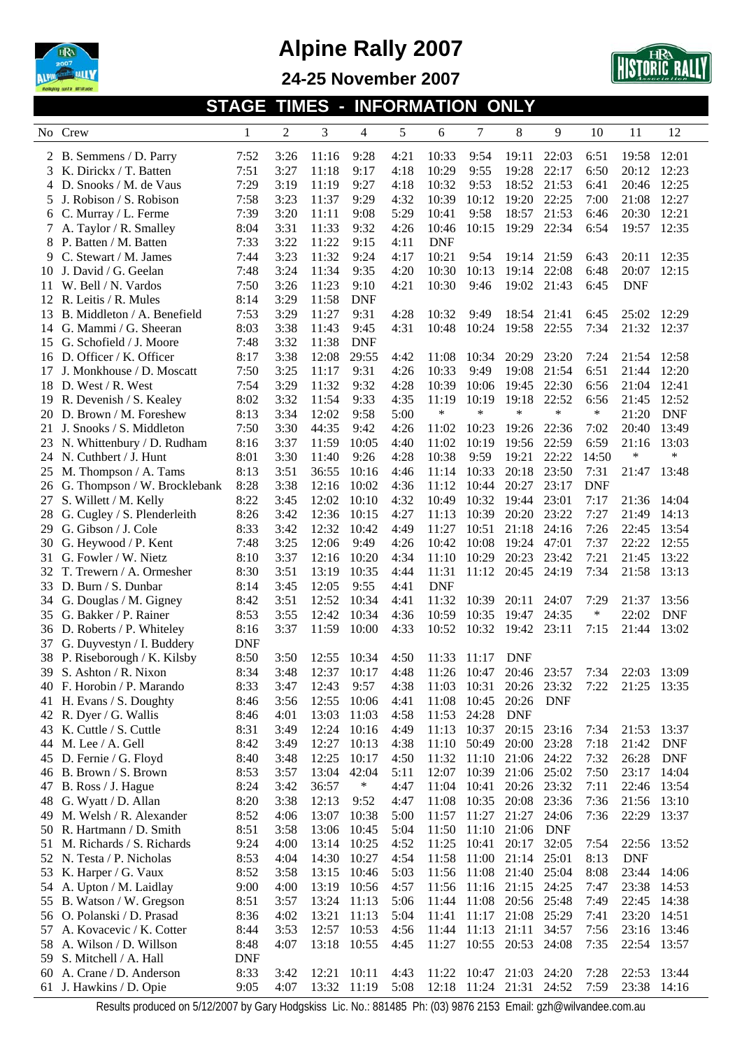# Alpine Rally 2007

## 24-25 November 2007

## STAGE TIMES - INFORMATION ONLY

| No | Crew | 1 | 2 | 3 | 4 | 5 | 6 | 7 | 8 | 9 | 10 | 11 | 12 |
|---|---|---|---|---|---|---|---|---|---|---|---|---|---|
| 2 | B. Semmens / D. Parry | 7:52 | 3:26 | 11:16 | 9:28 | 4:21 | 10:33 | 9:54 | 19:11 | 22:03 | 6:51 | 19:58 | 12:01 |
| 3 | K. Dirickx / T. Batten | 7:51 | 3:27 | 11:18 | 9:17 | 4:18 | 10:29 | 9:55 | 19:28 | 22:17 | 6:50 | 20:12 | 12:23 |
| 4 | D. Snooks / M. de Vaus | 7:29 | 3:19 | 11:19 | 9:27 | 4:18 | 10:32 | 9:53 | 18:52 | 21:53 | 6:41 | 20:46 | 12:25 |
| 5 | J. Robison / S. Robison | 7:58 | 3:23 | 11:37 | 9:29 | 4:32 | 10:39 | 10:12 | 19:20 | 22:25 | 7:00 | 21:08 | 12:27 |
| 6 | C. Murray / L. Ferme | 7:39 | 3:20 | 11:11 | 9:08 | 5:29 | 10:41 | 9:58 | 18:57 | 21:53 | 6:46 | 20:30 | 12:21 |
| 7 | A. Taylor / R. Smalley | 8:04 | 3:31 | 11:33 | 9:32 | 4:26 | 10:46 | 10:15 | 19:29 | 22:34 | 6:54 | 19:57 | 12:35 |
| 8 | P. Batten / M. Batten | 7:33 | 3:22 | 11:22 | 9:15 | 4:11 | DNF | | | | | | |
| 9 | C. Stewart / M. James | 7:44 | 3:23 | 11:32 | 9:24 | 4:17 | 10:21 | 9:54 | 19:14 | 21:59 | 6:43 | 20:11 | 12:35 |
| 10 | J. David / G. Geelan | 7:48 | 3:24 | 11:34 | 9:35 | 4:20 | 10:30 | 10:13 | 19:14 | 22:08 | 6:48 | 20:07 | 12:15 |
| 11 | W. Bell / N. Vardos | 7:50 | 3:26 | 11:23 | 9:10 | 4:21 | 10:30 | 9:46 | 19:02 | 21:43 | 6:45 | DNF | |
| 12 | R. Leitis / R. Mules | 8:14 | 3:29 | 11:58 | DNF | | | | | | | | |
| 13 | B. Middleton / A. Benefield | 7:53 | 3:29 | 11:27 | 9:31 | 4:28 | 10:32 | 9:49 | 18:54 | 21:41 | 6:45 | 25:02 | 12:29 |
| 14 | G. Mammi / G. Sheeran | 8:03 | 3:38 | 11:43 | 9:45 | 4:31 | 10:48 | 10:24 | 19:58 | 22:55 | 7:34 | 21:32 | 12:37 |
| 15 | G. Schofield / J. Moore | 7:48 | 3:32 | 11:38 | DNF | | | | | | | | |
| 16 | D. Officer / K. Officer | 8:17 | 3:38 | 12:08 | 29:55 | 4:42 | 11:08 | 10:34 | 20:29 | 23:20 | 7:24 | 21:54 | 12:58 |
| 17 | J. Monkhouse / D. Moscatt | 7:50 | 3:25 | 11:17 | 9:31 | 4:26 | 10:33 | 9:49 | 19:08 | 21:54 | 6:51 | 21:44 | 12:20 |
| 18 | D. West / R. West | 7:54 | 3:29 | 11:32 | 9:32 | 4:28 | 10:39 | 10:06 | 19:45 | 22:30 | 6:56 | 21:04 | 12:41 |
| 19 | R. Devenish / S. Kealey | 8:02 | 3:32 | 11:54 | 9:33 | 4:35 | 11:19 | 10:19 | 19:18 | 22:52 | 6:56 | 21:45 | 12:52 |
| 20 | D. Brown / M. Foreshew | 8:13 | 3:34 | 12:02 | 9:58 | 5:00 | * | * | * | * | * | 21:20 | DNF |
| 21 | J. Snooks / S. Middleton | 7:50 | 3:30 | 44:35 | 9:42 | 4:26 | 11:02 | 10:23 | 19:26 | 22:36 | 7:02 | 20:40 | 13:49 |
| 23 | N. Whittenbury / D. Rudham | 8:16 | 3:37 | 11:59 | 10:05 | 4:40 | 11:02 | 10:19 | 19:56 | 22:59 | 6:59 | 21:16 | 13:03 |
| 24 | N. Cuthbert / J. Hunt | 8:01 | 3:30 | 11:40 | 9:26 | 4:28 | 10:38 | 9:59 | 19:21 | 22:22 | 14:50 | * | * |
| 25 | M. Thompson / A. Tams | 8:13 | 3:51 | 36:55 | 10:16 | 4:46 | 11:14 | 10:33 | 20:18 | 23:50 | 7:31 | 21:47 | 13:48 |
| 26 | G. Thompson / W. Brocklebank | 8:28 | 3:38 | 12:16 | 10:02 | 4:36 | 11:12 | 10:44 | 20:27 | 23:17 | DNF | | |
| 27 | S. Willett / M. Kelly | 8:22 | 3:45 | 12:02 | 10:10 | 4:32 | 10:49 | 10:32 | 19:44 | 23:01 | 7:17 | 21:36 | 14:04 |
| 28 | G. Cugley / S. Plenderleith | 8:26 | 3:42 | 12:36 | 10:15 | 4:27 | 11:13 | 10:39 | 20:20 | 23:22 | 7:27 | 21:49 | 14:13 |
| 29 | G. Gibson / J. Cole | 8:33 | 3:42 | 12:32 | 10:42 | 4:49 | 11:27 | 10:51 | 21:18 | 24:16 | 7:26 | 22:45 | 13:54 |
| 30 | G. Heywood / P. Kent | 7:48 | 3:25 | 12:06 | 9:49 | 4:26 | 10:42 | 10:08 | 19:24 | 47:01 | 7:37 | 22:22 | 12:55 |
| 31 | G. Fowler / W. Nietz | 8:10 | 3:37 | 12:16 | 10:20 | 4:34 | 11:10 | 10:29 | 20:23 | 23:42 | 7:21 | 21:45 | 13:22 |
| 32 | T. Trewern / A. Ormesher | 8:30 | 3:51 | 13:19 | 10:35 | 4:44 | 11:31 | 11:12 | 20:45 | 24:19 | 7:34 | 21:58 | 13:13 |
| 33 | D. Burn / S. Dunbar | 8:14 | 3:45 | 12:05 | 9:55 | 4:41 | DNF | | | | | | |
| 34 | G. Douglas / M. Gigney | 8:42 | 3:51 | 12:52 | 10:34 | 4:41 | 11:32 | 10:39 | 20:11 | 24:07 | 7:29 | 21:37 | 13:56 |
| 35 | G. Bakker / P. Rainer | 8:53 | 3:55 | 12:42 | 10:34 | 4:36 | 10:59 | 10:35 | 19:47 | 24:35 | * | 22:02 | DNF |
| 36 | D. Roberts / P. Whiteley | 8:16 | 3:37 | 11:59 | 10:00 | 4:33 | 10:52 | 10:32 | 19:42 | 23:11 | 7:15 | 21:44 | 13:02 |
| 37 | G. Duyvestyn / I. Buddery | DNF | | | | | | | | | | | |
| 38 | P. Riseborough / K. Kilsby | 8:50 | 3:50 | 12:55 | 10:34 | 4:50 | 11:33 | 11:17 | DNF | | | | |
| 39 | S. Ashton / R. Nixon | 8:34 | 3:48 | 12:37 | 10:17 | 4:48 | 11:26 | 10:47 | 20:46 | 23:57 | 7:34 | 22:03 | 13:09 |
| 40 | F. Horobin / P. Marando | 8:33 | 3:47 | 12:43 | 9:57 | 4:38 | 11:03 | 10:31 | 20:26 | 23:32 | 7:22 | 21:25 | 13:35 |
| 41 | H. Evans / S. Doughty | 8:46 | 3:56 | 12:55 | 10:06 | 4:41 | 11:08 | 10:45 | 20:26 | DNF | | | |
| 42 | R. Dyer / G. Wallis | 8:46 | 4:01 | 13:03 | 11:03 | 4:58 | 11:53 | 24:28 | DNF | | | | |
| 43 | K. Cuttle / S. Cuttle | 8:31 | 3:49 | 12:24 | 10:16 | 4:49 | 11:13 | 10:37 | 20:15 | 23:16 | 7:34 | 21:53 | 13:37 |
| 44 | M. Lee / A. Gell | 8:42 | 3:49 | 12:27 | 10:13 | 4:38 | 11:10 | 50:49 | 20:00 | 23:28 | 7:18 | 21:42 | DNF |
| 45 | D. Fernie / G. Floyd | 8:40 | 3:48 | 12:25 | 10:17 | 4:50 | 11:32 | 11:10 | 21:06 | 24:22 | 7:32 | 26:28 | DNF |
| 46 | B. Brown / S. Brown | 8:53 | 3:57 | 13:04 | 42:04 | 5:11 | 12:07 | 10:39 | 21:06 | 25:02 | 7:50 | 23:17 | 14:04 |
| 47 | B. Ross / J. Hague | 8:24 | 3:42 | 36:57 | * | 4:47 | 11:04 | 10:41 | 20:26 | 23:32 | 7:11 | 22:46 | 13:54 |
| 48 | G. Wyatt / D. Allan | 8:20 | 3:38 | 12:13 | 9:52 | 4:47 | 11:08 | 10:35 | 20:08 | 23:36 | 7:36 | 21:56 | 13:10 |
| 49 | M. Welsh / R. Alexander | 8:52 | 4:06 | 13:07 | 10:38 | 5:00 | 11:57 | 11:27 | 21:27 | 24:06 | 7:36 | 22:29 | 13:37 |
| 50 | R. Hartmann / D. Smith | 8:51 | 3:58 | 13:06 | 10:45 | 5:04 | 11:50 | 11:10 | 21:06 | DNF | | | |
| 51 | M. Richards / S. Richards | 9:24 | 4:00 | 13:14 | 10:25 | 4:52 | 11:25 | 10:41 | 20:17 | 32:05 | 7:54 | 22:56 | 13:52 |
| 52 | N. Testa / P. Nicholas | 8:53 | 4:04 | 14:30 | 10:27 | 4:54 | 11:58 | 11:00 | 21:14 | 25:01 | 8:13 | DNF | |
| 53 | K. Harper / G. Vaux | 8:52 | 3:58 | 13:15 | 10:46 | 5:03 | 11:56 | 11:08 | 21:40 | 25:04 | 8:08 | 23:44 | 14:06 |
| 54 | A. Upton / M. Laidlay | 9:00 | 4:00 | 13:19 | 10:56 | 4:57 | 11:56 | 11:16 | 21:15 | 24:25 | 7:47 | 23:38 | 14:53 |
| 55 | B. Watson / W. Gregson | 8:51 | 3:57 | 13:24 | 11:13 | 5:06 | 11:44 | 11:08 | 20:56 | 25:48 | 7:49 | 22:45 | 14:38 |
| 56 | O. Polanski / D. Prasad | 8:36 | 4:02 | 13:21 | 11:13 | 5:04 | 11:41 | 11:17 | 21:08 | 25:29 | 7:41 | 23:20 | 14:51 |
| 57 | A. Kovacevic / K. Cotter | 8:44 | 3:53 | 12:57 | 10:53 | 4:56 | 11:44 | 11:13 | 21:11 | 34:57 | 7:56 | 23:16 | 13:46 |
| 58 | A. Wilson / D. Willson | 8:48 | 4:07 | 13:18 | 10:55 | 4:45 | 11:27 | 10:55 | 20:53 | 24:08 | 7:35 | 22:54 | 13:57 |
| 59 | S. Mitchell / A. Hall | DNF | | | | | | | | | | | |
| 60 | A. Crane / D. Anderson | 8:33 | 3:42 | 12:21 | 10:11 | 4:43 | 11:22 | 10:47 | 21:03 | 24:20 | 7:28 | 22:53 | 13:44 |
| 61 | J. Hawkins / D. Opie | 9:05 | 4:07 | 13:32 | 11:19 | 5:08 | 12:18 | 11:24 | 21:31 | 24:52 | 7:59 | 23:38 | 14:16 |

Results produced on 5/12/2007 by Gary Hodgskiss Lic. No.: 881485 Ph: (03) 9876 2153 Email: gzh@wilvandee.com.au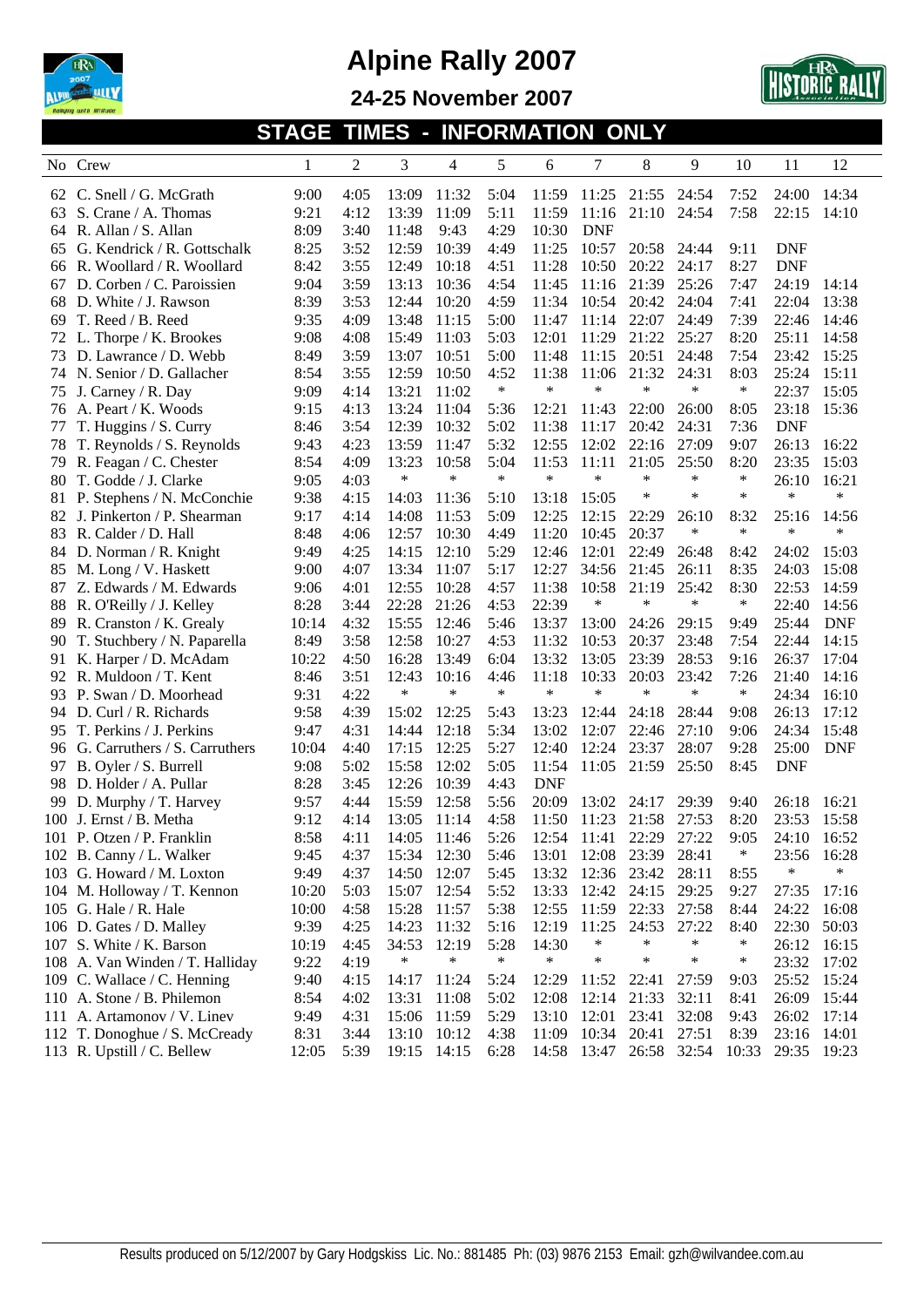# Alpine Rally 2007

## 24-25 November 2007

### STAGE TIMES - INFORMATION ONLY

| No | Crew | 1 | 2 | 3 | 4 | 5 | 6 | 7 | 8 | 9 | 10 | 11 | 12 |
|---|---|---|---|---|---|---|---|---|---|---|---|---|---|
| 62 | C. Snell / G. McGrath | 9:00 | 4:05 | 13:09 | 11:32 | 5:04 | 11:59 | 11:25 | 21:55 | 24:54 | 7:52 | 24:00 | 14:34 |
| 63 | S. Crane / A. Thomas | 9:21 | 4:12 | 13:39 | 11:09 | 5:11 | 11:59 | 11:16 | 21:10 | 24:54 | 7:58 | 22:15 | 14:10 |
| 64 | R. Allan / S. Allan | 8:09 | 3:40 | 11:48 | 9:43 | 4:29 | 10:30 | DNF | | | | | |
| 65 | G. Kendrick / R. Gottschalk | 8:25 | 3:52 | 12:59 | 10:39 | 4:49 | 11:25 | 10:57 | 20:58 | 24:44 | 9:11 | DNF | |
| 66 | R. Woollard / R. Woollard | 8:42 | 3:55 | 12:49 | 10:18 | 4:51 | 11:28 | 10:50 | 20:22 | 24:17 | 8:27 | DNF | |
| 67 | D. Corben / C. Paroissien | 9:04 | 3:59 | 13:13 | 10:36 | 4:54 | 11:45 | 11:16 | 21:39 | 25:26 | 7:47 | 24:19 | 14:14 |
| 68 | D. White / J. Rawson | 8:39 | 3:53 | 12:44 | 10:20 | 4:59 | 11:34 | 10:54 | 20:42 | 24:04 | 7:41 | 22:04 | 13:38 |
| 69 | T. Reed / B. Reed | 9:35 | 4:09 | 13:48 | 11:15 | 5:00 | 11:47 | 11:14 | 22:07 | 24:49 | 7:39 | 22:46 | 14:46 |
| 72 | L. Thorpe / K. Brookes | 9:08 | 4:08 | 15:49 | 11:03 | 5:03 | 12:01 | 11:29 | 21:22 | 25:27 | 8:20 | 25:11 | 14:58 |
| 73 | D. Lawrance / D. Webb | 8:49 | 3:59 | 13:07 | 10:51 | 5:00 | 11:48 | 11:15 | 20:51 | 24:48 | 7:54 | 23:42 | 15:25 |
| 74 | N. Senior / D. Gallacher | 8:54 | 3:55 | 12:59 | 10:50 | 4:52 | 11:38 | 11:06 | 21:32 | 24:31 | 8:03 | 25:24 | 15:11 |
| 75 | J. Carney / R. Day | 9:09 | 4:14 | 13:21 | 11:02 | * | * | * | * | * | * | 22:37 | 15:05 |
| 76 | A. Peart / K. Woods | 9:15 | 4:13 | 13:24 | 11:04 | 5:36 | 12:21 | 11:43 | 22:00 | 26:00 | 8:05 | 23:18 | 15:36 |
| 77 | T. Huggins / S. Curry | 8:46 | 3:54 | 12:39 | 10:32 | 5:02 | 11:38 | 11:17 | 20:42 | 24:31 | 7:36 | DNF | |
| 78 | T. Reynolds / S. Reynolds | 9:43 | 4:23 | 13:59 | 11:47 | 5:32 | 12:55 | 12:02 | 22:16 | 27:09 | 9:07 | 26:13 | 16:22 |
| 79 | R. Feagan / C. Chester | 8:54 | 4:09 | 13:23 | 10:58 | 5:04 | 11:53 | 11:11 | 21:05 | 25:50 | 8:20 | 23:35 | 15:03 |
| 80 | T. Godde / J. Clarke | 9:05 | 4:03 | * | * | * | * | * | * | * | * | 26:10 | 16:21 |
| 81 | P. Stephens / N. McConchie | 9:38 | 4:15 | 14:03 | 11:36 | 5:10 | 13:18 | 15:05 | * | * | * | * | * |
| 82 | J. Pinkerton / P. Shearman | 9:17 | 4:14 | 14:08 | 11:53 | 5:09 | 12:25 | 12:15 | 22:29 | 26:10 | 8:32 | 25:16 | 14:56 |
| 83 | R. Calder / D. Hall | 8:48 | 4:06 | 12:57 | 10:30 | 4:49 | 11:20 | 10:45 | 20:37 | * | * | * | * |
| 84 | D. Norman / R. Knight | 9:49 | 4:25 | 14:15 | 12:10 | 5:29 | 12:46 | 12:01 | 22:49 | 26:48 | 8:42 | 24:02 | 15:03 |
| 85 | M. Long / V. Haskett | 9:00 | 4:07 | 13:34 | 11:07 | 5:17 | 12:27 | 34:56 | 21:45 | 26:11 | 8:35 | 24:03 | 15:08 |
| 87 | Z. Edwards / M. Edwards | 9:06 | 4:01 | 12:55 | 10:28 | 4:57 | 11:38 | 10:58 | 21:19 | 25:42 | 8:30 | 22:53 | 14:59 |
| 88 | R. O'Reilly / J. Kelley | 8:28 | 3:44 | 22:28 | 21:26 | 4:53 | 22:39 | * | * | * | * | 22:40 | 14:56 |
| 89 | R. Cranston / K. Grealy | 10:14 | 4:32 | 15:55 | 12:46 | 5:46 | 13:37 | 13:00 | 24:26 | 29:15 | 9:49 | 25:44 | DNF |
| 90 | T. Stuchbery / N. Paparella | 8:49 | 3:58 | 12:58 | 10:27 | 4:53 | 11:32 | 10:53 | 20:37 | 23:48 | 7:54 | 22:44 | 14:15 |
| 91 | K. Harper / D. McAdam | 10:22 | 4:50 | 16:28 | 13:49 | 6:04 | 13:32 | 13:05 | 23:39 | 28:53 | 9:16 | 26:37 | 17:04 |
| 92 | R. Muldoon / T. Kent | 8:46 | 3:51 | 12:43 | 10:16 | 4:46 | 11:18 | 10:33 | 20:03 | 23:42 | 7:26 | 21:40 | 14:16 |
| 93 | P. Swan / D. Moorhead | 9:31 | 4:22 | * | * | * | * | * | * | * | * | 24:34 | 16:10 |
| 94 | D. Curl / R. Richards | 9:58 | 4:39 | 15:02 | 12:25 | 5:43 | 13:23 | 12:44 | 24:18 | 28:44 | 9:08 | 26:13 | 17:12 |
| 95 | T. Perkins / J. Perkins | 9:47 | 4:31 | 14:44 | 12:18 | 5:34 | 13:02 | 12:07 | 22:46 | 27:10 | 9:06 | 24:34 | 15:48 |
| 96 | G. Carruthers / S. Carruthers | 10:04 | 4:40 | 17:15 | 12:25 | 5:27 | 12:40 | 12:24 | 23:37 | 28:07 | 9:28 | 25:00 | DNF |
| 97 | B. Oyler / S. Burrell | 9:08 | 5:02 | 15:58 | 12:02 | 5:05 | 11:54 | 11:05 | 21:59 | 25:50 | 8:45 | DNF | |
| 98 | D. Holder / A. Pullar | 8:28 | 3:45 | 12:26 | 10:39 | 4:43 | DNF | | | | | | |
| 99 | D. Murphy / T. Harvey | 9:57 | 4:44 | 15:59 | 12:58 | 5:56 | 20:09 | 13:02 | 24:17 | 29:39 | 9:40 | 26:18 | 16:21 |
| 100 | J. Ernst / B. Metha | 9:12 | 4:14 | 13:05 | 11:14 | 4:58 | 11:50 | 11:23 | 21:58 | 27:53 | 8:20 | 23:53 | 15:58 |
| 101 | P. Otzen / P. Franklin | 8:58 | 4:11 | 14:05 | 11:46 | 5:26 | 12:54 | 11:41 | 22:29 | 27:22 | 9:05 | 24:10 | 16:52 |
| 102 | B. Canny / L. Walker | 9:45 | 4:37 | 15:34 | 12:30 | 5:46 | 13:01 | 12:08 | 23:39 | 28:41 | * | 23:56 | 16:28 |
| 103 | G. Howard / M. Loxton | 9:49 | 4:37 | 14:50 | 12:07 | 5:45 | 13:32 | 12:36 | 23:42 | 28:11 | 8:55 | * | * |
| 104 | M. Holloway / T. Kennon | 10:20 | 5:03 | 15:07 | 12:54 | 5:52 | 13:33 | 12:42 | 24:15 | 29:25 | 9:27 | 27:35 | 17:16 |
| 105 | G. Hale / R. Hale | 10:00 | 4:58 | 15:28 | 11:57 | 5:38 | 12:55 | 11:59 | 22:33 | 27:58 | 8:44 | 24:22 | 16:08 |
| 106 | D. Gates / D. Malley | 9:39 | 4:25 | 14:23 | 11:32 | 5:16 | 12:19 | 11:25 | 24:53 | 27:22 | 8:40 | 22:30 | 50:03 |
| 107 | S. White / K. Barson | 10:19 | 4:45 | 34:53 | 12:19 | 5:28 | 14:30 | * | * | * | * | 26:12 | 16:15 |
| 108 | A. Van Winden / T. Halliday | 9:22 | 4:19 | * | * | * | * | * | * | * | * | 23:32 | 17:02 |
| 109 | C. Wallace / C. Henning | 9:40 | 4:15 | 14:17 | 11:24 | 5:24 | 12:29 | 11:52 | 22:41 | 27:59 | 9:03 | 25:52 | 15:24 |
| 110 | A. Stone / B. Philemon | 8:54 | 4:02 | 13:31 | 11:08 | 5:02 | 12:08 | 12:14 | 21:33 | 32:11 | 8:41 | 26:09 | 15:44 |
| 111 | A. Artamonov / V. Linev | 9:49 | 4:31 | 15:06 | 11:59 | 5:29 | 13:10 | 12:01 | 23:41 | 32:08 | 9:43 | 26:02 | 17:14 |
| 112 | T. Donoghue / S. McCready | 8:31 | 3:44 | 13:10 | 10:12 | 4:38 | 11:09 | 10:34 | 20:41 | 27:51 | 8:39 | 23:16 | 14:01 |
| 113 | R. Upstill / C. Bellew | 12:05 | 5:39 | 19:15 | 14:15 | 6:28 | 14:58 | 13:47 | 26:58 | 32:54 | 10:33 | 29:35 | 19:23 |

Results produced on 5/12/2007 by Gary Hodgskiss Lic. No.: 881485 Ph: (03) 9876 2153 Email: gzh@wilvandee.com.au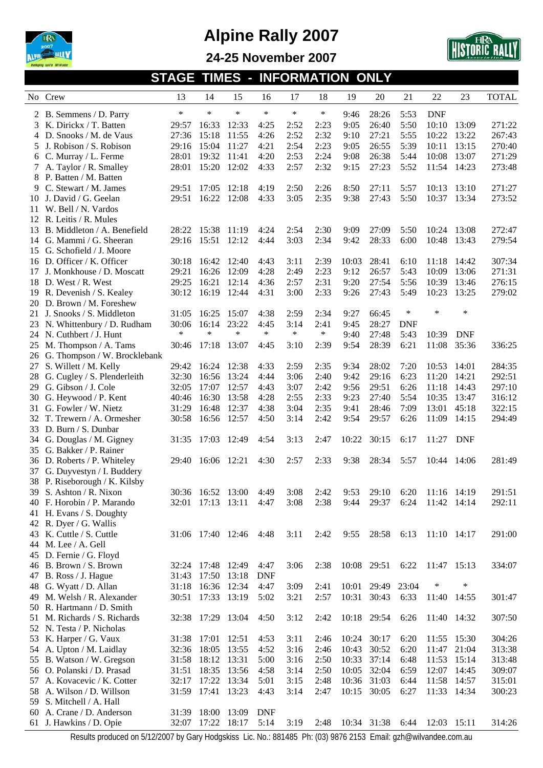# Alpine Rally 2007

## 24-25 November 2007

### STAGE TIMES - INFORMATION ONLY

| No | Crew | 13 | 14 | 15 | 16 | 17 | 18 | 19 | 20 | 21 | 22 | 23 | TOTAL |
|---|---|---|---|---|---|---|---|---|---|---|---|---|---|
| 2 | B. Semmens / D. Parry | * | * | * | * | * | * | 9:46 | 28:26 | 5:53 | DNF | | |
| 3 | K. Dirickx / T. Batten | 29:57 | 16:33 | 12:33 | 4:25 | 2:52 | 2:23 | 9:05 | 26:40 | 5:50 | 10:10 | 13:09 | 271:22 |
| 4 | D. Snooks / M. de Vaus | 27:36 | 15:18 | 11:55 | 4:26 | 2:52 | 2:32 | 9:10 | 27:21 | 5:55 | 10:22 | 13:22 | 267:43 |
| 5 | J. Robison / S. Robison | 29:16 | 15:04 | 11:27 | 4:21 | 2:54 | 2:23 | 9:05 | 26:55 | 5:39 | 10:11 | 13:15 | 270:40 |
| 6 | C. Murray / L. Ferme | 28:01 | 19:32 | 11:41 | 4:20 | 2:53 | 2:24 | 9:08 | 26:38 | 5:44 | 10:08 | 13:07 | 271:29 |
| 7 | A. Taylor / R. Smalley | 28:01 | 15:20 | 12:02 | 4:33 | 2:57 | 2:32 | 9:15 | 27:23 | 5:52 | 11:54 | 14:23 | 273:48 |
| 8 | P. Batten / M. Batten | | | | | | | | | | | | |
| 9 | C. Stewart / M. James | 29:51 | 17:05 | 12:18 | 4:19 | 2:50 | 2:26 | 8:50 | 27:11 | 5:57 | 10:13 | 13:10 | 271:27 |
| 10 | J. David / G. Geelan | 29:51 | 16:22 | 12:08 | 4:33 | 3:05 | 2:35 | 9:38 | 27:43 | 5:50 | 10:37 | 13:34 | 273:52 |
| 11 | W. Bell / N. Vardos | | | | | | | | | | | | |
| 12 | R. Leitis / R. Mules | | | | | | | | | | | | |
| 13 | B. Middleton / A. Benefield | 28:22 | 15:38 | 11:19 | 4:24 | 2:54 | 2:30 | 9:09 | 27:09 | 5:50 | 10:24 | 13:08 | 272:47 |
| 14 | G. Mammi / G. Sheeran | 29:16 | 15:51 | 12:12 | 4:44 | 3:03 | 2:34 | 9:42 | 28:33 | 6:00 | 10:48 | 13:43 | 279:54 |
| 15 | G. Schofield / J. Moore | | | | | | | | | | | | |
| 16 | D. Officer / K. Officer | 30:18 | 16:42 | 12:40 | 4:43 | 3:11 | 2:39 | 10:03 | 28:41 | 6:10 | 11:18 | 14:42 | 307:34 |
| 17 | J. Monkhouse / D. Moscatt | 29:21 | 16:26 | 12:09 | 4:28 | 2:49 | 2:23 | 9:12 | 26:57 | 5:43 | 10:09 | 13:06 | 271:31 |
| 18 | D. West / R. West | 29:25 | 16:21 | 12:14 | 4:36 | 2:57 | 2:31 | 9:20 | 27:54 | 5:56 | 10:39 | 13:46 | 276:15 |
| 19 | R. Devenish / S. Kealey | 30:12 | 16:19 | 12:44 | 4:31 | 3:00 | 2:33 | 9:26 | 27:43 | 5:49 | 10:23 | 13:25 | 279:02 |
| 20 | D. Brown / M. Foreshew | | | | | | | | | | | | |
| 21 | J. Snooks / S. Middleton | 31:05 | 16:25 | 15:07 | 4:38 | 2:59 | 2:34 | 9:27 | 66:45 | * | * | * | |
| 23 | N. Whittenbury / D. Rudham | 30:06 | 16:14 | 23:22 | 4:45 | 3:14 | 2:41 | 9:45 | 28:27 | DNF | | | |
| 24 | N. Cuthbert / J. Hunt | * | * | * | * | * | * | 9:40 | 27:48 | 5:43 | 10:39 | DNF | |
| 25 | M. Thompson / A. Tams | 30:46 | 17:18 | 13:07 | 4:45 | 3:10 | 2:39 | 9:54 | 28:39 | 6:21 | 11:08 | 35:36 | 336:25 |
| 26 | G. Thompson / W. Brocklebank | | | | | | | | | | | | |
| 27 | S. Willett / M. Kelly | 29:42 | 16:24 | 12:38 | 4:33 | 2:59 | 2:35 | 9:34 | 28:02 | 7:20 | 10:53 | 14:01 | 284:35 |
| 28 | G. Cugley / S. Plenderleith | 32:30 | 16:56 | 13:24 | 4:44 | 3:06 | 2:40 | 9:42 | 29:16 | 6:23 | 11:20 | 14:21 | 292:51 |
| 29 | G. Gibson / J. Cole | 32:05 | 17:07 | 12:57 | 4:43 | 3:07 | 2:42 | 9:56 | 29:51 | 6:26 | 11:18 | 14:43 | 297:10 |
| 30 | G. Heywood / P. Kent | 40:46 | 16:30 | 13:58 | 4:28 | 2:55 | 2:33 | 9:23 | 27:40 | 5:54 | 10:35 | 13:47 | 316:12 |
| 31 | G. Fowler / W. Nietz | 31:29 | 16:48 | 12:37 | 4:38 | 3:04 | 2:35 | 9:41 | 28:46 | 7:09 | 13:01 | 45:18 | 322:15 |
| 32 | T. Trewern / A. Ormesher | 30:58 | 16:56 | 12:57 | 4:50 | 3:14 | 2:42 | 9:54 | 29:57 | 6:26 | 11:09 | 14:15 | 294:49 |
| 33 | D. Burn / S. Dunbar | | | | | | | | | | | | |
| 34 | G. Douglas / M. Gigney | 31:35 | 17:03 | 12:49 | 4:54 | 3:13 | 2:47 | 10:22 | 30:15 | 6:17 | 11:27 | DNF | |
| 35 | G. Bakker / P. Rainer | | | | | | | | | | | | |
| 36 | D. Roberts / P. Whiteley | 29:40 | 16:06 | 12:21 | 4:30 | 2:57 | 2:33 | 9:38 | 28:34 | 5:57 | 10:44 | 14:06 | 281:49 |
| 37 | G. Duyvestyn / I. Buddery | | | | | | | | | | | | |
| 38 | P. Riseborough / K. Kilsby | | | | | | | | | | | | |
| 39 | S. Ashton / R. Nixon | 30:36 | 16:52 | 13:00 | 4:49 | 3:08 | 2:42 | 9:53 | 29:10 | 6:20 | 11:16 | 14:19 | 291:51 |
| 40 | F. Horobin / P. Marando | 32:01 | 17:13 | 13:11 | 4:47 | 3:08 | 2:38 | 9:44 | 29:37 | 6:24 | 11:42 | 14:14 | 292:11 |
| 41 | H. Evans / S. Doughty | | | | | | | | | | | | |
| 42 | R. Dyer / G. Wallis | | | | | | | | | | | | |
| 43 | K. Cuttle / S. Cuttle | 31:06 | 17:40 | 12:46 | 4:48 | 3:11 | 2:42 | 9:55 | 28:58 | 6:13 | 11:10 | 14:17 | 291:00 |
| 44 | M. Lee / A. Gell | | | | | | | | | | | | |
| 45 | D. Fernie / G. Floyd | | | | | | | | | | | | |
| 46 | B. Brown / S. Brown | 32:24 | 17:48 | 12:49 | 4:47 | 3:06 | 2:38 | 10:08 | 29:51 | 6:22 | 11:47 | 15:13 | 334:07 |
| 47 | B. Ross / J. Hague | 31:43 | 17:50 | 13:18 | DNF | | | | | | | | |
| 48 | G. Wyatt / D. Allan | 31:18 | 16:36 | 12:34 | 4:47 | 3:09 | 2:41 | 10:01 | 29:49 | 23:04 | * | * | |
| 49 | M. Welsh / R. Alexander | 30:51 | 17:33 | 13:19 | 5:02 | 3:21 | 2:57 | 10:31 | 30:43 | 6:33 | 11:40 | 14:55 | 301:47 |
| 50 | R. Hartmann / D. Smith | | | | | | | | | | | | |
| 51 | M. Richards / S. Richards | 32:38 | 17:29 | 13:04 | 4:50 | 3:12 | 2:42 | 10:18 | 29:54 | 6:26 | 11:40 | 14:32 | 307:50 |
| 52 | N. Testa / P. Nicholas | | | | | | | | | | | | |
| 53 | K. Harper / G. Vaux | 31:38 | 17:01 | 12:51 | 4:53 | 3:11 | 2:46 | 10:24 | 30:17 | 6:20 | 11:55 | 15:30 | 304:26 |
| 54 | A. Upton / M. Laidlay | 32:36 | 18:05 | 13:55 | 4:52 | 3:16 | 2:46 | 10:43 | 30:52 | 6:20 | 11:47 | 21:04 | 313:38 |
| 55 | B. Watson / W. Gregson | 31:58 | 18:12 | 13:31 | 5:00 | 3:16 | 2:50 | 10:33 | 37:14 | 6:48 | 11:53 | 15:14 | 313:48 |
| 56 | O. Polanski / D. Prasad | 31:51 | 18:35 | 13:56 | 4:58 | 3:14 | 2:50 | 10:05 | 32:04 | 6:59 | 12:07 | 14:45 | 309:07 |
| 57 | A. Kovacevic / K. Cotter | 32:17 | 17:22 | 13:34 | 5:01 | 3:15 | 2:48 | 10:36 | 31:03 | 6:44 | 11:58 | 14:57 | 315:01 |
| 58 | A. Wilson / D. Willson | 31:59 | 17:41 | 13:23 | 4:43 | 3:14 | 2:47 | 10:15 | 30:05 | 6:27 | 11:33 | 14:34 | 300:23 |
| 59 | S. Mitchell / A. Hall | | | | | | | | | | | | |
| 60 | A. Crane / D. Anderson | 31:39 | 18:00 | 13:09 | DNF | | | | | | | | |
| 61 | J. Hawkins / D. Opie | 32:07 | 17:22 | 18:17 | 5:14 | 3:19 | 2:48 | 10:34 | 31:38 | 6:44 | 12:03 | 15:11 | 314:26 |

Results produced on 5/12/2007 by Gary Hodgskiss Lic. No.: 881485 Ph: (03) 9876 2153 Email: gzh@wilvandee.com.au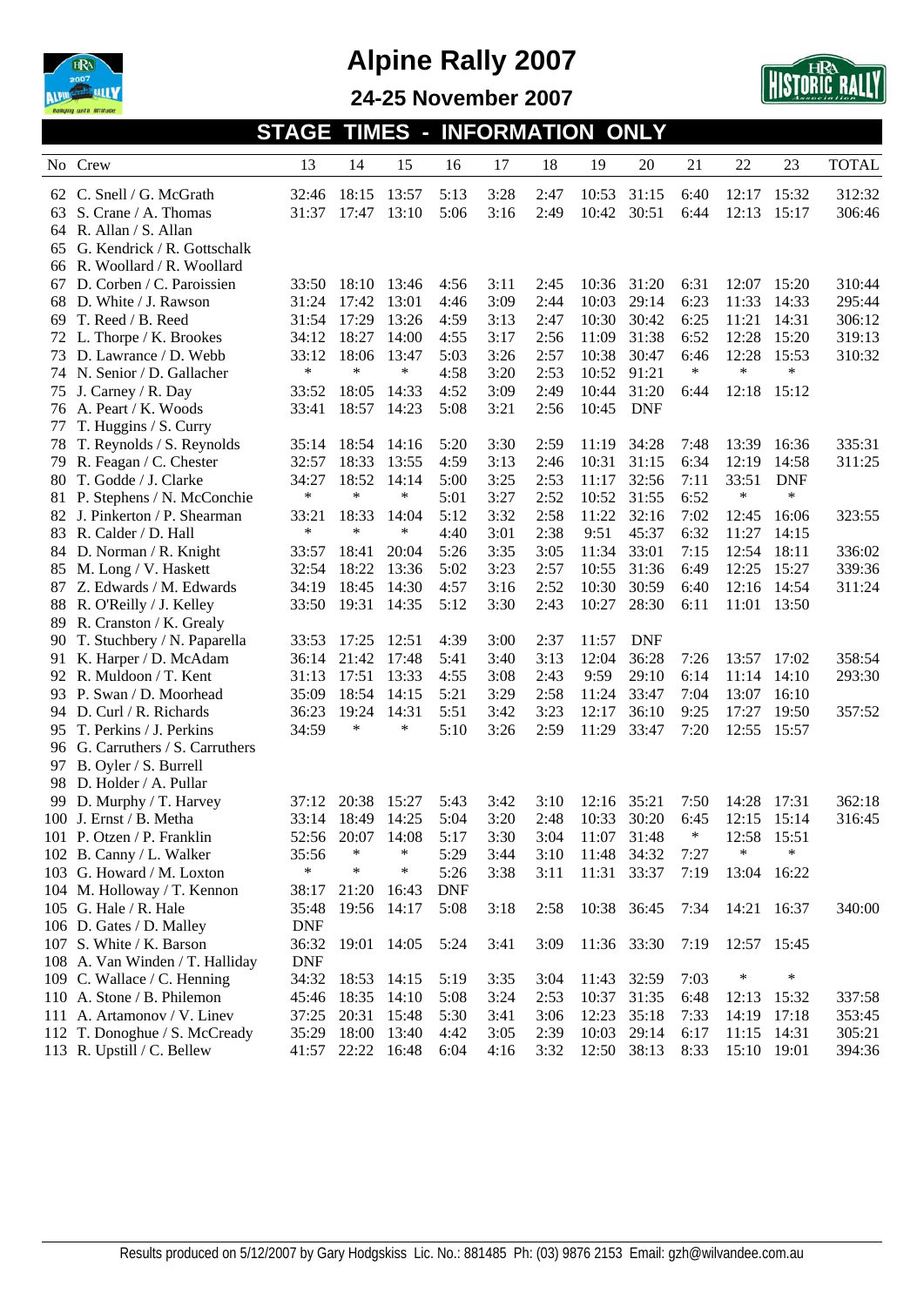# Alpine Rally 2007

## 24-25 November 2007

## STAGE TIMES - INFORMATION ONLY

| No | Crew | 13 | 14 | 15 | 16 | 17 | 18 | 19 | 20 | 21 | 22 | 23 | TOTAL |
|---|---|---|---|---|---|---|---|---|---|---|---|---|---|
| 62 | C. Snell / G. McGrath | 32:46 | 18:15 | 13:57 | 5:13 | 3:28 | 2:47 | 10:53 | 31:15 | 6:40 | 12:17 | 15:32 | 312:32 |
| 63 | S. Crane / A. Thomas | 31:37 | 17:47 | 13:10 | 5:06 | 3:16 | 2:49 | 10:42 | 30:51 | 6:44 | 12:13 | 15:17 | 306:46 |
| 64 | R. Allan / S. Allan | | | | | | | | | | | | |
| 65 | G. Kendrick / R. Gottschalk | | | | | | | | | | | | |
| 66 | R. Woollard / R. Woollard | | | | | | | | | | | | |
| 67 | D. Corben / C. Paroissien | 33:50 | 18:10 | 13:46 | 4:56 | 3:11 | 2:45 | 10:36 | 31:20 | 6:31 | 12:07 | 15:20 | 310:44 |
| 68 | D. White / J. Rawson | 31:24 | 17:42 | 13:01 | 4:46 | 3:09 | 2:44 | 10:03 | 29:14 | 6:23 | 11:33 | 14:33 | 295:44 |
| 69 | T. Reed / B. Reed | 31:54 | 17:29 | 13:26 | 4:59 | 3:13 | 2:47 | 10:30 | 30:42 | 6:25 | 11:21 | 14:31 | 306:12 |
| 72 | L. Thorpe / K. Brookes | 34:12 | 18:27 | 14:00 | 4:55 | 3:17 | 2:56 | 11:09 | 31:38 | 6:52 | 12:28 | 15:20 | 319:13 |
| 73 | D. Lawrance / D. Webb | 33:12 | 18:06 | 13:47 | 5:03 | 3:26 | 2:57 | 10:38 | 30:47 | 6:46 | 12:28 | 15:53 | 310:32 |
| 74 | N. Senior / D. Gallacher | * | * | * | 4:58 | 3:20 | 2:53 | 10:52 | 91:21 | * | * | * | |
| 75 | J. Carney / R. Day | 33:52 | 18:05 | 14:33 | 4:52 | 3:09 | 2:49 | 10:44 | 31:20 | 6:44 | 12:18 | 15:12 | |
| 76 | A. Peart / K. Woods | 33:41 | 18:57 | 14:23 | 5:08 | 3:21 | 2:56 | 10:45 | DNF | | | | |
| 77 | T. Huggins / S. Curry | | | | | | | | | | | | |
| 78 | T. Reynolds / S. Reynolds | 35:14 | 18:54 | 14:16 | 5:20 | 3:30 | 2:59 | 11:19 | 34:28 | 7:48 | 13:39 | 16:36 | 335:31 |
| 79 | R. Feagan / C. Chester | 32:57 | 18:33 | 13:55 | 4:59 | 3:13 | 2:46 | 10:31 | 31:15 | 6:34 | 12:19 | 14:58 | 311:25 |
| 80 | T. Godde / J. Clarke | 34:27 | 18:52 | 14:14 | 5:00 | 3:25 | 2:53 | 11:17 | 32:56 | 7:11 | 33:51 | DNF | |
| 81 | P. Stephens / N. McConchie | * | * | * | 5:01 | 3:27 | 2:52 | 10:52 | 31:55 | 6:52 | * | * | |
| 82 | J. Pinkerton / P. Shearman | 33:21 | 18:33 | 14:04 | 5:12 | 3:32 | 2:58 | 11:22 | 32:16 | 7:02 | 12:45 | 16:06 | 323:55 |
| 83 | R. Calder / D. Hall | * | * | * | 4:40 | 3:01 | 2:38 | 9:51 | 45:37 | 6:32 | 11:27 | 14:15 | |
| 84 | D. Norman / R. Knight | 33:57 | 18:41 | 20:04 | 5:26 | 3:35 | 3:05 | 11:34 | 33:01 | 7:15 | 12:54 | 18:11 | 336:02 |
| 85 | M. Long / V. Haskett | 32:54 | 18:22 | 13:36 | 5:02 | 3:23 | 2:57 | 10:55 | 31:36 | 6:49 | 12:25 | 15:27 | 339:36 |
| 87 | Z. Edwards / M. Edwards | 34:19 | 18:45 | 14:30 | 4:57 | 3:16 | 2:52 | 10:30 | 30:59 | 6:40 | 12:16 | 14:54 | 311:24 |
| 88 | R. O'Reilly / J. Kelley | 33:50 | 19:31 | 14:35 | 5:12 | 3:30 | 2:43 | 10:27 | 28:30 | 6:11 | 11:01 | 13:50 | |
| 89 | R. Cranston / K. Grealy | | | | | | | | | | | | |
| 90 | T. Stuchbery / N. Paparella | 33:53 | 17:25 | 12:51 | 4:39 | 3:00 | 2:37 | 11:57 | DNF | | | | |
| 91 | K. Harper / D. McAdam | 36:14 | 21:42 | 17:48 | 5:41 | 3:40 | 3:13 | 12:04 | 36:28 | 7:26 | 13:57 | 17:02 | 358:54 |
| 92 | R. Muldoon / T. Kent | 31:13 | 17:51 | 13:33 | 4:55 | 3:08 | 2:43 | 9:59 | 29:10 | 6:14 | 11:14 | 14:10 | 293:30 |
| 93 | P. Swan / D. Moorhead | 35:09 | 18:54 | 14:15 | 5:21 | 3:29 | 2:58 | 11:24 | 33:47 | 7:04 | 13:07 | 16:10 | |
| 94 | D. Curl / R. Richards | 36:23 | 19:24 | 14:31 | 5:51 | 3:42 | 3:23 | 12:17 | 36:10 | 9:25 | 17:27 | 19:50 | 357:52 |
| 95 | T. Perkins / J. Perkins | 34:59 | * | * | 5:10 | 3:26 | 2:59 | 11:29 | 33:47 | 7:20 | 12:55 | 15:57 | |
| 96 | G. Carruthers / S. Carruthers | | | | | | | | | | | | |
| 97 | B. Oyler / S. Burrell | | | | | | | | | | | | |
| 98 | D. Holder / A. Pullar | | | | | | | | | | | | |
| 99 | D. Murphy / T. Harvey | 37:12 | 20:38 | 15:27 | 5:43 | 3:42 | 3:10 | 12:16 | 35:21 | 7:50 | 14:28 | 17:31 | 362:18 |
| 100 | J. Ernst / B. Metha | 33:14 | 18:49 | 14:25 | 5:04 | 3:20 | 2:48 | 10:33 | 30:20 | 6:45 | 12:15 | 15:14 | 316:45 |
| 101 | P. Otzen / P. Franklin | 52:56 | 20:07 | 14:08 | 5:17 | 3:30 | 3:04 | 11:07 | 31:48 | * | 12:58 | 15:51 | |
| 102 | B. Canny / L. Walker | 35:56 | * | * | 5:29 | 3:44 | 3:10 | 11:48 | 34:32 | 7:27 | * | * | |
| 103 | G. Howard / M. Loxton | * | * | * | 5:26 | 3:38 | 3:11 | 11:31 | 33:37 | 7:19 | 13:04 | 16:22 | |
| 104 | M. Holloway / T. Kennon | 38:17 | 21:20 | 16:43 | DNF | | | | | | | | |
| 105 | G. Hale / R. Hale | 35:48 | 19:56 | 14:17 | 5:08 | 3:18 | 2:58 | 10:38 | 36:45 | 7:34 | 14:21 | 16:37 | 340:00 |
| 106 | D. Gates / D. Malley | DNF | | | | | | | | | | | |
| 107 | S. White / K. Barson | 36:32 | 19:01 | 14:05 | 5:24 | 3:41 | 3:09 | 11:36 | 33:30 | 7:19 | 12:57 | 15:45 | |
| 108 | A. Van Winden / T. Halliday | DNF | | | | | | | | | | | |
| 109 | C. Wallace / C. Henning | 34:32 | 18:53 | 14:15 | 5:19 | 3:35 | 3:04 | 11:43 | 32:59 | 7:03 | * | * | |
| 110 | A. Stone / B. Philemon | 45:46 | 18:35 | 14:10 | 5:08 | 3:24 | 2:53 | 10:37 | 31:35 | 6:48 | 12:13 | 15:32 | 337:58 |
| 111 | A. Artamonov / V. Linev | 37:25 | 20:31 | 15:48 | 5:30 | 3:41 | 3:06 | 12:23 | 35:18 | 7:33 | 14:19 | 17:18 | 353:45 |
| 112 | T. Donoghue / S. McCready | 35:29 | 18:00 | 13:40 | 4:42 | 3:05 | 2:39 | 10:03 | 29:14 | 6:17 | 11:15 | 14:31 | 305:21 |
| 113 | R. Upstill / C. Bellew | 41:57 | 22:22 | 16:48 | 6:04 | 4:16 | 3:32 | 12:50 | 38:13 | 8:33 | 15:10 | 19:01 | 394:36 |

Results produced on 5/12/2007 by Gary Hodgskiss Lic. No.: 881485 Ph: (03) 9876 2153 Email: gzh@wilvandee.com.au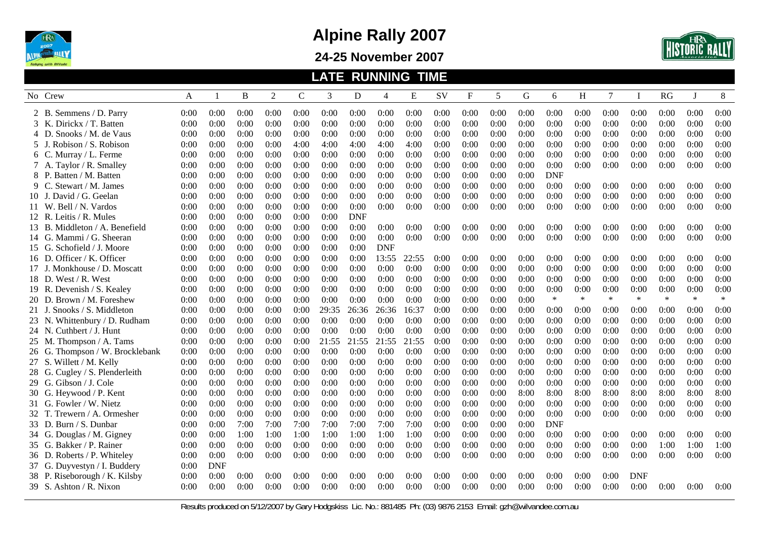# Alpine Rally 2007

## 24-25 November 2007

### LATE RUNNING TIME

| No | Crew | A | 1 | B | 2 | C | 3 | D | 4 | E | SV | F | 5 | G | 6 | H | 7 | I | RG | J | 8 |
|---|---|---|---|---|---|---|---|---|---|---|---|---|---|---|---|---|---|---|---|---|---|
| 2 | B. Semmens / D. Parry | 0:00 | 0:00 | 0:00 | 0:00 | 0:00 | 0:00 | 0:00 | 0:00 | 0:00 | 0:00 | 0:00 | 0:00 | 0:00 | 0:00 | 0:00 | 0:00 | 0:00 | 0:00 | 0:00 | 0:00 |
| 3 | K. Dirickx / T. Batten | 0:00 | 0:00 | 0:00 | 0:00 | 0:00 | 0:00 | 0:00 | 0:00 | 0:00 | 0:00 | 0:00 | 0:00 | 0:00 | 0:00 | 0:00 | 0:00 | 0:00 | 0:00 | 0:00 | 0:00 |
| 4 | D. Snooks / M. de Vaus | 0:00 | 0:00 | 0:00 | 0:00 | 0:00 | 0:00 | 0:00 | 0:00 | 0:00 | 0:00 | 0:00 | 0:00 | 0:00 | 0:00 | 0:00 | 0:00 | 0:00 | 0:00 | 0:00 | 0:00 |
| 5 | J. Robison / S. Robison | 0:00 | 0:00 | 0:00 | 0:00 | 4:00 | 4:00 | 4:00 | 4:00 | 4:00 | 0:00 | 0:00 | 0:00 | 0:00 | 0:00 | 0:00 | 0:00 | 0:00 | 0:00 | 0:00 | 0:00 |
| 6 | C. Murray / L. Ferme | 0:00 | 0:00 | 0:00 | 0:00 | 0:00 | 0:00 | 0:00 | 0:00 | 0:00 | 0:00 | 0:00 | 0:00 | 0:00 | 0:00 | 0:00 | 0:00 | 0:00 | 0:00 | 0:00 | 0:00 |
| 7 | A. Taylor / R. Smalley | 0:00 | 0:00 | 0:00 | 0:00 | 0:00 | 0:00 | 0:00 | 0:00 | 0:00 | 0:00 | 0:00 | 0:00 | 0:00 | 0:00 | 0:00 | 0:00 | 0:00 | 0:00 | 0:00 | 0:00 |
| 8 | P. Batten / M. Batten | 0:00 | 0:00 | 0:00 | 0:00 | 0:00 | 0:00 | 0:00 | 0:00 | 0:00 | 0:00 | 0:00 | 0:00 | 0:00 | DNF | | | | | | |
| 9 | C. Stewart / M. James | 0:00 | 0:00 | 0:00 | 0:00 | 0:00 | 0:00 | 0:00 | 0:00 | 0:00 | 0:00 | 0:00 | 0:00 | 0:00 | 0:00 | 0:00 | 0:00 | 0:00 | 0:00 | 0:00 | 0:00 |
| 10 | J. David / G. Geelan | 0:00 | 0:00 | 0:00 | 0:00 | 0:00 | 0:00 | 0:00 | 0:00 | 0:00 | 0:00 | 0:00 | 0:00 | 0:00 | 0:00 | 0:00 | 0:00 | 0:00 | 0:00 | 0:00 | 0:00 |
| 11 | W. Bell / N. Vardos | 0:00 | 0:00 | 0:00 | 0:00 | 0:00 | 0:00 | 0:00 | 0:00 | 0:00 | 0:00 | 0:00 | 0:00 | 0:00 | 0:00 | 0:00 | 0:00 | 0:00 | 0:00 | 0:00 | 0:00 |
| 12 | R. Leitis / R. Mules | 0:00 | 0:00 | 0:00 | 0:00 | 0:00 | 0:00 | DNF | | | | | | | | | | | | | |
| 13 | B. Middleton / A. Benefield | 0:00 | 0:00 | 0:00 | 0:00 | 0:00 | 0:00 | 0:00 | 0:00 | 0:00 | 0:00 | 0:00 | 0:00 | 0:00 | 0:00 | 0:00 | 0:00 | 0:00 | 0:00 | 0:00 | 0:00 |
| 14 | G. Mammi / G. Sheeran | 0:00 | 0:00 | 0:00 | 0:00 | 0:00 | 0:00 | 0:00 | 0:00 | 0:00 | 0:00 | 0:00 | 0:00 | 0:00 | 0:00 | 0:00 | 0:00 | 0:00 | 0:00 | 0:00 | 0:00 |
| 15 | G. Schofield / J. Moore | 0:00 | 0:00 | 0:00 | 0:00 | 0:00 | 0:00 | 0:00 | DNF | | | | | | | | | | | | |
| 16 | D. Officer / K. Officer | 0:00 | 0:00 | 0:00 | 0:00 | 0:00 | 0:00 | 0:00 | 13:55 | 22:55 | 0:00 | 0:00 | 0:00 | 0:00 | 0:00 | 0:00 | 0:00 | 0:00 | 0:00 | 0:00 | 0:00 |
| 17 | J. Monkhouse / D. Moscatt | 0:00 | 0:00 | 0:00 | 0:00 | 0:00 | 0:00 | 0:00 | 0:00 | 0:00 | 0:00 | 0:00 | 0:00 | 0:00 | 0:00 | 0:00 | 0:00 | 0:00 | 0:00 | 0:00 | 0:00 |
| 18 | D. West / R. West | 0:00 | 0:00 | 0:00 | 0:00 | 0:00 | 0:00 | 0:00 | 0:00 | 0:00 | 0:00 | 0:00 | 0:00 | 0:00 | 0:00 | 0:00 | 0:00 | 0:00 | 0:00 | 0:00 | 0:00 |
| 19 | R. Devenish / S. Kealey | 0:00 | 0:00 | 0:00 | 0:00 | 0:00 | 0:00 | 0:00 | 0:00 | 0:00 | 0:00 | 0:00 | 0:00 | 0:00 | 0:00 | 0:00 | 0:00 | 0:00 | 0:00 | 0:00 | 0:00 |
| 20 | D. Brown / M. Foreshew | 0:00 | 0:00 | 0:00 | 0:00 | 0:00 | 0:00 | 0:00 | 0:00 | 0:00 | 0:00 | 0:00 | 0:00 | 0:00 | * | * | * | * | * | * | * |
| 21 | J. Snooks / S. Middleton | 0:00 | 0:00 | 0:00 | 0:00 | 0:00 | 29:35 | 26:36 | 26:36 | 16:37 | 0:00 | 0:00 | 0:00 | 0:00 | 0:00 | 0:00 | 0:00 | 0:00 | 0:00 | 0:00 | 0:00 |
| 23 | N. Whittenbury / D. Rudham | 0:00 | 0:00 | 0:00 | 0:00 | 0:00 | 0:00 | 0:00 | 0:00 | 0:00 | 0:00 | 0:00 | 0:00 | 0:00 | 0:00 | 0:00 | 0:00 | 0:00 | 0:00 | 0:00 | 0:00 |
| 24 | N. Cuthbert / J. Hunt | 0:00 | 0:00 | 0:00 | 0:00 | 0:00 | 0:00 | 0:00 | 0:00 | 0:00 | 0:00 | 0:00 | 0:00 | 0:00 | 0:00 | 0:00 | 0:00 | 0:00 | 0:00 | 0:00 | 0:00 |
| 25 | M. Thompson / A. Tams | 0:00 | 0:00 | 0:00 | 0:00 | 0:00 | 21:55 | 21:55 | 21:55 | 21:55 | 0:00 | 0:00 | 0:00 | 0:00 | 0:00 | 0:00 | 0:00 | 0:00 | 0:00 | 0:00 | 0:00 |
| 26 | G. Thompson / W. Brocklebank | 0:00 | 0:00 | 0:00 | 0:00 | 0:00 | 0:00 | 0:00 | 0:00 | 0:00 | 0:00 | 0:00 | 0:00 | 0:00 | 0:00 | 0:00 | 0:00 | 0:00 | 0:00 | 0:00 | 0:00 |
| 27 | S. Willett / M. Kelly | 0:00 | 0:00 | 0:00 | 0:00 | 0:00 | 0:00 | 0:00 | 0:00 | 0:00 | 0:00 | 0:00 | 0:00 | 0:00 | 0:00 | 0:00 | 0:00 | 0:00 | 0:00 | 0:00 | 0:00 |
| 28 | G. Cugley / S. Plenderleith | 0:00 | 0:00 | 0:00 | 0:00 | 0:00 | 0:00 | 0:00 | 0:00 | 0:00 | 0:00 | 0:00 | 0:00 | 0:00 | 0:00 | 0:00 | 0:00 | 0:00 | 0:00 | 0:00 | 0:00 |
| 29 | G. Gibson / J. Cole | 0:00 | 0:00 | 0:00 | 0:00 | 0:00 | 0:00 | 0:00 | 0:00 | 0:00 | 0:00 | 0:00 | 0:00 | 0:00 | 0:00 | 0:00 | 0:00 | 0:00 | 0:00 | 0:00 | 0:00 |
| 30 | G. Heywood / P. Kent | 0:00 | 0:00 | 0:00 | 0:00 | 0:00 | 0:00 | 0:00 | 0:00 | 0:00 | 0:00 | 0:00 | 0:00 | 8:00 | 8:00 | 8:00 | 8:00 | 8:00 | 8:00 | 8:00 | 8:00 |
| 31 | G. Fowler / W. Nietz | 0:00 | 0:00 | 0:00 | 0:00 | 0:00 | 0:00 | 0:00 | 0:00 | 0:00 | 0:00 | 0:00 | 0:00 | 0:00 | 0:00 | 0:00 | 0:00 | 0:00 | 0:00 | 0:00 | 0:00 |
| 32 | T. Trewern / A. Ormesher | 0:00 | 0:00 | 0:00 | 0:00 | 0:00 | 0:00 | 0:00 | 0:00 | 0:00 | 0:00 | 0:00 | 0:00 | 0:00 | 0:00 | 0:00 | 0:00 | 0:00 | 0:00 | 0:00 | 0:00 |
| 33 | D. Burn / S. Dunbar | 0:00 | 0:00 | 7:00 | 7:00 | 7:00 | 7:00 | 7:00 | 7:00 | 7:00 | 0:00 | 0:00 | 0:00 | 0:00 | DNF | | | | | | |
| 34 | G. Douglas / M. Gigney | 0:00 | 0:00 | 1:00 | 1:00 | 1:00 | 1:00 | 1:00 | 1:00 | 1:00 | 0:00 | 0:00 | 0:00 | 0:00 | 0:00 | 0:00 | 0:00 | 0:00 | 0:00 | 0:00 | 0:00 |
| 35 | G. Bakker / P. Rainer | 0:00 | 0:00 | 0:00 | 0:00 | 0:00 | 0:00 | 0:00 | 0:00 | 0:00 | 0:00 | 0:00 | 0:00 | 0:00 | 0:00 | 0:00 | 0:00 | 0:00 | 1:00 | 1:00 | 1:00 |
| 36 | D. Roberts / P. Whiteley | 0:00 | 0:00 | 0:00 | 0:00 | 0:00 | 0:00 | 0:00 | 0:00 | 0:00 | 0:00 | 0:00 | 0:00 | 0:00 | 0:00 | 0:00 | 0:00 | 0:00 | 0:00 | 0:00 | 0:00 |
| 37 | G. Duyvestyn / I. Buddery | 0:00 | DNF | | | | | | | | | | | | | | | | | | |
| 38 | P. Riseborough / K. Kilsby | 0:00 | 0:00 | 0:00 | 0:00 | 0:00 | 0:00 | 0:00 | 0:00 | 0:00 | 0:00 | 0:00 | 0:00 | 0:00 | 0:00 | 0:00 | 0:00 | DNF | | | |
| 39 | S. Ashton / R. Nixon | 0:00 | 0:00 | 0:00 | 0:00 | 0:00 | 0:00 | 0:00 | 0:00 | 0:00 | 0:00 | 0:00 | 0:00 | 0:00 | 0:00 | 0:00 | 0:00 | 0:00 | 0:00 | 0:00 | 0:00 |

Results produced on 5/12/2007 by Gary Hodgskiss Lic. No.: 881485 Ph: (03) 9876 2153 Email: gzh@wilvandee.com.au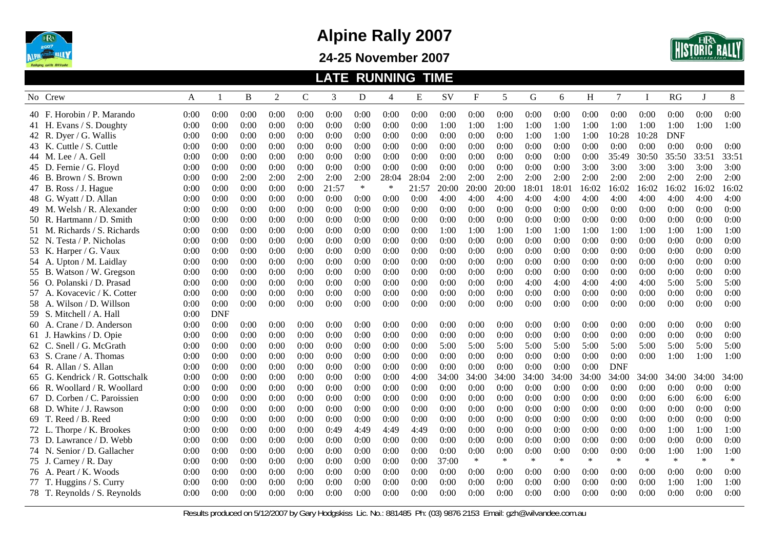# Alpine Rally 2007

## 24-25 November 2007

### LATE RUNNING TIME

| No | Crew | A | 1 | B | 2 | C | 3 | D | 4 | E | SV | F | 5 | G | 6 | H | 7 | I | RG | J | 8 |
|---|---|---|---|---|---|---|---|---|---|---|---|---|---|---|---|---|---|---|---|---|---|
| 40 | F. Horobin / P. Marando | 0:00 | 0:00 | 0:00 | 0:00 | 0:00 | 0:00 | 0:00 | 0:00 | 0:00 | 0:00 | 0:00 | 0:00 | 0:00 | 0:00 | 0:00 | 0:00 | 0:00 | 0:00 | 0:00 | 0:00 |
| 41 | H. Evans / S. Doughty | 0:00 | 0:00 | 0:00 | 0:00 | 0:00 | 0:00 | 0:00 | 0:00 | 0:00 | 1:00 | 1:00 | 1:00 | 1:00 | 1:00 | 1:00 | 1:00 | 1:00 | 1:00 | 1:00 | 1:00 |
| 42 | R. Dyer / G. Wallis | 0:00 | 0:00 | 0:00 | 0:00 | 0:00 | 0:00 | 0:00 | 0:00 | 0:00 | 0:00 | 0:00 | 0:00 | 1:00 | 1:00 | 1:00 | 10:28 | 10:28 | DNF | | |
| 43 | K. Cuttle / S. Cuttle | 0:00 | 0:00 | 0:00 | 0:00 | 0:00 | 0:00 | 0:00 | 0:00 | 0:00 | 0:00 | 0:00 | 0:00 | 0:00 | 0:00 | 0:00 | 0:00 | 0:00 | 0:00 | 0:00 | 0:00 |
| 44 | M. Lee / A. Gell | 0:00 | 0:00 | 0:00 | 0:00 | 0:00 | 0:00 | 0:00 | 0:00 | 0:00 | 0:00 | 0:00 | 0:00 | 0:00 | 0:00 | 0:00 | 35:49 | 30:50 | 35:50 | 33:51 | 33:51 |
| 45 | D. Fernie / G. Floyd | 0:00 | 0:00 | 0:00 | 0:00 | 0:00 | 0:00 | 0:00 | 0:00 | 0:00 | 0:00 | 0:00 | 0:00 | 0:00 | 0:00 | 3:00 | 3:00 | 3:00 | 3:00 | 3:00 | 3:00 |
| 46 | B. Brown / S. Brown | 0:00 | 0:00 | 2:00 | 2:00 | 2:00 | 2:00 | 2:00 | 28:04 | 28:04 | 2:00 | 2:00 | 2:00 | 2:00 | 2:00 | 2:00 | 2:00 | 2:00 | 2:00 | 2:00 | 2:00 |
| 47 | B. Ross / J. Hague | 0:00 | 0:00 | 0:00 | 0:00 | 0:00 | 21:57 | * | * | 21:57 | 20:00 | 20:00 | 20:00 | 18:01 | 18:01 | 16:02 | 16:02 | 16:02 | 16:02 | 16:02 | 16:02 |
| 48 | G. Wyatt / D. Allan | 0:00 | 0:00 | 0:00 | 0:00 | 0:00 | 0:00 | 0:00 | 0:00 | 0:00 | 4:00 | 4:00 | 4:00 | 4:00 | 4:00 | 4:00 | 4:00 | 4:00 | 4:00 | 4:00 | 4:00 |
| 49 | M. Welsh / R. Alexander | 0:00 | 0:00 | 0:00 | 0:00 | 0:00 | 0:00 | 0:00 | 0:00 | 0:00 | 0:00 | 0:00 | 0:00 | 0:00 | 0:00 | 0:00 | 0:00 | 0:00 | 0:00 | 0:00 | 0:00 |
| 50 | R. Hartmann / D. Smith | 0:00 | 0:00 | 0:00 | 0:00 | 0:00 | 0:00 | 0:00 | 0:00 | 0:00 | 0:00 | 0:00 | 0:00 | 0:00 | 0:00 | 0:00 | 0:00 | 0:00 | 0:00 | 0:00 | 0:00 |
| 51 | M. Richards / S. Richards | 0:00 | 0:00 | 0:00 | 0:00 | 0:00 | 0:00 | 0:00 | 0:00 | 0:00 | 1:00 | 1:00 | 1:00 | 1:00 | 1:00 | 1:00 | 1:00 | 1:00 | 1:00 | 1:00 | 1:00 |
| 52 | N. Testa / P. Nicholas | 0:00 | 0:00 | 0:00 | 0:00 | 0:00 | 0:00 | 0:00 | 0:00 | 0:00 | 0:00 | 0:00 | 0:00 | 0:00 | 0:00 | 0:00 | 0:00 | 0:00 | 0:00 | 0:00 | 0:00 |
| 53 | K. Harper / G. Vaux | 0:00 | 0:00 | 0:00 | 0:00 | 0:00 | 0:00 | 0:00 | 0:00 | 0:00 | 0:00 | 0:00 | 0:00 | 0:00 | 0:00 | 0:00 | 0:00 | 0:00 | 0:00 | 0:00 | 0:00 |
| 54 | A. Upton / M. Laidlay | 0:00 | 0:00 | 0:00 | 0:00 | 0:00 | 0:00 | 0:00 | 0:00 | 0:00 | 0:00 | 0:00 | 0:00 | 0:00 | 0:00 | 0:00 | 0:00 | 0:00 | 0:00 | 0:00 | 0:00 |
| 55 | B. Watson / W. Gregson | 0:00 | 0:00 | 0:00 | 0:00 | 0:00 | 0:00 | 0:00 | 0:00 | 0:00 | 0:00 | 0:00 | 0:00 | 0:00 | 0:00 | 0:00 | 0:00 | 0:00 | 0:00 | 0:00 | 0:00 |
| 56 | O. Polanski / D. Prasad | 0:00 | 0:00 | 0:00 | 0:00 | 0:00 | 0:00 | 0:00 | 0:00 | 0:00 | 0:00 | 0:00 | 0:00 | 4:00 | 4:00 | 4:00 | 4:00 | 4:00 | 5:00 | 5:00 | 5:00 |
| 57 | A. Kovacevic / K. Cotter | 0:00 | 0:00 | 0:00 | 0:00 | 0:00 | 0:00 | 0:00 | 0:00 | 0:00 | 0:00 | 0:00 | 0:00 | 0:00 | 0:00 | 0:00 | 0:00 | 0:00 | 0:00 | 0:00 | 0:00 |
| 58 | A. Wilson / D. Willson | 0:00 | 0:00 | 0:00 | 0:00 | 0:00 | 0:00 | 0:00 | 0:00 | 0:00 | 0:00 | 0:00 | 0:00 | 0:00 | 0:00 | 0:00 | 0:00 | 0:00 | 0:00 | 0:00 | 0:00 |
| 59 | S. Mitchell / A. Hall | 0:00 | DNF | | | | | | | | | | | | | | | | | | |
| 60 | A. Crane / D. Anderson | 0:00 | 0:00 | 0:00 | 0:00 | 0:00 | 0:00 | 0:00 | 0:00 | 0:00 | 0:00 | 0:00 | 0:00 | 0:00 | 0:00 | 0:00 | 0:00 | 0:00 | 0:00 | 0:00 | 0:00 |
| 61 | J. Hawkins / D. Opie | 0:00 | 0:00 | 0:00 | 0:00 | 0:00 | 0:00 | 0:00 | 0:00 | 0:00 | 0:00 | 0:00 | 0:00 | 0:00 | 0:00 | 0:00 | 0:00 | 0:00 | 0:00 | 0:00 | 0:00 |
| 62 | C. Snell / G. McGrath | 0:00 | 0:00 | 0:00 | 0:00 | 0:00 | 0:00 | 0:00 | 0:00 | 0:00 | 5:00 | 5:00 | 5:00 | 5:00 | 5:00 | 5:00 | 5:00 | 5:00 | 5:00 | 5:00 | 5:00 |
| 63 | S. Crane / A. Thomas | 0:00 | 0:00 | 0:00 | 0:00 | 0:00 | 0:00 | 0:00 | 0:00 | 0:00 | 0:00 | 0:00 | 0:00 | 0:00 | 0:00 | 0:00 | 0:00 | 0:00 | 1:00 | 1:00 | 1:00 |
| 64 | R. Allan / S. Allan | 0:00 | 0:00 | 0:00 | 0:00 | 0:00 | 0:00 | 0:00 | 0:00 | 0:00 | 0:00 | 0:00 | 0:00 | 0:00 | 0:00 | 0:00 | DNF | | | | |
| 65 | G. Kendrick / R. Gottschalk | 0:00 | 0:00 | 0:00 | 0:00 | 0:00 | 0:00 | 0:00 | 0:00 | 4:00 | 34:00 | 34:00 | 34:00 | 34:00 | 34:00 | 34:00 | 34:00 | 34:00 | 34:00 | 34:00 | 34:00 |
| 66 | R. Woollard / R. Woollard | 0:00 | 0:00 | 0:00 | 0:00 | 0:00 | 0:00 | 0:00 | 0:00 | 0:00 | 0:00 | 0:00 | 0:00 | 0:00 | 0:00 | 0:00 | 0:00 | 0:00 | 0:00 | 0:00 | 0:00 |
| 67 | D. Corben / C. Paroissien | 0:00 | 0:00 | 0:00 | 0:00 | 0:00 | 0:00 | 0:00 | 0:00 | 0:00 | 0:00 | 0:00 | 0:00 | 0:00 | 0:00 | 0:00 | 0:00 | 0:00 | 6:00 | 6:00 | 6:00 |
| 68 | D. White / J. Rawson | 0:00 | 0:00 | 0:00 | 0:00 | 0:00 | 0:00 | 0:00 | 0:00 | 0:00 | 0:00 | 0:00 | 0:00 | 0:00 | 0:00 | 0:00 | 0:00 | 0:00 | 0:00 | 0:00 | 0:00 |
| 69 | T. Reed / B. Reed | 0:00 | 0:00 | 0:00 | 0:00 | 0:00 | 0:00 | 0:00 | 0:00 | 0:00 | 0:00 | 0:00 | 0:00 | 0:00 | 0:00 | 0:00 | 0:00 | 0:00 | 0:00 | 0:00 | 0:00 |
| 72 | L. Thorpe / K. Brookes | 0:00 | 0:00 | 0:00 | 0:00 | 0:00 | 0:49 | 4:49 | 4:49 | 4:49 | 0:00 | 0:00 | 0:00 | 0:00 | 0:00 | 0:00 | 0:00 | 0:00 | 1:00 | 1:00 | 1:00 |
| 73 | D. Lawrance / D. Webb | 0:00 | 0:00 | 0:00 | 0:00 | 0:00 | 0:00 | 0:00 | 0:00 | 0:00 | 0:00 | 0:00 | 0:00 | 0:00 | 0:00 | 0:00 | 0:00 | 0:00 | 0:00 | 0:00 | 0:00 |
| 74 | N. Senior / D. Gallacher | 0:00 | 0:00 | 0:00 | 0:00 | 0:00 | 0:00 | 0:00 | 0:00 | 0:00 | 0:00 | 0:00 | 0:00 | 0:00 | 0:00 | 0:00 | 0:00 | 0:00 | 1:00 | 1:00 | 1:00 |
| 75 | J. Carney / R. Day | 0:00 | 0:00 | 0:00 | 0:00 | 0:00 | 0:00 | 0:00 | 0:00 | 0:00 | 37:00 | * | * | * | * | * | * | * | * | * | * |
| 76 | A. Peart / K. Woods | 0:00 | 0:00 | 0:00 | 0:00 | 0:00 | 0:00 | 0:00 | 0:00 | 0:00 | 0:00 | 0:00 | 0:00 | 0:00 | 0:00 | 0:00 | 0:00 | 0:00 | 0:00 | 0:00 | 0:00 |
| 77 | T. Huggins / S. Curry | 0:00 | 0:00 | 0:00 | 0:00 | 0:00 | 0:00 | 0:00 | 0:00 | 0:00 | 0:00 | 0:00 | 0:00 | 0:00 | 0:00 | 0:00 | 0:00 | 0:00 | 1:00 | 1:00 | 1:00 |
| 78 | T. Reynolds / S. Reynolds | 0:00 | 0:00 | 0:00 | 0:00 | 0:00 | 0:00 | 0:00 | 0:00 | 0:00 | 0:00 | 0:00 | 0:00 | 0:00 | 0:00 | 0:00 | 0:00 | 0:00 | 0:00 | 0:00 | 0:00 |

Results produced on 5/12/2007 by Gary Hodgskiss Lic. No.: 881485 Ph: (03) 9876 2153 Email: gzh@wilvandee.com.au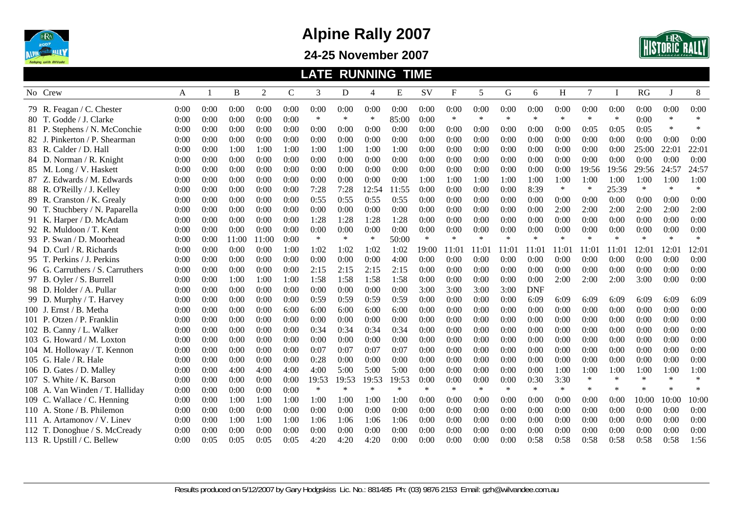# Alpine Rally 2007

## 24-25 November 2007

### LATE RUNNING TIME

| No | Crew | A | 1 | B | 2 | C | 3 | D | 4 | E | SV | F | 5 | G | 6 | H | 7 | I | RG | J | 8 |
|---|---|---|---|---|---|---|---|---|---|---|---|---|---|---|---|---|---|---|---|---|---|
| 79 | R. Feagan / C. Chester | 0:00 | 0:00 | 0:00 | 0:00 | 0:00 | 0:00 | 0:00 | 0:00 | 0:00 | 0:00 | 0:00 | 0:00 | 0:00 | 0:00 | 0:00 | 0:00 | 0:00 | 0:00 | 0:00 | 0:00 |
| 80 | T. Godde / J. Clarke | 0:00 | 0:00 | 0:00 | 0:00 | 0:00 | * | * | * | 85:00 | 0:00 | * | * | * | * | * | * | * | 0:00 | * | * |
| 81 | P. Stephens / N. McConchie | 0:00 | 0:00 | 0:00 | 0:00 | 0:00 | 0:00 | 0:00 | 0:00 | 0:00 | 0:00 | 0:00 | 0:00 | 0:00 | 0:00 | 0:00 | 0:05 | 0:05 | 0:05 | * | * |
| 82 | J. Pinkerton / P. Shearman | 0:00 | 0:00 | 0:00 | 0:00 | 0:00 | 0:00 | 0:00 | 0:00 | 0:00 | 0:00 | 0:00 | 0:00 | 0:00 | 0:00 | 0:00 | 0:00 | 0:00 | 0:00 | 0:00 | 0:00 |
| 83 | R. Calder / D. Hall | 0:00 | 0:00 | 1:00 | 1:00 | 1:00 | 1:00 | 1:00 | 1:00 | 1:00 | 0:00 | 0:00 | 0:00 | 0:00 | 0:00 | 0:00 | 0:00 | 0:00 | 25:00 | 22:01 | 22:01 |
| 84 | D. Norman / R. Knight | 0:00 | 0:00 | 0:00 | 0:00 | 0:00 | 0:00 | 0:00 | 0:00 | 0:00 | 0:00 | 0:00 | 0:00 | 0:00 | 0:00 | 0:00 | 0:00 | 0:00 | 0:00 | 0:00 | 0:00 |
| 85 | M. Long / V. Haskett | 0:00 | 0:00 | 0:00 | 0:00 | 0:00 | 0:00 | 0:00 | 0:00 | 0:00 | 0:00 | 0:00 | 0:00 | 0:00 | 0:00 | 0:00 | 19:56 | 19:56 | 29:56 | 24:57 | 24:57 |
| 87 | Z. Edwards / M. Edwards | 0:00 | 0:00 | 0:00 | 0:00 | 0:00 | 0:00 | 0:00 | 0:00 | 0:00 | 1:00 | 1:00 | 1:00 | 1:00 | 1:00 | 1:00 | 1:00 | 1:00 | 1:00 | 1:00 | 1:00 |
| 88 | R. O'Reilly / J. Kelley | 0:00 | 0:00 | 0:00 | 0:00 | 0:00 | 7:28 | 7:28 | 12:54 | 11:55 | 0:00 | 0:00 | 0:00 | 0:00 | 8:39 | * | * | 25:39 | * | * | * |
| 89 | R. Cranston / K. Grealy | 0:00 | 0:00 | 0:00 | 0:00 | 0:00 | 0:55 | 0:55 | 0:55 | 0:55 | 0:00 | 0:00 | 0:00 | 0:00 | 0:00 | 0:00 | 0:00 | 0:00 | 0:00 | 0:00 | 0:00 |
| 90 | T. Stuchbery / N. Paparella | 0:00 | 0:00 | 0:00 | 0:00 | 0:00 | 0:00 | 0:00 | 0:00 | 0:00 | 0:00 | 0:00 | 0:00 | 0:00 | 0:00 | 2:00 | 2:00 | 2:00 | 2:00 | 2:00 | 2:00 |
| 91 | K. Harper / D. McAdam | 0:00 | 0:00 | 0:00 | 0:00 | 0:00 | 1:28 | 1:28 | 1:28 | 1:28 | 0:00 | 0:00 | 0:00 | 0:00 | 0:00 | 0:00 | 0:00 | 0:00 | 0:00 | 0:00 | 0:00 |
| 92 | R. Muldoon / T. Kent | 0:00 | 0:00 | 0:00 | 0:00 | 0:00 | 0:00 | 0:00 | 0:00 | 0:00 | 0:00 | 0:00 | 0:00 | 0:00 | 0:00 | 0:00 | 0:00 | 0:00 | 0:00 | 0:00 | 0:00 |
| 93 | P. Swan / D. Moorhead | 0:00 | 0:00 | 11:00 | 11:00 | 0:00 | * | * | * | 50:00 | * | * | * | * | * | * | * | * | * | * | * |
| 94 | D. Curl / R. Richards | 0:00 | 0:00 | 0:00 | 0:00 | 1:00 | 1:02 | 1:02 | 1:02 | 1:02 | 19:00 | 11:01 | 11:01 | 11:01 | 11:01 | 11:01 | 11:01 | 11:01 | 12:01 | 12:01 | 12:01 |
| 95 | T. Perkins / J. Perkins | 0:00 | 0:00 | 0:00 | 0:00 | 0:00 | 0:00 | 0:00 | 0:00 | 4:00 | 0:00 | 0:00 | 0:00 | 0:00 | 0:00 | 0:00 | 0:00 | 0:00 | 0:00 | 0:00 | 0:00 |
| 96 | G. Carruthers / S. Carruthers | 0:00 | 0:00 | 0:00 | 0:00 | 0:00 | 2:15 | 2:15 | 2:15 | 2:15 | 0:00 | 0:00 | 0:00 | 0:00 | 0:00 | 0:00 | 0:00 | 0:00 | 0:00 | 0:00 | 0:00 |
| 97 | B. Oyler / S. Burrell | 0:00 | 0:00 | 1:00 | 1:00 | 1:00 | 1:58 | 1:58 | 1:58 | 1:58 | 0:00 | 0:00 | 0:00 | 0:00 | 0:00 | 2:00 | 2:00 | 2:00 | 3:00 | 0:00 | 0:00 |
| 98 | D. Holder / A. Pullar | 0:00 | 0:00 | 0:00 | 0:00 | 0:00 | 0:00 | 0:00 | 0:00 | 0:00 | 3:00 | 3:00 | 3:00 | 3:00 | DNF | | | | | | |
| 99 | D. Murphy / T. Harvey | 0:00 | 0:00 | 0:00 | 0:00 | 0:00 | 0:59 | 0:59 | 0:59 | 0:59 | 0:00 | 0:00 | 0:00 | 0:00 | 6:09 | 6:09 | 6:09 | 6:09 | 6:09 | 6:09 | 6:09 |
| 100 | J. Ernst / B. Metha | 0:00 | 0:00 | 0:00 | 0:00 | 6:00 | 6:00 | 6:00 | 6:00 | 6:00 | 0:00 | 0:00 | 0:00 | 0:00 | 0:00 | 0:00 | 0:00 | 0:00 | 0:00 | 0:00 | 0:00 |
| 101 | P. Otzen / P. Franklin | 0:00 | 0:00 | 0:00 | 0:00 | 0:00 | 0:00 | 0:00 | 0:00 | 0:00 | 0:00 | 0:00 | 0:00 | 0:00 | 0:00 | 0:00 | 0:00 | 0:00 | 0:00 | 0:00 | 0:00 |
| 102 | B. Canny / L. Walker | 0:00 | 0:00 | 0:00 | 0:00 | 0:00 | 0:34 | 0:34 | 0:34 | 0:34 | 0:00 | 0:00 | 0:00 | 0:00 | 0:00 | 0:00 | 0:00 | 0:00 | 0:00 | 0:00 | 0:00 |
| 103 | G. Howard / M. Loxton | 0:00 | 0:00 | 0:00 | 0:00 | 0:00 | 0:00 | 0:00 | 0:00 | 0:00 | 0:00 | 0:00 | 0:00 | 0:00 | 0:00 | 0:00 | 0:00 | 0:00 | 0:00 | 0:00 | 0:00 |
| 104 | M. Holloway / T. Kennon | 0:00 | 0:00 | 0:00 | 0:00 | 0:00 | 0:07 | 0:07 | 0:07 | 0:07 | 0:00 | 0:00 | 0:00 | 0:00 | 0:00 | 0:00 | 0:00 | 0:00 | 0:00 | 0:00 | 0:00 |
| 105 | G. Hale / R. Hale | 0:00 | 0:00 | 0:00 | 0:00 | 0:00 | 0:28 | 0:00 | 0:00 | 0:00 | 0:00 | 0:00 | 0:00 | 0:00 | 0:00 | 0:00 | 0:00 | 0:00 | 0:00 | 0:00 | 0:00 |
| 106 | D. Gates / D. Malley | 0:00 | 0:00 | 4:00 | 4:00 | 4:00 | 4:00 | 5:00 | 5:00 | 5:00 | 0:00 | 0:00 | 0:00 | 0:00 | 0:00 | 1:00 | 1:00 | 1:00 | 1:00 | 1:00 | 1:00 |
| 107 | S. White / K. Barson | 0:00 | 0:00 | 0:00 | 0:00 | 0:00 | 19:53 | 19:53 | 19:53 | 19:53 | 0:00 | 0:00 | 0:00 | 0:00 | 0:30 | 3:30 | * | * | * | * | * |
| 108 | A. Van Winden / T. Halliday | 0:00 | 0:00 | 0:00 | 0:00 | 0:00 | * | * | * | * | * | * | * | * | * | * | * | * | * | * | * |
| 109 | C. Wallace / C. Henning | 0:00 | 0:00 | 1:00 | 1:00 | 1:00 | 1:00 | 1:00 | 1:00 | 1:00 | 0:00 | 0:00 | 0:00 | 0:00 | 0:00 | 0:00 | 0:00 | 0:00 | 10:00 | 10:00 | 10:00 |
| 110 | A. Stone / B. Philemon | 0:00 | 0:00 | 0:00 | 0:00 | 0:00 | 0:00 | 0:00 | 0:00 | 0:00 | 0:00 | 0:00 | 0:00 | 0:00 | 0:00 | 0:00 | 0:00 | 0:00 | 0:00 | 0:00 | 0:00 |
| 111 | A. Artamonov / V. Linev | 0:00 | 0:00 | 1:00 | 1:00 | 1:00 | 1:06 | 1:06 | 1:06 | 1:06 | 0:00 | 0:00 | 0:00 | 0:00 | 0:00 | 0:00 | 0:00 | 0:00 | 0:00 | 0:00 | 0:00 |
| 112 | T. Donoghue / S. McCready | 0:00 | 0:00 | 0:00 | 0:00 | 0:00 | 0:00 | 0:00 | 0:00 | 0:00 | 0:00 | 0:00 | 0:00 | 0:00 | 0:00 | 0:00 | 0:00 | 0:00 | 0:00 | 0:00 | 0:00 |
| 113 | R. Upstill / C. Bellew | 0:00 | 0:05 | 0:05 | 0:05 | 0:05 | 4:20 | 4:20 | 4:20 | 0:00 | 0:00 | 0:00 | 0:00 | 0:00 | 0:58 | 0:58 | 0:58 | 0:58 | 0:58 | 0:58 | 1:56 |

Results produced on 5/12/2007 by Gary Hodgskiss Lic. No.: 881485 Ph: (03) 9876 2153 Email: gzh@wilvandee.com.au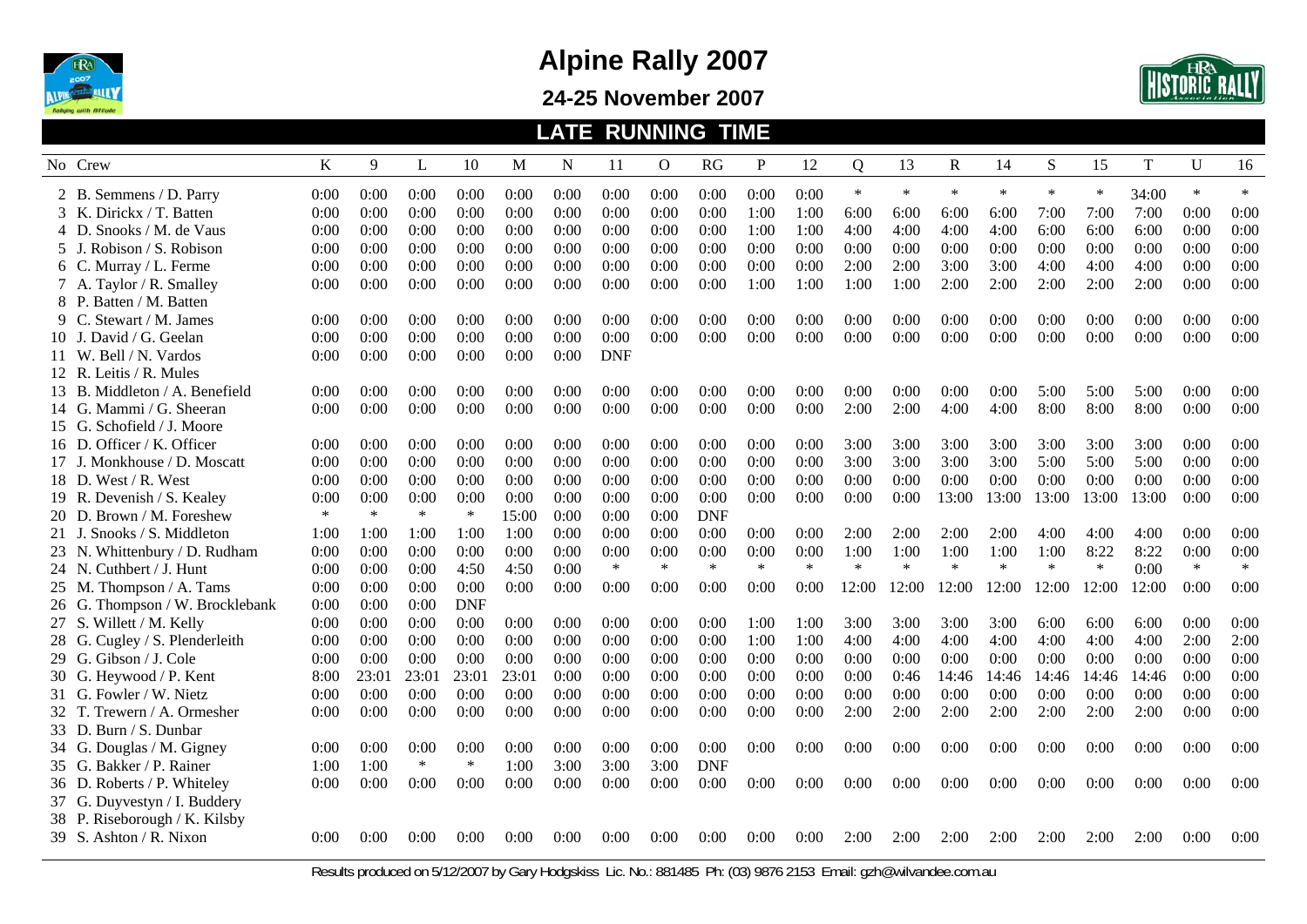# Alpine Rally 2007

## 24-25 November 2007

## LATE RUNNING TIME

| No | Crew | K | 9 | L | 10 | M | N | 11 | O | RG | P | 12 | Q | 13 | R | 14 | S | 15 | T | U | 16 |
|---|---|---|---|---|---|---|---|---|---|---|---|---|---|---|---|---|---|---|---|---|---|
| 2 | B. Semmens / D. Parry | 0:00 | 0:00 | 0:00 | 0:00 | 0:00 | 0:00 | 0:00 | 0:00 | 0:00 | 0:00 | 0:00 | * | * | * | * | * | * | 34:00 | * | * |
| 3 | K. Dirickx / T. Batten | 0:00 | 0:00 | 0:00 | 0:00 | 0:00 | 0:00 | 0:00 | 0:00 | 0:00 | 1:00 | 1:00 | 6:00 | 6:00 | 6:00 | 6:00 | 7:00 | 7:00 | 7:00 | 0:00 | 0:00 |
| 4 | D. Snooks / M. de Vaus | 0:00 | 0:00 | 0:00 | 0:00 | 0:00 | 0:00 | 0:00 | 0:00 | 0:00 | 1:00 | 1:00 | 4:00 | 4:00 | 4:00 | 4:00 | 6:00 | 6:00 | 6:00 | 0:00 | 0:00 |
| 5 | J. Robison / S. Robison | 0:00 | 0:00 | 0:00 | 0:00 | 0:00 | 0:00 | 0:00 | 0:00 | 0:00 | 0:00 | 0:00 | 0:00 | 0:00 | 0:00 | 0:00 | 0:00 | 0:00 | 0:00 | 0:00 | 0:00 |
| 6 | C. Murray / L. Ferme | 0:00 | 0:00 | 0:00 | 0:00 | 0:00 | 0:00 | 0:00 | 0:00 | 0:00 | 0:00 | 0:00 | 2:00 | 2:00 | 3:00 | 3:00 | 4:00 | 4:00 | 4:00 | 0:00 | 0:00 |
| 7 | A. Taylor / R. Smalley | 0:00 | 0:00 | 0:00 | 0:00 | 0:00 | 0:00 | 0:00 | 0:00 | 0:00 | 1:00 | 1:00 | 1:00 | 1:00 | 2:00 | 2:00 | 2:00 | 2:00 | 2:00 | 0:00 | 0:00 |
| 8 | P. Batten / M. Batten | | | | | | | | | | | | | | | | | | | | |
| 9 | C. Stewart / M. James | 0:00 | 0:00 | 0:00 | 0:00 | 0:00 | 0:00 | 0:00 | 0:00 | 0:00 | 0:00 | 0:00 | 0:00 | 0:00 | 0:00 | 0:00 | 0:00 | 0:00 | 0:00 | 0:00 | 0:00 |
| 10 | J. David / G. Geelan | 0:00 | 0:00 | 0:00 | 0:00 | 0:00 | 0:00 | 0:00 | 0:00 | 0:00 | 0:00 | 0:00 | 0:00 | 0:00 | 0:00 | 0:00 | 0:00 | 0:00 | 0:00 | 0:00 | 0:00 |
| 11 | W. Bell / N. Vardos | 0:00 | 0:00 | 0:00 | 0:00 | 0:00 | 0:00 | DNF | | | | | | | | | | | | | |
| 12 | R. Leitis / R. Mules | | | | | | | | | | | | | | | | | | | | |
| 13 | B. Middleton / A. Benefield | 0:00 | 0:00 | 0:00 | 0:00 | 0:00 | 0:00 | 0:00 | 0:00 | 0:00 | 0:00 | 0:00 | 0:00 | 0:00 | 0:00 | 0:00 | 5:00 | 5:00 | 5:00 | 0:00 | 0:00 |
| 14 | G. Mammi / G. Sheeran | 0:00 | 0:00 | 0:00 | 0:00 | 0:00 | 0:00 | 0:00 | 0:00 | 0:00 | 0:00 | 0:00 | 2:00 | 2:00 | 4:00 | 4:00 | 8:00 | 8:00 | 8:00 | 0:00 | 0:00 |
| 15 | G. Schofield / J. Moore | | | | | | | | | | | | | | | | | | | | |
| 16 | D. Officer / K. Officer | 0:00 | 0:00 | 0:00 | 0:00 | 0:00 | 0:00 | 0:00 | 0:00 | 0:00 | 0:00 | 0:00 | 3:00 | 3:00 | 3:00 | 3:00 | 3:00 | 3:00 | 3:00 | 0:00 | 0:00 |
| 17 | J. Monkhouse / D. Moscatt | 0:00 | 0:00 | 0:00 | 0:00 | 0:00 | 0:00 | 0:00 | 0:00 | 0:00 | 0:00 | 0:00 | 3:00 | 3:00 | 3:00 | 3:00 | 5:00 | 5:00 | 5:00 | 0:00 | 0:00 |
| 18 | D. West / R. West | 0:00 | 0:00 | 0:00 | 0:00 | 0:00 | 0:00 | 0:00 | 0:00 | 0:00 | 0:00 | 0:00 | 0:00 | 0:00 | 0:00 | 0:00 | 0:00 | 0:00 | 0:00 | 0:00 | 0:00 |
| 19 | R. Devenish / S. Kealey | 0:00 | 0:00 | 0:00 | 0:00 | 0:00 | 0:00 | 0:00 | 0:00 | 0:00 | 0:00 | 0:00 | 0:00 | 0:00 | 13:00 | 13:00 | 13:00 | 13:00 | 13:00 | 0:00 | 0:00 |
| 20 | D. Brown / M. Foreshew | * | * | * | * | 15:00 | 0:00 | 0:00 | 0:00 | DNF | | | | | | | | | | | |
| 21 | J. Snooks / S. Middleton | 1:00 | 1:00 | 1:00 | 1:00 | 1:00 | 0:00 | 0:00 | 0:00 | 0:00 | 0:00 | 0:00 | 2:00 | 2:00 | 2:00 | 2:00 | 4:00 | 4:00 | 4:00 | 0:00 | 0:00 |
| 23 | N. Whittenbury / D. Rudham | 0:00 | 0:00 | 0:00 | 0:00 | 0:00 | 0:00 | 0:00 | 0:00 | 0:00 | 0:00 | 0:00 | 1:00 | 1:00 | 1:00 | 1:00 | 1:00 | 8:22 | 8:22 | 0:00 | 0:00 |
| 24 | N. Cuthbert / J. Hunt | 0:00 | 0:00 | 0:00 | 4:50 | 4:50 | 0:00 | * | * | * | * | * | * | * | * | * | * | * | 0:00 | * | * |
| 25 | M. Thompson / A. Tams | 0:00 | 0:00 | 0:00 | 0:00 | 0:00 | 0:00 | 0:00 | 0:00 | 0:00 | 0:00 | 0:00 | 12:00 | 12:00 | 12:00 | 12:00 | 12:00 | 12:00 | 12:00 | 0:00 | 0:00 |
| 26 | G. Thompson / W. Brocklebank | 0:00 | 0:00 | 0:00 | DNF | | | | | | | | | | | | | | | | |
| 27 | S. Willett / M. Kelly | 0:00 | 0:00 | 0:00 | 0:00 | 0:00 | 0:00 | 0:00 | 0:00 | 0:00 | 1:00 | 1:00 | 3:00 | 3:00 | 3:00 | 3:00 | 6:00 | 6:00 | 6:00 | 0:00 | 0:00 |
| 28 | G. Cugley / S. Plenderleith | 0:00 | 0:00 | 0:00 | 0:00 | 0:00 | 0:00 | 0:00 | 0:00 | 0:00 | 1:00 | 1:00 | 4:00 | 4:00 | 4:00 | 4:00 | 4:00 | 4:00 | 4:00 | 2:00 | 2:00 |
| 29 | G. Gibson / J. Cole | 0:00 | 0:00 | 0:00 | 0:00 | 0:00 | 0:00 | 0:00 | 0:00 | 0:00 | 0:00 | 0:00 | 0:00 | 0:00 | 0:00 | 0:00 | 0:00 | 0:00 | 0:00 | 0:00 | 0:00 |
| 30 | G. Heywood / P. Kent | 8:00 | 23:01 | 23:01 | 23:01 | 23:01 | 0:00 | 0:00 | 0:00 | 0:00 | 0:00 | 0:00 | 0:00 | 0:46 | 14:46 | 14:46 | 14:46 | 14:46 | 14:46 | 0:00 | 0:00 |
| 31 | G. Fowler / W. Nietz | 0:00 | 0:00 | 0:00 | 0:00 | 0:00 | 0:00 | 0:00 | 0:00 | 0:00 | 0:00 | 0:00 | 0:00 | 0:00 | 0:00 | 0:00 | 0:00 | 0:00 | 0:00 | 0:00 | 0:00 |
| 32 | T. Trewern / A. Ormesher | 0:00 | 0:00 | 0:00 | 0:00 | 0:00 | 0:00 | 0:00 | 0:00 | 0:00 | 0:00 | 0:00 | 2:00 | 2:00 | 2:00 | 2:00 | 2:00 | 2:00 | 2:00 | 0:00 | 0:00 |
| 33 | D. Burn / S. Dunbar | | | | | | | | | | | | | | | | | | | | |
| 34 | G. Douglas / M. Gigney | 0:00 | 0:00 | 0:00 | 0:00 | 0:00 | 0:00 | 0:00 | 0:00 | 0:00 | 0:00 | 0:00 | 0:00 | 0:00 | 0:00 | 0:00 | 0:00 | 0:00 | 0:00 | 0:00 | 0:00 |
| 35 | G. Bakker / P. Rainer | 1:00 | 1:00 | * | * | 1:00 | 3:00 | 3:00 | 3:00 | DNF | | | | | | | | | | | |
| 36 | D. Roberts / P. Whiteley | 0:00 | 0:00 | 0:00 | 0:00 | 0:00 | 0:00 | 0:00 | 0:00 | 0:00 | 0:00 | 0:00 | 0:00 | 0:00 | 0:00 | 0:00 | 0:00 | 0:00 | 0:00 | 0:00 | 0:00 |
| 37 | G. Duyvestyn / I. Buddery | | | | | | | | | | | | | | | | | | | | |
| 38 | P. Riseborough / K. Kilsby | | | | | | | | | | | | | | | | | | | | |
| 39 | S. Ashton / R. Nixon | 0:00 | 0:00 | 0:00 | 0:00 | 0:00 | 0:00 | 0:00 | 0:00 | 0:00 | 0:00 | 0:00 | 2:00 | 2:00 | 2:00 | 2:00 | 2:00 | 2:00 | 2:00 | 0:00 | 0:00 |

Results produced on 5/12/2007 by Gary Hodgskiss Lic. No.: 881485 Ph: (03) 9876 2153 Email: gzh@wilvandee.com.au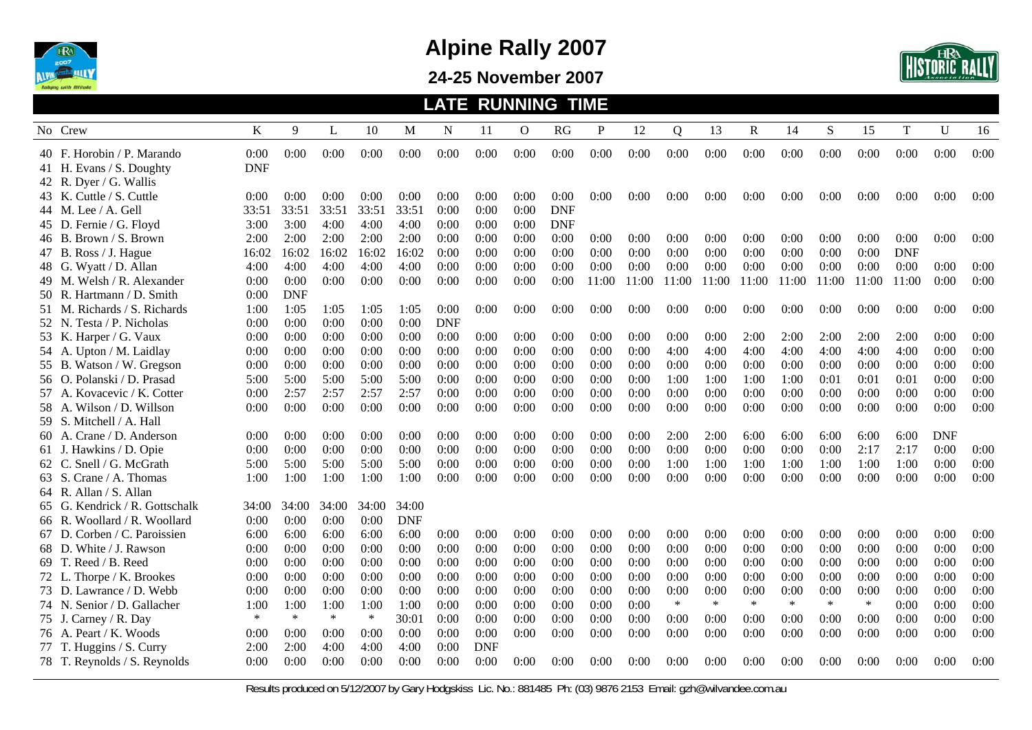# Alpine Rally 2007

## 24-25 November 2007

### LATE RUNNING TIME

| No | Crew | K | 9 | L | 10 | M | N | 11 | O | RG | P | 12 | Q | 13 | R | 14 | S | 15 | T | U | 16 |
|---|---|---|---|---|---|---|---|---|---|---|---|---|---|---|---|---|---|---|---|---|---|
| 40 | F. Horobin / P. Marando | 0:00 | 0:00 | 0:00 | 0:00 | 0:00 | 0:00 | 0:00 | 0:00 | 0:00 | 0:00 | 0:00 | 0:00 | 0:00 | 0:00 | 0:00 | 0:00 | 0:00 | 0:00 | 0:00 | 0:00 |
| 41 | H. Evans / S. Doughty | DNF | | | | | | | | | | | | | | | | | | | |
| 42 | R. Dyer / G. Wallis | | | | | | | | | | | | | | | | | | | | |
| 43 | K. Cuttle / S. Cuttle | 0:00 | 0:00 | 0:00 | 0:00 | 0:00 | 0:00 | 0:00 | 0:00 | 0:00 | 0:00 | 0:00 | 0:00 | 0:00 | 0:00 | 0:00 | 0:00 | 0:00 | 0:00 | 0:00 | 0:00 |
| 44 | M. Lee / A. Gell | 33:51 | 33:51 | 33:51 | 33:51 | 33:51 | 0:00 | 0:00 | 0:00 | DNF | | | | | | | | | | | |
| 45 | D. Fernie / G. Floyd | 3:00 | 3:00 | 4:00 | 4:00 | 4:00 | 0:00 | 0:00 | 0:00 | DNF | | | | | | | | | | | |
| 46 | B. Brown / S. Brown | 2:00 | 2:00 | 2:00 | 2:00 | 2:00 | 0:00 | 0:00 | 0:00 | 0:00 | 0:00 | 0:00 | 0:00 | 0:00 | 0:00 | 0:00 | 0:00 | 0:00 | 0:00 | 0:00 | 0:00 |
| 47 | B. Ross / J. Hague | 16:02 | 16:02 | 16:02 | 16:02 | 16:02 | 0:00 | 0:00 | 0:00 | 0:00 | 0:00 | 0:00 | 0:00 | 0:00 | 0:00 | 0:00 | 0:00 | 0:00 | DNF | | |
| 48 | G. Wyatt / D. Allan | 4:00 | 4:00 | 4:00 | 4:00 | 4:00 | 0:00 | 0:00 | 0:00 | 0:00 | 0:00 | 0:00 | 0:00 | 0:00 | 0:00 | 0:00 | 0:00 | 0:00 | 0:00 | 0:00 | 0:00 |
| 49 | M. Welsh / R. Alexander | 0:00 | 0:00 | 0:00 | 0:00 | 0:00 | 0:00 | 0:00 | 0:00 | 0:00 | 11:00 | 11:00 | 11:00 | 11:00 | 11:00 | 11:00 | 11:00 | 11:00 | 11:00 | 0:00 | 0:00 |
| 50 | R. Hartmann / D. Smith | 0:00 | DNF | | | | | | | | | | | | | | | | | | |
| 51 | M. Richards / S. Richards | 1:00 | 1:05 | 1:05 | 1:05 | 1:05 | 0:00 | 0:00 | 0:00 | 0:00 | 0:00 | 0:00 | 0:00 | 0:00 | 0:00 | 0:00 | 0:00 | 0:00 | 0:00 | 0:00 | 0:00 |
| 52 | N. Testa / P. Nicholas | 0:00 | 0:00 | 0:00 | 0:00 | 0:00 | DNF | | | | | | | | | | | | | | |
| 53 | K. Harper / G. Vaux | 0:00 | 0:00 | 0:00 | 0:00 | 0:00 | 0:00 | 0:00 | 0:00 | 0:00 | 0:00 | 0:00 | 0:00 | 0:00 | 2:00 | 2:00 | 2:00 | 2:00 | 2:00 | 0:00 | 0:00 |
| 54 | A. Upton / M. Laidlay | 0:00 | 0:00 | 0:00 | 0:00 | 0:00 | 0:00 | 0:00 | 0:00 | 0:00 | 0:00 | 0:00 | 4:00 | 4:00 | 4:00 | 4:00 | 4:00 | 4:00 | 4:00 | 0:00 | 0:00 |
| 55 | B. Watson / W. Gregson | 0:00 | 0:00 | 0:00 | 0:00 | 0:00 | 0:00 | 0:00 | 0:00 | 0:00 | 0:00 | 0:00 | 0:00 | 0:00 | 0:00 | 0:00 | 0:00 | 0:00 | 0:00 | 0:00 | 0:00 |
| 56 | O. Polanski / D. Prasad | 5:00 | 5:00 | 5:00 | 5:00 | 5:00 | 0:00 | 0:00 | 0:00 | 0:00 | 0:00 | 0:00 | 1:00 | 1:00 | 1:00 | 1:00 | 0:01 | 0:01 | 0:01 | 0:00 | 0:00 |
| 57 | A. Kovacevic / K. Cotter | 0:00 | 2:57 | 2:57 | 2:57 | 2:57 | 0:00 | 0:00 | 0:00 | 0:00 | 0:00 | 0:00 | 0:00 | 0:00 | 0:00 | 0:00 | 0:00 | 0:00 | 0:00 | 0:00 | 0:00 |
| 58 | A. Wilson / D. Willson | 0:00 | 0:00 | 0:00 | 0:00 | 0:00 | 0:00 | 0:00 | 0:00 | 0:00 | 0:00 | 0:00 | 0:00 | 0:00 | 0:00 | 0:00 | 0:00 | 0:00 | 0:00 | 0:00 | 0:00 |
| 59 | S. Mitchell / A. Hall | | | | | | | | | | | | | | | | | | | | |
| 60 | A. Crane / D. Anderson | 0:00 | 0:00 | 0:00 | 0:00 | 0:00 | 0:00 | 0:00 | 0:00 | 0:00 | 0:00 | 0:00 | 2:00 | 2:00 | 6:00 | 6:00 | 6:00 | 6:00 | 6:00 | DNF | |
| 61 | J. Hawkins / D. Opie | 0:00 | 0:00 | 0:00 | 0:00 | 0:00 | 0:00 | 0:00 | 0:00 | 0:00 | 0:00 | 0:00 | 0:00 | 0:00 | 0:00 | 0:00 | 0:00 | 2:17 | 2:17 | 0:00 | 0:00 |
| 62 | C. Snell / G. McGrath | 5:00 | 5:00 | 5:00 | 5:00 | 5:00 | 0:00 | 0:00 | 0:00 | 0:00 | 0:00 | 0:00 | 1:00 | 1:00 | 1:00 | 1:00 | 1:00 | 1:00 | 1:00 | 0:00 | 0:00 |
| 63 | S. Crane / A. Thomas | 1:00 | 1:00 | 1:00 | 1:00 | 1:00 | 0:00 | 0:00 | 0:00 | 0:00 | 0:00 | 0:00 | 0:00 | 0:00 | 0:00 | 0:00 | 0:00 | 0:00 | 0:00 | 0:00 | 0:00 |
| 64 | R. Allan / S. Allan | | | | | | | | | | | | | | | | | | | | |
| 65 | G. Kendrick / R. Gottschalk | 34:00 | 34:00 | 34:00 | 34:00 | 34:00 | | | | | | | | | | | | | | | |
| 66 | R. Woollard / R. Woollard | 0:00 | 0:00 | 0:00 | 0:00 | DNF | | | | | | | | | | | | | | | |
| 67 | D. Corben / C. Paroissien | 6:00 | 6:00 | 6:00 | 6:00 | 6:00 | 0:00 | 0:00 | 0:00 | 0:00 | 0:00 | 0:00 | 0:00 | 0:00 | 0:00 | 0:00 | 0:00 | 0:00 | 0:00 | 0:00 | 0:00 |
| 68 | D. White / J. Rawson | 0:00 | 0:00 | 0:00 | 0:00 | 0:00 | 0:00 | 0:00 | 0:00 | 0:00 | 0:00 | 0:00 | 0:00 | 0:00 | 0:00 | 0:00 | 0:00 | 0:00 | 0:00 | 0:00 | 0:00 |
| 69 | T. Reed / B. Reed | 0:00 | 0:00 | 0:00 | 0:00 | 0:00 | 0:00 | 0:00 | 0:00 | 0:00 | 0:00 | 0:00 | 0:00 | 0:00 | 0:00 | 0:00 | 0:00 | 0:00 | 0:00 | 0:00 | 0:00 |
| 72 | L. Thorpe / K. Brookes | 0:00 | 0:00 | 0:00 | 0:00 | 0:00 | 0:00 | 0:00 | 0:00 | 0:00 | 0:00 | 0:00 | 0:00 | 0:00 | 0:00 | 0:00 | 0:00 | 0:00 | 0:00 | 0:00 | 0:00 |
| 73 | D. Lawrance / D. Webb | 0:00 | 0:00 | 0:00 | 0:00 | 0:00 | 0:00 | 0:00 | 0:00 | 0:00 | 0:00 | 0:00 | 0:00 | 0:00 | 0:00 | 0:00 | 0:00 | 0:00 | 0:00 | 0:00 | 0:00 |
| 74 | N. Senior / D. Gallacher | 1:00 | 1:00 | 1:00 | 1:00 | 1:00 | 0:00 | 0:00 | 0:00 | 0:00 | 0:00 | 0:00 | * | * | * | * | * | * | 0:00 | 0:00 | 0:00 |
| 75 | J. Carney / R. Day | * | * | * | * | 30:01 | 0:00 | 0:00 | 0:00 | 0:00 | 0:00 | 0:00 | 0:00 | 0:00 | 0:00 | 0:00 | 0:00 | 0:00 | 0:00 | 0:00 | 0:00 |
| 76 | A. Peart / K. Woods | 0:00 | 0:00 | 0:00 | 0:00 | 0:00 | 0:00 | 0:00 | 0:00 | 0:00 | 0:00 | 0:00 | 0:00 | 0:00 | 0:00 | 0:00 | 0:00 | 0:00 | 0:00 | 0:00 | 0:00 |
| 77 | T. Huggins / S. Curry | 2:00 | 2:00 | 4:00 | 4:00 | 4:00 | 0:00 | DNF | | | | | | | | | | | | | |
| 78 | T. Reynolds / S. Reynolds | 0:00 | 0:00 | 0:00 | 0:00 | 0:00 | 0:00 | 0:00 | 0:00 | 0:00 | 0:00 | 0:00 | 0:00 | 0:00 | 0:00 | 0:00 | 0:00 | 0:00 | 0:00 | 0:00 | 0:00 |

Results produced on 5/12/2007 by Gary Hodgskiss Lic. No.: 881485 Ph: (03) 9876 2153 Email: gzh@wilvandee.com.au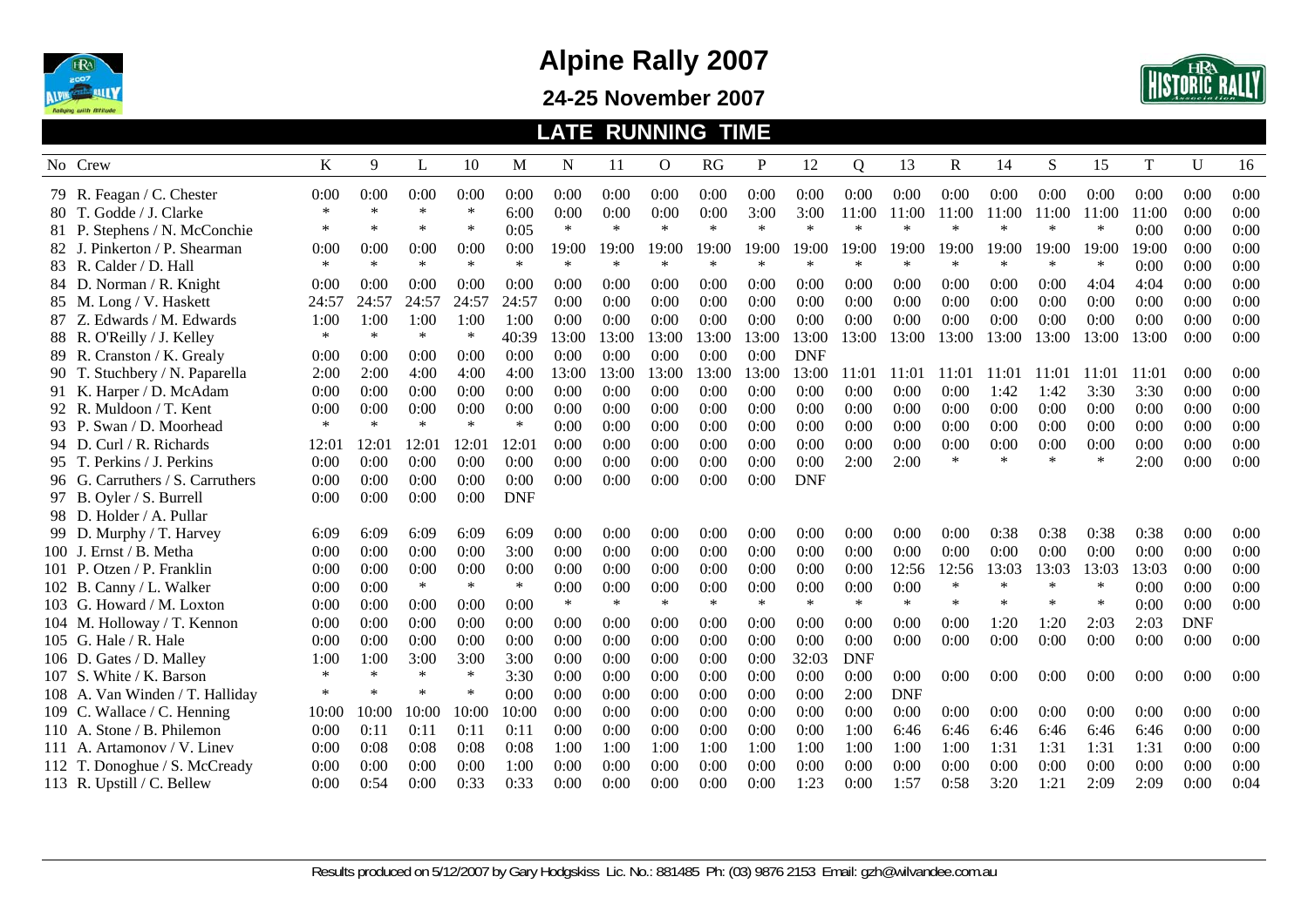# Alpine Rally 2007

## 24-25 November 2007

### LATE RUNNING TIME

| No | Crew | K | 9 | L | 10 | M | N | 11 | O | RG | P | 12 | Q | 13 | R | 14 | S | 15 | T | U | 16 |
|---|---|---|---|---|---|---|---|---|---|---|---|---|---|---|---|---|---|---|---|---|---|
| 79 | R. Feagan / C. Chester | 0:00 | 0:00 | 0:00 | 0:00 | 0:00 | 0:00 | 0:00 | 0:00 | 0:00 | 0:00 | 0:00 | 0:00 | 0:00 | 0:00 | 0:00 | 0:00 | 0:00 | 0:00 | 0:00 | 0:00 |
| 80 | T. Godde / J. Clarke | * | * | * | * | 6:00 | 0:00 | 0:00 | 0:00 | 0:00 | 3:00 | 3:00 | 11:00 | 11:00 | 11:00 | 11:00 | 11:00 | 11:00 | 11:00 | 0:00 | 0:00 |
| 81 | P. Stephens / N. McConchie | * | * | * | * | 0:05 | * | * | * | * | * | * | * | * | * | * | * | * | 0:00 | 0:00 | 0:00 |
| 82 | J. Pinkerton / P. Shearman | 0:00 | 0:00 | 0:00 | 0:00 | 0:00 | 19:00 | 19:00 | 19:00 | 19:00 | 19:00 | 19:00 | 19:00 | 19:00 | 19:00 | 19:00 | 19:00 | 19:00 | 19:00 | 0:00 | 0:00 |
| 83 | R. Calder / D. Hall | * | * | * | * | * | * | * | * | * | * | * | * | * | * | * | * | * | 0:00 | 0:00 | 0:00 |
| 84 | D. Norman / R. Knight | 0:00 | 0:00 | 0:00 | 0:00 | 0:00 | 0:00 | 0:00 | 0:00 | 0:00 | 0:00 | 0:00 | 0:00 | 0:00 | 0:00 | 0:00 | 0:00 | 4:04 | 4:04 | 0:00 | 0:00 |
| 85 | M. Long / V. Haskett | 24:57 | 24:57 | 24:57 | 24:57 | 24:57 | 0:00 | 0:00 | 0:00 | 0:00 | 0:00 | 0:00 | 0:00 | 0:00 | 0:00 | 0:00 | 0:00 | 0:00 | 0:00 | 0:00 | 0:00 |
| 87 | Z. Edwards / M. Edwards | 1:00 | 1:00 | 1:00 | 1:00 | 1:00 | 0:00 | 0:00 | 0:00 | 0:00 | 0:00 | 0:00 | 0:00 | 0:00 | 0:00 | 0:00 | 0:00 | 0:00 | 0:00 | 0:00 | 0:00 |
| 88 | R. O'Reilly / J. Kelley | * | * | * | * | 40:39 | 13:00 | 13:00 | 13:00 | 13:00 | 13:00 | 13:00 | 13:00 | 13:00 | 13:00 | 13:00 | 13:00 | 13:00 | 13:00 | 0:00 | 0:00 |
| 89 | R. Cranston / K. Grealy | 0:00 | 0:00 | 0:00 | 0:00 | 0:00 | 0:00 | 0:00 | 0:00 | 0:00 | 0:00 | DNF | | | | | | | | | |
| 90 | T. Stuchbery / N. Paparella | 2:00 | 2:00 | 4:00 | 4:00 | 4:00 | 13:00 | 13:00 | 13:00 | 13:00 | 13:00 | 13:00 | 11:01 | 11:01 | 11:01 | 11:01 | 11:01 | 11:01 | 11:01 | 0:00 | 0:00 |
| 91 | K. Harper / D. McAdam | 0:00 | 0:00 | 0:00 | 0:00 | 0:00 | 0:00 | 0:00 | 0:00 | 0:00 | 0:00 | 0:00 | 0:00 | 0:00 | 0:00 | 1:42 | 1:42 | 3:30 | 3:30 | 0:00 | 0:00 |
| 92 | R. Muldoon / T. Kent | 0:00 | 0:00 | 0:00 | 0:00 | 0:00 | 0:00 | 0:00 | 0:00 | 0:00 | 0:00 | 0:00 | 0:00 | 0:00 | 0:00 | 0:00 | 0:00 | 0:00 | 0:00 | 0:00 | 0:00 |
| 93 | P. Swan / D. Moorhead | * | * | * | * | * | 0:00 | 0:00 | 0:00 | 0:00 | 0:00 | 0:00 | 0:00 | 0:00 | 0:00 | 0:00 | 0:00 | 0:00 | 0:00 | 0:00 | 0:00 |
| 94 | D. Curl / R. Richards | 12:01 | 12:01 | 12:01 | 12:01 | 12:01 | 0:00 | 0:00 | 0:00 | 0:00 | 0:00 | 0:00 | 0:00 | 0:00 | 0:00 | 0:00 | 0:00 | 0:00 | 0:00 | 0:00 | 0:00 |
| 95 | T. Perkins / J. Perkins | 0:00 | 0:00 | 0:00 | 0:00 | 0:00 | 0:00 | 0:00 | 0:00 | 0:00 | 0:00 | 0:00 | 2:00 | 2:00 | * | * | * | * | 2:00 | 0:00 | 0:00 |
| 96 | G. Carruthers / S. Carruthers | 0:00 | 0:00 | 0:00 | 0:00 | 0:00 | 0:00 | 0:00 | 0:00 | 0:00 | 0:00 | DNF | | | | | | | | | |
| 97 | B. Oyler / S. Burrell | 0:00 | 0:00 | 0:00 | 0:00 | DNF | | | | | | | | | | | | | | | |
| 98 | D. Holder / A. Pullar | | | | | | | | | | | | | | | | | | | | |
| 99 | D. Murphy / T. Harvey | 6:09 | 6:09 | 6:09 | 6:09 | 6:09 | 0:00 | 0:00 | 0:00 | 0:00 | 0:00 | 0:00 | 0:00 | 0:00 | 0:00 | 0:38 | 0:38 | 0:38 | 0:38 | 0:00 | 0:00 |
| 100 | J. Ernst / B. Metha | 0:00 | 0:00 | 0:00 | 0:00 | 3:00 | 0:00 | 0:00 | 0:00 | 0:00 | 0:00 | 0:00 | 0:00 | 0:00 | 0:00 | 0:00 | 0:00 | 0:00 | 0:00 | 0:00 | 0:00 |
| 101 | P. Otzen / P. Franklin | 0:00 | 0:00 | 0:00 | 0:00 | 0:00 | 0:00 | 0:00 | 0:00 | 0:00 | 0:00 | 0:00 | 0:00 | 12:56 | 12:56 | 13:03 | 13:03 | 13:03 | 13:03 | 0:00 | 0:00 |
| 102 | B. Canny / L. Walker | 0:00 | 0:00 | * | * | * | 0:00 | 0:00 | 0:00 | 0:00 | 0:00 | 0:00 | 0:00 | 0:00 | * | * | * | * | 0:00 | 0:00 | 0:00 |
| 103 | G. Howard / M. Loxton | 0:00 | 0:00 | 0:00 | 0:00 | 0:00 | * | * | * | * | * | * | * | * | * | * | * | * | 0:00 | 0:00 | 0:00 |
| 104 | M. Holloway / T. Kennon | 0:00 | 0:00 | 0:00 | 0:00 | 0:00 | 0:00 | 0:00 | 0:00 | 0:00 | 0:00 | 0:00 | 0:00 | 0:00 | 0:00 | 1:20 | 1:20 | 2:03 | 2:03 | DNF | |
| 105 | G. Hale / R. Hale | 0:00 | 0:00 | 0:00 | 0:00 | 0:00 | 0:00 | 0:00 | 0:00 | 0:00 | 0:00 | 0:00 | 0:00 | 0:00 | 0:00 | 0:00 | 0:00 | 0:00 | 0:00 | 0:00 | 0:00 |
| 106 | D. Gates / D. Malley | 1:00 | 1:00 | 3:00 | 3:00 | 3:00 | 0:00 | 0:00 | 0:00 | 0:00 | 0:00 | 32:03 | DNF | | | | | | | | |
| 107 | S. White / K. Barson | * | * | * | * | 3:30 | 0:00 | 0:00 | 0:00 | 0:00 | 0:00 | 0:00 | 0:00 | 0:00 | 0:00 | 0:00 | 0:00 | 0:00 | 0:00 | 0:00 | 0:00 |
| 108 | A. Van Winden / T. Halliday | * | * | * | * | 0:00 | 0:00 | 0:00 | 0:00 | 0:00 | 0:00 | 0:00 | 2:00 | DNF | | | | | | | |
| 109 | C. Wallace / C. Henning | 10:00 | 10:00 | 10:00 | 10:00 | 10:00 | 0:00 | 0:00 | 0:00 | 0:00 | 0:00 | 0:00 | 0:00 | 0:00 | 0:00 | 0:00 | 0:00 | 0:00 | 0:00 | 0:00 | 0:00 |
| 110 | A. Stone / B. Philemon | 0:00 | 0:11 | 0:11 | 0:11 | 0:11 | 0:00 | 0:00 | 0:00 | 0:00 | 0:00 | 0:00 | 1:00 | 6:46 | 6:46 | 6:46 | 6:46 | 6:46 | 6:46 | 0:00 | 0:00 |
| 111 | A. Artamonov / V. Linev | 0:00 | 0:08 | 0:08 | 0:08 | 0:08 | 1:00 | 1:00 | 1:00 | 1:00 | 1:00 | 1:00 | 1:00 | 1:00 | 1:00 | 1:31 | 1:31 | 1:31 | 1:31 | 0:00 | 0:00 |
| 112 | T. Donoghue / S. McCready | 0:00 | 0:00 | 0:00 | 0:00 | 1:00 | 0:00 | 0:00 | 0:00 | 0:00 | 0:00 | 0:00 | 0:00 | 0:00 | 0:00 | 0:00 | 0:00 | 0:00 | 0:00 | 0:00 | 0:00 |
| 113 | R. Upstill / C. Bellew | 0:00 | 0:54 | 0:00 | 0:33 | 0:33 | 0:00 | 0:00 | 0:00 | 0:00 | 0:00 | 1:23 | 0:00 | 1:57 | 0:58 | 3:20 | 1:21 | 2:09 | 2:09 | 0:00 | 0:04 |

Results produced on 5/12/2007 by Gary Hodgskiss Lic. No.: 881485 Ph: (03) 9876 2153 Email: gzh@wilvandee.com.au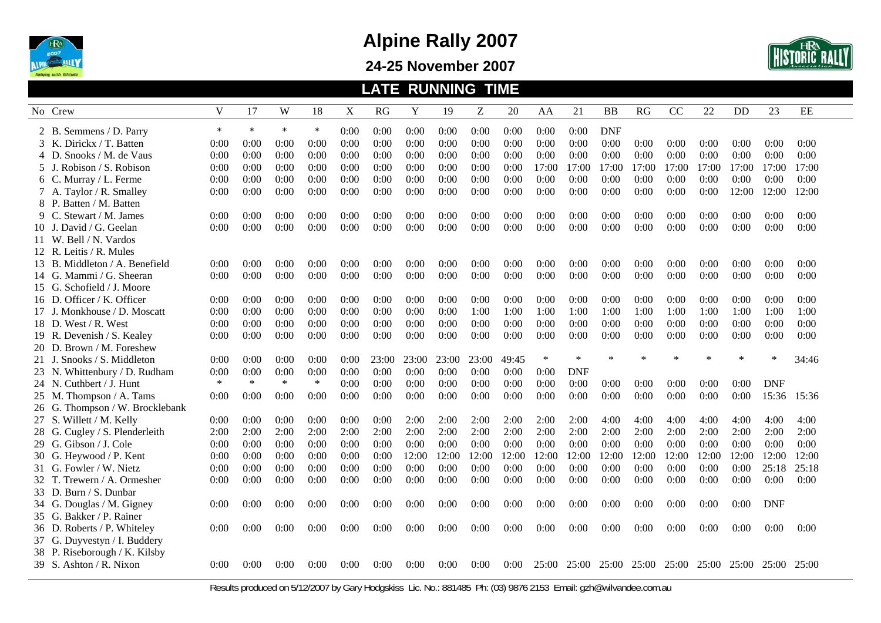# Alpine Rally 2007

## 24-25 November 2007

## LATE RUNNING TIME

| No | Crew | V | 17 | W | 18 | X | RG | Y | 19 | Z | 20 | AA | 21 | BB | RG | CC | 22 | DD | 23 | EE |
|---|---|---|---|---|---|---|---|---|---|---|---|---|---|---|---|---|---|---|---|---|
| 2 | B. Semmens / D. Parry | * | * | * | * | 0:00 | 0:00 | 0:00 | 0:00 | 0:00 | 0:00 | 0:00 | 0:00 | DNF | | | | | | |
| 3 | K. Dirickx / T. Batten | 0:00 | 0:00 | 0:00 | 0:00 | 0:00 | 0:00 | 0:00 | 0:00 | 0:00 | 0:00 | 0:00 | 0:00 | 0:00 | 0:00 | 0:00 | 0:00 | 0:00 | 0:00 | 0:00 |
| 4 | D. Snooks / M. de Vaus | 0:00 | 0:00 | 0:00 | 0:00 | 0:00 | 0:00 | 0:00 | 0:00 | 0:00 | 0:00 | 0:00 | 0:00 | 0:00 | 0:00 | 0:00 | 0:00 | 0:00 | 0:00 | 0:00 |
| 5 | J. Robison / S. Robison | 0:00 | 0:00 | 0:00 | 0:00 | 0:00 | 0:00 | 0:00 | 0:00 | 0:00 | 0:00 | 17:00 | 17:00 | 17:00 | 17:00 | 17:00 | 17:00 | 17:00 | 17:00 | 17:00 |
| 6 | C. Murray / L. Ferme | 0:00 | 0:00 | 0:00 | 0:00 | 0:00 | 0:00 | 0:00 | 0:00 | 0:00 | 0:00 | 0:00 | 0:00 | 0:00 | 0:00 | 0:00 | 0:00 | 0:00 | 0:00 | 0:00 |
| 7 | A. Taylor / R. Smalley | 0:00 | 0:00 | 0:00 | 0:00 | 0:00 | 0:00 | 0:00 | 0:00 | 0:00 | 0:00 | 0:00 | 0:00 | 0:00 | 0:00 | 0:00 | 0:00 | 12:00 | 12:00 | 12:00 |
| 8 | P. Batten / M. Batten | | | | | | | | | | | | | | | | | | | |
| 9 | C. Stewart / M. James | 0:00 | 0:00 | 0:00 | 0:00 | 0:00 | 0:00 | 0:00 | 0:00 | 0:00 | 0:00 | 0:00 | 0:00 | 0:00 | 0:00 | 0:00 | 0:00 | 0:00 | 0:00 | 0:00 |
| 10 | J. David / G. Geelan | 0:00 | 0:00 | 0:00 | 0:00 | 0:00 | 0:00 | 0:00 | 0:00 | 0:00 | 0:00 | 0:00 | 0:00 | 0:00 | 0:00 | 0:00 | 0:00 | 0:00 | 0:00 | 0:00 |
| 11 | W. Bell / N. Vardos | | | | | | | | | | | | | | | | | | | |
| 12 | R. Leitis / R. Mules | | | | | | | | | | | | | | | | | | | |
| 13 | B. Middleton / A. Benefield | 0:00 | 0:00 | 0:00 | 0:00 | 0:00 | 0:00 | 0:00 | 0:00 | 0:00 | 0:00 | 0:00 | 0:00 | 0:00 | 0:00 | 0:00 | 0:00 | 0:00 | 0:00 | 0:00 |
| 14 | G. Mammi / G. Sheeran | 0:00 | 0:00 | 0:00 | 0:00 | 0:00 | 0:00 | 0:00 | 0:00 | 0:00 | 0:00 | 0:00 | 0:00 | 0:00 | 0:00 | 0:00 | 0:00 | 0:00 | 0:00 | 0:00 |
| 15 | G. Schofield / J. Moore | | | | | | | | | | | | | | | | | | | |
| 16 | D. Officer / K. Officer | 0:00 | 0:00 | 0:00 | 0:00 | 0:00 | 0:00 | 0:00 | 0:00 | 0:00 | 0:00 | 0:00 | 0:00 | 0:00 | 0:00 | 0:00 | 0:00 | 0:00 | 0:00 | 0:00 |
| 17 | J. Monkhouse / D. Moscatt | 0:00 | 0:00 | 0:00 | 0:00 | 0:00 | 0:00 | 0:00 | 0:00 | 1:00 | 1:00 | 1:00 | 1:00 | 1:00 | 1:00 | 1:00 | 1:00 | 1:00 | 1:00 | 1:00 |
| 18 | D. West / R. West | 0:00 | 0:00 | 0:00 | 0:00 | 0:00 | 0:00 | 0:00 | 0:00 | 0:00 | 0:00 | 0:00 | 0:00 | 0:00 | 0:00 | 0:00 | 0:00 | 0:00 | 0:00 | 0:00 |
| 19 | R. Devenish / S. Kealey | 0:00 | 0:00 | 0:00 | 0:00 | 0:00 | 0:00 | 0:00 | 0:00 | 0:00 | 0:00 | 0:00 | 0:00 | 0:00 | 0:00 | 0:00 | 0:00 | 0:00 | 0:00 | 0:00 |
| 20 | D. Brown / M. Foreshew | | | | | | | | | | | | | | | | | | | |
| 21 | J. Snooks / S. Middleton | 0:00 | 0:00 | 0:00 | 0:00 | 0:00 | 23:00 | 23:00 | 23:00 | 23:00 | 49:45 | * | * | * | * | * | * | * | * | 34:46 |
| 23 | N. Whittenbury / D. Rudham | 0:00 | 0:00 | 0:00 | 0:00 | 0:00 | 0:00 | 0:00 | 0:00 | 0:00 | 0:00 | 0:00 | DNF | | | | | | | |
| 24 | N. Cuthbert / J. Hunt | * | * | * | * | 0:00 | 0:00 | 0:00 | 0:00 | 0:00 | 0:00 | 0:00 | 0:00 | 0:00 | 0:00 | 0:00 | 0:00 | 0:00 | DNF | |
| 25 | M. Thompson / A. Tams | 0:00 | 0:00 | 0:00 | 0:00 | 0:00 | 0:00 | 0:00 | 0:00 | 0:00 | 0:00 | 0:00 | 0:00 | 0:00 | 0:00 | 0:00 | 0:00 | 0:00 | 15:36 | 15:36 |
| 26 | G. Thompson / W. Brocklebank | | | | | | | | | | | | | | | | | | | |
| 27 | S. Willett / M. Kelly | 0:00 | 0:00 | 0:00 | 0:00 | 0:00 | 0:00 | 2:00 | 2:00 | 2:00 | 2:00 | 2:00 | 2:00 | 4:00 | 4:00 | 4:00 | 4:00 | 4:00 | 4:00 | 4:00 |
| 28 | G. Cugley / S. Plenderleith | 2:00 | 2:00 | 2:00 | 2:00 | 2:00 | 2:00 | 2:00 | 2:00 | 2:00 | 2:00 | 2:00 | 2:00 | 2:00 | 2:00 | 2:00 | 2:00 | 2:00 | 2:00 | 2:00 |
| 29 | G. Gibson / J. Cole | 0:00 | 0:00 | 0:00 | 0:00 | 0:00 | 0:00 | 0:00 | 0:00 | 0:00 | 0:00 | 0:00 | 0:00 | 0:00 | 0:00 | 0:00 | 0:00 | 0:00 | 0:00 | 0:00 |
| 30 | G. Heywood / P. Kent | 0:00 | 0:00 | 0:00 | 0:00 | 0:00 | 0:00 | 12:00 | 12:00 | 12:00 | 12:00 | 12:00 | 12:00 | 12:00 | 12:00 | 12:00 | 12:00 | 12:00 | 12:00 | 12:00 |
| 31 | G. Fowler / W. Nietz | 0:00 | 0:00 | 0:00 | 0:00 | 0:00 | 0:00 | 0:00 | 0:00 | 0:00 | 0:00 | 0:00 | 0:00 | 0:00 | 0:00 | 0:00 | 0:00 | 0:00 | 25:18 | 25:18 |
| 32 | T. Trewern / A. Ormesher | 0:00 | 0:00 | 0:00 | 0:00 | 0:00 | 0:00 | 0:00 | 0:00 | 0:00 | 0:00 | 0:00 | 0:00 | 0:00 | 0:00 | 0:00 | 0:00 | 0:00 | 0:00 | 0:00 |
| 33 | D. Burn / S. Dunbar | | | | | | | | | | | | | | | | | | | |
| 34 | G. Douglas / M. Gigney | 0:00 | 0:00 | 0:00 | 0:00 | 0:00 | 0:00 | 0:00 | 0:00 | 0:00 | 0:00 | 0:00 | 0:00 | 0:00 | 0:00 | 0:00 | 0:00 | 0:00 | DNF | |
| 35 | G. Bakker / P. Rainer | | | | | | | | | | | | | | | | | | | |
| 36 | D. Roberts / P. Whiteley | 0:00 | 0:00 | 0:00 | 0:00 | 0:00 | 0:00 | 0:00 | 0:00 | 0:00 | 0:00 | 0:00 | 0:00 | 0:00 | 0:00 | 0:00 | 0:00 | 0:00 | 0:00 | 0:00 |
| 37 | G. Duyvestyn / I. Buddery | | | | | | | | | | | | | | | | | | | |
| 38 | P. Riseborough / K. Kilsby | | | | | | | | | | | | | | | | | | | |
| 39 | S. Ashton / R. Nixon | 0:00 | 0:00 | 0:00 | 0:00 | 0:00 | 0:00 | 0:00 | 0:00 | 0:00 | 0:00 | 25:00 | 25:00 | 25:00 | 25:00 | 25:00 | 25:00 | 25:00 | 25:00 | 25:00 |

Results produced on 5/12/2007 by Gary Hodgskiss Lic. No.: 881485 Ph: (03) 9876 2153 Email: gzh@wilvandee.com.au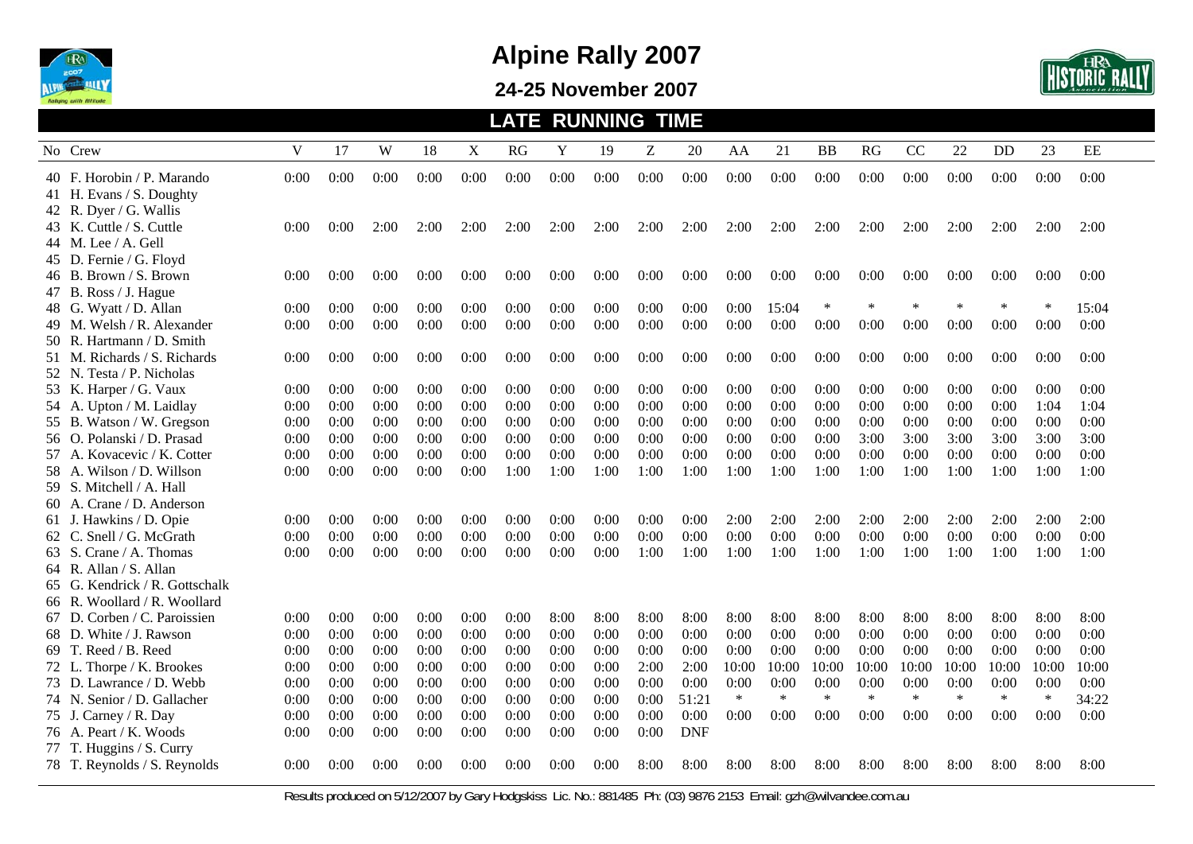# Alpine Rally 2007

## 24-25 November 2007

### LATE RUNNING TIME

| No | Crew | V | 17 | W | 18 | X | RG | Y | 19 | Z | 20 | AA | 21 | BB | RG | CC | 22 | DD | 23 | EE |
|---|---|---|---|---|---|---|---|---|---|---|---|---|---|---|---|---|---|---|---|---|
| 40 | F. Horobin / P. Marando | 0:00 | 0:00 | 0:00 | 0:00 | 0:00 | 0:00 | 0:00 | 0:00 | 0:00 | 0:00 | 0:00 | 0:00 | 0:00 | 0:00 | 0:00 | 0:00 | 0:00 | 0:00 | 0:00 |
| 41 | H. Evans / S. Doughty | | | | | | | | | | | | | | | | | | | |
| 42 | R. Dyer / G. Wallis | | | | | | | | | | | | | | | | | | | |
| 43 | K. Cuttle / S. Cuttle | 0:00 | 0:00 | 2:00 | 2:00 | 2:00 | 2:00 | 2:00 | 2:00 | 2:00 | 2:00 | 2:00 | 2:00 | 2:00 | 2:00 | 2:00 | 2:00 | 2:00 | 2:00 | 2:00 |
| 44 | M. Lee / A. Gell | | | | | | | | | | | | | | | | | | | |
| 45 | D. Fernie / G. Floyd | | | | | | | | | | | | | | | | | | | |
| 46 | B. Brown / S. Brown | 0:00 | 0:00 | 0:00 | 0:00 | 0:00 | 0:00 | 0:00 | 0:00 | 0:00 | 0:00 | 0:00 | 0:00 | 0:00 | 0:00 | 0:00 | 0:00 | 0:00 | 0:00 | 0:00 |
| 47 | B. Ross / J. Hague | | | | | | | | | | | | | | | | | | | |
| 48 | G. Wyatt / D. Allan | 0:00 | 0:00 | 0:00 | 0:00 | 0:00 | 0:00 | 0:00 | 0:00 | 0:00 | 0:00 | 0:00 | 15:04 | * | * | * | * | * | * | 15:04 |
| 49 | M. Welsh / R. Alexander | 0:00 | 0:00 | 0:00 | 0:00 | 0:00 | 0:00 | 0:00 | 0:00 | 0:00 | 0:00 | 0:00 | 0:00 | 0:00 | 0:00 | 0:00 | 0:00 | 0:00 | 0:00 | 0:00 |
| 50 | R. Hartmann / D. Smith | | | | | | | | | | | | | | | | | | | |
| 51 | M. Richards / S. Richards | 0:00 | 0:00 | 0:00 | 0:00 | 0:00 | 0:00 | 0:00 | 0:00 | 0:00 | 0:00 | 0:00 | 0:00 | 0:00 | 0:00 | 0:00 | 0:00 | 0:00 | 0:00 | 0:00 |
| 52 | N. Testa / P. Nicholas | | | | | | | | | | | | | | | | | | | |
| 53 | K. Harper / G. Vaux | 0:00 | 0:00 | 0:00 | 0:00 | 0:00 | 0:00 | 0:00 | 0:00 | 0:00 | 0:00 | 0:00 | 0:00 | 0:00 | 0:00 | 0:00 | 0:00 | 0:00 | 0:00 | 0:00 |
| 54 | A. Upton / M. Laidlay | 0:00 | 0:00 | 0:00 | 0:00 | 0:00 | 0:00 | 0:00 | 0:00 | 0:00 | 0:00 | 0:00 | 0:00 | 0:00 | 0:00 | 0:00 | 0:00 | 0:00 | 1:04 | 1:04 |
| 55 | B. Watson / W. Gregson | 0:00 | 0:00 | 0:00 | 0:00 | 0:00 | 0:00 | 0:00 | 0:00 | 0:00 | 0:00 | 0:00 | 0:00 | 0:00 | 0:00 | 0:00 | 0:00 | 0:00 | 0:00 | 0:00 |
| 56 | O. Polanski / D. Prasad | 0:00 | 0:00 | 0:00 | 0:00 | 0:00 | 0:00 | 0:00 | 0:00 | 0:00 | 0:00 | 0:00 | 0:00 | 0:00 | 3:00 | 3:00 | 3:00 | 3:00 | 3:00 | 3:00 |
| 57 | A. Kovacevic / K. Cotter | 0:00 | 0:00 | 0:00 | 0:00 | 0:00 | 0:00 | 0:00 | 0:00 | 0:00 | 0:00 | 0:00 | 0:00 | 0:00 | 0:00 | 0:00 | 0:00 | 0:00 | 0:00 | 0:00 |
| 58 | A. Wilson / D. Willson | 0:00 | 0:00 | 0:00 | 0:00 | 0:00 | 1:00 | 1:00 | 1:00 | 1:00 | 1:00 | 1:00 | 1:00 | 1:00 | 1:00 | 1:00 | 1:00 | 1:00 | 1:00 | 1:00 |
| 59 | S. Mitchell / A. Hall | | | | | | | | | | | | | | | | | | | |
| 60 | A. Crane / D. Anderson | | | | | | | | | | | | | | | | | | | |
| 61 | J. Hawkins / D. Opie | 0:00 | 0:00 | 0:00 | 0:00 | 0:00 | 0:00 | 0:00 | 0:00 | 0:00 | 0:00 | 2:00 | 2:00 | 2:00 | 2:00 | 2:00 | 2:00 | 2:00 | 2:00 | 2:00 |
| 62 | C. Snell / G. McGrath | 0:00 | 0:00 | 0:00 | 0:00 | 0:00 | 0:00 | 0:00 | 0:00 | 0:00 | 0:00 | 0:00 | 0:00 | 0:00 | 0:00 | 0:00 | 0:00 | 0:00 | 0:00 | 0:00 |
| 63 | S. Crane / A. Thomas | 0:00 | 0:00 | 0:00 | 0:00 | 0:00 | 0:00 | 0:00 | 0:00 | 1:00 | 1:00 | 1:00 | 1:00 | 1:00 | 1:00 | 1:00 | 1:00 | 1:00 | 1:00 | 1:00 |
| 64 | R. Allan / S. Allan | | | | | | | | | | | | | | | | | | | |
| 65 | G. Kendrick / R. Gottschalk | | | | | | | | | | | | | | | | | | | |
| 66 | R. Woollard / R. Woollard | | | | | | | | | | | | | | | | | | | |
| 67 | D. Corben / C. Paroissien | 0:00 | 0:00 | 0:00 | 0:00 | 0:00 | 0:00 | 8:00 | 8:00 | 8:00 | 8:00 | 8:00 | 8:00 | 8:00 | 8:00 | 8:00 | 8:00 | 8:00 | 8:00 | 8:00 |
| 68 | D. White / J. Rawson | 0:00 | 0:00 | 0:00 | 0:00 | 0:00 | 0:00 | 0:00 | 0:00 | 0:00 | 0:00 | 0:00 | 0:00 | 0:00 | 0:00 | 0:00 | 0:00 | 0:00 | 0:00 | 0:00 |
| 69 | T. Reed / B. Reed | 0:00 | 0:00 | 0:00 | 0:00 | 0:00 | 0:00 | 0:00 | 0:00 | 0:00 | 0:00 | 0:00 | 0:00 | 0:00 | 0:00 | 0:00 | 0:00 | 0:00 | 0:00 | 0:00 |
| 72 | L. Thorpe / K. Brookes | 0:00 | 0:00 | 0:00 | 0:00 | 0:00 | 0:00 | 0:00 | 0:00 | 2:00 | 2:00 | 10:00 | 10:00 | 10:00 | 10:00 | 10:00 | 10:00 | 10:00 | 10:00 | 10:00 |
| 73 | D. Lawrance / D. Webb | 0:00 | 0:00 | 0:00 | 0:00 | 0:00 | 0:00 | 0:00 | 0:00 | 0:00 | 0:00 | 0:00 | 0:00 | 0:00 | 0:00 | 0:00 | 0:00 | 0:00 | 0:00 | 0:00 |
| 74 | N. Senior / D. Gallacher | 0:00 | 0:00 | 0:00 | 0:00 | 0:00 | 0:00 | 0:00 | 0:00 | 0:00 | 51:21 | * | * | * | * | * | * | * | * | 34:22 |
| 75 | J. Carney / R. Day | 0:00 | 0:00 | 0:00 | 0:00 | 0:00 | 0:00 | 0:00 | 0:00 | 0:00 | 0:00 | 0:00 | 0:00 | 0:00 | 0:00 | 0:00 | 0:00 | 0:00 | 0:00 | 0:00 |
| 76 | A. Peart / K. Woods | 0:00 | 0:00 | 0:00 | 0:00 | 0:00 | 0:00 | 0:00 | 0:00 | 0:00 | DNF | | | | | | | | | |
| 77 | T. Huggins / S. Curry | | | | | | | | | | | | | | | | | | | |
| 78 | T. Reynolds / S. Reynolds | 0:00 | 0:00 | 0:00 | 0:00 | 0:00 | 0:00 | 0:00 | 0:00 | 8:00 | 8:00 | 8:00 | 8:00 | 8:00 | 8:00 | 8:00 | 8:00 | 8:00 | 8:00 | 8:00 |

Results produced on 5/12/2007 by Gary Hodgskiss Lic. No.: 881485 Ph: (03) 9876 2153 Email: gzh@wilvandee.com.au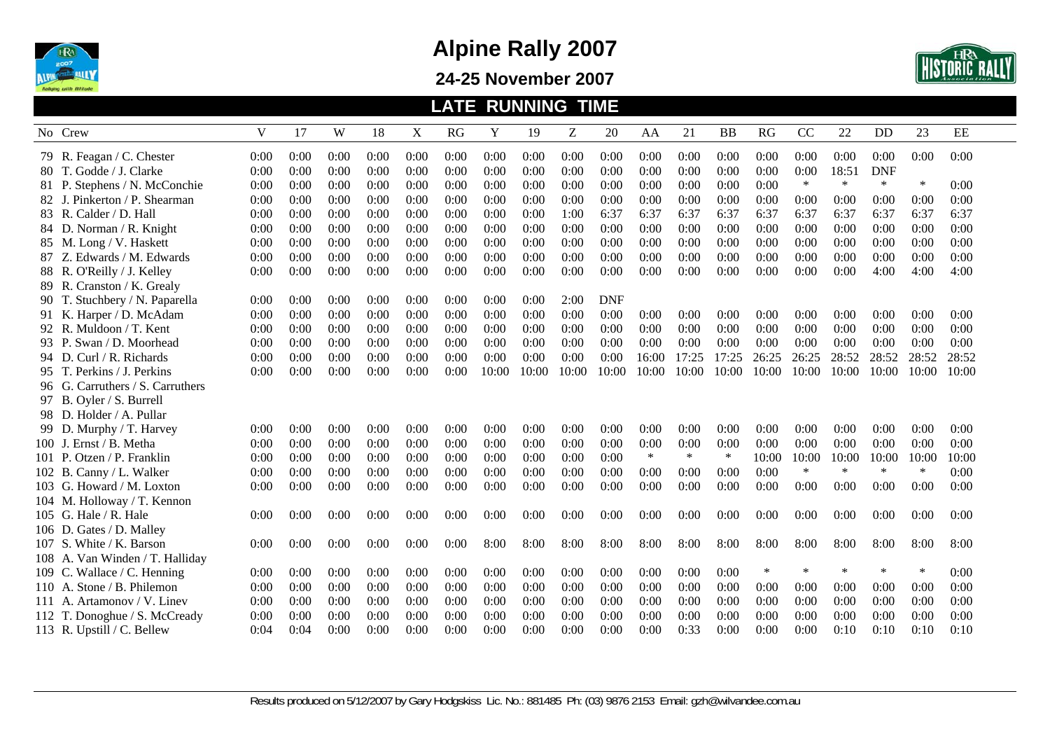# Alpine Rally 2007

## 24-25 November 2007

### LATE RUNNING TIME

| No | Crew | V | 17 | W | 18 | X | RG | Y | 19 | Z | 20 | AA | 21 | BB | RG | CC | 22 | DD | 23 | EE |
|---|---|---|---|---|---|---|---|---|---|---|---|---|---|---|---|---|---|---|---|---|
| 79 | R. Feagan / C. Chester | 0:00 | 0:00 | 0:00 | 0:00 | 0:00 | 0:00 | 0:00 | 0:00 | 0:00 | 0:00 | 0:00 | 0:00 | 0:00 | 0:00 | 0:00 | 0:00 | 0:00 | 0:00 | 0:00 |
| 80 | T. Godde / J. Clarke | 0:00 | 0:00 | 0:00 | 0:00 | 0:00 | 0:00 | 0:00 | 0:00 | 0:00 | 0:00 | 0:00 | 0:00 | 0:00 | 0:00 | 0:00 | 18:51 | DNF | | |
| 81 | P. Stephens / N. McConchie | 0:00 | 0:00 | 0:00 | 0:00 | 0:00 | 0:00 | 0:00 | 0:00 | 0:00 | 0:00 | 0:00 | 0:00 | 0:00 | 0:00 | * | * | * | * | 0:00 |
| 82 | J. Pinkerton / P. Shearman | 0:00 | 0:00 | 0:00 | 0:00 | 0:00 | 0:00 | 0:00 | 0:00 | 0:00 | 0:00 | 0:00 | 0:00 | 0:00 | 0:00 | 0:00 | 0:00 | 0:00 | 0:00 | 0:00 |
| 83 | R. Calder / D. Hall | 0:00 | 0:00 | 0:00 | 0:00 | 0:00 | 0:00 | 0:00 | 0:00 | 1:00 | 6:37 | 6:37 | 6:37 | 6:37 | 6:37 | 6:37 | 6:37 | 6:37 | 6:37 | 6:37 |
| 84 | D. Norman / R. Knight | 0:00 | 0:00 | 0:00 | 0:00 | 0:00 | 0:00 | 0:00 | 0:00 | 0:00 | 0:00 | 0:00 | 0:00 | 0:00 | 0:00 | 0:00 | 0:00 | 0:00 | 0:00 | 0:00 |
| 85 | M. Long / V. Haskett | 0:00 | 0:00 | 0:00 | 0:00 | 0:00 | 0:00 | 0:00 | 0:00 | 0:00 | 0:00 | 0:00 | 0:00 | 0:00 | 0:00 | 0:00 | 0:00 | 0:00 | 0:00 | 0:00 |
| 87 | Z. Edwards / M. Edwards | 0:00 | 0:00 | 0:00 | 0:00 | 0:00 | 0:00 | 0:00 | 0:00 | 0:00 | 0:00 | 0:00 | 0:00 | 0:00 | 0:00 | 0:00 | 0:00 | 0:00 | 0:00 | 0:00 |
| 88 | R. O'Reilly / J. Kelley | 0:00 | 0:00 | 0:00 | 0:00 | 0:00 | 0:00 | 0:00 | 0:00 | 0:00 | 0:00 | 0:00 | 0:00 | 0:00 | 0:00 | 0:00 | 0:00 | 4:00 | 4:00 | 4:00 |
| 89 | R. Cranston / K. Grealy | | | | | | | | | | | | | | | | | | | |
| 90 | T. Stuchbery / N. Paparella | 0:00 | 0:00 | 0:00 | 0:00 | 0:00 | 0:00 | 0:00 | 0:00 | 2:00 | DNF | | | | | | | | | |
| 91 | K. Harper / D. McAdam | 0:00 | 0:00 | 0:00 | 0:00 | 0:00 | 0:00 | 0:00 | 0:00 | 0:00 | 0:00 | 0:00 | 0:00 | 0:00 | 0:00 | 0:00 | 0:00 | 0:00 | 0:00 | 0:00 |
| 92 | R. Muldoon / T. Kent | 0:00 | 0:00 | 0:00 | 0:00 | 0:00 | 0:00 | 0:00 | 0:00 | 0:00 | 0:00 | 0:00 | 0:00 | 0:00 | 0:00 | 0:00 | 0:00 | 0:00 | 0:00 | 0:00 |
| 93 | P. Swan / D. Moorhead | 0:00 | 0:00 | 0:00 | 0:00 | 0:00 | 0:00 | 0:00 | 0:00 | 0:00 | 0:00 | 0:00 | 0:00 | 0:00 | 0:00 | 0:00 | 0:00 | 0:00 | 0:00 | 0:00 |
| 94 | D. Curl / R. Richards | 0:00 | 0:00 | 0:00 | 0:00 | 0:00 | 0:00 | 0:00 | 0:00 | 0:00 | 0:00 | 16:00 | 17:25 | 17:25 | 26:25 | 26:25 | 28:52 | 28:52 | 28:52 | 28:52 |
| 95 | T. Perkins / J. Perkins | 0:00 | 0:00 | 0:00 | 0:00 | 0:00 | 0:00 | 10:00 | 10:00 | 10:00 | 10:00 | 10:00 | 10:00 | 10:00 | 10:00 | 10:00 | 10:00 | 10:00 | 10:00 | 10:00 |
| 96 | G. Carruthers / S. Carruthers | | | | | | | | | | | | | | | | | | | |
| 97 | B. Oyler / S. Burrell | | | | | | | | | | | | | | | | | | | |
| 98 | D. Holder / A. Pullar | | | | | | | | | | | | | | | | | | | |
| 99 | D. Murphy / T. Harvey | 0:00 | 0:00 | 0:00 | 0:00 | 0:00 | 0:00 | 0:00 | 0:00 | 0:00 | 0:00 | 0:00 | 0:00 | 0:00 | 0:00 | 0:00 | 0:00 | 0:00 | 0:00 | 0:00 |
| 100 | J. Ernst / B. Metha | 0:00 | 0:00 | 0:00 | 0:00 | 0:00 | 0:00 | 0:00 | 0:00 | 0:00 | 0:00 | 0:00 | 0:00 | 0:00 | 0:00 | 0:00 | 0:00 | 0:00 | 0:00 | 0:00 |
| 101 | P. Otzen / P. Franklin | 0:00 | 0:00 | 0:00 | 0:00 | 0:00 | 0:00 | 0:00 | 0:00 | 0:00 | 0:00 | * | * | * | 10:00 | 10:00 | 10:00 | 10:00 | 10:00 | 10:00 |
| 102 | B. Canny / L. Walker | 0:00 | 0:00 | 0:00 | 0:00 | 0:00 | 0:00 | 0:00 | 0:00 | 0:00 | 0:00 | 0:00 | 0:00 | 0:00 | 0:00 | * | * | * | * | 0:00 |
| 103 | G. Howard / M. Loxton | 0:00 | 0:00 | 0:00 | 0:00 | 0:00 | 0:00 | 0:00 | 0:00 | 0:00 | 0:00 | 0:00 | 0:00 | 0:00 | 0:00 | 0:00 | 0:00 | 0:00 | 0:00 | 0:00 |
| 104 | M. Holloway / T. Kennon | | | | | | | | | | | | | | | | | | | |
| 105 | G. Hale / R. Hale | 0:00 | 0:00 | 0:00 | 0:00 | 0:00 | 0:00 | 0:00 | 0:00 | 0:00 | 0:00 | 0:00 | 0:00 | 0:00 | 0:00 | 0:00 | 0:00 | 0:00 | 0:00 | 0:00 |
| 106 | D. Gates / D. Malley | | | | | | | | | | | | | | | | | | | |
| 107 | S. White / K. Barson | 0:00 | 0:00 | 0:00 | 0:00 | 0:00 | 0:00 | 8:00 | 8:00 | 8:00 | 8:00 | 8:00 | 8:00 | 8:00 | 8:00 | 8:00 | 8:00 | 8:00 | 8:00 | 8:00 |
| 108 | A. Van Winden / T. Halliday | | | | | | | | | | | | | | | | | | | |
| 109 | C. Wallace / C. Henning | 0:00 | 0:00 | 0:00 | 0:00 | 0:00 | 0:00 | 0:00 | 0:00 | 0:00 | 0:00 | 0:00 | 0:00 | 0:00 | * | * | * | * | * | 0:00 |
| 110 | A. Stone / B. Philemon | 0:00 | 0:00 | 0:00 | 0:00 | 0:00 | 0:00 | 0:00 | 0:00 | 0:00 | 0:00 | 0:00 | 0:00 | 0:00 | 0:00 | 0:00 | 0:00 | 0:00 | 0:00 | 0:00 |
| 111 | A. Artamonov / V. Linev | 0:00 | 0:00 | 0:00 | 0:00 | 0:00 | 0:00 | 0:00 | 0:00 | 0:00 | 0:00 | 0:00 | 0:00 | 0:00 | 0:00 | 0:00 | 0:00 | 0:00 | 0:00 | 0:00 |
| 112 | T. Donoghue / S. McCready | 0:00 | 0:00 | 0:00 | 0:00 | 0:00 | 0:00 | 0:00 | 0:00 | 0:00 | 0:00 | 0:00 | 0:00 | 0:00 | 0:00 | 0:00 | 0:00 | 0:00 | 0:00 | 0:00 |
| 113 | R. Upstill / C. Bellew | 0:04 | 0:04 | 0:00 | 0:00 | 0:00 | 0:00 | 0:00 | 0:00 | 0:00 | 0:00 | 0:00 | 0:33 | 0:00 | 0:00 | 0:00 | 0:10 | 0:10 | 0:10 | 0:10 |

Results produced on 5/12/2007 by Gary Hodgskiss Lic. No.: 881485 Ph: (03) 9876 2153 Email: gzh@wilvandee.com.au